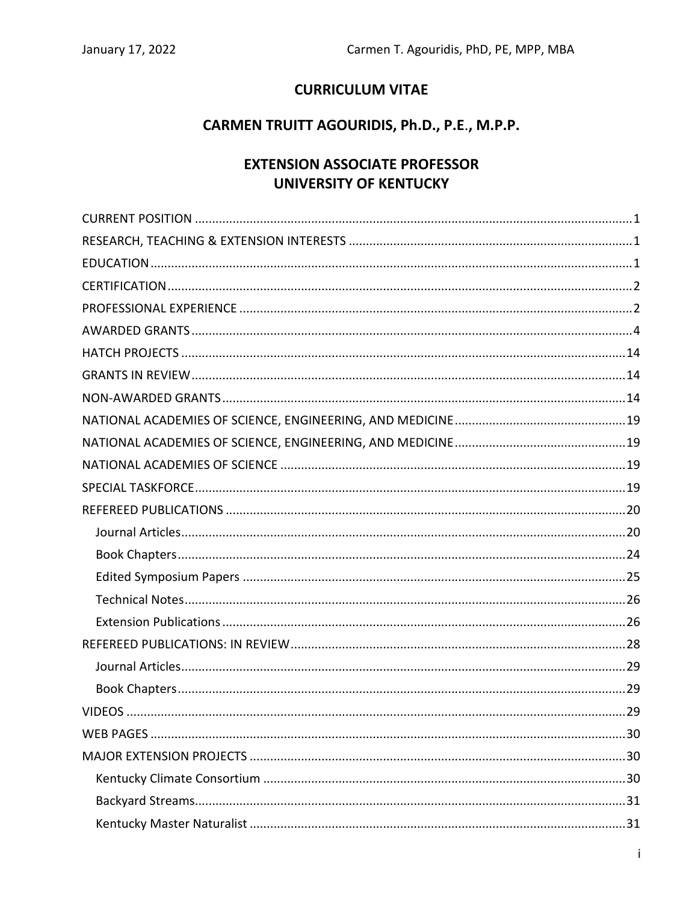# CURRICULUM VITAE

## CARMEN TRUITT AGOURIDIS, Ph.D., P.E., M.P.P.

## EXTENSION ASSOCIATE PROFESSOR
## UNIVERSITY OF KENTUCKY

CURRENT POSITION .......... 1
RESEARCH, TEACHING & EXTENSION INTERESTS .......... 1
EDUCATION .......... 1
CERTIFICATION .......... 2
PROFESSIONAL EXPERIENCE .......... 2
AWARDED GRANTS .......... 4
HATCH PROJECTS .......... 14
GRANTS IN REVIEW .......... 14
NON-AWARDED GRANTS .......... 14
NATIONAL ACADEMIES OF SCIENCE, ENGINEERING, AND MEDICINE .......... 19
NATIONAL ACADEMIES OF SCIENCE, ENGINEERING, AND MEDICINE .......... 19
NATIONAL ACADEMIES OF SCIENCE .......... 19
SPECIAL TASKFORCE .......... 19
REFEREED PUBLICATIONS .......... 20
- Journal Articles .......... 20
- Book Chapters .......... 24
- Edited Symposium Papers .......... 25
- Technical Notes .......... 26
- Extension Publications .......... 26

REFEREED PUBLICATIONS: IN REVIEW .......... 28
- Journal Articles .......... 29
- Book Chapters .......... 29

VIDEOS .......... 29
WEB PAGES .......... 30
MAJOR EXTENSION PROJECTS .......... 30
- Kentucky Climate Consortium .......... 30
- Backyard Streams .......... 31
- Kentucky Master Naturalist .......... 31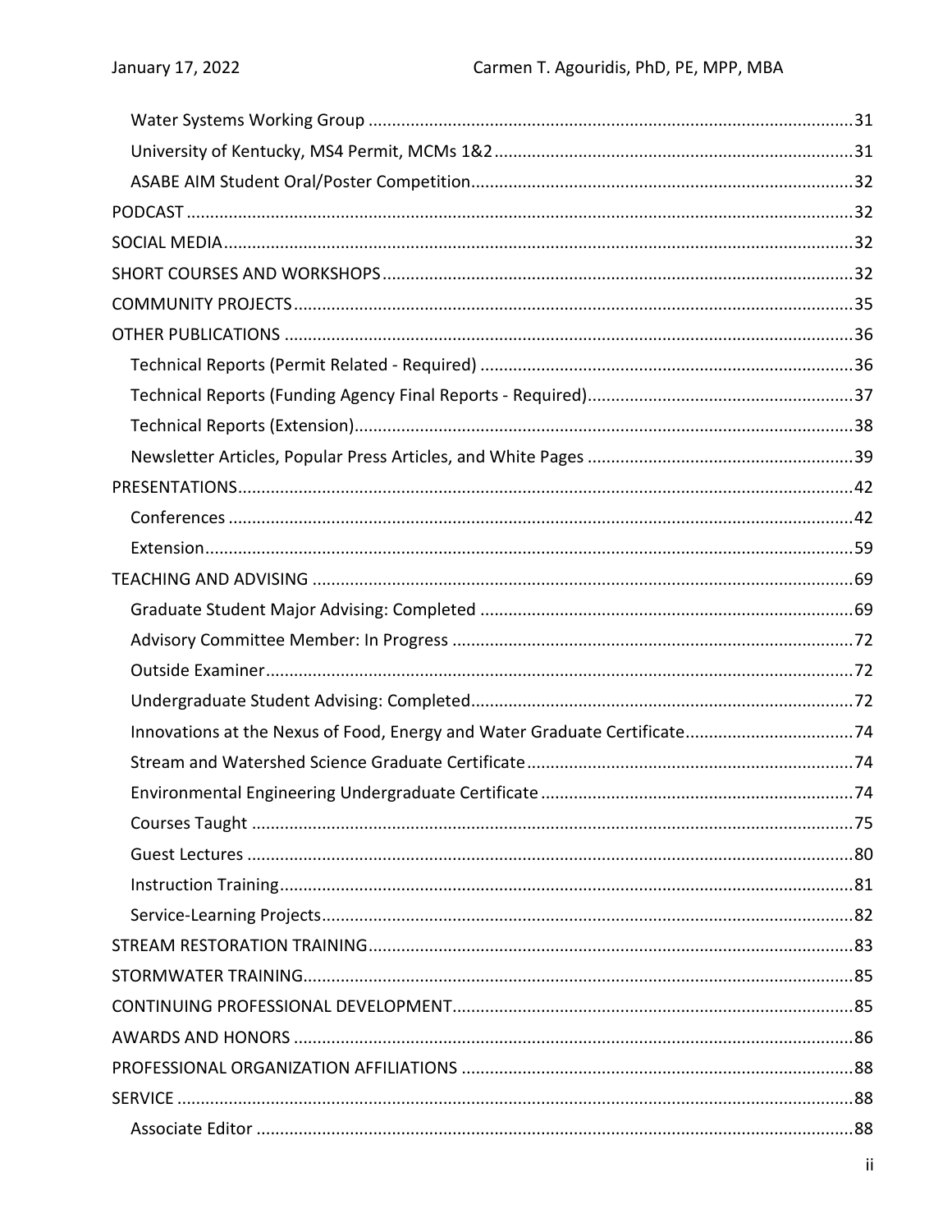- Water Systems Working Group ....... 31
- University of Kentucky, MS4 Permit, MCMs 1&2 ....... 31
- ASABE AIM Student Oral/Poster Competition ....... 32

PODCAST ....... 32

SOCIAL MEDIA ....... 32

SHORT COURSES AND WORKSHOPS ....... 32

COMMUNITY PROJECTS ....... 35

OTHER PUBLICATIONS ....... 36

- Technical Reports (Permit Related - Required) ....... 36
- Technical Reports (Funding Agency Final Reports - Required) ....... 37
- Technical Reports (Extension) ....... 38
- Newsletter Articles, Popular Press Articles, and White Pages ....... 39

PRESENTATIONS ....... 42

- Conferences ....... 42
- Extension ....... 59

TEACHING AND ADVISING ....... 69

- Graduate Student Major Advising: Completed ....... 69
- Advisory Committee Member: In Progress ....... 72
- Outside Examiner ....... 72
- Undergraduate Student Advising: Completed ....... 72
- Innovations at the Nexus of Food, Energy and Water Graduate Certificate ....... 74
- Stream and Watershed Science Graduate Certificate ....... 74
- Environmental Engineering Undergraduate Certificate ....... 74
- Courses Taught ....... 75
- Guest Lectures ....... 80
- Instruction Training ....... 81
- Service-Learning Projects ....... 82

STREAM RESTORATION TRAINING ....... 83

STORMWATER TRAINING ....... 85

CONTINUING PROFESSIONAL DEVELOPMENT ....... 85

AWARDS AND HONORS ....... 86

PROFESSIONAL ORGANIZATION AFFILIATIONS ....... 88

SERVICE ....... 88

- Associate Editor ....... 88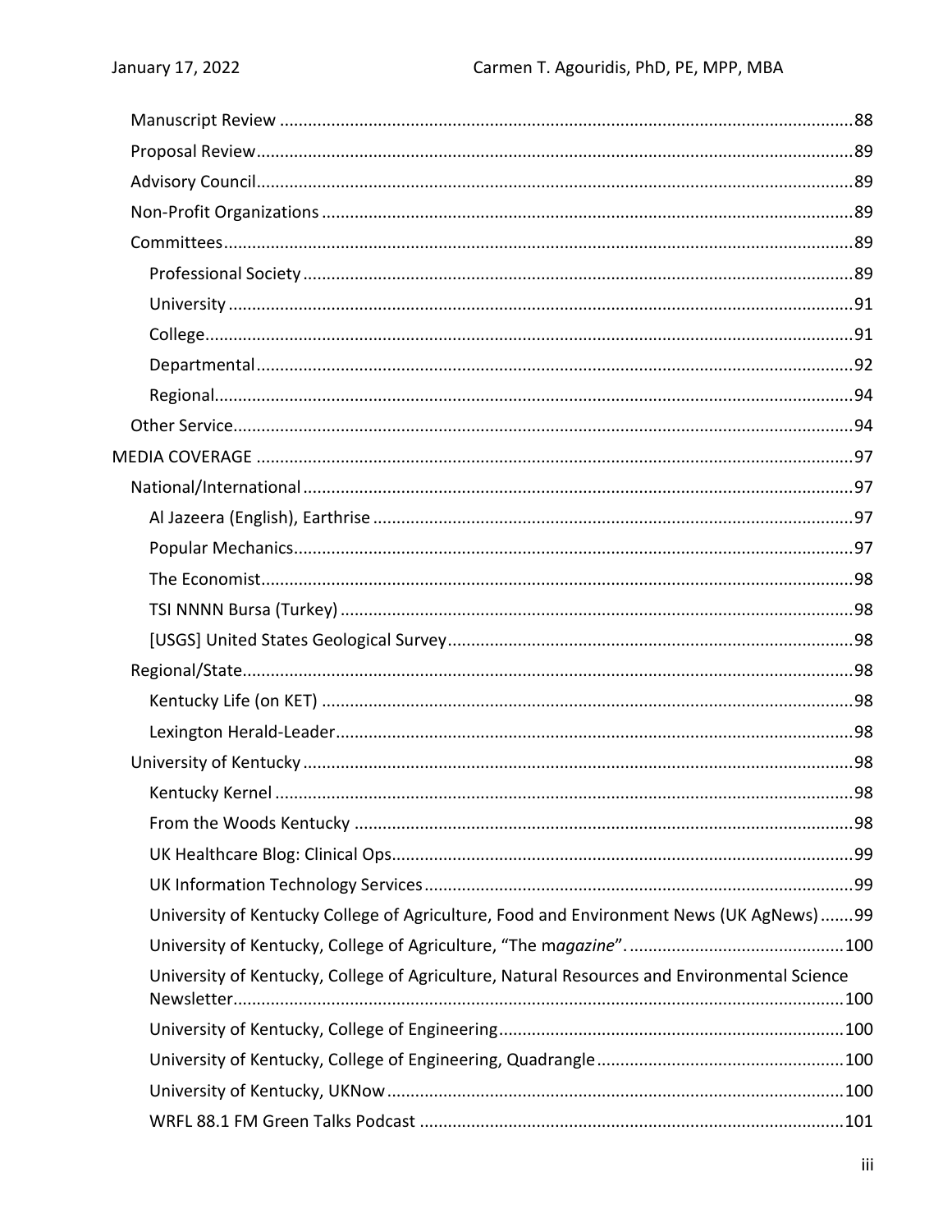- Manuscript Review ....................................................................................................... 88
- Proposal Review ............................................................................................................ 89
- Advisory Council ............................................................................................................ 89
- Non-Profit Organizations ............................................................................................... 89
- Committees .................................................................................................................... 89
  - Professional Society ................................................................................................... 89
  - University ................................................................................................................... 91
  - College ....................................................................................................................... 91
  - Departmental ............................................................................................................. 92
  - Regional ..................................................................................................................... 94
- Other Service .................................................................................................................. 94

MEDIA COVERAGE ............................................................................................................... 97

- National/International .................................................................................................... 97
  - Al Jazeera (English), Earthrise ..................................................................................... 97
  - Popular Mechanics ...................................................................................................... 97
  - The Economist ............................................................................................................. 98
  - TSI NNNN Bursa (Turkey) ............................................................................................ 98
  - [USGS] United States Geological Survey ...................................................................... 98
- Regional/State ................................................................................................................ 98
  - Kentucky Life (on KET) ................................................................................................ 98
  - Lexington Herald-Leader ............................................................................................. 98
- University of Kentucky .................................................................................................... 98
  - Kentucky Kernel .......................................................................................................... 98
  - From the Woods Kentucky .......................................................................................... 98
  - UK Healthcare Blog: Clinical Ops ................................................................................. 99
  - UK Information Technology Services ........................................................................... 99
  - University of Kentucky College of Agriculture, Food and Environment News (UK AgNews) ....... 99
  - University of Kentucky, College of Agriculture, "The m*agazine*". ............................................ 100
  - University of Kentucky, College of Agriculture, Natural Resources and Environmental Science Newsletter ................................................................................................................ 100
  - University of Kentucky, College of Engineering ......................................................... 100
  - University of Kentucky, College of Engineering, Quadrangle .................................... 100
  - University of Kentucky, UKNow ................................................................................. 100
  - WRFL 88.1 FM Green Talks Podcast .......................................................................... 101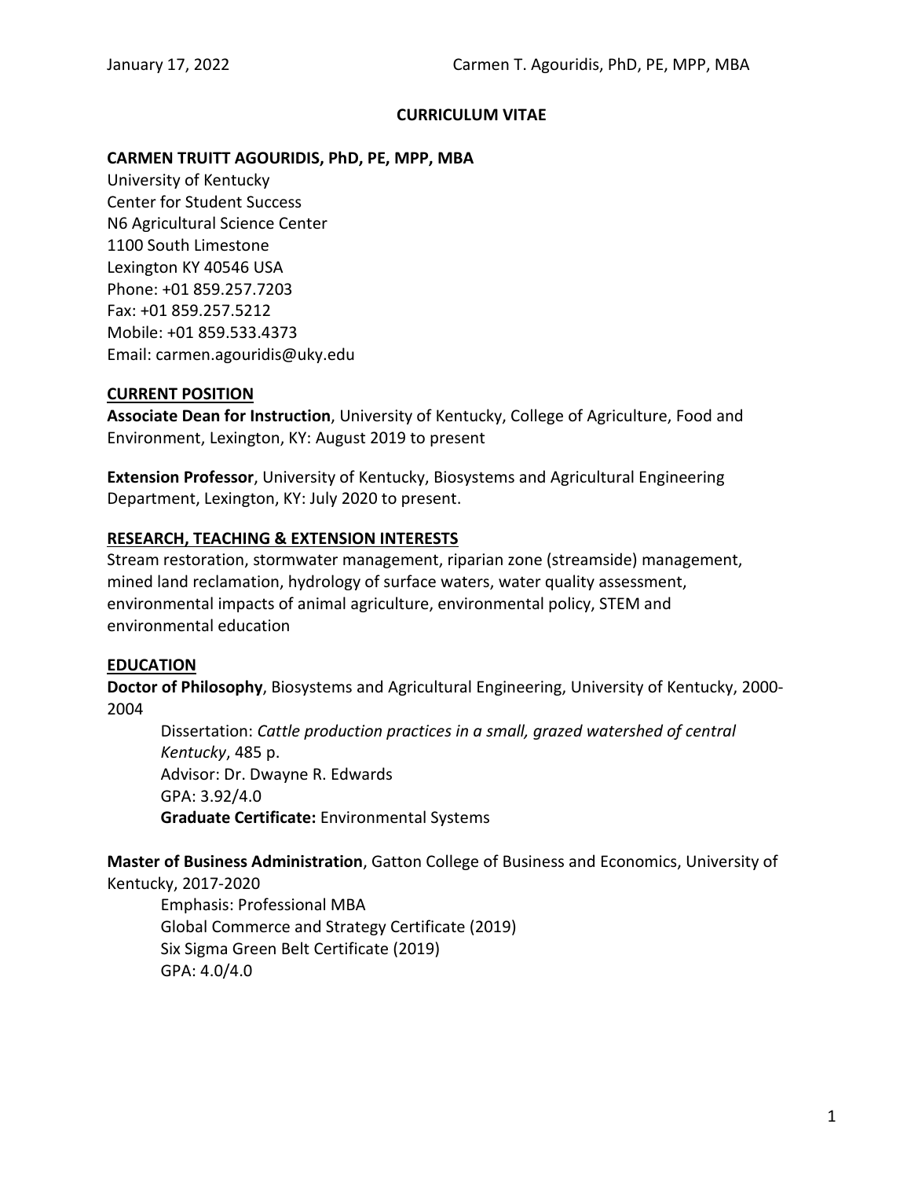## CURRICULUM VITAE

**CARMEN TRUITT AGOURIDIS, PhD, PE, MPP, MBA**
University of Kentucky
Center for Student Success
N6 Agricultural Science Center
1100 South Limestone
Lexington KY 40546 USA
Phone: +01 859.257.7203
Fax: +01 859.257.5212
Mobile: +01 859.533.4373
Email: carmen.agouridis@uky.edu

### CURRENT POSITION

**Associate Dean for Instruction**, University of Kentucky, College of Agriculture, Food and Environment, Lexington, KY: August 2019 to present

**Extension Professor**, University of Kentucky, Biosystems and Agricultural Engineering Department, Lexington, KY: July 2020 to present.

### RESEARCH, TEACHING & EXTENSION INTERESTS

Stream restoration, stormwater management, riparian zone (streamside) management, mined land reclamation, hydrology of surface waters, water quality assessment, environmental impacts of animal agriculture, environmental policy, STEM and environmental education

### EDUCATION

**Doctor of Philosophy**, Biosystems and Agricultural Engineering, University of Kentucky, 2000-2004

Dissertation: *Cattle production practices in a small, grazed watershed of central Kentucky*, 485 p.
Advisor: Dr. Dwayne R. Edwards
GPA: 3.92/4.0
**Graduate Certificate:** Environmental Systems

**Master of Business Administration**, Gatton College of Business and Economics, University of Kentucky, 2017-2020

Emphasis: Professional MBA
Global Commerce and Strategy Certificate (2019)
Six Sigma Green Belt Certificate (2019)
GPA: 4.0/4.0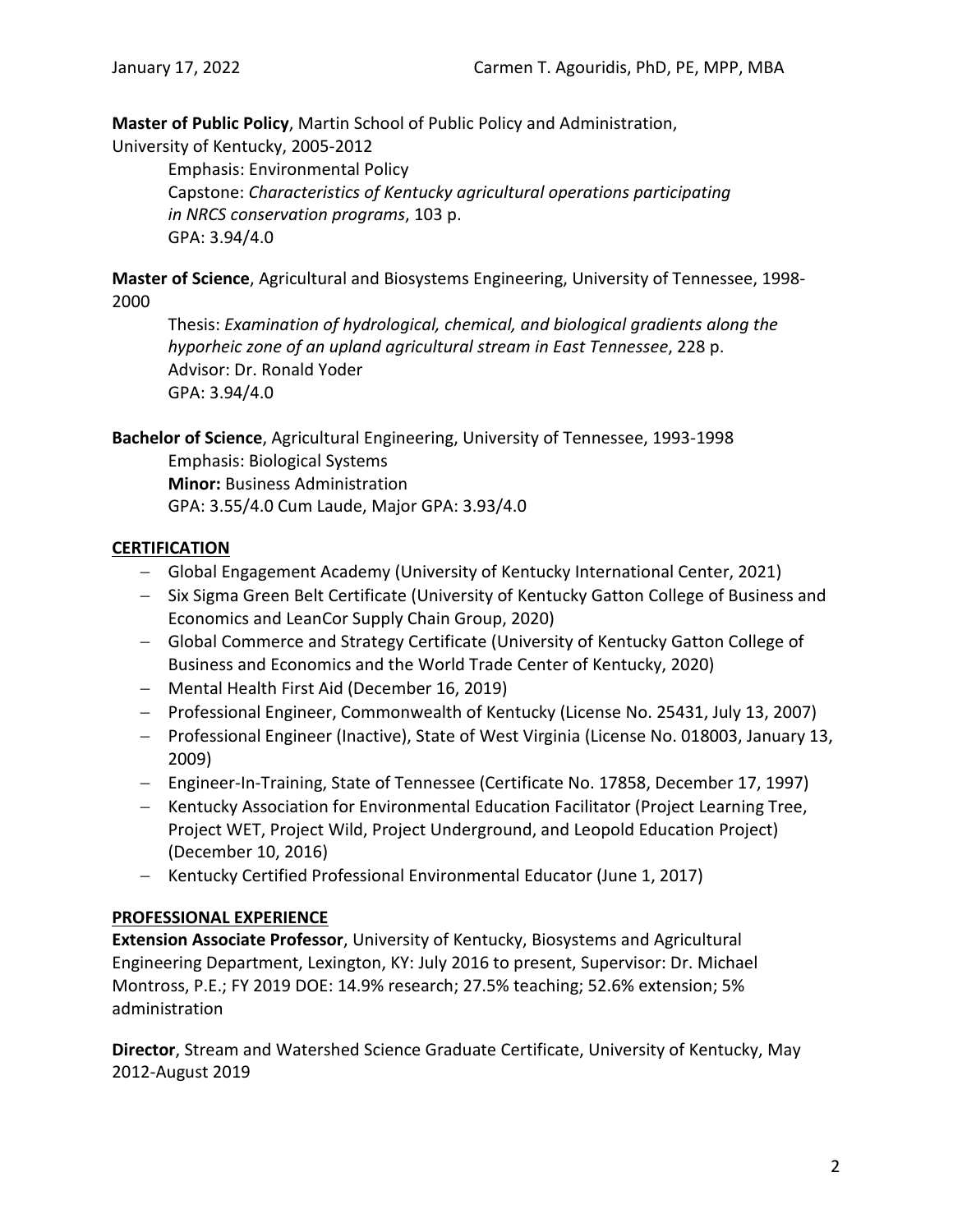**Master of Public Policy**, Martin School of Public Policy and Administration, University of Kentucky, 2005-2012

Emphasis: Environmental Policy
Capstone: *Characteristics of Kentucky agricultural operations participating in NRCS conservation programs*, 103 p.
GPA: 3.94/4.0

**Master of Science**, Agricultural and Biosystems Engineering, University of Tennessee, 1998-2000

Thesis: *Examination of hydrological, chemical, and biological gradients along the hyporheic zone of an upland agricultural stream in East Tennessee*, 228 p.
Advisor: Dr. Ronald Yoder
GPA: 3.94/4.0

**Bachelor of Science**, Agricultural Engineering, University of Tennessee, 1993-1998

Emphasis: Biological Systems
**Minor:** Business Administration
GPA: 3.55/4.0 Cum Laude, Major GPA: 3.93/4.0

## CERTIFICATION

- Global Engagement Academy (University of Kentucky International Center, 2021)
- Six Sigma Green Belt Certificate (University of Kentucky Gatton College of Business and Economics and LeanCor Supply Chain Group, 2020)
- Global Commerce and Strategy Certificate (University of Kentucky Gatton College of Business and Economics and the World Trade Center of Kentucky, 2020)
- Mental Health First Aid (December 16, 2019)
- Professional Engineer, Commonwealth of Kentucky (License No. 25431, July 13, 2007)
- Professional Engineer (Inactive), State of West Virginia (License No. 018003, January 13, 2009)
- Engineer-In-Training, State of Tennessee (Certificate No. 17858, December 17, 1997)
- Kentucky Association for Environmental Education Facilitator (Project Learning Tree, Project WET, Project Wild, Project Underground, and Leopold Education Project) (December 10, 2016)
- Kentucky Certified Professional Environmental Educator (June 1, 2017)

## PROFESSIONAL EXPERIENCE

**Extension Associate Professor**, University of Kentucky, Biosystems and Agricultural Engineering Department, Lexington, KY: July 2016 to present, Supervisor: Dr. Michael Montross, P.E.; FY 2019 DOE: 14.9% research; 27.5% teaching; 52.6% extension; 5% administration

**Director**, Stream and Watershed Science Graduate Certificate, University of Kentucky, May 2012-August 2019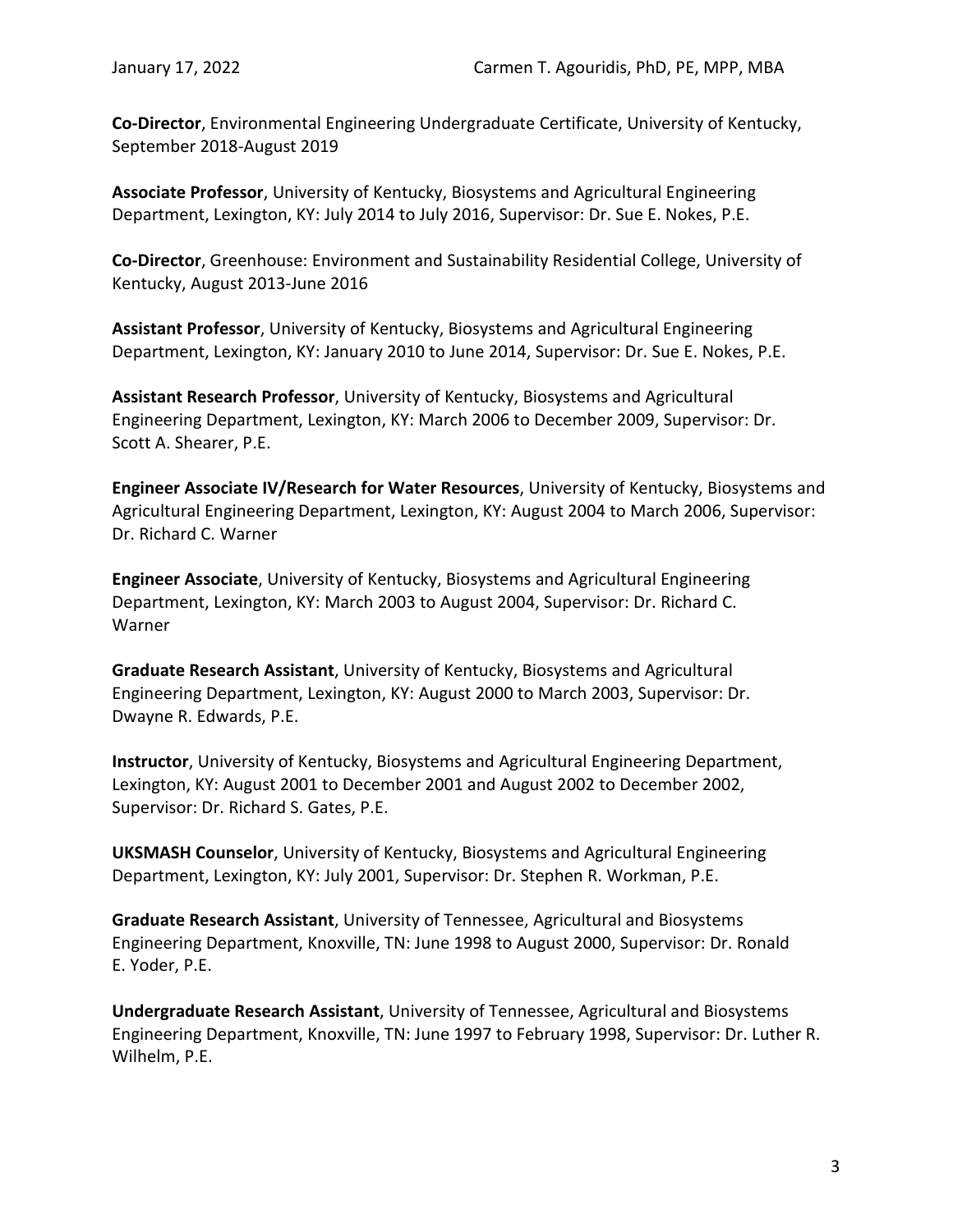**Co-Director**, Environmental Engineering Undergraduate Certificate, University of Kentucky, September 2018-August 2019

**Associate Professor**, University of Kentucky, Biosystems and Agricultural Engineering Department, Lexington, KY: July 2014 to July 2016, Supervisor: Dr. Sue E. Nokes, P.E.

**Co-Director**, Greenhouse: Environment and Sustainability Residential College, University of Kentucky, August 2013-June 2016

**Assistant Professor**, University of Kentucky, Biosystems and Agricultural Engineering Department, Lexington, KY: January 2010 to June 2014, Supervisor: Dr. Sue E. Nokes, P.E.

**Assistant Research Professor**, University of Kentucky, Biosystems and Agricultural Engineering Department, Lexington, KY: March 2006 to December 2009, Supervisor: Dr. Scott A. Shearer, P.E.

**Engineer Associate IV/Research for Water Resources**, University of Kentucky, Biosystems and Agricultural Engineering Department, Lexington, KY: August 2004 to March 2006, Supervisor: Dr. Richard C. Warner

**Engineer Associate**, University of Kentucky, Biosystems and Agricultural Engineering Department, Lexington, KY: March 2003 to August 2004, Supervisor: Dr. Richard C. Warner

**Graduate Research Assistant**, University of Kentucky, Biosystems and Agricultural Engineering Department, Lexington, KY: August 2000 to March 2003, Supervisor: Dr. Dwayne R. Edwards, P.E.

**Instructor**, University of Kentucky, Biosystems and Agricultural Engineering Department, Lexington, KY: August 2001 to December 2001 and August 2002 to December 2002, Supervisor: Dr. Richard S. Gates, P.E.

**UKSMASH Counselor**, University of Kentucky, Biosystems and Agricultural Engineering Department, Lexington, KY: July 2001, Supervisor: Dr. Stephen R. Workman, P.E.

**Graduate Research Assistant**, University of Tennessee, Agricultural and Biosystems Engineering Department, Knoxville, TN: June 1998 to August 2000, Supervisor: Dr. Ronald E. Yoder, P.E.

**Undergraduate Research Assistant**, University of Tennessee, Agricultural and Biosystems Engineering Department, Knoxville, TN: June 1997 to February 1998, Supervisor: Dr. Luther R. Wilhelm, P.E.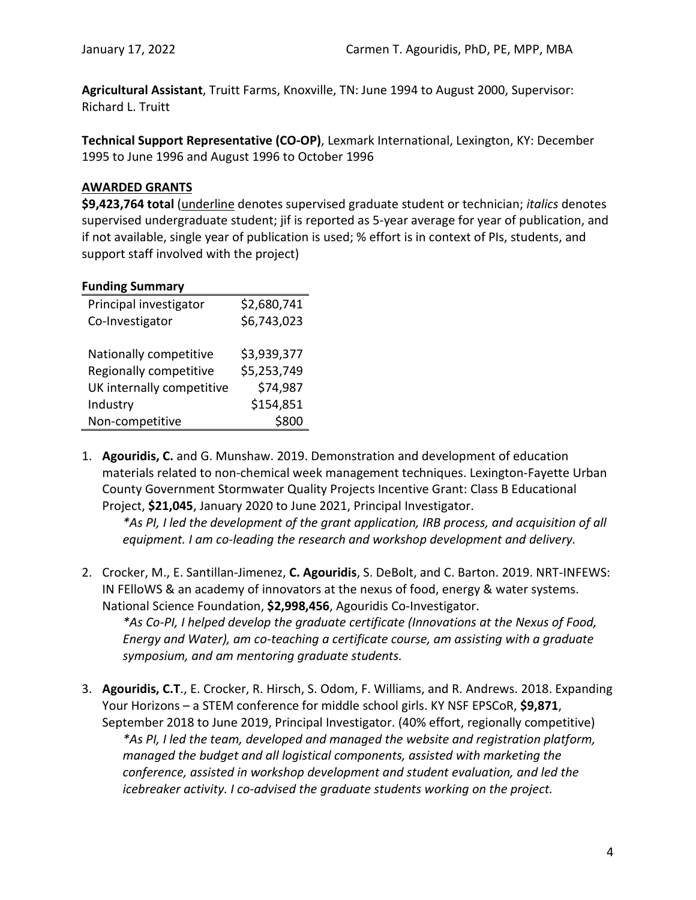**Agricultural Assistant**, Truitt Farms, Knoxville, TN: June 1994 to August 2000, Supervisor: Richard L. Truitt

**Technical Support Representative (CO-OP)**, Lexmark International, Lexington, KY: December 1995 to June 1996 and August 1996 to October 1996

## AWARDED GRANTS

**$9,423,764 total** (<u>underline</u> denotes supervised graduate student or technician; *italics* denotes supervised undergraduate student; jif is reported as 5-year average for year of publication, and if not available, single year of publication is used; % effort is in context of PIs, students, and support staff involved with the project)

**Funding Summary**

| | |
|---|---:|
| Principal investigator | \$2,680,741 |
| Co-Investigator | \$6,743,023 |
| | |
| Nationally competitive | \$3,939,377 |
| Regionally competitive | \$5,253,749 |
| UK internally competitive | \$74,987 |
| Industry | \$154,851 |
| Non-competitive | \$800 |

1. **Agouridis, C.** and G. Munshaw. 2019. Demonstration and development of education materials related to non-chemical week management techniques. Lexington-Fayette Urban County Government Stormwater Quality Projects Incentive Grant: Class B Educational Project, **\$21,045**, January 2020 to June 2021, Principal Investigator.
   *\*As PI, I led the development of the grant application, IRB process, and acquisition of all equipment. I am co-leading the research and workshop development and delivery.*

2. Crocker, M., E. Santillan-Jimenez, **C. Agouridis**, S. DeBolt, and C. Barton. 2019. NRT-INFEWS: IN FElloWS & an academy of innovators at the nexus of food, energy & water systems. National Science Foundation, **\$2,998,456**, Agouridis Co-Investigator.
   *\*As Co-PI, I helped develop the graduate certificate (Innovations at the Nexus of Food, Energy and Water), am co-teaching a certificate course, am assisting with a graduate symposium, and am mentoring graduate students.*

3. **Agouridis, C.T**., E. Crocker, R. Hirsch, S. Odom, F. Williams, and R. Andrews. 2018. Expanding Your Horizons – a STEM conference for middle school girls. KY NSF EPSCoR, **\$9,871**, September 2018 to June 2019, Principal Investigator. (40% effort, regionally competitive)
   *\*As PI, I led the team, developed and managed the website and registration platform, managed the budget and all logistical components, assisted with marketing the conference, assisted in workshop development and student evaluation, and led the icebreaker activity. I co-advised the graduate students working on the project.*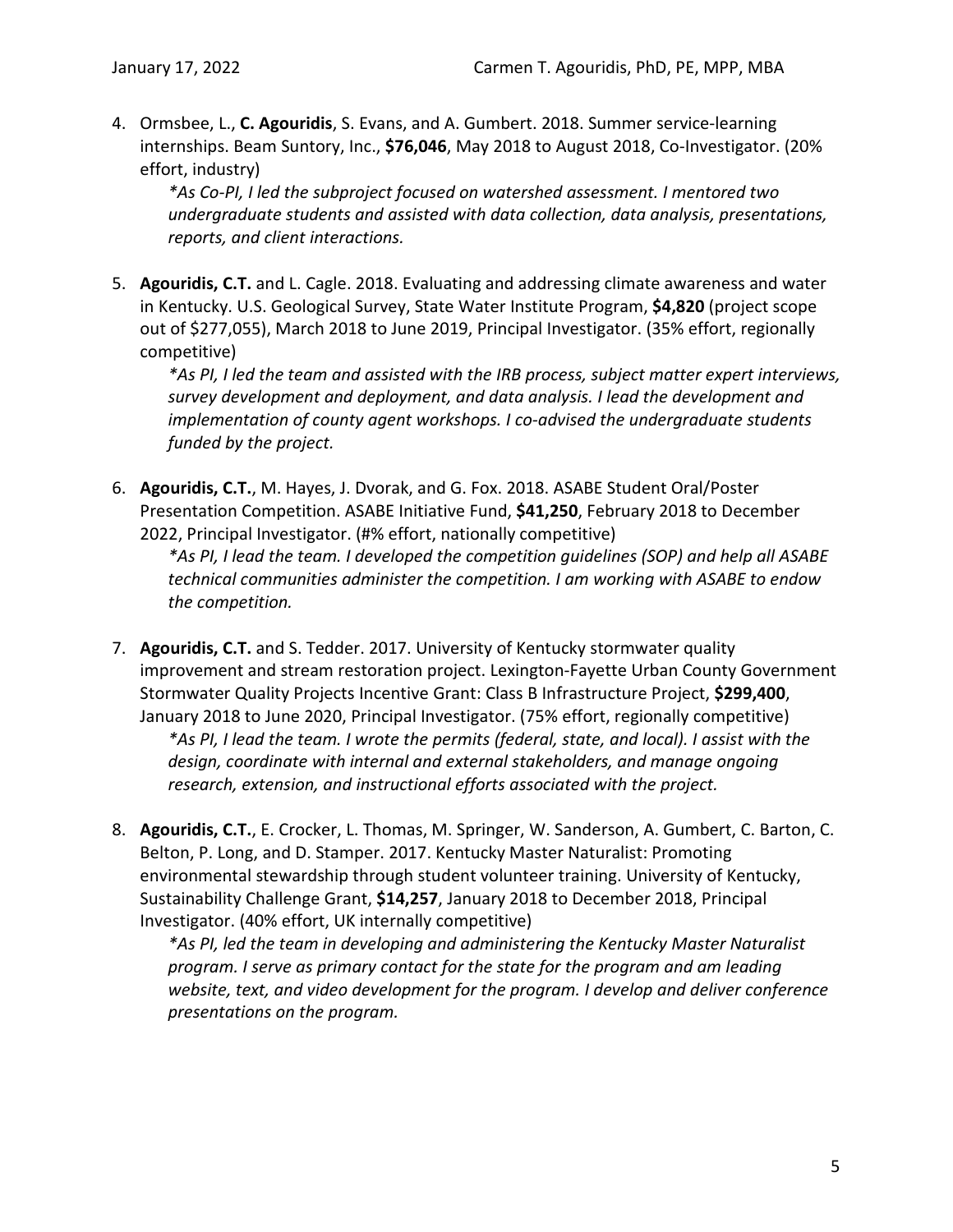4. Ormsbee, L., **C. Agouridis**, S. Evans, and A. Gumbert. 2018. Summer service-learning internships. Beam Suntory, Inc., **$76,046**, May 2018 to August 2018, Co-Investigator. (20% effort, industry)

   *\*As Co-PI, I led the subproject focused on watershed assessment. I mentored two undergraduate students and assisted with data collection, data analysis, presentations, reports, and client interactions.*

5. **Agouridis, C.T.** and L. Cagle. 2018. Evaluating and addressing climate awareness and water in Kentucky. U.S. Geological Survey, State Water Institute Program, **$4,820** (project scope out of $277,055), March 2018 to June 2019, Principal Investigator. (35% effort, regionally competitive)

   *\*As PI, I led the team and assisted with the IRB process, subject matter expert interviews, survey development and deployment, and data analysis. I lead the development and implementation of county agent workshops. I co-advised the undergraduate students funded by the project.*

6. **Agouridis, C.T.**, M. Hayes, J. Dvorak, and G. Fox. 2018. ASABE Student Oral/Poster Presentation Competition. ASABE Initiative Fund, **$41,250**, February 2018 to December 2022, Principal Investigator. (#% effort, nationally competitive)

   *\*As PI, I lead the team. I developed the competition guidelines (SOP) and help all ASABE technical communities administer the competition. I am working with ASABE to endow the competition.*

7. **Agouridis, C.T.** and S. Tedder. 2017. University of Kentucky stormwater quality improvement and stream restoration project. Lexington-Fayette Urban County Government Stormwater Quality Projects Incentive Grant: Class B Infrastructure Project, **$299,400**, January 2018 to June 2020, Principal Investigator. (75% effort, regionally competitive)

   *\*As PI, I lead the team. I wrote the permits (federal, state, and local). I assist with the design, coordinate with internal and external stakeholders, and manage ongoing research, extension, and instructional efforts associated with the project.*

8. **Agouridis, C.T.**, E. Crocker, L. Thomas, M. Springer, W. Sanderson, A. Gumbert, C. Barton, C. Belton, P. Long, and D. Stamper. 2017. Kentucky Master Naturalist: Promoting environmental stewardship through student volunteer training. University of Kentucky, Sustainability Challenge Grant, **$14,257**, January 2018 to December 2018, Principal Investigator. (40% effort, UK internally competitive)

   *\*As PI, led the team in developing and administering the Kentucky Master Naturalist program. I serve as primary contact for the state for the program and am leading website, text, and video development for the program. I develop and deliver conference presentations on the program.*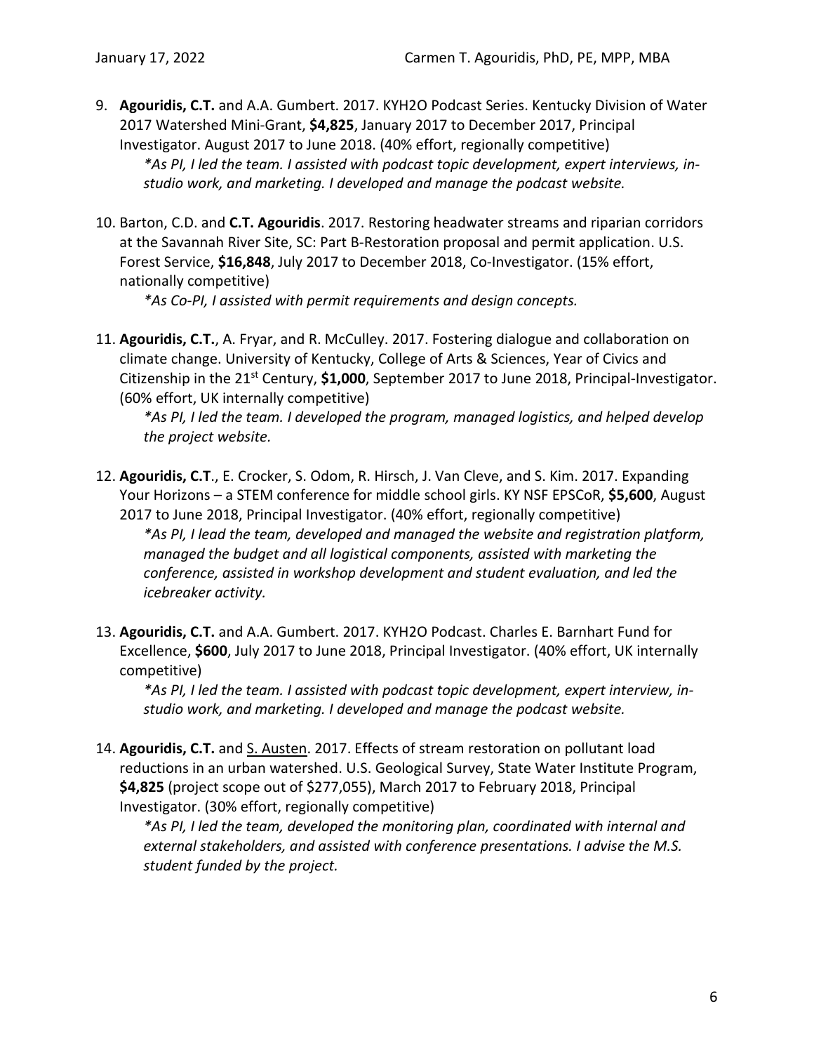9. **Agouridis, C.T.** and A.A. Gumbert. 2017. KYH2O Podcast Series. Kentucky Division of Water 2017 Watershed Mini-Grant, **$4,825**, January 2017 to December 2017, Principal Investigator. August 2017 to June 2018. (40% effort, regionally competitive)
   *\*As PI, I led the team. I assisted with podcast topic development, expert interviews, in-studio work, and marketing. I developed and manage the podcast website.*

10. Barton, C.D. and **C.T. Agouridis**. 2017. Restoring headwater streams and riparian corridors at the Savannah River Site, SC: Part B-Restoration proposal and permit application. U.S. Forest Service, **$16,848**, July 2017 to December 2018, Co-Investigator. (15% effort, nationally competitive)
    *\*As Co-PI, I assisted with permit requirements and design concepts.*

11. **Agouridis, C.T.**, A. Fryar, and R. McCulley. 2017. Fostering dialogue and collaboration on climate change. University of Kentucky, College of Arts & Sciences, Year of Civics and Citizenship in the 21st Century, **$1,000**, September 2017 to June 2018, Principal-Investigator. (60% effort, UK internally competitive)
    *\*As PI, I led the team. I developed the program, managed logistics, and helped develop the project website.*

12. **Agouridis, C.T**., E. Crocker, S. Odom, R. Hirsch, J. Van Cleve, and S. Kim. 2017. Expanding Your Horizons – a STEM conference for middle school girls. KY NSF EPSCoR, **$5,600**, August 2017 to June 2018, Principal Investigator. (40% effort, regionally competitive)
    *\*As PI, I lead the team, developed and managed the website and registration platform, managed the budget and all logistical components, assisted with marketing the conference, assisted in workshop development and student evaluation, and led the icebreaker activity.*

13. **Agouridis, C.T.** and A.A. Gumbert. 2017. KYH2O Podcast. Charles E. Barnhart Fund for Excellence, **$600**, July 2017 to June 2018, Principal Investigator. (40% effort, UK internally competitive)
    *\*As PI, I led the team. I assisted with podcast topic development, expert interview, in-studio work, and marketing. I developed and manage the podcast website.*

14. **Agouridis, C.T.** and <u>S. Austen</u>. 2017. Effects of stream restoration on pollutant load reductions in an urban watershed. U.S. Geological Survey, State Water Institute Program, **$4,825** (project scope out of $277,055), March 2017 to February 2018, Principal Investigator. (30% effort, regionally competitive)
    *\*As PI, I led the team, developed the monitoring plan, coordinated with internal and external stakeholders, and assisted with conference presentations. I advise the M.S. student funded by the project.*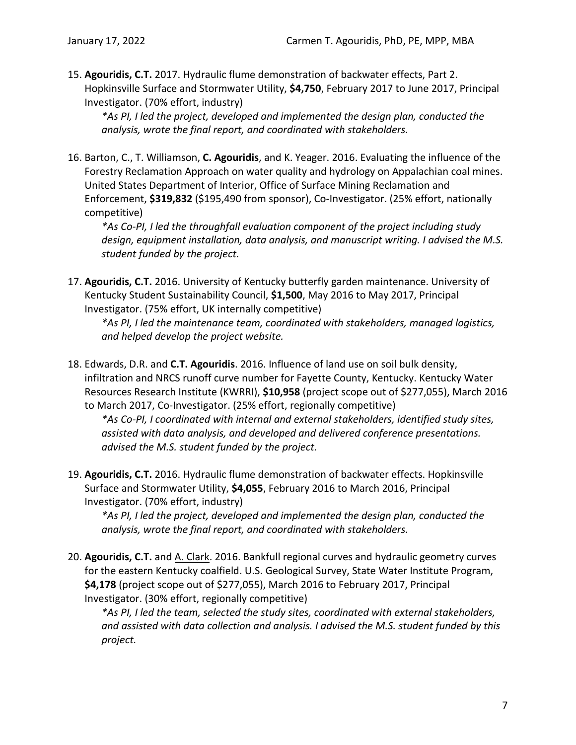15. **Agouridis, C.T.** 2017. Hydraulic flume demonstration of backwater effects, Part 2. Hopkinsville Surface and Stormwater Utility, **$4,750**, February 2017 to June 2017, Principal Investigator. (70% effort, industry)

    *\*As PI, I led the project, developed and implemented the design plan, conducted the analysis, wrote the final report, and coordinated with stakeholders.*

16. Barton, C., T. Williamson, **C. Agouridis**, and K. Yeager. 2016. Evaluating the influence of the Forestry Reclamation Approach on water quality and hydrology on Appalachian coal mines. United States Department of Interior, Office of Surface Mining Reclamation and Enforcement, **$319,832** ($195,490 from sponsor), Co-Investigator. (25% effort, nationally competitive)

    *\*As Co-PI, I led the throughfall evaluation component of the project including study design, equipment installation, data analysis, and manuscript writing. I advised the M.S. student funded by the project.*

17. **Agouridis, C.T.** 2016. University of Kentucky butterfly garden maintenance. University of Kentucky Student Sustainability Council, **$1,500**, May 2016 to May 2017, Principal Investigator. (75% effort, UK internally competitive)

    *\*As PI, I led the maintenance team, coordinated with stakeholders, managed logistics, and helped develop the project website.*

18. Edwards, D.R. and **C.T. Agouridis**. 2016. Influence of land use on soil bulk density, infiltration and NRCS runoff curve number for Fayette County, Kentucky. Kentucky Water Resources Research Institute (KWRRI), **$10,958** (project scope out of $277,055), March 2016 to March 2017, Co-Investigator. (25% effort, regionally competitive)

    *\*As Co-PI, I coordinated with internal and external stakeholders, identified study sites, assisted with data analysis, and developed and delivered conference presentations. advised the M.S. student funded by the project.*

19. **Agouridis, C.T.** 2016. Hydraulic flume demonstration of backwater effects. Hopkinsville Surface and Stormwater Utility, **$4,055**, February 2016 to March 2016, Principal Investigator. (70% effort, industry)

    *\*As PI, I led the project, developed and implemented the design plan, conducted the analysis, wrote the final report, and coordinated with stakeholders.*

20. **Agouridis, C.T.** and <u>A. Clark</u>. 2016. Bankfull regional curves and hydraulic geometry curves for the eastern Kentucky coalfield. U.S. Geological Survey, State Water Institute Program, **$4,178** (project scope out of $277,055), March 2016 to February 2017, Principal Investigator. (30% effort, regionally competitive)

    *\*As PI, I led the team, selected the study sites, coordinated with external stakeholders, and assisted with data collection and analysis. I advised the M.S. student funded by this project.*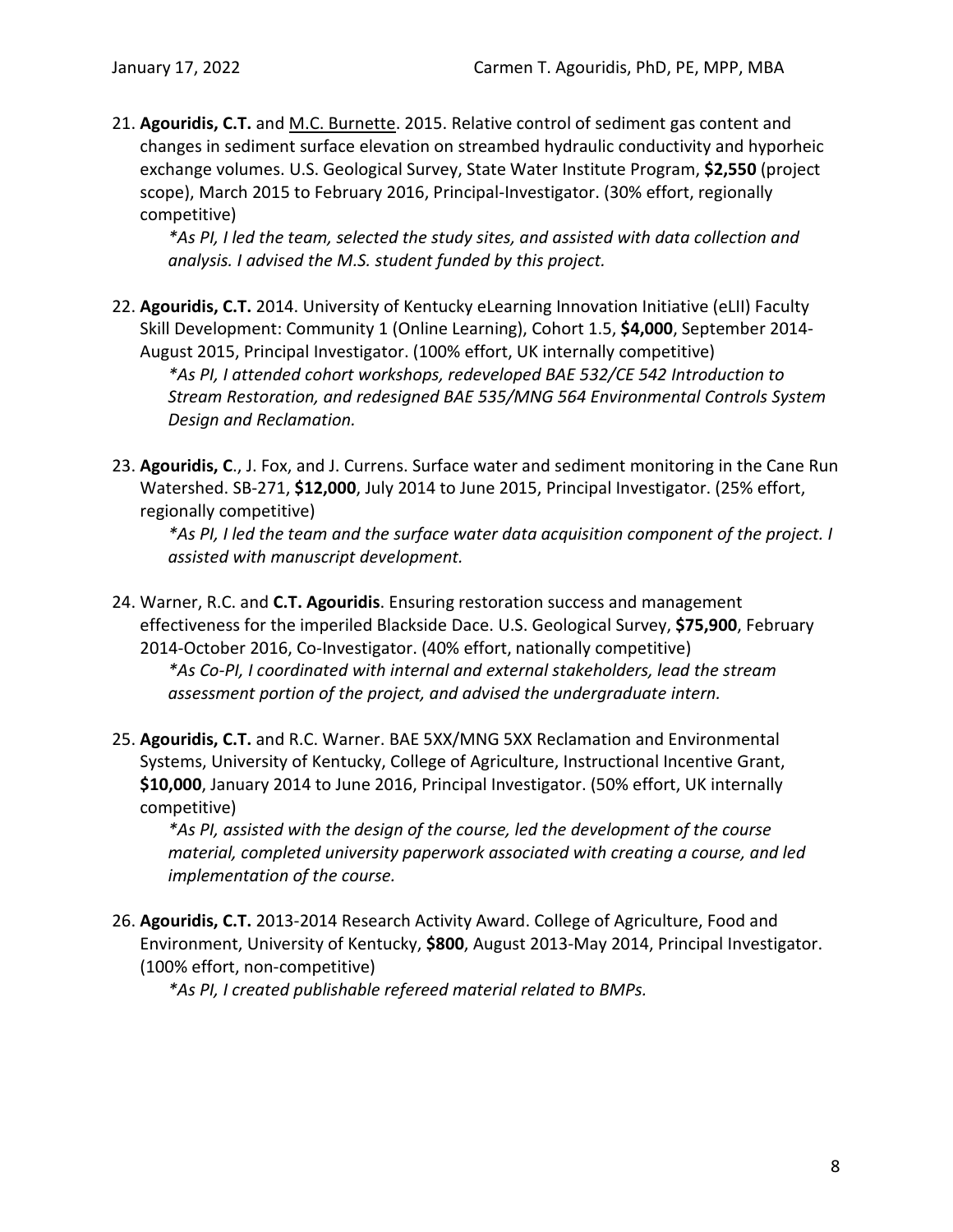21. **Agouridis, C.T.** and M.C. Burnette. 2015. Relative control of sediment gas content and changes in sediment surface elevation on streambed hydraulic conductivity and hyporheic exchange volumes. U.S. Geological Survey, State Water Institute Program, **$2,550** (project scope), March 2015 to February 2016, Principal-Investigator. (30% effort, regionally competitive)

    *\*As PI, I led the team, selected the study sites, and assisted with data collection and analysis. I advised the M.S. student funded by this project.*

22. **Agouridis, C.T.** 2014. University of Kentucky eLearning Innovation Initiative (eLII) Faculty Skill Development: Community 1 (Online Learning), Cohort 1.5, **$4,000**, September 2014-August 2015, Principal Investigator. (100% effort, UK internally competitive)

    *\*As PI, I attended cohort workshops, redeveloped BAE 532/CE 542 Introduction to Stream Restoration, and redesigned BAE 535/MNG 564 Environmental Controls System Design and Reclamation.*

23. **Agouridis, C**., J. Fox, and J. Currens. Surface water and sediment monitoring in the Cane Run Watershed. SB-271, **$12,000**, July 2014 to June 2015, Principal Investigator. (25% effort, regionally competitive)

    *\*As PI, I led the team and the surface water data acquisition component of the project. I assisted with manuscript development.*

24. Warner, R.C. and **C.T. Agouridis**. Ensuring restoration success and management effectiveness for the imperiled Blackside Dace. U.S. Geological Survey, **$75,900**, February 2014-October 2016, Co-Investigator. (40% effort, nationally competitive)

    *\*As Co-PI, I coordinated with internal and external stakeholders, lead the stream assessment portion of the project, and advised the undergraduate intern.*

25. **Agouridis, C.T.** and R.C. Warner. BAE 5XX/MNG 5XX Reclamation and Environmental Systems, University of Kentucky, College of Agriculture, Instructional Incentive Grant, **$10,000**, January 2014 to June 2016, Principal Investigator. (50% effort, UK internally competitive)

    *\*As PI, assisted with the design of the course, led the development of the course material, completed university paperwork associated with creating a course, and led implementation of the course.*

26. **Agouridis, C.T.** 2013-2014 Research Activity Award. College of Agriculture, Food and Environment, University of Kentucky, **$800**, August 2013-May 2014, Principal Investigator. (100% effort, non-competitive)

    *\*As PI, I created publishable refereed material related to BMPs.*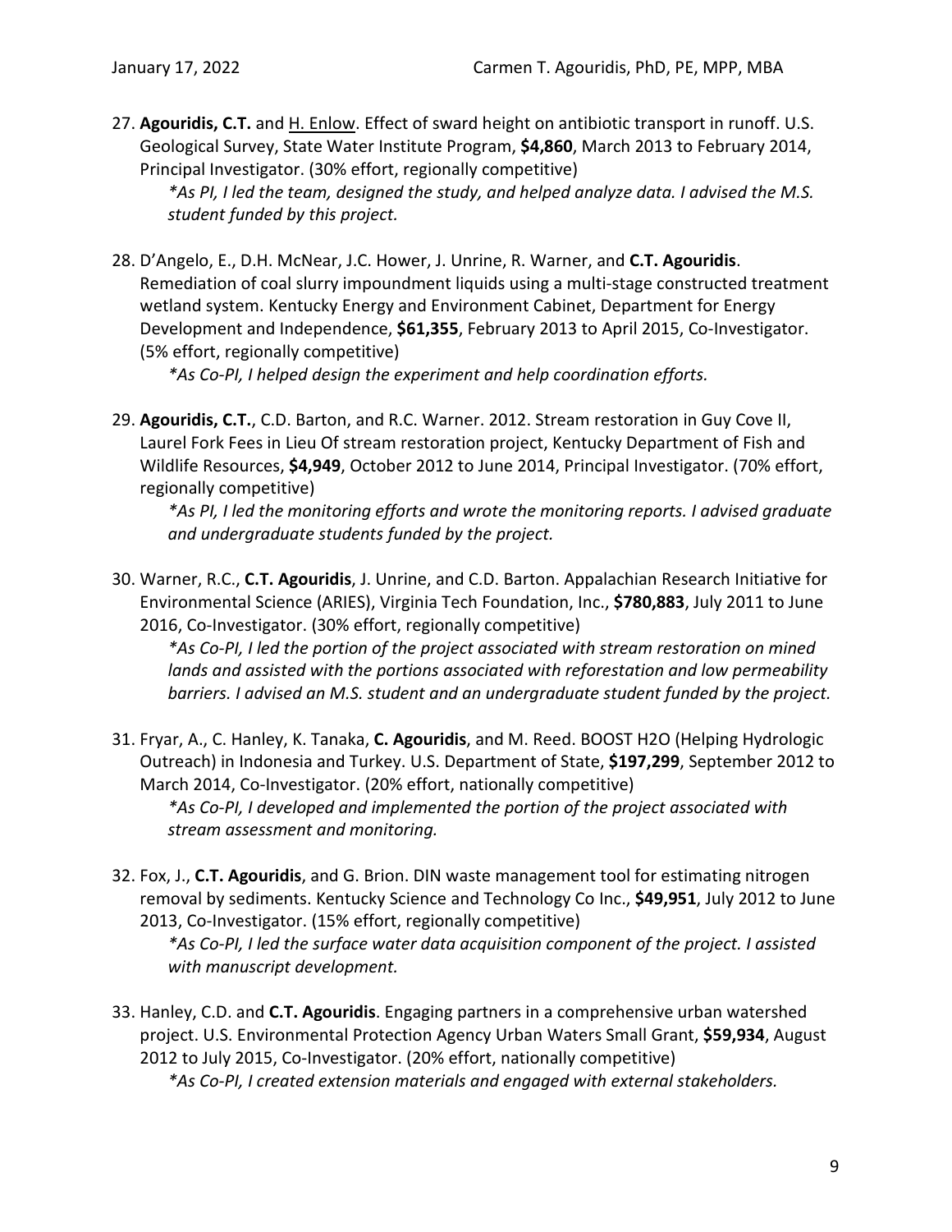27. **Agouridis, C.T.** and H. Enlow. Effect of sward height on antibiotic transport in runoff. U.S. Geological Survey, State Water Institute Program, **$4,860**, March 2013 to February 2014, Principal Investigator. (30% effort, regionally competitive)
    *\*As PI, I led the team, designed the study, and helped analyze data. I advised the M.S. student funded by this project.*

28. D'Angelo, E., D.H. McNear, J.C. Hower, J. Unrine, R. Warner, and **C.T. Agouridis**. Remediation of coal slurry impoundment liquids using a multi-stage constructed treatment wetland system. Kentucky Energy and Environment Cabinet, Department for Energy Development and Independence, **$61,355**, February 2013 to April 2015, Co-Investigator. (5% effort, regionally competitive)
    *\*As Co-PI, I helped design the experiment and help coordination efforts.*

29. **Agouridis, C.T.**, C.D. Barton, and R.C. Warner. 2012. Stream restoration in Guy Cove II, Laurel Fork Fees in Lieu Of stream restoration project, Kentucky Department of Fish and Wildlife Resources, **$4,949**, October 2012 to June 2014, Principal Investigator. (70% effort, regionally competitive)
    *\*As PI, I led the monitoring efforts and wrote the monitoring reports. I advised graduate and undergraduate students funded by the project.*

30. Warner, R.C., **C.T. Agouridis**, J. Unrine, and C.D. Barton. Appalachian Research Initiative for Environmental Science (ARIES), Virginia Tech Foundation, Inc., **$780,883**, July 2011 to June 2016, Co-Investigator. (30% effort, regionally competitive)
    *\*As Co-PI, I led the portion of the project associated with stream restoration on mined lands and assisted with the portions associated with reforestation and low permeability barriers. I advised an M.S. student and an undergraduate student funded by the project.*

31. Fryar, A., C. Hanley, K. Tanaka, **C. Agouridis**, and M. Reed. BOOST H2O (Helping Hydrologic Outreach) in Indonesia and Turkey. U.S. Department of State, **$197,299**, September 2012 to March 2014, Co-Investigator. (20% effort, nationally competitive)
    *\*As Co-PI, I developed and implemented the portion of the project associated with stream assessment and monitoring.*

32. Fox, J., **C.T. Agouridis**, and G. Brion. DIN waste management tool for estimating nitrogen removal by sediments. Kentucky Science and Technology Co Inc., **$49,951**, July 2012 to June 2013, Co-Investigator. (15% effort, regionally competitive)
    *\*As Co-PI, I led the surface water data acquisition component of the project. I assisted with manuscript development.*

33. Hanley, C.D. and **C.T. Agouridis**. Engaging partners in a comprehensive urban watershed project. U.S. Environmental Protection Agency Urban Waters Small Grant, **$59,934**, August 2012 to July 2015, Co-Investigator. (20% effort, nationally competitive)
    *\*As Co-PI, I created extension materials and engaged with external stakeholders.*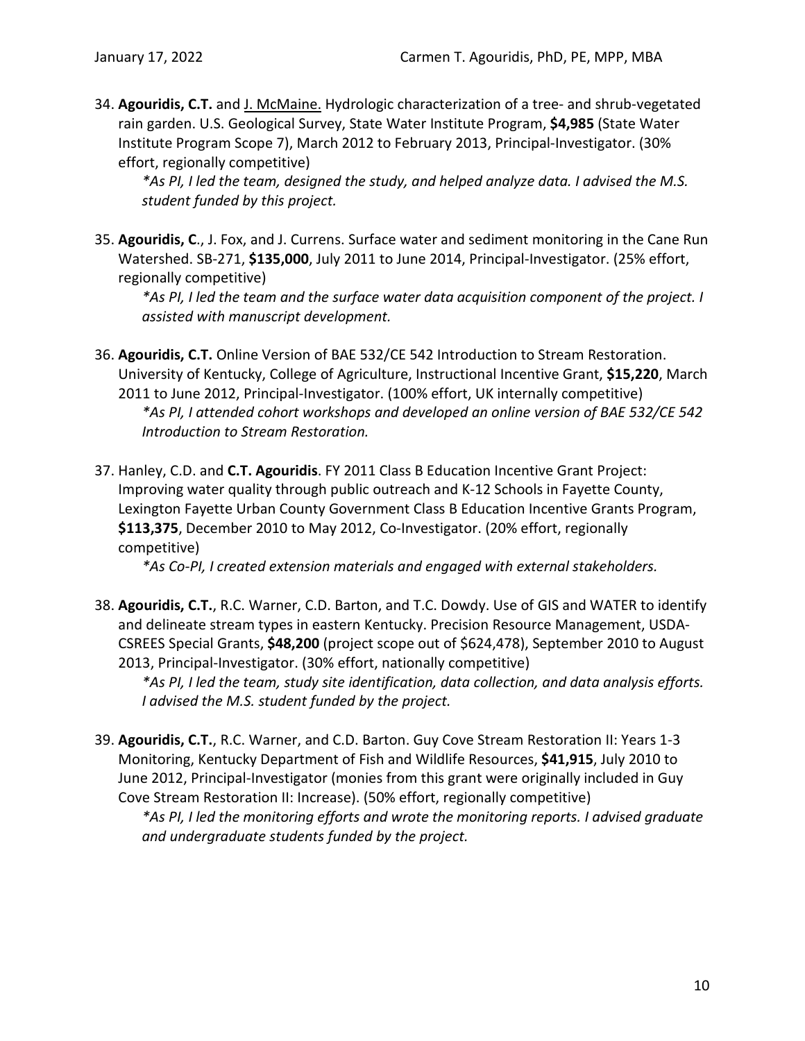34. **Agouridis, C.T.** and J. McMaine. Hydrologic characterization of a tree- and shrub-vegetated rain garden. U.S. Geological Survey, State Water Institute Program, **$4,985** (State Water Institute Program Scope 7), March 2012 to February 2013, Principal-Investigator. (30% effort, regionally competitive)

    **As PI, I led the team, designed the study, and helped analyze data. I advised the M.S. student funded by this project.*

35. **Agouridis, C**., J. Fox, and J. Currens. Surface water and sediment monitoring in the Cane Run Watershed. SB-271, **$135,000**, July 2011 to June 2014, Principal-Investigator. (25% effort, regionally competitive)

    **As PI, I led the team and the surface water data acquisition component of the project. I assisted with manuscript development.*

36. **Agouridis, C.T.** Online Version of BAE 532/CE 542 Introduction to Stream Restoration. University of Kentucky, College of Agriculture, Instructional Incentive Grant, **$15,220**, March 2011 to June 2012, Principal-Investigator. (100% effort, UK internally competitive)

    **As PI, I attended cohort workshops and developed an online version of BAE 532/CE 542 Introduction to Stream Restoration.*

37. Hanley, C.D. and **C.T. Agouridis**. FY 2011 Class B Education Incentive Grant Project: Improving water quality through public outreach and K-12 Schools in Fayette County, Lexington Fayette Urban County Government Class B Education Incentive Grants Program, **$113,375**, December 2010 to May 2012, Co-Investigator. (20% effort, regionally competitive)

    **As Co-PI, I created extension materials and engaged with external stakeholders.*

38. **Agouridis, C.T.**, R.C. Warner, C.D. Barton, and T.C. Dowdy. Use of GIS and WATER to identify and delineate stream types in eastern Kentucky. Precision Resource Management, USDA-CSREES Special Grants, **$48,200** (project scope out of $624,478), September 2010 to August 2013, Principal-Investigator. (30% effort, nationally competitive)

    **As PI, I led the team, study site identification, data collection, and data analysis efforts. I advised the M.S. student funded by the project.*

39. **Agouridis, C.T.**, R.C. Warner, and C.D. Barton. Guy Cove Stream Restoration II: Years 1-3 Monitoring, Kentucky Department of Fish and Wildlife Resources, **$41,915**, July 2010 to June 2012, Principal-Investigator (monies from this grant were originally included in Guy Cove Stream Restoration II: Increase). (50% effort, regionally competitive)

    **As PI, I led the monitoring efforts and wrote the monitoring reports. I advised graduate and undergraduate students funded by the project.*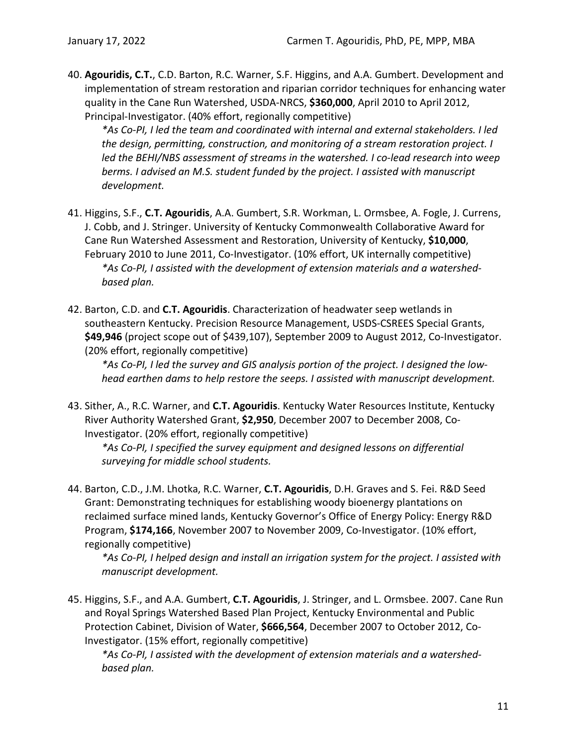40. **Agouridis, C.T.**, C.D. Barton, R.C. Warner, S.F. Higgins, and A.A. Gumbert. Development and implementation of stream restoration and riparian corridor techniques for enhancing water quality in the Cane Run Watershed, USDA-NRCS, **$360,000**, April 2010 to April 2012, Principal-Investigator. (40% effort, regionally competitive)

    *\*As Co-PI, I led the team and coordinated with internal and external stakeholders. I led the design, permitting, construction, and monitoring of a stream restoration project. I led the BEHI/NBS assessment of streams in the watershed. I co-lead research into weep berms. I advised an M.S. student funded by the project. I assisted with manuscript development.*

41. Higgins, S.F., **C.T. Agouridis**, A.A. Gumbert, S.R. Workman, L. Ormsbee, A. Fogle, J. Currens, J. Cobb, and J. Stringer. University of Kentucky Commonwealth Collaborative Award for Cane Run Watershed Assessment and Restoration, University of Kentucky, **$10,000**, February 2010 to June 2011, Co-Investigator. (10% effort, UK internally competitive)

    *\*As Co-PI, I assisted with the development of extension materials and a watershed-based plan.*

42. Barton, C.D. and **C.T. Agouridis**. Characterization of headwater seep wetlands in southeastern Kentucky. Precision Resource Management, USDS-CSREES Special Grants, **$49,946** (project scope out of $439,107), September 2009 to August 2012, Co-Investigator. (20% effort, regionally competitive)

    *\*As Co-PI, I led the survey and GIS analysis portion of the project. I designed the low-head earthen dams to help restore the seeps. I assisted with manuscript development.*

43. Sither, A., R.C. Warner, and **C.T. Agouridis**. Kentucky Water Resources Institute, Kentucky River Authority Watershed Grant, **$2,950**, December 2007 to December 2008, Co-Investigator. (20% effort, regionally competitive)

    *\*As Co-PI, I specified the survey equipment and designed lessons on differential surveying for middle school students.*

44. Barton, C.D., J.M. Lhotka, R.C. Warner, **C.T. Agouridis**, D.H. Graves and S. Fei. R&D Seed Grant: Demonstrating techniques for establishing woody bioenergy plantations on reclaimed surface mined lands, Kentucky Governor's Office of Energy Policy: Energy R&D Program, **$174,166**, November 2007 to November 2009, Co-Investigator. (10% effort, regionally competitive)

    *\*As Co-PI, I helped design and install an irrigation system for the project. I assisted with manuscript development.*

45. Higgins, S.F., and A.A. Gumbert, **C.T. Agouridis**, J. Stringer, and L. Ormsbee. 2007. Cane Run and Royal Springs Watershed Based Plan Project, Kentucky Environmental and Public Protection Cabinet, Division of Water, **$666,564**, December 2007 to October 2012, Co-Investigator. (15% effort, regionally competitive)

    *\*As Co-PI, I assisted with the development of extension materials and a watershed-based plan.*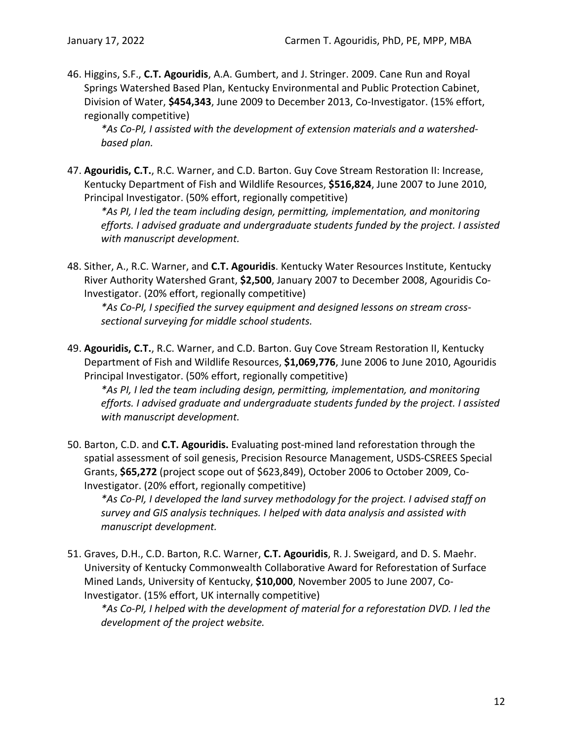46. Higgins, S.F., **C.T. Agouridis**, A.A. Gumbert, and J. Stringer. 2009. Cane Run and Royal Springs Watershed Based Plan, Kentucky Environmental and Public Protection Cabinet, Division of Water, **$454,343**, June 2009 to December 2013, Co-Investigator. (15% effort, regionally competitive)

    *\*As Co-PI, I assisted with the development of extension materials and a watershed-based plan.*

47. **Agouridis, C.T.**, R.C. Warner, and C.D. Barton. Guy Cove Stream Restoration II: Increase, Kentucky Department of Fish and Wildlife Resources, **$516,824**, June 2007 to June 2010, Principal Investigator. (50% effort, regionally competitive)

    *\*As PI, I led the team including design, permitting, implementation, and monitoring efforts. I advised graduate and undergraduate students funded by the project. I assisted with manuscript development.*

48. Sither, A., R.C. Warner, and **C.T. Agouridis**. Kentucky Water Resources Institute, Kentucky River Authority Watershed Grant, **$2,500**, January 2007 to December 2008, Agouridis Co-Investigator. (20% effort, regionally competitive)

    *\*As Co-PI, I specified the survey equipment and designed lessons on stream cross-sectional surveying for middle school students.*

49. **Agouridis, C.T.**, R.C. Warner, and C.D. Barton. Guy Cove Stream Restoration II, Kentucky Department of Fish and Wildlife Resources, **$1,069,776**, June 2006 to June 2010, Agouridis Principal Investigator. (50% effort, regionally competitive)

    *\*As PI, I led the team including design, permitting, implementation, and monitoring efforts. I advised graduate and undergraduate students funded by the project. I assisted with manuscript development.*

50. Barton, C.D. and **C.T. Agouridis.** Evaluating post-mined land reforestation through the spatial assessment of soil genesis, Precision Resource Management, USDS-CSREES Special Grants, **$65,272** (project scope out of $623,849), October 2006 to October 2009, Co-Investigator. (20% effort, regionally competitive)

    *\*As Co-PI, I developed the land survey methodology for the project. I advised staff on survey and GIS analysis techniques. I helped with data analysis and assisted with manuscript development.*

51. Graves, D.H., C.D. Barton, R.C. Warner, **C.T. Agouridis**, R. J. Sweigard, and D. S. Maehr. University of Kentucky Commonwealth Collaborative Award for Reforestation of Surface Mined Lands, University of Kentucky, **$10,000**, November 2005 to June 2007, Co-Investigator. (15% effort, UK internally competitive)

    *\*As Co-PI, I helped with the development of material for a reforestation DVD. I led the development of the project website.*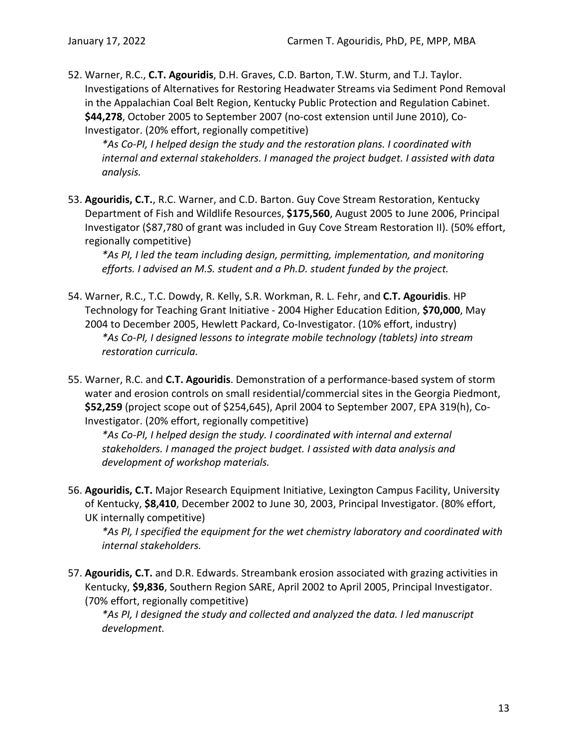52. Warner, R.C., **C.T. Agouridis**, D.H. Graves, C.D. Barton, T.W. Sturm, and T.J. Taylor. Investigations of Alternatives for Restoring Headwater Streams via Sediment Pond Removal in the Appalachian Coal Belt Region, Kentucky Public Protection and Regulation Cabinet. **$44,278**, October 2005 to September 2007 (no-cost extension until June 2010), Co-Investigator. (20% effort, regionally competitive)
   *\*As Co-PI, I helped design the study and the restoration plans. I coordinated with internal and external stakeholders. I managed the project budget. I assisted with data analysis.*

53. **Agouridis, C.T.**, R.C. Warner, and C.D. Barton. Guy Cove Stream Restoration, Kentucky Department of Fish and Wildlife Resources, **$175,560**, August 2005 to June 2006, Principal Investigator ($87,780 of grant was included in Guy Cove Stream Restoration II). (50% effort, regionally competitive)
   *\*As PI, I led the team including design, permitting, implementation, and monitoring efforts. I advised an M.S. student and a Ph.D. student funded by the project.*

54. Warner, R.C., T.C. Dowdy, R. Kelly, S.R. Workman, R. L. Fehr, and **C.T. Agouridis**. HP Technology for Teaching Grant Initiative - 2004 Higher Education Edition, **$70,000**, May 2004 to December 2005, Hewlett Packard, Co-Investigator. (10% effort, industry)
   *\*As Co-PI, I designed lessons to integrate mobile technology (tablets) into stream restoration curricula.*

55. Warner, R.C. and **C.T. Agouridis**. Demonstration of a performance-based system of storm water and erosion controls on small residential/commercial sites in the Georgia Piedmont, **$52,259** (project scope out of $254,645), April 2004 to September 2007, EPA 319(h), Co-Investigator. (20% effort, regionally competitive)
   *\*As Co-PI, I helped design the study. I coordinated with internal and external stakeholders. I managed the project budget. I assisted with data analysis and development of workshop materials.*

56. **Agouridis, C.T.** Major Research Equipment Initiative, Lexington Campus Facility, University of Kentucky, **$8,410**, December 2002 to June 30, 2003, Principal Investigator. (80% effort, UK internally competitive)
   *\*As PI, I specified the equipment for the wet chemistry laboratory and coordinated with internal stakeholders.*

57. **Agouridis, C.T.** and D.R. Edwards. Streambank erosion associated with grazing activities in Kentucky, **$9,836**, Southern Region SARE, April 2002 to April 2005, Principal Investigator. (70% effort, regionally competitive)
   *\*As PI, I designed the study and collected and analyzed the data. I led manuscript development.*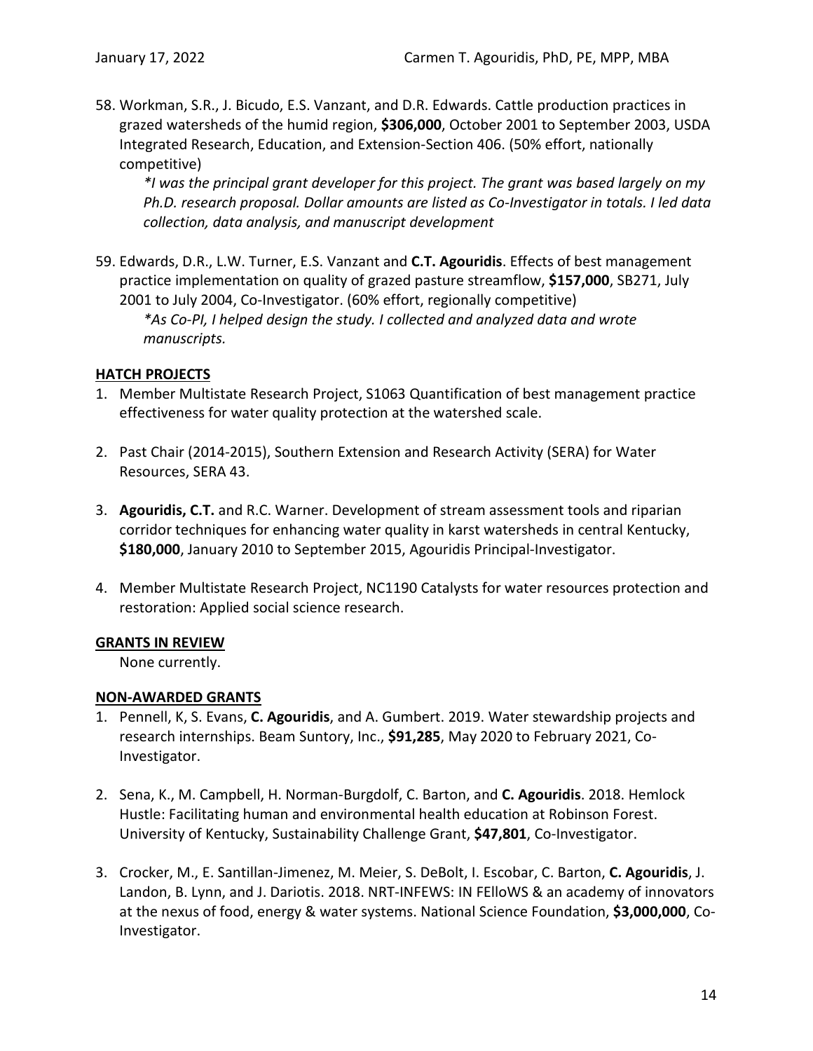58. Workman, S.R., J. Bicudo, E.S. Vanzant, and D.R. Edwards. Cattle production practices in grazed watersheds of the humid region, **$306,000**, October 2001 to September 2003, USDA Integrated Research, Education, and Extension-Section 406. (50% effort, nationally competitive)

    *\*I was the principal grant developer for this project. The grant was based largely on my Ph.D. research proposal. Dollar amounts are listed as Co-Investigator in totals. I led data collection, data analysis, and manuscript development*

59. Edwards, D.R., L.W. Turner, E.S. Vanzant and **C.T. Agouridis**. Effects of best management practice implementation on quality of grazed pasture streamflow, **$157,000**, SB271, July 2001 to July 2004, Co-Investigator. (60% effort, regionally competitive)

    *\*As Co-PI, I helped design the study. I collected and analyzed data and wrote manuscripts.*

**HATCH PROJECTS**

1. Member Multistate Research Project, S1063 Quantification of best management practice effectiveness for water quality protection at the watershed scale.

2. Past Chair (2014-2015), Southern Extension and Research Activity (SERA) for Water Resources, SERA 43.

3. **Agouridis, C.T.** and R.C. Warner. Development of stream assessment tools and riparian corridor techniques for enhancing water quality in karst watersheds in central Kentucky, **$180,000**, January 2010 to September 2015, Agouridis Principal-Investigator.

4. Member Multistate Research Project, NC1190 Catalysts for water resources protection and restoration: Applied social science research.

**GRANTS IN REVIEW**

None currently.

**NON-AWARDED GRANTS**

1. Pennell, K, S. Evans, **C. Agouridis**, and A. Gumbert. 2019. Water stewardship projects and research internships. Beam Suntory, Inc., **$91,285**, May 2020 to February 2021, Co-Investigator.

2. Sena, K., M. Campbell, H. Norman-Burgdolf, C. Barton, and **C. Agouridis**. 2018. Hemlock Hustle: Facilitating human and environmental health education at Robinson Forest. University of Kentucky, Sustainability Challenge Grant, **$47,801**, Co-Investigator.

3. Crocker, M., E. Santillan-Jimenez, M. Meier, S. DeBolt, I. Escobar, C. Barton, **C. Agouridis**, J. Landon, B. Lynn, and J. Dariotis. 2018. NRT-INFEWS: IN FElloWS & an academy of innovators at the nexus of food, energy & water systems. National Science Foundation, **$3,000,000**, Co-Investigator.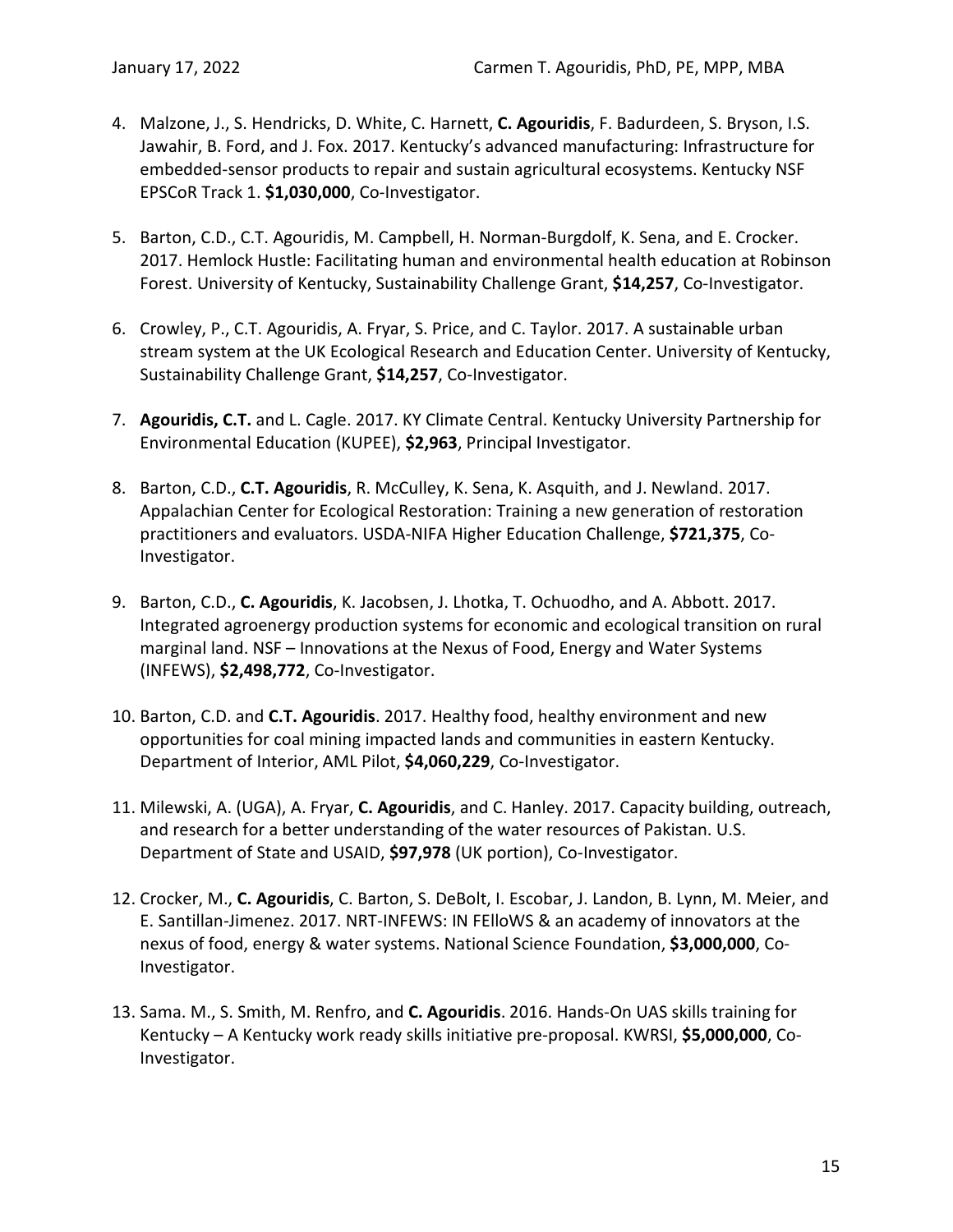4. Malzone, J., S. Hendricks, D. White, C. Harnett, **C. Agouridis**, F. Badurdeen, S. Bryson, I.S. Jawahir, B. Ford, and J. Fox. 2017. Kentucky's advanced manufacturing: Infrastructure for embedded-sensor products to repair and sustain agricultural ecosystems. Kentucky NSF EPSCoR Track 1. **$1,030,000**, Co-Investigator.

5. Barton, C.D., C.T. Agouridis, M. Campbell, H. Norman-Burgdolf, K. Sena, and E. Crocker. 2017. Hemlock Hustle: Facilitating human and environmental health education at Robinson Forest. University of Kentucky, Sustainability Challenge Grant, **$14,257**, Co-Investigator.

6. Crowley, P., C.T. Agouridis, A. Fryar, S. Price, and C. Taylor. 2017. A sustainable urban stream system at the UK Ecological Research and Education Center. University of Kentucky, Sustainability Challenge Grant, **$14,257**, Co-Investigator.

7. **Agouridis, C.T.** and L. Cagle. 2017. KY Climate Central. Kentucky University Partnership for Environmental Education (KUPEE), **$2,963**, Principal Investigator.

8. Barton, C.D., **C.T. Agouridis**, R. McCulley, K. Sena, K. Asquith, and J. Newland. 2017. Appalachian Center for Ecological Restoration: Training a new generation of restoration practitioners and evaluators. USDA-NIFA Higher Education Challenge, **$721,375**, Co-Investigator.

9. Barton, C.D., **C. Agouridis**, K. Jacobsen, J. Lhotka, T. Ochuodho, and A. Abbott. 2017. Integrated agroenergy production systems for economic and ecological transition on rural marginal land. NSF – Innovations at the Nexus of Food, Energy and Water Systems (INFEWS), **$2,498,772**, Co-Investigator.

10. Barton, C.D. and **C.T. Agouridis**. 2017. Healthy food, healthy environment and new opportunities for coal mining impacted lands and communities in eastern Kentucky. Department of Interior, AML Pilot, **$4,060,229**, Co-Investigator.

11. Milewski, A. (UGA), A. Fryar, **C. Agouridis**, and C. Hanley. 2017. Capacity building, outreach, and research for a better understanding of the water resources of Pakistan. U.S. Department of State and USAID, **$97,978** (UK portion), Co-Investigator.

12. Crocker, M., **C. Agouridis**, C. Barton, S. DeBolt, I. Escobar, J. Landon, B. Lynn, M. Meier, and E. Santillan-Jimenez. 2017. NRT-INFEWS: IN FElloWS & an academy of innovators at the nexus of food, energy & water systems. National Science Foundation, **$3,000,000**, Co-Investigator.

13. Sama. M., S. Smith, M. Renfro, and **C. Agouridis**. 2016. Hands-On UAS skills training for Kentucky – A Kentucky work ready skills initiative pre-proposal. KWRSI, **$5,000,000**, Co-Investigator.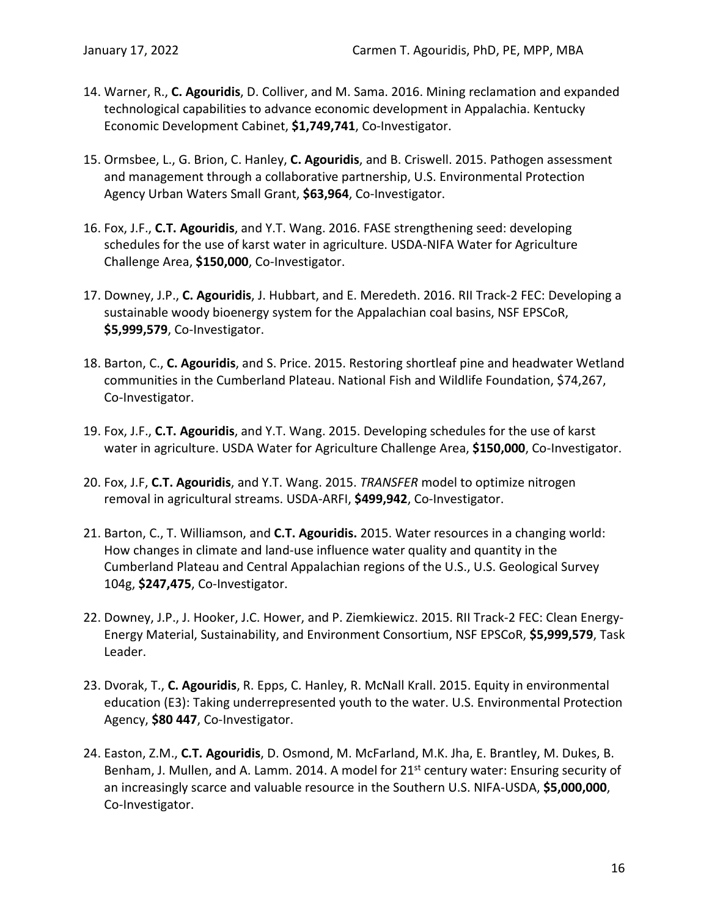14. Warner, R., **C. Agouridis**, D. Colliver, and M. Sama. 2016. Mining reclamation and expanded technological capabilities to advance economic development in Appalachia. Kentucky Economic Development Cabinet, **$1,749,741**, Co-Investigator.

15. Ormsbee, L., G. Brion, C. Hanley, **C. Agouridis**, and B. Criswell. 2015. Pathogen assessment and management through a collaborative partnership, U.S. Environmental Protection Agency Urban Waters Small Grant, **$63,964**, Co-Investigator.

16. Fox, J.F., **C.T. Agouridis**, and Y.T. Wang. 2016. FASE strengthening seed: developing schedules for the use of karst water in agriculture. USDA-NIFA Water for Agriculture Challenge Area, **$150,000**, Co-Investigator.

17. Downey, J.P., **C. Agouridis**, J. Hubbart, and E. Meredeth. 2016. RII Track-2 FEC: Developing a sustainable woody bioenergy system for the Appalachian coal basins, NSF EPSCoR, **$5,999,579**, Co-Investigator.

18. Barton, C., **C. Agouridis**, and S. Price. 2015. Restoring shortleaf pine and headwater Wetland communities in the Cumberland Plateau. National Fish and Wildlife Foundation, $74,267, Co-Investigator.

19. Fox, J.F., **C.T. Agouridis**, and Y.T. Wang. 2015. Developing schedules for the use of karst water in agriculture. USDA Water for Agriculture Challenge Area, **$150,000**, Co-Investigator.

20. Fox, J.F, **C.T. Agouridis**, and Y.T. Wang. 2015. *TRANSFER* model to optimize nitrogen removal in agricultural streams. USDA-ARFI, **$499,942**, Co-Investigator.

21. Barton, C., T. Williamson, and **C.T. Agouridis.** 2015. Water resources in a changing world: How changes in climate and land-use influence water quality and quantity in the Cumberland Plateau and Central Appalachian regions of the U.S., U.S. Geological Survey 104g, **$247,475**, Co-Investigator.

22. Downey, J.P., J. Hooker, J.C. Hower, and P. Ziemkiewicz. 2015. RII Track-2 FEC: Clean Energy-Energy Material, Sustainability, and Environment Consortium, NSF EPSCoR, **$5,999,579**, Task Leader.

23. Dvorak, T., **C. Agouridis**, R. Epps, C. Hanley, R. McNall Krall. 2015. Equity in environmental education (E3): Taking underrepresented youth to the water. U.S. Environmental Protection Agency, **$80 447**, Co-Investigator.

24. Easton, Z.M., **C.T. Agouridis**, D. Osmond, M. McFarland, M.K. Jha, E. Brantley, M. Dukes, B. Benham, J. Mullen, and A. Lamm. 2014. A model for 21st century water: Ensuring security of an increasingly scarce and valuable resource in the Southern U.S. NIFA-USDA, **$5,000,000**, Co-Investigator.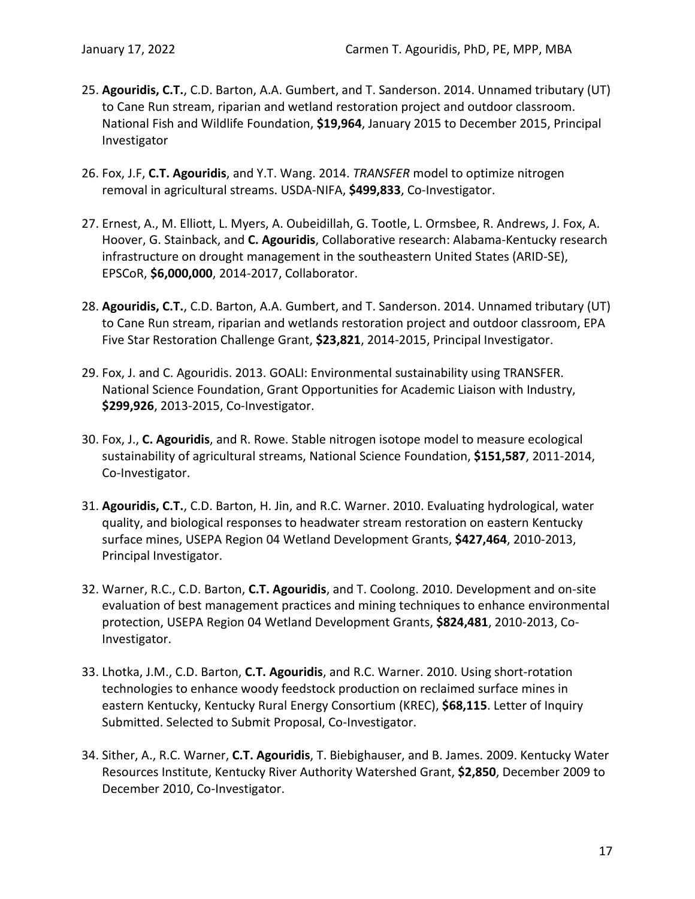25. **Agouridis, C.T.**, C.D. Barton, A.A. Gumbert, and T. Sanderson. 2014. Unnamed tributary (UT) to Cane Run stream, riparian and wetland restoration project and outdoor classroom. National Fish and Wildlife Foundation, **$19,964**, January 2015 to December 2015, Principal Investigator

26. Fox, J.F, **C.T. Agouridis**, and Y.T. Wang. 2014. *TRANSFER* model to optimize nitrogen removal in agricultural streams. USDA-NIFA, **$499,833**, Co-Investigator.

27. Ernest, A., M. Elliott, L. Myers, A. Oubeidillah, G. Tootle, L. Ormsbee, R. Andrews, J. Fox, A. Hoover, G. Stainback, and **C. Agouridis**, Collaborative research: Alabama-Kentucky research infrastructure on drought management in the southeastern United States (ARID-SE), EPSCoR, **$6,000,000**, 2014-2017, Collaborator.

28. **Agouridis, C.T.**, C.D. Barton, A.A. Gumbert, and T. Sanderson. 2014. Unnamed tributary (UT) to Cane Run stream, riparian and wetlands restoration project and outdoor classroom, EPA Five Star Restoration Challenge Grant, **$23,821**, 2014-2015, Principal Investigator.

29. Fox, J. and C. Agouridis. 2013. GOALI: Environmental sustainability using TRANSFER. National Science Foundation, Grant Opportunities for Academic Liaison with Industry, **$299,926**, 2013-2015, Co-Investigator.

30. Fox, J., **C. Agouridis**, and R. Rowe. Stable nitrogen isotope model to measure ecological sustainability of agricultural streams, National Science Foundation, **$151,587**, 2011-2014, Co-Investigator.

31. **Agouridis, C.T.**, C.D. Barton, H. Jin, and R.C. Warner. 2010. Evaluating hydrological, water quality, and biological responses to headwater stream restoration on eastern Kentucky surface mines, USEPA Region 04 Wetland Development Grants, **$427,464**, 2010-2013, Principal Investigator.

32. Warner, R.C., C.D. Barton, **C.T. Agouridis**, and T. Coolong. 2010. Development and on-site evaluation of best management practices and mining techniques to enhance environmental protection, USEPA Region 04 Wetland Development Grants, **$824,481**, 2010-2013, Co-Investigator.

33. Lhotka, J.M., C.D. Barton, **C.T. Agouridis**, and R.C. Warner. 2010. Using short-rotation technologies to enhance woody feedstock production on reclaimed surface mines in eastern Kentucky, Kentucky Rural Energy Consortium (KREC), **$68,115**. Letter of Inquiry Submitted. Selected to Submit Proposal, Co-Investigator.

34. Sither, A., R.C. Warner, **C.T. Agouridis**, T. Biebighauser, and B. James. 2009. Kentucky Water Resources Institute, Kentucky River Authority Watershed Grant, **$2,850**, December 2009 to December 2010, Co-Investigator.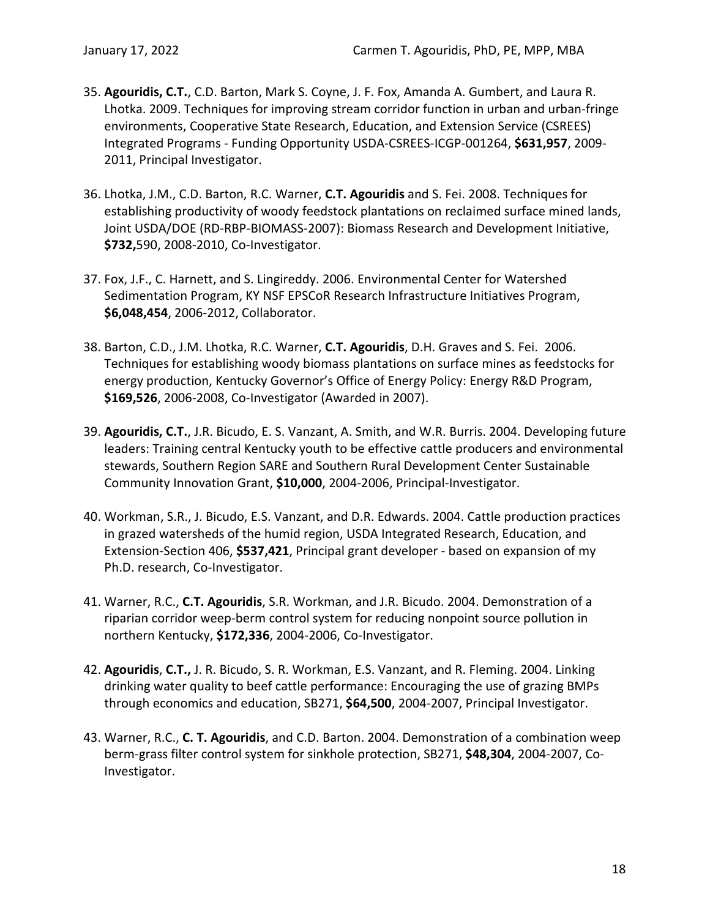35. **Agouridis, C.T.**, C.D. Barton, Mark S. Coyne, J. F. Fox, Amanda A. Gumbert, and Laura R. Lhotka. 2009. Techniques for improving stream corridor function in urban and urban-fringe environments, Cooperative State Research, Education, and Extension Service (CSREES) Integrated Programs - Funding Opportunity USDA-CSREES-ICGP-001264, **$631,957**, 2009-2011, Principal Investigator.

36. Lhotka, J.M., C.D. Barton, R.C. Warner, **C.T. Agouridis** and S. Fei. 2008. Techniques for establishing productivity of woody feedstock plantations on reclaimed surface mined lands, Joint USDA/DOE (RD-RBP-BIOMASS-2007): Biomass Research and Development Initiative, **$732,**590, 2008-2010, Co-Investigator.

37. Fox, J.F., C. Harnett, and S. Lingireddy. 2006. Environmental Center for Watershed Sedimentation Program, KY NSF EPSCoR Research Infrastructure Initiatives Program, **$6,048,454**, 2006-2012, Collaborator.

38. Barton, C.D., J.M. Lhotka, R.C. Warner, **C.T. Agouridis**, D.H. Graves and S. Fei. 2006. Techniques for establishing woody biomass plantations on surface mines as feedstocks for energy production, Kentucky Governor's Office of Energy Policy: Energy R&D Program, **$169,526**, 2006-2008, Co-Investigator (Awarded in 2007).

39. **Agouridis, C.T.**, J.R. Bicudo, E. S. Vanzant, A. Smith, and W.R. Burris. 2004. Developing future leaders: Training central Kentucky youth to be effective cattle producers and environmental stewards, Southern Region SARE and Southern Rural Development Center Sustainable Community Innovation Grant, **$10,000**, 2004-2006, Principal-Investigator.

40. Workman, S.R., J. Bicudo, E.S. Vanzant, and D.R. Edwards. 2004. Cattle production practices in grazed watersheds of the humid region, USDA Integrated Research, Education, and Extension-Section 406, **$537,421**, Principal grant developer - based on expansion of my Ph.D. research, Co-Investigator.

41. Warner, R.C., **C.T. Agouridis**, S.R. Workman, and J.R. Bicudo. 2004. Demonstration of a riparian corridor weep-berm control system for reducing nonpoint source pollution in northern Kentucky, **$172,336**, 2004-2006, Co-Investigator.

42. **Agouridis**, **C.T.,** J. R. Bicudo, S. R. Workman, E.S. Vanzant, and R. Fleming. 2004. Linking drinking water quality to beef cattle performance: Encouraging the use of grazing BMPs through economics and education, SB271, **$64,500**, 2004-2007, Principal Investigator.

43. Warner, R.C., **C. T. Agouridis**, and C.D. Barton. 2004. Demonstration of a combination weep berm-grass filter control system for sinkhole protection, SB271, **$48,304**, 2004-2007, Co-Investigator.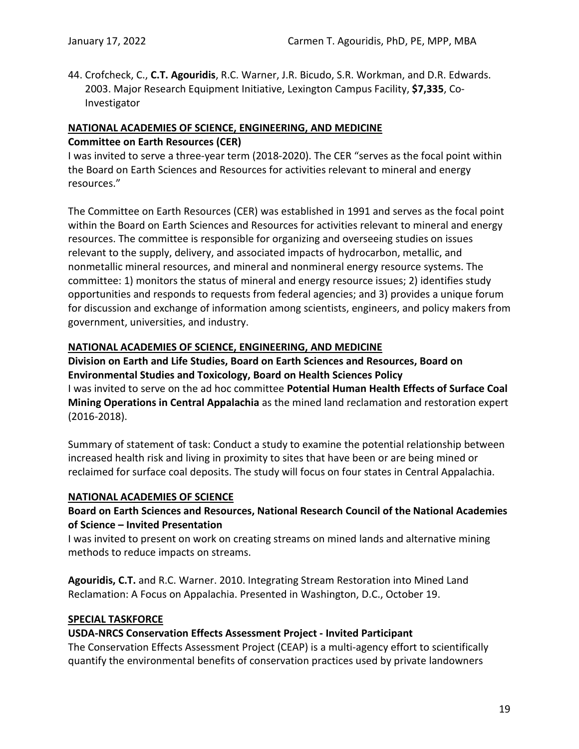44. Crofcheck, C., **C.T. Agouridis**, R.C. Warner, J.R. Bicudo, S.R. Workman, and D.R. Edwards. 2003. Major Research Equipment Initiative, Lexington Campus Facility, **$7,335**, Co-Investigator

**NATIONAL ACADEMIES OF SCIENCE, ENGINEERING, AND MEDICINE**

**Committee on Earth Resources (CER)**

I was invited to serve a three-year term (2018-2020). The CER "serves as the focal point within the Board on Earth Sciences and Resources for activities relevant to mineral and energy resources."

The Committee on Earth Resources (CER) was established in 1991 and serves as the focal point within the Board on Earth Sciences and Resources for activities relevant to mineral and energy resources. The committee is responsible for organizing and overseeing studies on issues relevant to the supply, delivery, and associated impacts of hydrocarbon, metallic, and nonmetallic mineral resources, and mineral and nonmineral energy resource systems. The committee: 1) monitors the status of mineral and energy resource issues; 2) identifies study opportunities and responds to requests from federal agencies; and 3) provides a unique forum for discussion and exchange of information among scientists, engineers, and policy makers from government, universities, and industry.

**NATIONAL ACADEMIES OF SCIENCE, ENGINEERING, AND MEDICINE**

**Division on Earth and Life Studies, Board on Earth Sciences and Resources, Board on Environmental Studies and Toxicology, Board on Health Sciences Policy**

I was invited to serve on the ad hoc committee **Potential Human Health Effects of Surface Coal Mining Operations in Central Appalachia** as the mined land reclamation and restoration expert (2016-2018).

Summary of statement of task: Conduct a study to examine the potential relationship between increased health risk and living in proximity to sites that have been or are being mined or reclaimed for surface coal deposits. The study will focus on four states in Central Appalachia.

**NATIONAL ACADEMIES OF SCIENCE**

**Board on Earth Sciences and Resources, National Research Council of the National Academies of Science – Invited Presentation**

I was invited to present on work on creating streams on mined lands and alternative mining methods to reduce impacts on streams.

**Agouridis, C.T.** and R.C. Warner. 2010. Integrating Stream Restoration into Mined Land Reclamation: A Focus on Appalachia. Presented in Washington, D.C., October 19.

**SPECIAL TASKFORCE**

**USDA-NRCS Conservation Effects Assessment Project - Invited Participant**

The Conservation Effects Assessment Project (CEAP) is a multi-agency effort to scientifically quantify the environmental benefits of conservation practices used by private landowners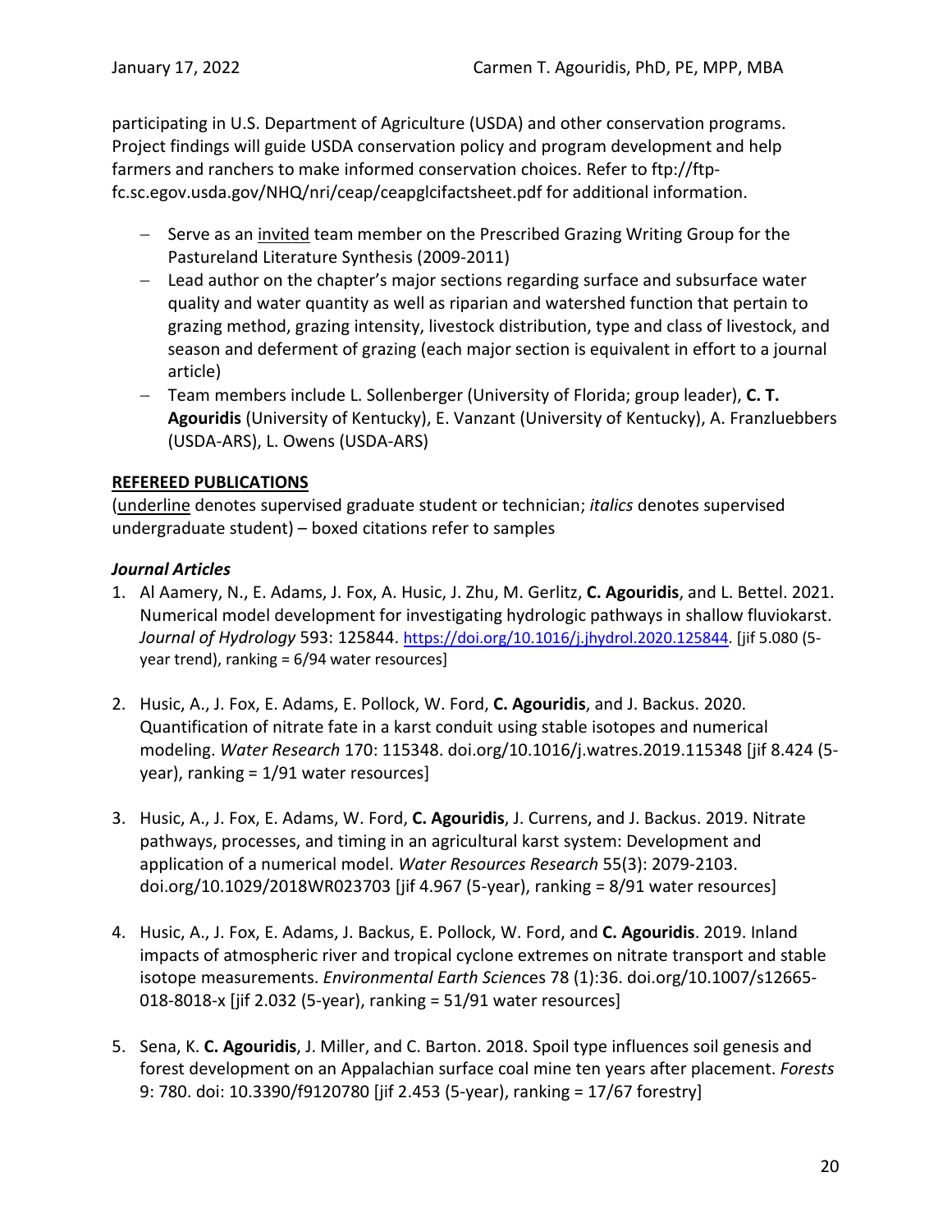participating in U.S. Department of Agriculture (USDA) and other conservation programs. Project findings will guide USDA conservation policy and program development and help farmers and ranchers to make informed conservation choices. Refer to ftp://ftp-fc.sc.egov.usda.gov/NHQ/nri/ceap/ceapglcifactsheet.pdf for additional information.

- Serve as an <u>invited</u> team member on the Prescribed Grazing Writing Group for the Pastureland Literature Synthesis (2009-2011)
- Lead author on the chapter's major sections regarding surface and subsurface water quality and water quantity as well as riparian and watershed function that pertain to grazing method, grazing intensity, livestock distribution, type and class of livestock, and season and deferment of grazing (each major section is equivalent in effort to a journal article)
- Team members include L. Sollenberger (University of Florida; group leader), **C. T. Agouridis** (University of Kentucky), E. Vanzant (University of Kentucky), A. Franzluebbers (USDA-ARS), L. Owens (USDA-ARS)

## <u>REFEREED PUBLICATIONS</u>

(<u>underline</u> denotes supervised graduate student or technician; *italics* denotes supervised undergraduate student) – boxed citations refer to samples

### *Journal Articles*

1. Al Aamery, N., E. Adams, J. Fox, A. Husic, J. Zhu, M. Gerlitz, **C. Agouridis**, and L. Bettel. 2021. Numerical model development for investigating hydrologic pathways in shallow fluviokarst. *Journal of Hydrology* 593: 125844. https://doi.org/10.1016/j.jhydrol.2020.125844. [jif 5.080 (5-year trend), ranking = 6/94 water resources]

2. Husic, A., J. Fox, E. Adams, E. Pollock, W. Ford, **C. Agouridis**, and J. Backus. 2020. Quantification of nitrate fate in a karst conduit using stable isotopes and numerical modeling. *Water Research* 170: 115348. doi.org/10.1016/j.watres.2019.115348 [jif 8.424 (5-year), ranking = 1/91 water resources]

3. Husic, A., J. Fox, E. Adams, W. Ford, **C. Agouridis**, J. Currens, and J. Backus. 2019. Nitrate pathways, processes, and timing in an agricultural karst system: Development and application of a numerical model. *Water Resources Research* 55(3): 2079-2103. doi.org/10.1029/2018WR023703 [jif 4.967 (5-year), ranking = 8/91 water resources]

4. Husic, A., J. Fox, E. Adams, J. Backus, E. Pollock, W. Ford, and **C. Agouridis**. 2019. Inland impacts of atmospheric river and tropical cyclone extremes on nitrate transport and stable isotope measurements. *Environmental Earth Scien*ces 78 (1):36. doi.org/10.1007/s12665-018-8018-x [jif 2.032 (5-year), ranking = 51/91 water resources]

5. Sena, K. **C. Agouridis**, J. Miller, and C. Barton. 2018. Spoil type influences soil genesis and forest development on an Appalachian surface coal mine ten years after placement. *Forests* 9: 780. doi: 10.3390/f9120780 [jif 2.453 (5-year), ranking = 17/67 forestry]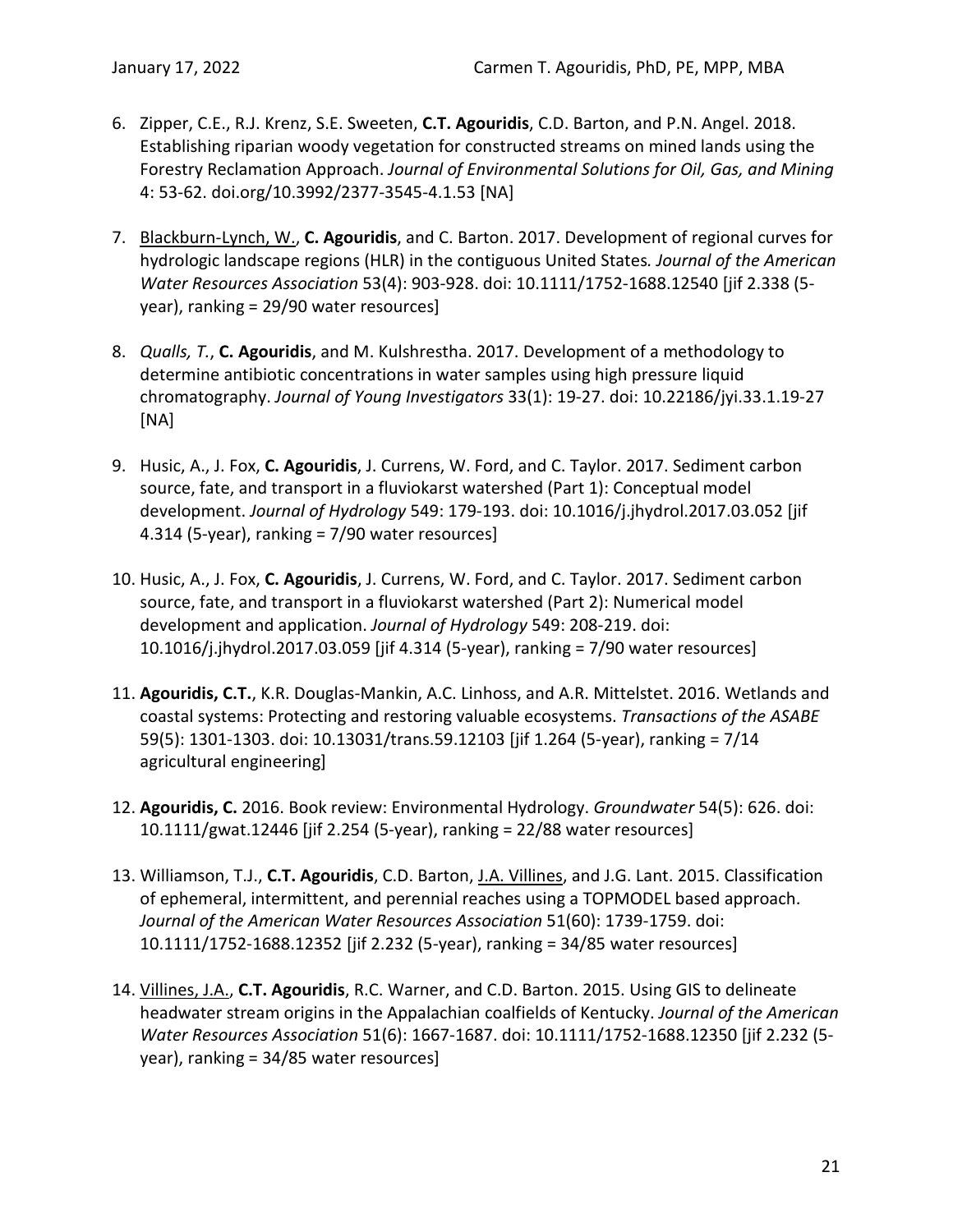6. Zipper, C.E., R.J. Krenz, S.E. Sweeten, **C.T. Agouridis**, C.D. Barton, and P.N. Angel. 2018. Establishing riparian woody vegetation for constructed streams on mined lands using the Forestry Reclamation Approach. *Journal of Environmental Solutions for Oil, Gas, and Mining* 4: 53-62. doi.org/10.3992/2377-3545-4.1.53 [NA]

7. Blackburn-Lynch, W., **C. Agouridis**, and C. Barton. 2017. Development of regional curves for hydrologic landscape regions (HLR) in the contiguous United States*. Journal of the American Water Resources Association* 53(4): 903-928. doi: 10.1111/1752-1688.12540 [jif 2.338 (5-year), ranking = 29/90 water resources]

8. *Qualls, T.*, **C. Agouridis**, and M. Kulshrestha. 2017. Development of a methodology to determine antibiotic concentrations in water samples using high pressure liquid chromatography. *Journal of Young Investigators* 33(1): 19-27. doi: 10.22186/jyi.33.1.19-27 [NA]

9. Husic, A., J. Fox, **C. Agouridis**, J. Currens, W. Ford, and C. Taylor. 2017. Sediment carbon source, fate, and transport in a fluviokarst watershed (Part 1): Conceptual model development. *Journal of Hydrology* 549: 179-193. doi: 10.1016/j.jhydrol.2017.03.052 [jif 4.314 (5-year), ranking = 7/90 water resources]

10. Husic, A., J. Fox, **C. Agouridis**, J. Currens, W. Ford, and C. Taylor. 2017. Sediment carbon source, fate, and transport in a fluviokarst watershed (Part 2): Numerical model development and application. *Journal of Hydrology* 549: 208-219. doi: 10.1016/j.jhydrol.2017.03.059 [jif 4.314 (5-year), ranking = 7/90 water resources]

11. **Agouridis, C.T.**, K.R. Douglas-Mankin, A.C. Linhoss, and A.R. Mittelstet. 2016. Wetlands and coastal systems: Protecting and restoring valuable ecosystems. *Transactions of the ASABE* 59(5): 1301-1303. doi: 10.13031/trans.59.12103 [jif 1.264 (5-year), ranking = 7/14 agricultural engineering]

12. **Agouridis, C.** 2016. Book review: Environmental Hydrology. *Groundwater* 54(5): 626. doi: 10.1111/gwat.12446 [jif 2.254 (5-year), ranking = 22/88 water resources]

13. Williamson, T.J., **C.T. Agouridis**, C.D. Barton, J.A. Villines, and J.G. Lant. 2015. Classification of ephemeral, intermittent, and perennial reaches using a TOPMODEL based approach. *Journal of the American Water Resources Association* 51(60): 1739-1759. doi: 10.1111/1752-1688.12352 [jif 2.232 (5-year), ranking = 34/85 water resources]

14. Villines, J.A., **C.T. Agouridis**, R.C. Warner, and C.D. Barton. 2015. Using GIS to delineate headwater stream origins in the Appalachian coalfields of Kentucky. *Journal of the American Water Resources Association* 51(6): 1667-1687. doi: 10.1111/1752-1688.12350 [jif 2.232 (5-year), ranking = 34/85 water resources]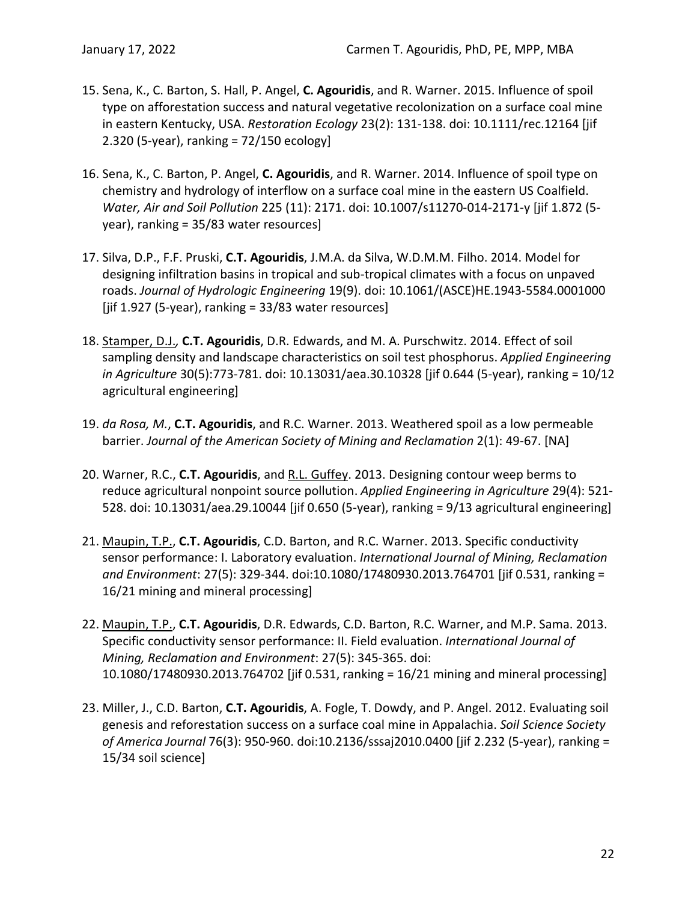15. Sena, K., C. Barton, S. Hall, P. Angel, **C. Agouridis**, and R. Warner. 2015. Influence of spoil type on afforestation success and natural vegetative recolonization on a surface coal mine in eastern Kentucky, USA. *Restoration Ecology* 23(2): 131-138. doi: 10.1111/rec.12164 [jif 2.320 (5-year), ranking = 72/150 ecology]

16. Sena, K., C. Barton, P. Angel, **C. Agouridis**, and R. Warner. 2014. Influence of spoil type on chemistry and hydrology of interflow on a surface coal mine in the eastern US Coalfield. *Water, Air and Soil Pollution* 225 (11): 2171. doi: 10.1007/s11270-014-2171-y [jif 1.872 (5-year), ranking = 35/83 water resources]

17. Silva, D.P., F.F. Pruski, **C.T. Agouridis**, J.M.A. da Silva, W.D.M.M. Filho. 2014. Model for designing infiltration basins in tropical and sub-tropical climates with a focus on unpaved roads. *Journal of Hydrologic Engineering* 19(9). doi: 10.1061/(ASCE)HE.1943-5584.0001000 [jif 1.927 (5-year), ranking = 33/83 water resources]

18. <u>Stamper, D.J.</u>, **C.T. Agouridis**, D.R. Edwards, and M. A. Purschwitz. 2014. Effect of soil sampling density and landscape characteristics on soil test phosphorus. *Applied Engineering in Agriculture* 30(5):773-781. doi: 10.13031/aea.30.10328 [jif 0.644 (5-year), ranking = 10/12 agricultural engineering]

19. *da Rosa, M.*, **C.T. Agouridis**, and R.C. Warner. 2013. Weathered spoil as a low permeable barrier. *Journal of the American Society of Mining and Reclamation* 2(1): 49-67. [NA]

20. Warner, R.C., **C.T. Agouridis**, and <u>R.L. Guffey</u>. 2013. Designing contour weep berms to reduce agricultural nonpoint source pollution. *Applied Engineering in Agriculture* 29(4): 521-528. doi: 10.13031/aea.29.10044 [jif 0.650 (5-year), ranking = 9/13 agricultural engineering]

21. <u>Maupin, T.P.</u>, **C.T. Agouridis**, C.D. Barton, and R.C. Warner. 2013. Specific conductivity sensor performance: I. Laboratory evaluation. *International Journal of Mining, Reclamation and Environment*: 27(5): 329-344. doi:10.1080/17480930.2013.764701 [jif 0.531, ranking = 16/21 mining and mineral processing]

22. <u>Maupin, T.P.</u>, **C.T. Agouridis**, D.R. Edwards, C.D. Barton, R.C. Warner, and M.P. Sama. 2013. Specific conductivity sensor performance: II. Field evaluation. *International Journal of Mining, Reclamation and Environment*: 27(5): 345-365. doi: 10.1080/17480930.2013.764702 [jif 0.531, ranking = 16/21 mining and mineral processing]

23. Miller, J., C.D. Barton, **C.T. Agouridis**, A. Fogle, T. Dowdy, and P. Angel. 2012. Evaluating soil genesis and reforestation success on a surface coal mine in Appalachia. *Soil Science Society of America Journal* 76(3): 950-960. doi:10.2136/sssaj2010.0400 [jif 2.232 (5-year), ranking = 15/34 soil science]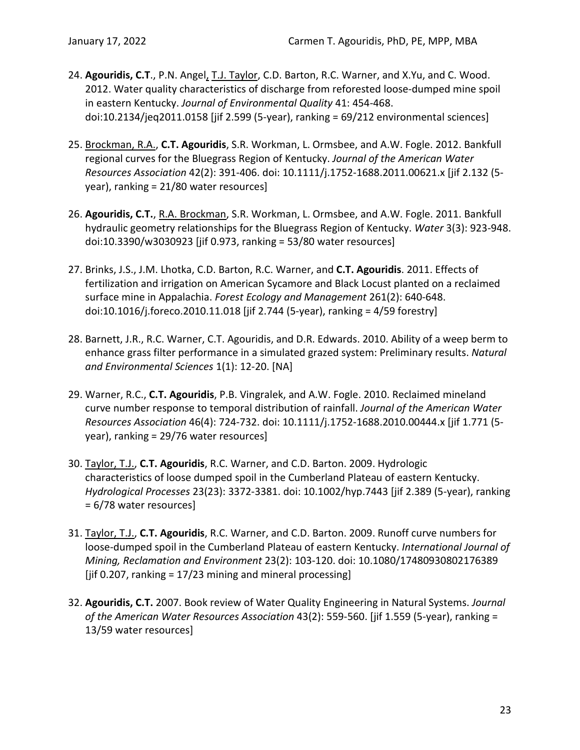24. **Agouridis, C.T**., P.N. Angel, T.J. Taylor, C.D. Barton, R.C. Warner, and X.Yu, and C. Wood. 2012. Water quality characteristics of discharge from reforested loose-dumped mine spoil in eastern Kentucky. *Journal of Environmental Quality* 41: 454-468. doi:10.2134/jeq2011.0158 [jif 2.599 (5-year), ranking = 69/212 environmental sciences]

25. Brockman, R.A., **C.T. Agouridis**, S.R. Workman, L. Ormsbee, and A.W. Fogle. 2012. Bankfull regional curves for the Bluegrass Region of Kentucky. *Journal of the American Water Resources Association* 42(2): 391-406. doi: 10.1111/j.1752-1688.2011.00621.x [jif 2.132 (5-year), ranking = 21/80 water resources]

26. **Agouridis, C.T.**, R.A. Brockman, S.R. Workman, L. Ormsbee, and A.W. Fogle. 2011. Bankfull hydraulic geometry relationships for the Bluegrass Region of Kentucky. *Water* 3(3): 923-948. doi:10.3390/w3030923 [jif 0.973, ranking = 53/80 water resources]

27. Brinks, J.S., J.M. Lhotka, C.D. Barton, R.C. Warner, and **C.T. Agouridis**. 2011. Effects of fertilization and irrigation on American Sycamore and Black Locust planted on a reclaimed surface mine in Appalachia. *Forest Ecology and Management* 261(2): 640-648. doi:10.1016/j.foreco.2010.11.018 [jif 2.744 (5-year), ranking = 4/59 forestry]

28. Barnett, J.R., R.C. Warner, C.T. Agouridis, and D.R. Edwards. 2010. Ability of a weep berm to enhance grass filter performance in a simulated grazed system: Preliminary results. *Natural and Environmental Sciences* 1(1): 12-20. [NA]

29. Warner, R.C., **C.T. Agouridis**, P.B. Vingralek, and A.W. Fogle. 2010. Reclaimed mineland curve number response to temporal distribution of rainfall. *Journal of the American Water Resources Association* 46(4): 724-732. doi: 10.1111/j.1752-1688.2010.00444.x [jif 1.771 (5-year), ranking = 29/76 water resources]

30. Taylor, T.J., **C.T. Agouridis**, R.C. Warner, and C.D. Barton. 2009. Hydrologic characteristics of loose dumped spoil in the Cumberland Plateau of eastern Kentucky. *Hydrological Processes* 23(23): 3372-3381. doi: 10.1002/hyp.7443 [jif 2.389 (5-year), ranking = 6/78 water resources]

31. Taylor, T.J., **C.T. Agouridis**, R.C. Warner, and C.D. Barton. 2009. Runoff curve numbers for loose-dumped spoil in the Cumberland Plateau of eastern Kentucky. *International Journal of Mining, Reclamation and Environment* 23(2): 103-120. doi: 10.1080/17480930802176389 [jif 0.207, ranking = 17/23 mining and mineral processing]

32. **Agouridis, C.T.** 2007. Book review of Water Quality Engineering in Natural Systems. *Journal of the American Water Resources Association* 43(2): 559-560. [jif 1.559 (5-year), ranking = 13/59 water resources]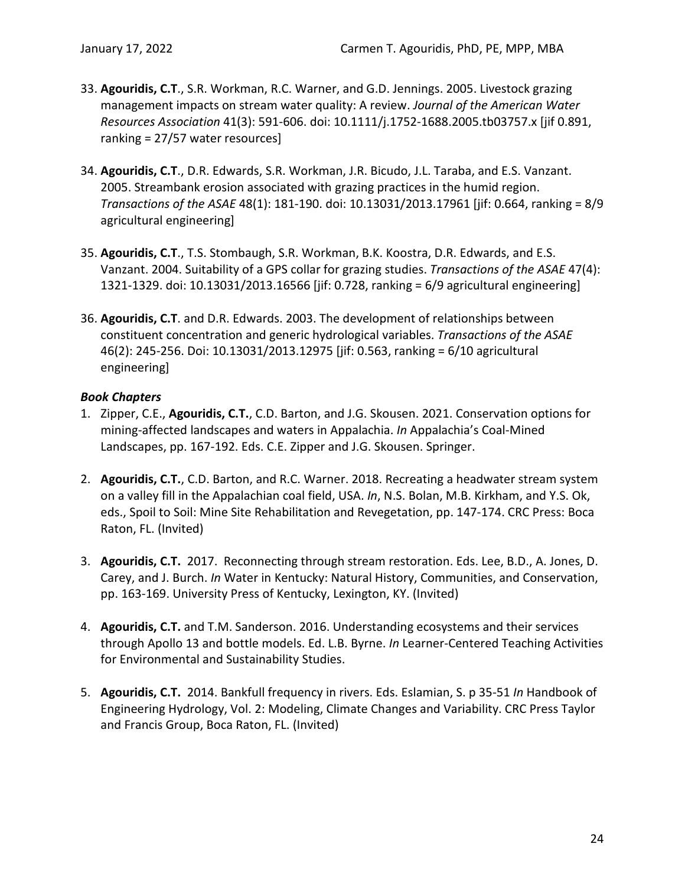33. **Agouridis, C.T**., S.R. Workman, R.C. Warner, and G.D. Jennings. 2005. Livestock grazing management impacts on stream water quality: A review. *Journal of the American Water Resources Association* 41(3): 591-606. doi: 10.1111/j.1752-1688.2005.tb03757.x [jif 0.891, ranking = 27/57 water resources]

34. **Agouridis, C.T**., D.R. Edwards, S.R. Workman, J.R. Bicudo, J.L. Taraba, and E.S. Vanzant. 2005. Streambank erosion associated with grazing practices in the humid region. *Transactions of the ASAE* 48(1): 181-190. doi: 10.13031/2013.17961 [jif: 0.664, ranking = 8/9 agricultural engineering]

35. **Agouridis, C.T**., T.S. Stombaugh, S.R. Workman, B.K. Koostra, D.R. Edwards, and E.S. Vanzant. 2004. Suitability of a GPS collar for grazing studies. *Transactions of the ASAE* 47(4): 1321-1329. doi: 10.13031/2013.16566 [jif: 0.728, ranking = 6/9 agricultural engineering]

36. **Agouridis, C.T**. and D.R. Edwards. 2003. The development of relationships between constituent concentration and generic hydrological variables. *Transactions of the ASAE* 46(2): 245-256. Doi: 10.13031/2013.12975 [jif: 0.563, ranking = 6/10 agricultural engineering]

***Book Chapters***

1. Zipper, C.E., **Agouridis, C.T.**, C.D. Barton, and J.G. Skousen. 2021. Conservation options for mining-affected landscapes and waters in Appalachia. *In* Appalachia's Coal-Mined Landscapes, pp. 167-192. Eds. C.E. Zipper and J.G. Skousen. Springer.

2. **Agouridis, C.T.**, C.D. Barton, and R.C. Warner. 2018. Recreating a headwater stream system on a valley fill in the Appalachian coal field, USA. *In*, N.S. Bolan, M.B. Kirkham, and Y.S. Ok, eds., Spoil to Soil: Mine Site Rehabilitation and Revegetation, pp. 147-174. CRC Press: Boca Raton, FL. (Invited)

3. **Agouridis, C.T.** 2017. Reconnecting through stream restoration. Eds. Lee, B.D., A. Jones, D. Carey, and J. Burch. *In* Water in Kentucky: Natural History, Communities, and Conservation, pp. 163-169. University Press of Kentucky, Lexington, KY. (Invited)

4. **Agouridis, C.T.** and T.M. Sanderson. 2016. Understanding ecosystems and their services through Apollo 13 and bottle models. Ed. L.B. Byrne. *In* Learner-Centered Teaching Activities for Environmental and Sustainability Studies.

5. **Agouridis, C.T.** 2014. Bankfull frequency in rivers. Eds. Eslamian, S. p 35-51 *In* Handbook of Engineering Hydrology, Vol. 2: Modeling, Climate Changes and Variability. CRC Press Taylor and Francis Group, Boca Raton, FL. (Invited)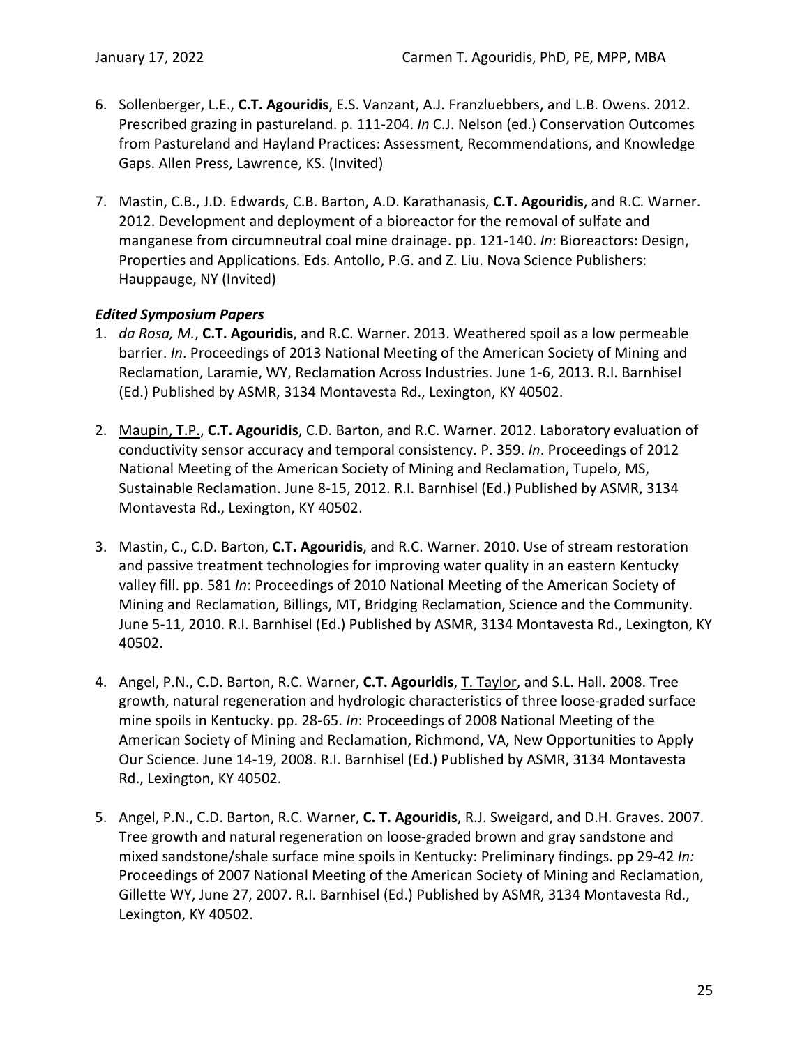6. Sollenberger, L.E., **C.T. Agouridis**, E.S. Vanzant, A.J. Franzluebbers, and L.B. Owens. 2012. Prescribed grazing in pastureland. p. 111-204. *In* C.J. Nelson (ed.) Conservation Outcomes from Pastureland and Hayland Practices: Assessment, Recommendations, and Knowledge Gaps. Allen Press, Lawrence, KS. (Invited)

7. Mastin, C.B., J.D. Edwards, C.B. Barton, A.D. Karathanasis, **C.T. Agouridis**, and R.C. Warner. 2012. Development and deployment of a bioreactor for the removal of sulfate and manganese from circumneutral coal mine drainage. pp. 121-140. *In*: Bioreactors: Design, Properties and Applications. Eds. Antollo, P.G. and Z. Liu. Nova Science Publishers: Hauppauge, NY (Invited)

### *Edited Symposium Papers*

1. *da Rosa, M.*, **C.T. Agouridis**, and R.C. Warner. 2013. Weathered spoil as a low permeable barrier. *In*. Proceedings of 2013 National Meeting of the American Society of Mining and Reclamation, Laramie, WY, Reclamation Across Industries. June 1-6, 2013. R.I. Barnhisel (Ed.) Published by ASMR, 3134 Montavesta Rd., Lexington, KY 40502.

2. <u>Maupin, T.P.</u>, **C.T. Agouridis**, C.D. Barton, and R.C. Warner. 2012. Laboratory evaluation of conductivity sensor accuracy and temporal consistency. P. 359. *In*. Proceedings of 2012 National Meeting of the American Society of Mining and Reclamation, Tupelo, MS, Sustainable Reclamation. June 8-15, 2012. R.I. Barnhisel (Ed.) Published by ASMR, 3134 Montavesta Rd., Lexington, KY 40502.

3. Mastin, C., C.D. Barton, **C.T. Agouridis**, and R.C. Warner. 2010. Use of stream restoration and passive treatment technologies for improving water quality in an eastern Kentucky valley fill. pp. 581 *In*: Proceedings of 2010 National Meeting of the American Society of Mining and Reclamation, Billings, MT, Bridging Reclamation, Science and the Community. June 5-11, 2010. R.I. Barnhisel (Ed.) Published by ASMR, 3134 Montavesta Rd., Lexington, KY 40502.

4. Angel, P.N., C.D. Barton, R.C. Warner, **C.T. Agouridis**, <u>T. Taylor</u>, and S.L. Hall. 2008. Tree growth, natural regeneration and hydrologic characteristics of three loose-graded surface mine spoils in Kentucky. pp. 28-65. *In*: Proceedings of 2008 National Meeting of the American Society of Mining and Reclamation, Richmond, VA, New Opportunities to Apply Our Science. June 14-19, 2008. R.I. Barnhisel (Ed.) Published by ASMR, 3134 Montavesta Rd., Lexington, KY 40502.

5. Angel, P.N., C.D. Barton, R.C. Warner, **C. T. Agouridis**, R.J. Sweigard, and D.H. Graves. 2007. Tree growth and natural regeneration on loose-graded brown and gray sandstone and mixed sandstone/shale surface mine spoils in Kentucky: Preliminary findings. pp 29-42 *In:* Proceedings of 2007 National Meeting of the American Society of Mining and Reclamation, Gillette WY, June 27, 2007. R.I. Barnhisel (Ed.) Published by ASMR, 3134 Montavesta Rd., Lexington, KY 40502.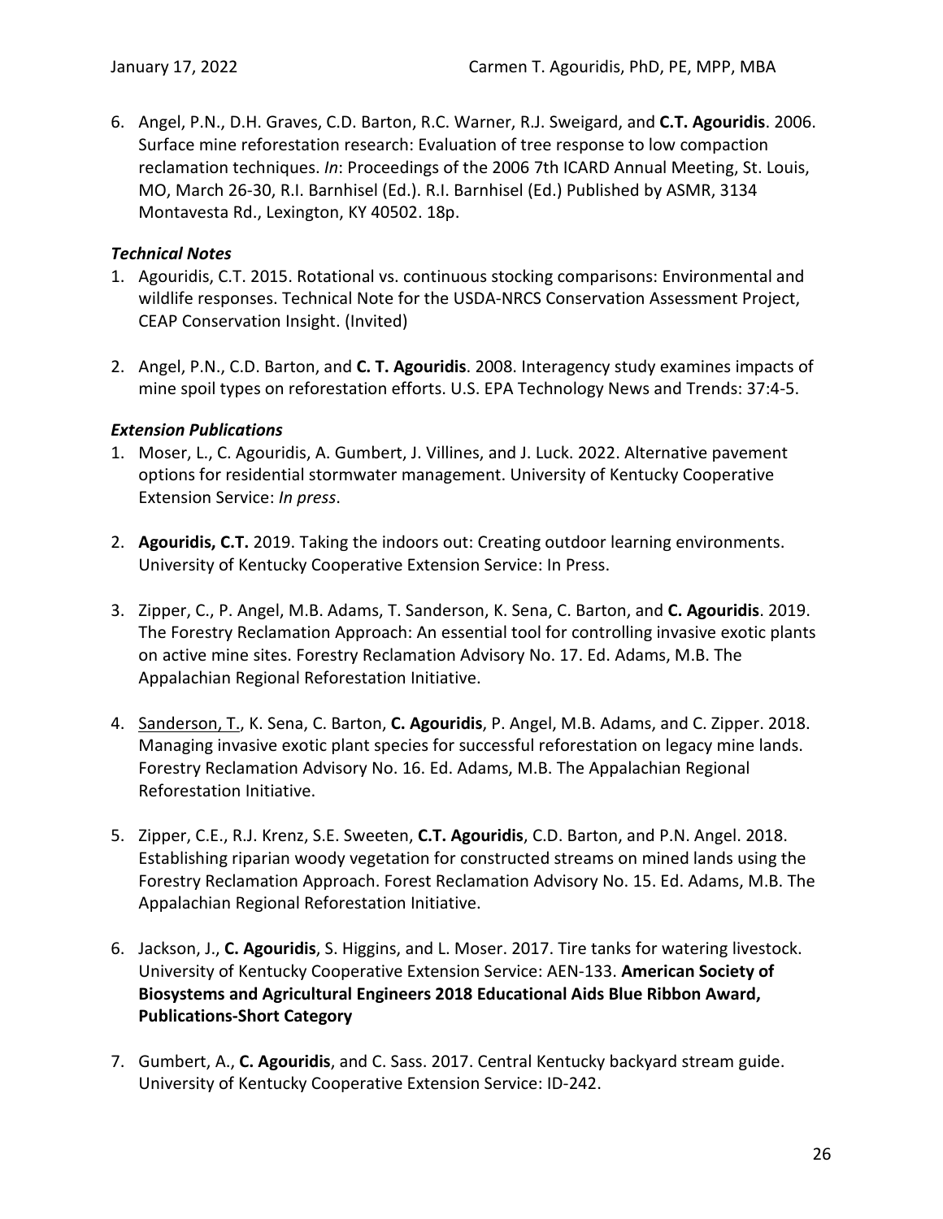6. Angel, P.N., D.H. Graves, C.D. Barton, R.C. Warner, R.J. Sweigard, and **C.T. Agouridis**. 2006. Surface mine reforestation research: Evaluation of tree response to low compaction reclamation techniques. *In*: Proceedings of the 2006 7th ICARD Annual Meeting, St. Louis, MO, March 26-30, R.I. Barnhisel (Ed.). R.I. Barnhisel (Ed.) Published by ASMR, 3134 Montavesta Rd., Lexington, KY 40502. 18p.

### *Technical Notes*

1. Agouridis, C.T. 2015. Rotational vs. continuous stocking comparisons: Environmental and wildlife responses. Technical Note for the USDA-NRCS Conservation Assessment Project, CEAP Conservation Insight. (Invited)

2. Angel, P.N., C.D. Barton, and **C. T. Agouridis**. 2008. Interagency study examines impacts of mine spoil types on reforestation efforts. U.S. EPA Technology News and Trends: 37:4-5.

### *Extension Publications*

1. Moser, L., C. Agouridis, A. Gumbert, J. Villines, and J. Luck. 2022. Alternative pavement options for residential stormwater management. University of Kentucky Cooperative Extension Service: *In press*.

2. **Agouridis, C.T.** 2019. Taking the indoors out: Creating outdoor learning environments. University of Kentucky Cooperative Extension Service: In Press.

3. Zipper, C., P. Angel, M.B. Adams, T. Sanderson, K. Sena, C. Barton, and **C. Agouridis**. 2019. The Forestry Reclamation Approach: An essential tool for controlling invasive exotic plants on active mine sites. Forestry Reclamation Advisory No. 17. Ed. Adams, M.B. The Appalachian Regional Reforestation Initiative.

4. <u>Sanderson, T.</u>, K. Sena, C. Barton, **C. Agouridis**, P. Angel, M.B. Adams, and C. Zipper. 2018. Managing invasive exotic plant species for successful reforestation on legacy mine lands. Forestry Reclamation Advisory No. 16. Ed. Adams, M.B. The Appalachian Regional Reforestation Initiative.

5. Zipper, C.E., R.J. Krenz, S.E. Sweeten, **C.T. Agouridis**, C.D. Barton, and P.N. Angel. 2018. Establishing riparian woody vegetation for constructed streams on mined lands using the Forestry Reclamation Approach. Forest Reclamation Advisory No. 15. Ed. Adams, M.B. The Appalachian Regional Reforestation Initiative.

6. Jackson, J., **C. Agouridis**, S. Higgins, and L. Moser. 2017. Tire tanks for watering livestock. University of Kentucky Cooperative Extension Service: AEN-133. **American Society of Biosystems and Agricultural Engineers 2018 Educational Aids Blue Ribbon Award, Publications-Short Category**

7. Gumbert, A., **C. Agouridis**, and C. Sass. 2017. Central Kentucky backyard stream guide. University of Kentucky Cooperative Extension Service: ID-242.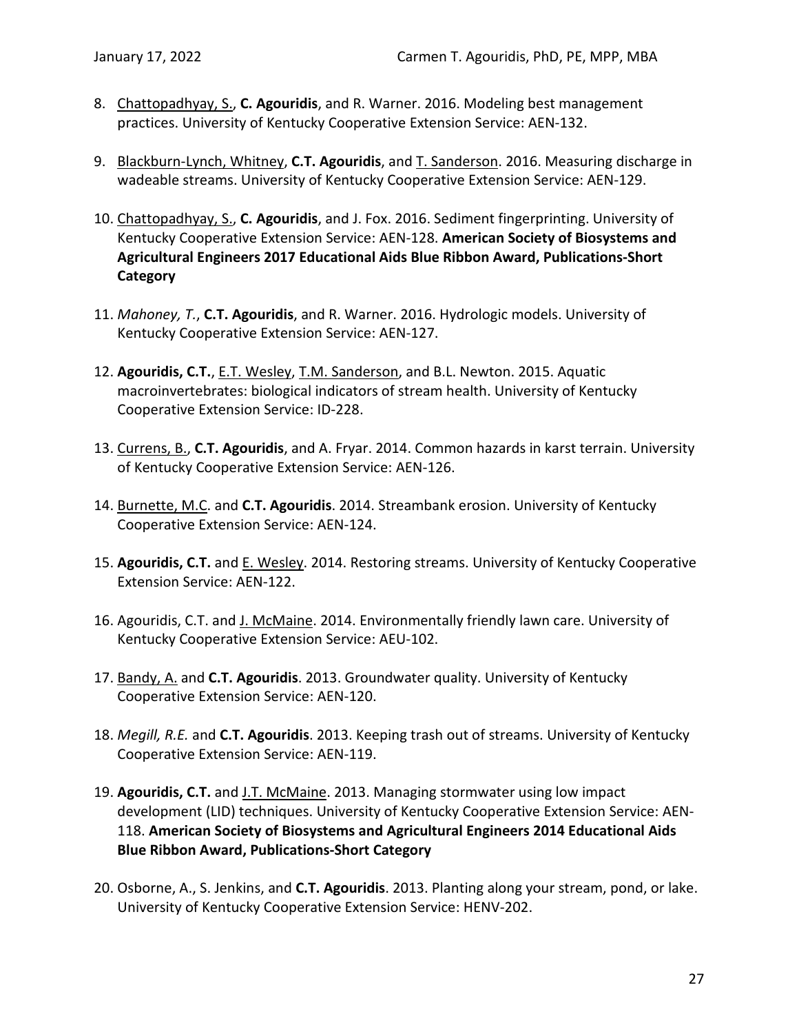8. Chattopadhyay, S., **C. Agouridis**, and R. Warner. 2016. Modeling best management practices. University of Kentucky Cooperative Extension Service: AEN-132.

9. Blackburn-Lynch, Whitney, **C.T. Agouridis**, and T. Sanderson. 2016. Measuring discharge in wadeable streams. University of Kentucky Cooperative Extension Service: AEN-129.

10. Chattopadhyay, S., **C. Agouridis**, and J. Fox. 2016. Sediment fingerprinting. University of Kentucky Cooperative Extension Service: AEN-128. **American Society of Biosystems and Agricultural Engineers 2017 Educational Aids Blue Ribbon Award, Publications-Short Category**

11. *Mahoney, T.*, **C.T. Agouridis**, and R. Warner. 2016. Hydrologic models. University of Kentucky Cooperative Extension Service: AEN-127.

12. **Agouridis, C.T.**, E.T. Wesley, T.M. Sanderson, and B.L. Newton. 2015. Aquatic macroinvertebrates: biological indicators of stream health. University of Kentucky Cooperative Extension Service: ID-228.

13. Currens, B., **C.T. Agouridis**, and A. Fryar. 2014. Common hazards in karst terrain. University of Kentucky Cooperative Extension Service: AEN-126.

14. Burnette, M.C. and **C.T. Agouridis**. 2014. Streambank erosion. University of Kentucky Cooperative Extension Service: AEN-124.

15. **Agouridis, C.T.** and E. Wesley. 2014. Restoring streams. University of Kentucky Cooperative Extension Service: AEN-122.

16. Agouridis, C.T. and J. McMaine. 2014. Environmentally friendly lawn care. University of Kentucky Cooperative Extension Service: AEU-102.

17. Bandy, A. and **C.T. Agouridis**. 2013. Groundwater quality. University of Kentucky Cooperative Extension Service: AEN-120.

18. *Megill, R.E.* and **C.T. Agouridis**. 2013. Keeping trash out of streams. University of Kentucky Cooperative Extension Service: AEN-119.

19. **Agouridis, C.T.** and J.T. McMaine. 2013. Managing stormwater using low impact development (LID) techniques. University of Kentucky Cooperative Extension Service: AEN-118. **American Society of Biosystems and Agricultural Engineers 2014 Educational Aids Blue Ribbon Award, Publications-Short Category**

20. Osborne, A., S. Jenkins, and **C.T. Agouridis**. 2013. Planting along your stream, pond, or lake. University of Kentucky Cooperative Extension Service: HENV-202.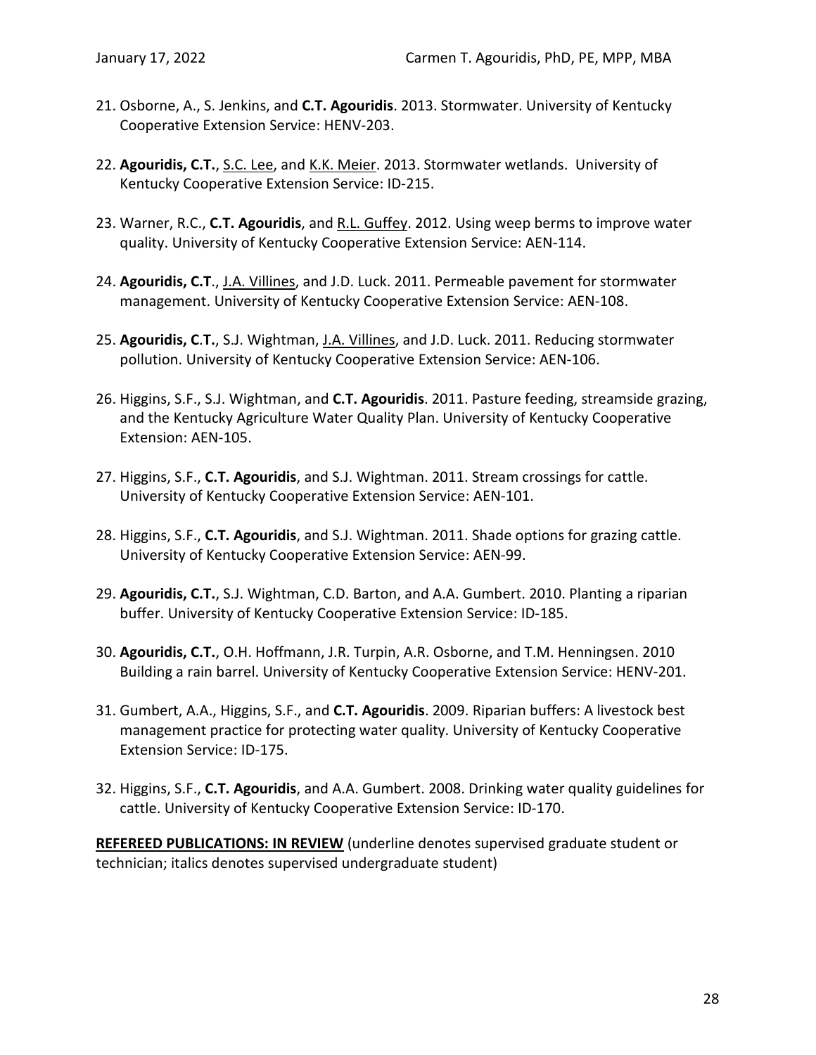21. Osborne, A., S. Jenkins, and **C.T. Agouridis**. 2013. Stormwater. University of Kentucky Cooperative Extension Service: HENV-203.

22. **Agouridis, C.T.**, <u>S.C. Lee</u>, and <u>K.K. Meier</u>. 2013. Stormwater wetlands. University of Kentucky Cooperative Extension Service: ID-215.

23. Warner, R.C., **C.T. Agouridis**, and <u>R.L. Guffey</u>. 2012. Using weep berms to improve water quality. University of Kentucky Cooperative Extension Service: AEN-114.

24. **Agouridis, C.T**., <u>J.A. Villines</u>, and J.D. Luck. 2011. Permeable pavement for stormwater management. University of Kentucky Cooperative Extension Service: AEN-108.

25. **Agouridis, C.T.**, S.J. Wightman, <u>J.A. Villines</u>, and J.D. Luck. 2011. Reducing stormwater pollution. University of Kentucky Cooperative Extension Service: AEN-106.

26. Higgins, S.F., S.J. Wightman, and **C.T. Agouridis**. 2011. Pasture feeding, streamside grazing, and the Kentucky Agriculture Water Quality Plan. University of Kentucky Cooperative Extension: AEN-105.

27. Higgins, S.F., **C.T. Agouridis**, and S.J. Wightman. 2011. Stream crossings for cattle. University of Kentucky Cooperative Extension Service: AEN-101.

28. Higgins, S.F., **C.T. Agouridis**, and S.J. Wightman. 2011. Shade options for grazing cattle. University of Kentucky Cooperative Extension Service: AEN-99.

29. **Agouridis, C.T.**, S.J. Wightman, C.D. Barton, and A.A. Gumbert. 2010. Planting a riparian buffer. University of Kentucky Cooperative Extension Service: ID-185.

30. **Agouridis, C.T.**, O.H. Hoffmann, J.R. Turpin, A.R. Osborne, and T.M. Henningsen. 2010 Building a rain barrel. University of Kentucky Cooperative Extension Service: HENV-201.

31. Gumbert, A.A., Higgins, S.F., and **C.T. Agouridis**. 2009. Riparian buffers: A livestock best management practice for protecting water quality. University of Kentucky Cooperative Extension Service: ID-175.

32. Higgins, S.F., **C.T. Agouridis**, and A.A. Gumbert. 2008. Drinking water quality guidelines for cattle. University of Kentucky Cooperative Extension Service: ID-170.

**<u>REFEREED PUBLICATIONS: IN REVIEW</u>** (underline denotes supervised graduate student or technician; italics denotes supervised undergraduate student)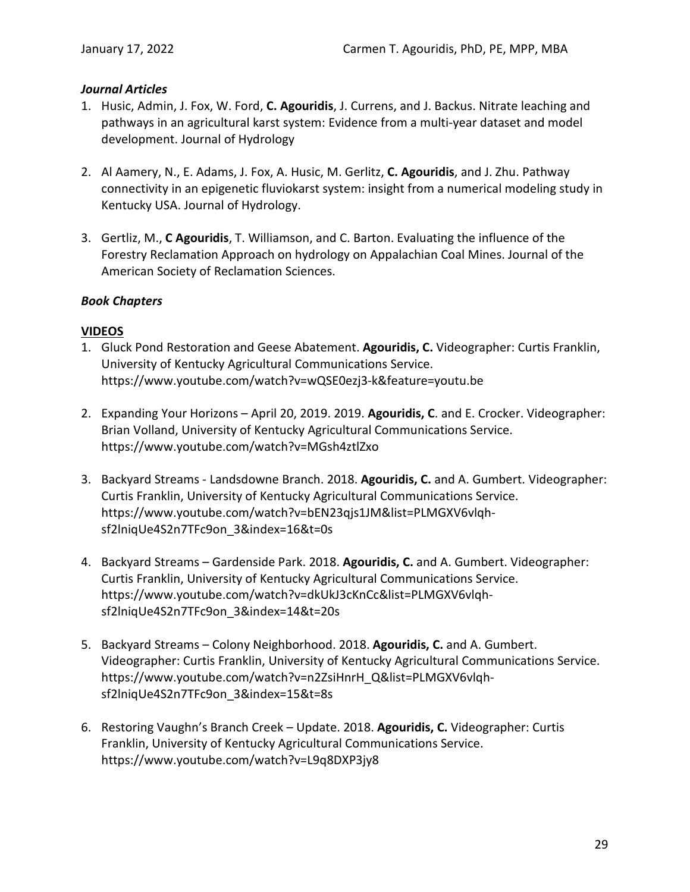### *Journal Articles*

1. Husic, Admin, J. Fox, W. Ford, **C. Agouridis**, J. Currens, and J. Backus. Nitrate leaching and pathways in an agricultural karst system: Evidence from a multi-year dataset and model development. Journal of Hydrology

2. Al Aamery, N., E. Adams, J. Fox, A. Husic, M. Gerlitz, **C. Agouridis**, and J. Zhu. Pathway connectivity in an epigenetic fluviokarst system: insight from a numerical modeling study in Kentucky USA. Journal of Hydrology.

3. Gertliz, M., **C Agouridis**, T. Williamson, and C. Barton. Evaluating the influence of the Forestry Reclamation Approach on hydrology on Appalachian Coal Mines. Journal of the American Society of Reclamation Sciences.

### *Book Chapters*

## VIDEOS

1. Gluck Pond Restoration and Geese Abatement. **Agouridis, C.** Videographer: Curtis Franklin, University of Kentucky Agricultural Communications Service. https://www.youtube.com/watch?v=wQSE0ezj3-k&feature=youtu.be

2. Expanding Your Horizons – April 20, 2019. 2019. **Agouridis, C**. and E. Crocker. Videographer: Brian Volland, University of Kentucky Agricultural Communications Service. https://www.youtube.com/watch?v=MGsh4ztlZxo

3. Backyard Streams - Landsdowne Branch. 2018. **Agouridis, C.** and A. Gumbert. Videographer: Curtis Franklin, University of Kentucky Agricultural Communications Service. https://www.youtube.com/watch?v=bEN23qjs1JM&list=PLMGXV6vlqh-sf2lniqUe4S2n7TFc9on_3&index=16&t=0s

4. Backyard Streams – Gardenside Park. 2018. **Agouridis, C.** and A. Gumbert. Videographer: Curtis Franklin, University of Kentucky Agricultural Communications Service. https://www.youtube.com/watch?v=dkUkJ3cKnCc&list=PLMGXV6vlqh-sf2lniqUe4S2n7TFc9on_3&index=14&t=20s

5. Backyard Streams – Colony Neighborhood. 2018. **Agouridis, C.** and A. Gumbert. Videographer: Curtis Franklin, University of Kentucky Agricultural Communications Service. https://www.youtube.com/watch?v=n2ZsiHnrH_Q&list=PLMGXV6vlqh-sf2lniqUe4S2n7TFc9on_3&index=15&t=8s

6. Restoring Vaughn's Branch Creek – Update. 2018. **Agouridis, C.** Videographer: Curtis Franklin, University of Kentucky Agricultural Communications Service. https://www.youtube.com/watch?v=L9q8DXP3jy8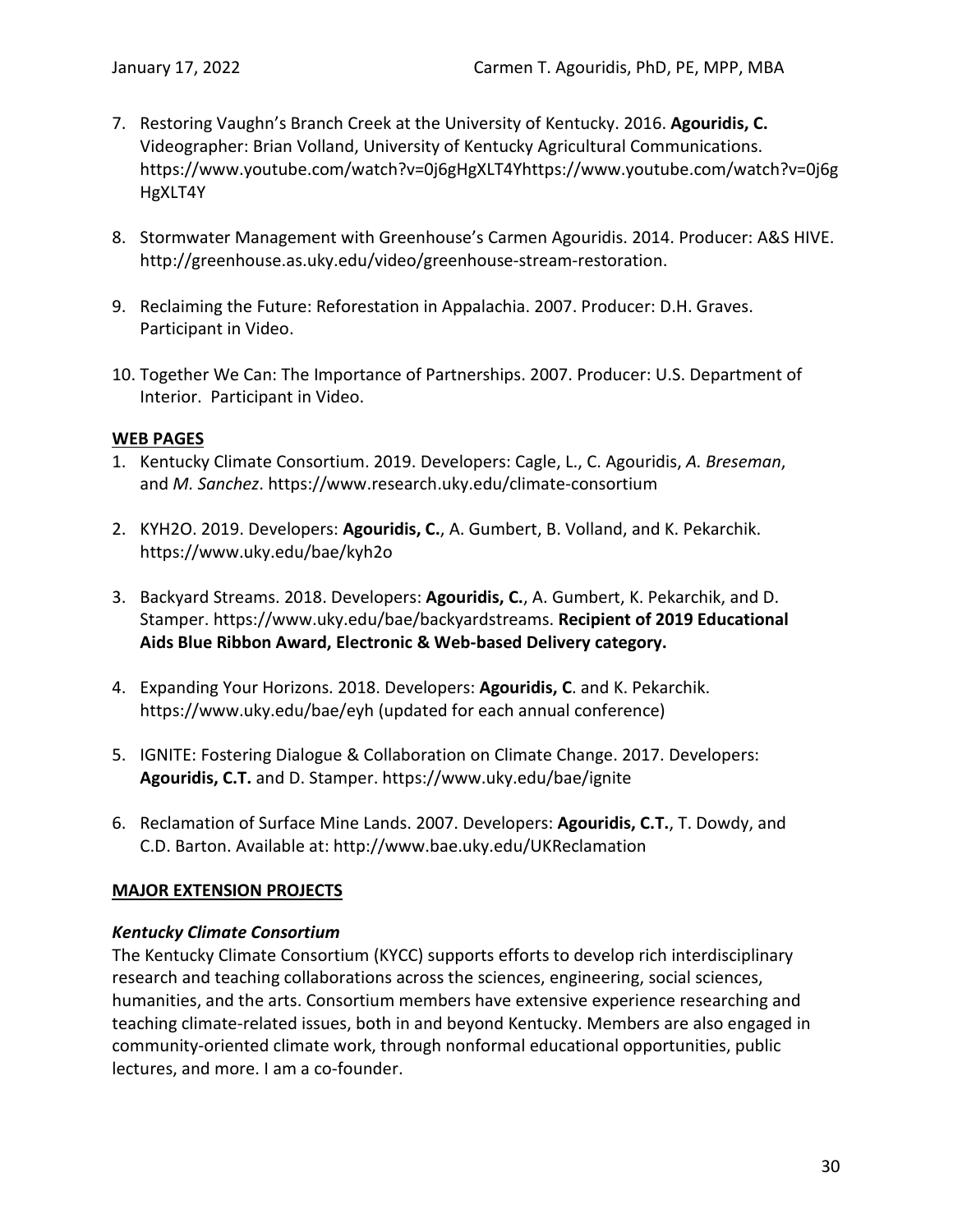7. Restoring Vaughn's Branch Creek at the University of Kentucky. 2016. **Agouridis, C.** Videographer: Brian Volland, University of Kentucky Agricultural Communications. https://www.youtube.com/watch?v=0j6gHgXLT4Yhttps://www.youtube.com/watch?v=0j6gHgXLT4Y

8. Stormwater Management with Greenhouse's Carmen Agouridis. 2014. Producer: A&S HIVE. http://greenhouse.as.uky.edu/video/greenhouse-stream-restoration.

9. Reclaiming the Future: Reforestation in Appalachia. 2007. Producer: D.H. Graves. Participant in Video.

10. Together We Can: The Importance of Partnerships. 2007. Producer: U.S. Department of Interior. Participant in Video.

**WEB PAGES**

1. Kentucky Climate Consortium. 2019. Developers: Cagle, L., C. Agouridis, *A. Breseman*, and *M. Sanchez*. https://www.research.uky.edu/climate-consortium

2. KYH2O. 2019. Developers: **Agouridis, C.**, A. Gumbert, B. Volland, and K. Pekarchik. https://www.uky.edu/bae/kyh2o

3. Backyard Streams. 2018. Developers: **Agouridis, C.**, A. Gumbert, K. Pekarchik, and D. Stamper. https://www.uky.edu/bae/backyardstreams. **Recipient of 2019 Educational Aids Blue Ribbon Award, Electronic & Web-based Delivery category.**

4. Expanding Your Horizons. 2018. Developers: **Agouridis, C**. and K. Pekarchik. https://www.uky.edu/bae/eyh (updated for each annual conference)

5. IGNITE: Fostering Dialogue & Collaboration on Climate Change. 2017. Developers: **Agouridis, C.T.** and D. Stamper. https://www.uky.edu/bae/ignite

6. Reclamation of Surface Mine Lands. 2007. Developers: **Agouridis, C.T.**, T. Dowdy, and C.D. Barton. Available at: http://www.bae.uky.edu/UKReclamation

**MAJOR EXTENSION PROJECTS**

***Kentucky Climate Consortium***

The Kentucky Climate Consortium (KYCC) supports efforts to develop rich interdisciplinary research and teaching collaborations across the sciences, engineering, social sciences, humanities, and the arts. Consortium members have extensive experience researching and teaching climate-related issues, both in and beyond Kentucky. Members are also engaged in community-oriented climate work, through nonformal educational opportunities, public lectures, and more. I am a co-founder.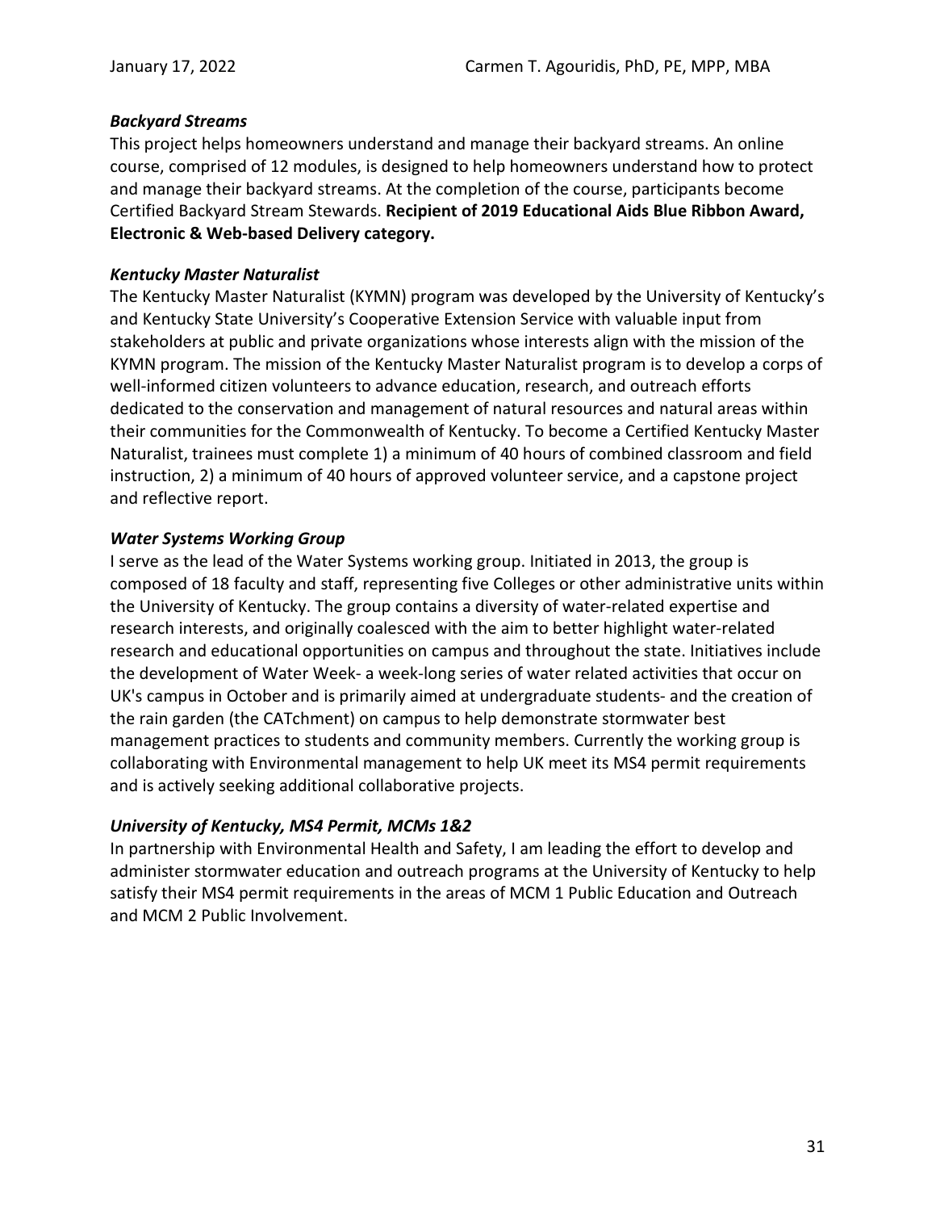***Backyard Streams***

This project helps homeowners understand and manage their backyard streams. An online course, comprised of 12 modules, is designed to help homeowners understand how to protect and manage their backyard streams. At the completion of the course, participants become Certified Backyard Stream Stewards. **Recipient of 2019 Educational Aids Blue Ribbon Award, Electronic & Web-based Delivery category.**

***Kentucky Master Naturalist***

The Kentucky Master Naturalist (KYMN) program was developed by the University of Kentucky's and Kentucky State University's Cooperative Extension Service with valuable input from stakeholders at public and private organizations whose interests align with the mission of the KYMN program. The mission of the Kentucky Master Naturalist program is to develop a corps of well-informed citizen volunteers to advance education, research, and outreach efforts dedicated to the conservation and management of natural resources and natural areas within their communities for the Commonwealth of Kentucky. To become a Certified Kentucky Master Naturalist, trainees must complete 1) a minimum of 40 hours of combined classroom and field instruction, 2) a minimum of 40 hours of approved volunteer service, and a capstone project and reflective report.

***Water Systems Working Group***

I serve as the lead of the Water Systems working group. Initiated in 2013, the group is composed of 18 faculty and staff, representing five Colleges or other administrative units within the University of Kentucky. The group contains a diversity of water-related expertise and research interests, and originally coalesced with the aim to better highlight water-related research and educational opportunities on campus and throughout the state. Initiatives include the development of Water Week- a week-long series of water related activities that occur on UK's campus in October and is primarily aimed at undergraduate students- and the creation of the rain garden (the CATchment) on campus to help demonstrate stormwater best management practices to students and community members. Currently the working group is collaborating with Environmental management to help UK meet its MS4 permit requirements and is actively seeking additional collaborative projects.

***University of Kentucky, MS4 Permit, MCMs 1&2***

In partnership with Environmental Health and Safety, I am leading the effort to develop and administer stormwater education and outreach programs at the University of Kentucky to help satisfy their MS4 permit requirements in the areas of MCM 1 Public Education and Outreach and MCM 2 Public Involvement.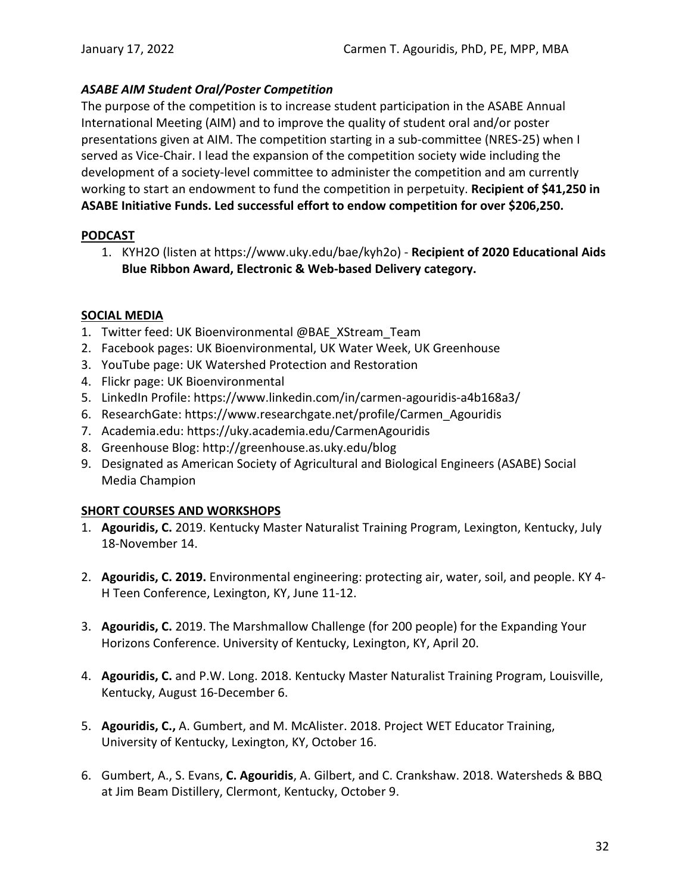### *ASABE AIM Student Oral/Poster Competition*

The purpose of the competition is to increase student participation in the ASABE Annual International Meeting (AIM) and to improve the quality of student oral and/or poster presentations given at AIM. The competition starting in a sub-committee (NRES-25) when I served as Vice-Chair. I lead the expansion of the competition society wide including the development of a society-level committee to administer the competition and am currently working to start an endowment to fund the competition in perpetuity. **Recipient of $41,250 in ASABE Initiative Funds. Led successful effort to endow competition for over $206,250.**

## PODCAST

1. KYH2O (listen at https://www.uky.edu/bae/kyh2o) - **Recipient of 2020 Educational Aids Blue Ribbon Award, Electronic & Web-based Delivery category.**

## SOCIAL MEDIA

1. Twitter feed: UK Bioenvironmental @BAE_XStream_Team
2. Facebook pages: UK Bioenvironmental, UK Water Week, UK Greenhouse
3. YouTube page: UK Watershed Protection and Restoration
4. Flickr page: UK Bioenvironmental
5. LinkedIn Profile: https://www.linkedin.com/in/carmen-agouridis-a4b168a3/
6. ResearchGate: https://www.researchgate.net/profile/Carmen_Agouridis
7. Academia.edu: https://uky.academia.edu/CarmenAgouridis
8. Greenhouse Blog: http://greenhouse.as.uky.edu/blog
9. Designated as American Society of Agricultural and Biological Engineers (ASABE) Social Media Champion

## SHORT COURSES AND WORKSHOPS

1. **Agouridis, C.** 2019. Kentucky Master Naturalist Training Program, Lexington, Kentucky, July 18-November 14.

2. **Agouridis, C. 2019.** Environmental engineering: protecting air, water, soil, and people. KY 4-H Teen Conference, Lexington, KY, June 11-12.

3. **Agouridis, C.** 2019. The Marshmallow Challenge (for 200 people) for the Expanding Your Horizons Conference. University of Kentucky, Lexington, KY, April 20.

4. **Agouridis, C.** and P.W. Long. 2018. Kentucky Master Naturalist Training Program, Louisville, Kentucky, August 16-December 6.

5. **Agouridis, C.,** A. Gumbert, and M. McAlister. 2018. Project WET Educator Training, University of Kentucky, Lexington, KY, October 16.

6. Gumbert, A., S. Evans, **C. Agouridis**, A. Gilbert, and C. Crankshaw. 2018. Watersheds & BBQ at Jim Beam Distillery, Clermont, Kentucky, October 9.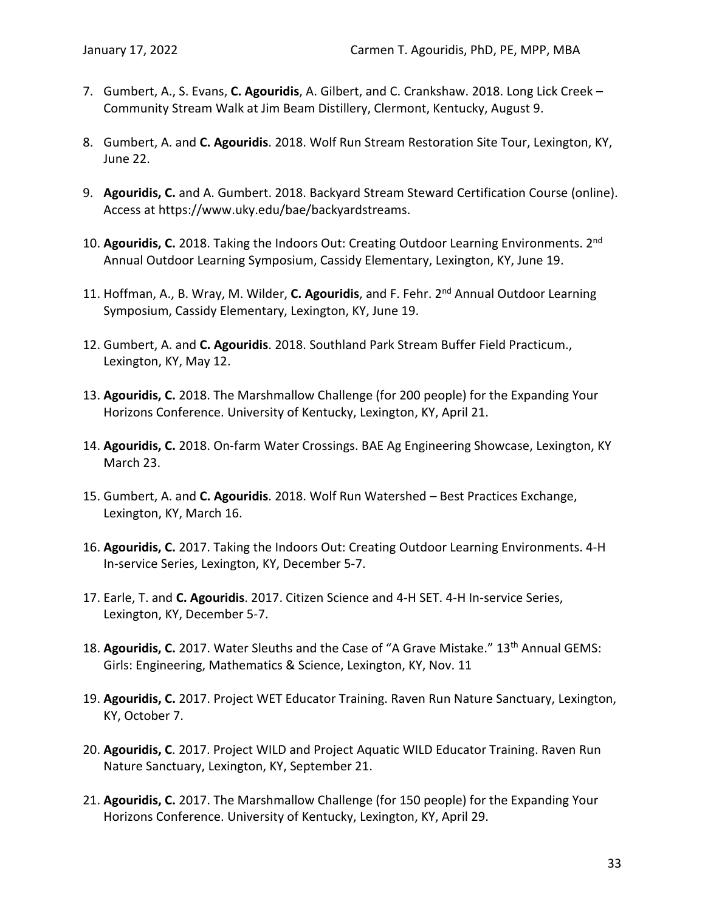7. Gumbert, A., S. Evans, **C. Agouridis**, A. Gilbert, and C. Crankshaw. 2018. Long Lick Creek – Community Stream Walk at Jim Beam Distillery, Clermont, Kentucky, August 9.

8. Gumbert, A. and **C. Agouridis**. 2018. Wolf Run Stream Restoration Site Tour, Lexington, KY, June 22.

9. **Agouridis, C.** and A. Gumbert. 2018. Backyard Stream Steward Certification Course (online). Access at https://www.uky.edu/bae/backyardstreams.

10. **Agouridis, C.** 2018. Taking the Indoors Out: Creating Outdoor Learning Environments. 2nd Annual Outdoor Learning Symposium, Cassidy Elementary, Lexington, KY, June 19.

11. Hoffman, A., B. Wray, M. Wilder, **C. Agouridis**, and F. Fehr. 2nd Annual Outdoor Learning Symposium, Cassidy Elementary, Lexington, KY, June 19.

12. Gumbert, A. and **C. Agouridis**. 2018. Southland Park Stream Buffer Field Practicum., Lexington, KY, May 12.

13. **Agouridis, C.** 2018. The Marshmallow Challenge (for 200 people) for the Expanding Your Horizons Conference. University of Kentucky, Lexington, KY, April 21.

14. **Agouridis, C.** 2018. On-farm Water Crossings. BAE Ag Engineering Showcase, Lexington, KY March 23.

15. Gumbert, A. and **C. Agouridis**. 2018. Wolf Run Watershed – Best Practices Exchange, Lexington, KY, March 16.

16. **Agouridis, C.** 2017. Taking the Indoors Out: Creating Outdoor Learning Environments. 4-H In-service Series, Lexington, KY, December 5-7.

17. Earle, T. and **C. Agouridis**. 2017. Citizen Science and 4-H SET. 4-H In-service Series, Lexington, KY, December 5-7.

18. **Agouridis, C.** 2017. Water Sleuths and the Case of "A Grave Mistake." 13th Annual GEMS: Girls: Engineering, Mathematics & Science, Lexington, KY, Nov. 11

19. **Agouridis, C.** 2017. Project WET Educator Training. Raven Run Nature Sanctuary, Lexington, KY, October 7.

20. **Agouridis, C**. 2017. Project WILD and Project Aquatic WILD Educator Training. Raven Run Nature Sanctuary, Lexington, KY, September 21.

21. **Agouridis, C.** 2017. The Marshmallow Challenge (for 150 people) for the Expanding Your Horizons Conference. University of Kentucky, Lexington, KY, April 29.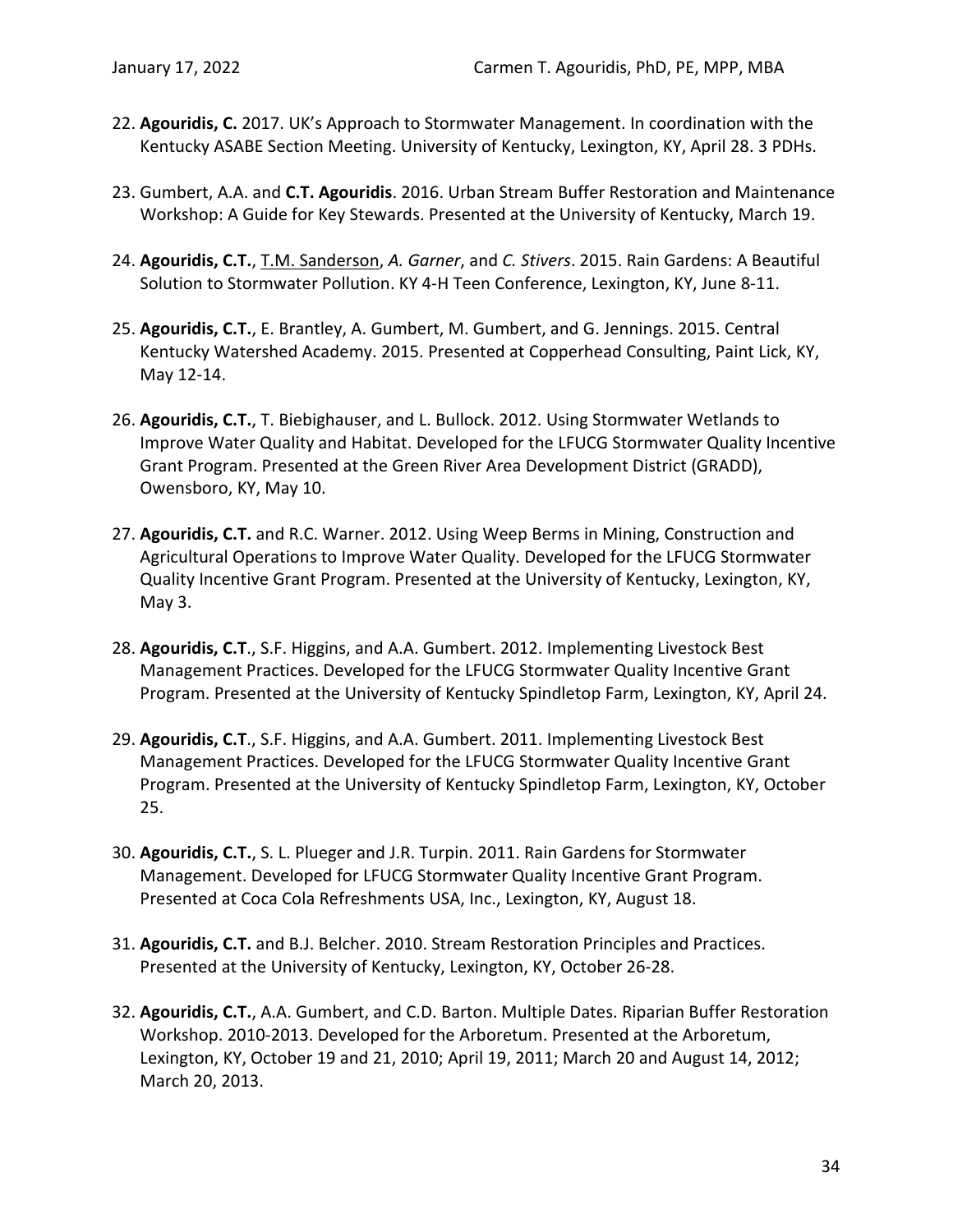22. **Agouridis, C.** 2017. UK's Approach to Stormwater Management. In coordination with the Kentucky ASABE Section Meeting. University of Kentucky, Lexington, KY, April 28. 3 PDHs.

23. Gumbert, A.A. and **C.T. Agouridis**. 2016. Urban Stream Buffer Restoration and Maintenance Workshop: A Guide for Key Stewards. Presented at the University of Kentucky, March 19.

24. **Agouridis, C.T.**, <u>T.M. Sanderson</u>, *A. Garner*, and *C. Stivers*. 2015. Rain Gardens: A Beautiful Solution to Stormwater Pollution. KY 4-H Teen Conference, Lexington, KY, June 8-11.

25. **Agouridis, C.T.**, E. Brantley, A. Gumbert, M. Gumbert, and G. Jennings. 2015. Central Kentucky Watershed Academy. 2015. Presented at Copperhead Consulting, Paint Lick, KY, May 12-14.

26. **Agouridis, C.T.**, T. Biebighauser, and L. Bullock. 2012. Using Stormwater Wetlands to Improve Water Quality and Habitat. Developed for the LFUCG Stormwater Quality Incentive Grant Program. Presented at the Green River Area Development District (GRADD), Owensboro, KY, May 10.

27. **Agouridis, C.T.** and R.C. Warner. 2012. Using Weep Berms in Mining, Construction and Agricultural Operations to Improve Water Quality. Developed for the LFUCG Stormwater Quality Incentive Grant Program. Presented at the University of Kentucky, Lexington, KY, May 3.

28. **Agouridis, C.T**., S.F. Higgins, and A.A. Gumbert. 2012. Implementing Livestock Best Management Practices. Developed for the LFUCG Stormwater Quality Incentive Grant Program. Presented at the University of Kentucky Spindletop Farm, Lexington, KY, April 24.

29. **Agouridis, C.T**., S.F. Higgins, and A.A. Gumbert. 2011. Implementing Livestock Best Management Practices. Developed for the LFUCG Stormwater Quality Incentive Grant Program. Presented at the University of Kentucky Spindletop Farm, Lexington, KY, October 25.

30. **Agouridis, C.T.**, S. L. Plueger and J.R. Turpin. 2011. Rain Gardens for Stormwater Management. Developed for LFUCG Stormwater Quality Incentive Grant Program. Presented at Coca Cola Refreshments USA, Inc., Lexington, KY, August 18.

31. **Agouridis, C.T.** and B.J. Belcher. 2010. Stream Restoration Principles and Practices. Presented at the University of Kentucky, Lexington, KY, October 26-28.

32. **Agouridis, C.T.**, A.A. Gumbert, and C.D. Barton. Multiple Dates. Riparian Buffer Restoration Workshop. 2010-2013. Developed for the Arboretum. Presented at the Arboretum, Lexington, KY, October 19 and 21, 2010; April 19, 2011; March 20 and August 14, 2012; March 20, 2013.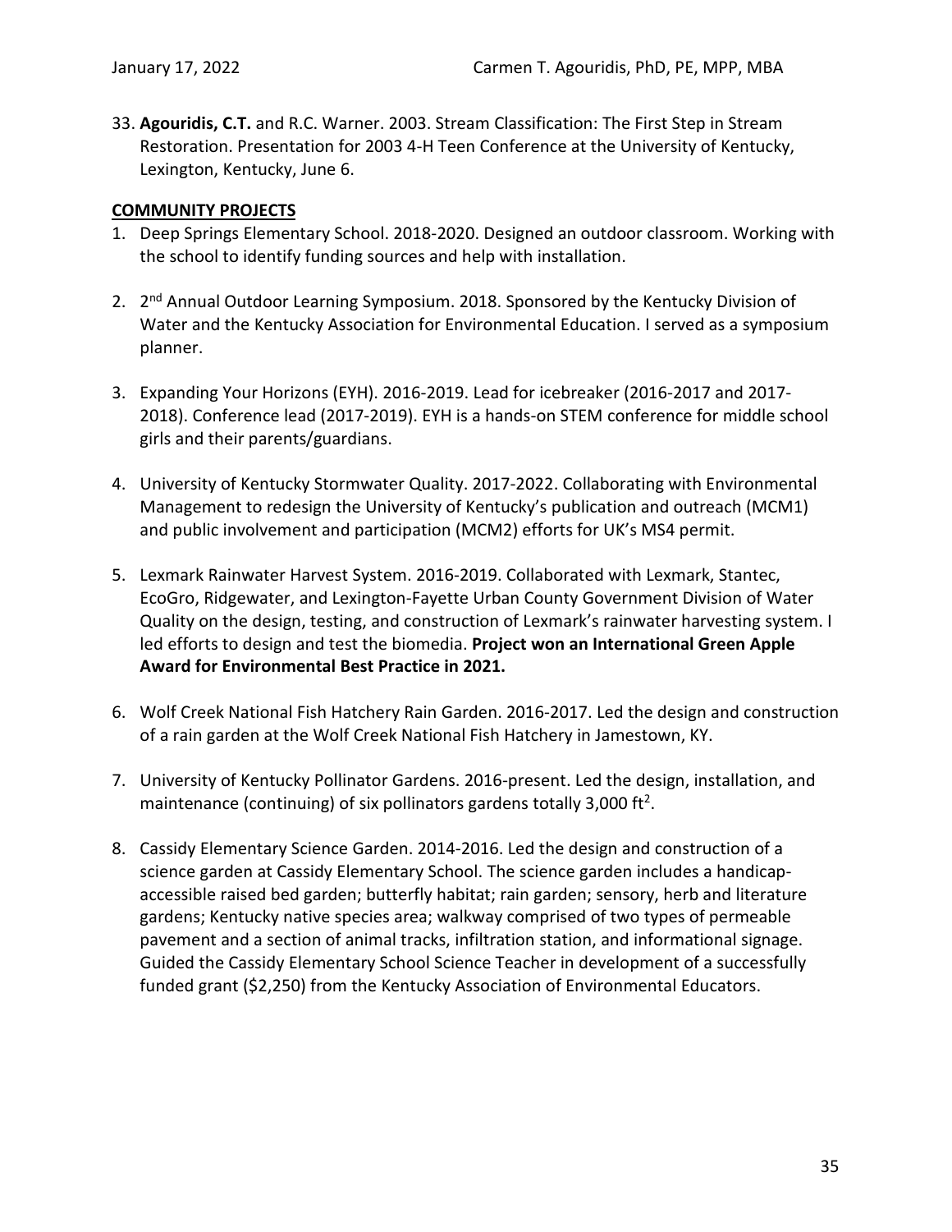33. **Agouridis, C.T.** and R.C. Warner. 2003. Stream Classification: The First Step in Stream Restoration. Presentation for 2003 4-H Teen Conference at the University of Kentucky, Lexington, Kentucky, June 6.

## COMMUNITY PROJECTS

1. Deep Springs Elementary School. 2018-2020. Designed an outdoor classroom. Working with the school to identify funding sources and help with installation.

2. 2nd Annual Outdoor Learning Symposium. 2018. Sponsored by the Kentucky Division of Water and the Kentucky Association for Environmental Education. I served as a symposium planner.

3. Expanding Your Horizons (EYH). 2016-2019. Lead for icebreaker (2016-2017 and 2017-2018). Conference lead (2017-2019). EYH is a hands-on STEM conference for middle school girls and their parents/guardians.

4. University of Kentucky Stormwater Quality. 2017-2022. Collaborating with Environmental Management to redesign the University of Kentucky's publication and outreach (MCM1) and public involvement and participation (MCM2) efforts for UK's MS4 permit.

5. Lexmark Rainwater Harvest System. 2016-2019. Collaborated with Lexmark, Stantec, EcoGro, Ridgewater, and Lexington-Fayette Urban County Government Division of Water Quality on the design, testing, and construction of Lexmark's rainwater harvesting system. I led efforts to design and test the biomedia. **Project won an International Green Apple Award for Environmental Best Practice in 2021.**

6. Wolf Creek National Fish Hatchery Rain Garden. 2016-2017. Led the design and construction of a rain garden at the Wolf Creek National Fish Hatchery in Jamestown, KY.

7. University of Kentucky Pollinator Gardens. 2016-present. Led the design, installation, and maintenance (continuing) of six pollinators gardens totally 3,000 $ft^2$.

8. Cassidy Elementary Science Garden. 2014-2016. Led the design and construction of a science garden at Cassidy Elementary School. The science garden includes a handicap-accessible raised bed garden; butterfly habitat; rain garden; sensory, herb and literature gardens; Kentucky native species area; walkway comprised of two types of permeable pavement and a section of animal tracks, infiltration station, and informational signage. Guided the Cassidy Elementary School Science Teacher in development of a successfully funded grant ($2,250) from the Kentucky Association of Environmental Educators.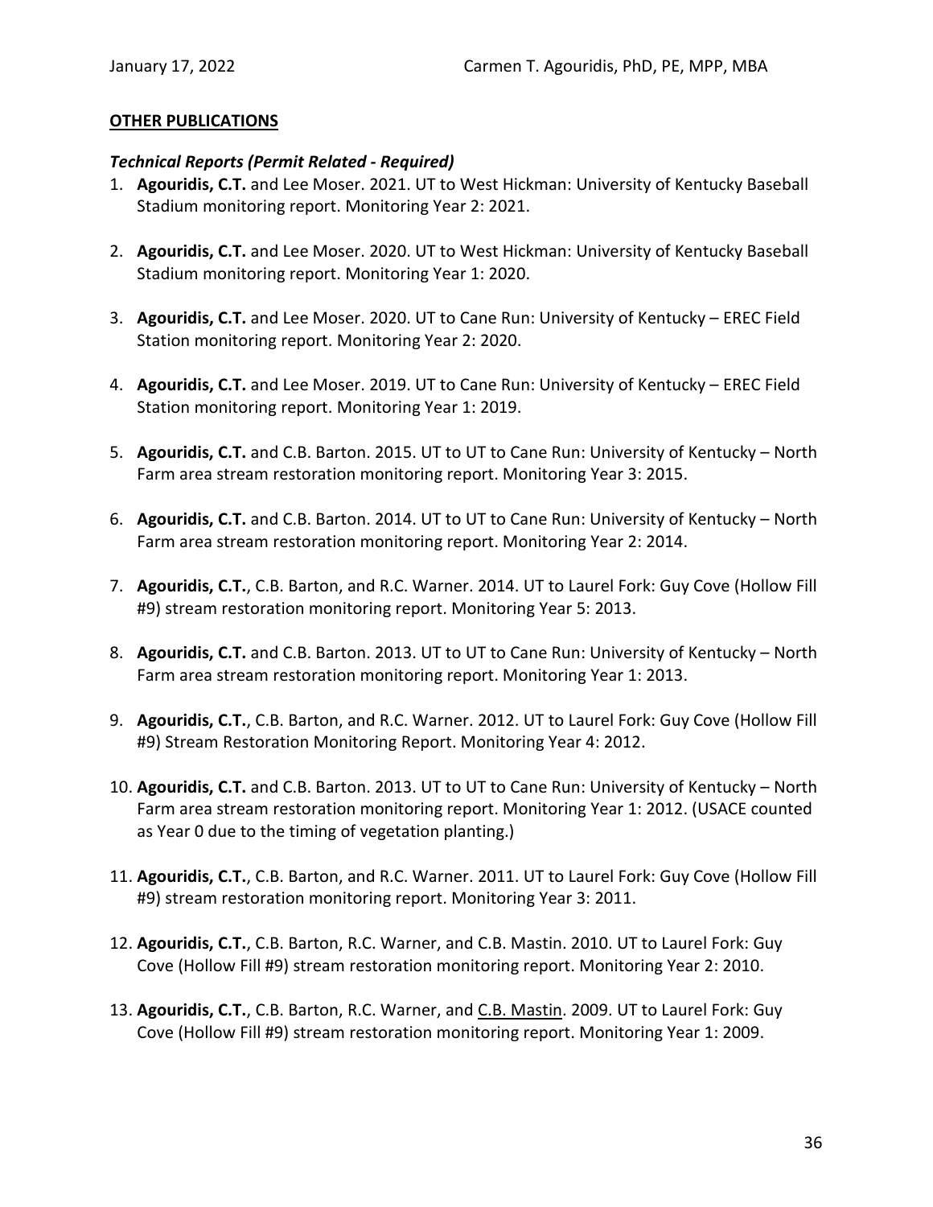**OTHER PUBLICATIONS**

***Technical Reports (Permit Related - Required)***

1. **Agouridis, C.T.** and Lee Moser. 2021. UT to West Hickman: University of Kentucky Baseball Stadium monitoring report. Monitoring Year 2: 2021.

2. **Agouridis, C.T.** and Lee Moser. 2020. UT to West Hickman: University of Kentucky Baseball Stadium monitoring report. Monitoring Year 1: 2020.

3. **Agouridis, C.T.** and Lee Moser. 2020. UT to Cane Run: University of Kentucky – EREC Field Station monitoring report. Monitoring Year 2: 2020.

4. **Agouridis, C.T.** and Lee Moser. 2019. UT to Cane Run: University of Kentucky – EREC Field Station monitoring report. Monitoring Year 1: 2019.

5. **Agouridis, C.T.** and C.B. Barton. 2015. UT to UT to Cane Run: University of Kentucky – North Farm area stream restoration monitoring report. Monitoring Year 3: 2015.

6. **Agouridis, C.T.** and C.B. Barton. 2014. UT to UT to Cane Run: University of Kentucky – North Farm area stream restoration monitoring report. Monitoring Year 2: 2014.

7. **Agouridis, C.T.**, C.B. Barton, and R.C. Warner. 2014. UT to Laurel Fork: Guy Cove (Hollow Fill #9) stream restoration monitoring report. Monitoring Year 5: 2013.

8. **Agouridis, C.T.** and C.B. Barton. 2013. UT to UT to Cane Run: University of Kentucky – North Farm area stream restoration monitoring report. Monitoring Year 1: 2013.

9. **Agouridis, C.T.**, C.B. Barton, and R.C. Warner. 2012. UT to Laurel Fork: Guy Cove (Hollow Fill #9) Stream Restoration Monitoring Report. Monitoring Year 4: 2012.

10. **Agouridis, C.T.** and C.B. Barton. 2013. UT to UT to Cane Run: University of Kentucky – North Farm area stream restoration monitoring report. Monitoring Year 1: 2012. (USACE counted as Year 0 due to the timing of vegetation planting.)

11. **Agouridis, C.T.**, C.B. Barton, and R.C. Warner. 2011. UT to Laurel Fork: Guy Cove (Hollow Fill #9) stream restoration monitoring report. Monitoring Year 3: 2011.

12. **Agouridis, C.T.**, C.B. Barton, R.C. Warner, and C.B. Mastin. 2010. UT to Laurel Fork: Guy Cove (Hollow Fill #9) stream restoration monitoring report. Monitoring Year 2: 2010.

13. **Agouridis, C.T.**, C.B. Barton, R.C. Warner, and <u>C.B. Mastin</u>. 2009. UT to Laurel Fork: Guy Cove (Hollow Fill #9) stream restoration monitoring report. Monitoring Year 1: 2009.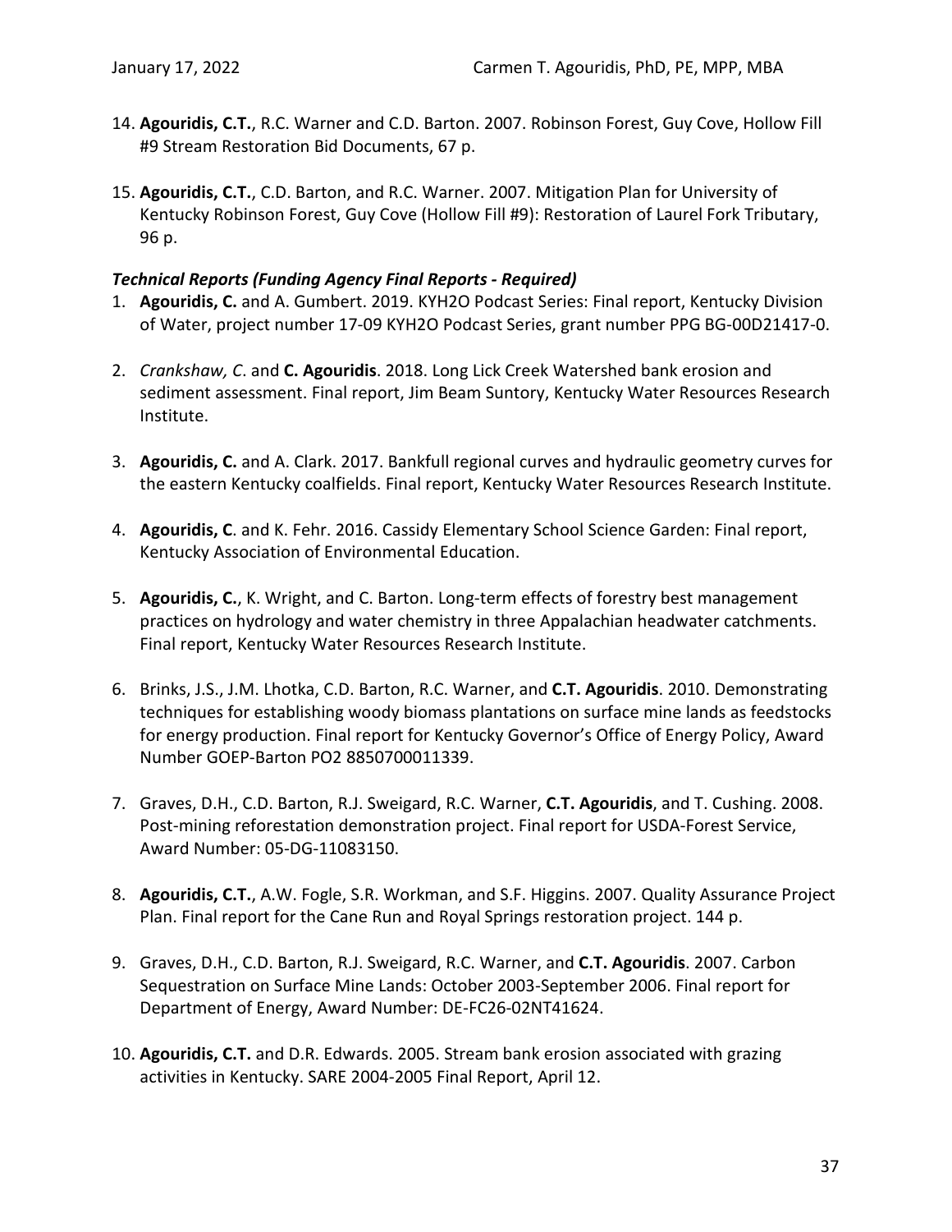14. **Agouridis, C.T.**, R.C. Warner and C.D. Barton. 2007. Robinson Forest, Guy Cove, Hollow Fill #9 Stream Restoration Bid Documents, 67 p.

15. **Agouridis, C.T.**, C.D. Barton, and R.C. Warner. 2007. Mitigation Plan for University of Kentucky Robinson Forest, Guy Cove (Hollow Fill #9): Restoration of Laurel Fork Tributary, 96 p.

***Technical Reports (Funding Agency Final Reports - Required)***

1. **Agouridis, C.** and A. Gumbert. 2019. KYH2O Podcast Series: Final report, Kentucky Division of Water, project number 17-09 KYH2O Podcast Series, grant number PPG BG-00D21417-0.

2. *Crankshaw, C*. and **C. Agouridis**. 2018. Long Lick Creek Watershed bank erosion and sediment assessment. Final report, Jim Beam Suntory, Kentucky Water Resources Research Institute.

3. **Agouridis, C.** and A. Clark. 2017. Bankfull regional curves and hydraulic geometry curves for the eastern Kentucky coalfields. Final report, Kentucky Water Resources Research Institute.

4. **Agouridis, C**. and K. Fehr. 2016. Cassidy Elementary School Science Garden: Final report, Kentucky Association of Environmental Education.

5. **Agouridis, C.**, K. Wright, and C. Barton. Long-term effects of forestry best management practices on hydrology and water chemistry in three Appalachian headwater catchments. Final report, Kentucky Water Resources Research Institute.

6. Brinks, J.S., J.M. Lhotka, C.D. Barton, R.C. Warner, and **C.T. Agouridis**. 2010. Demonstrating techniques for establishing woody biomass plantations on surface mine lands as feedstocks for energy production. Final report for Kentucky Governor's Office of Energy Policy, Award Number GOEP-Barton PO2 8850700011339.

7. Graves, D.H., C.D. Barton, R.J. Sweigard, R.C. Warner, **C.T. Agouridis**, and T. Cushing. 2008. Post-mining reforestation demonstration project. Final report for USDA-Forest Service, Award Number: 05-DG-11083150.

8. **Agouridis, C.T.**, A.W. Fogle, S.R. Workman, and S.F. Higgins. 2007. Quality Assurance Project Plan. Final report for the Cane Run and Royal Springs restoration project. 144 p.

9. Graves, D.H., C.D. Barton, R.J. Sweigard, R.C. Warner, and **C.T. Agouridis**. 2007. Carbon Sequestration on Surface Mine Lands: October 2003-September 2006. Final report for Department of Energy, Award Number: DE-FC26-02NT41624.

10. **Agouridis, C.T.** and D.R. Edwards. 2005. Stream bank erosion associated with grazing activities in Kentucky. SARE 2004-2005 Final Report, April 12.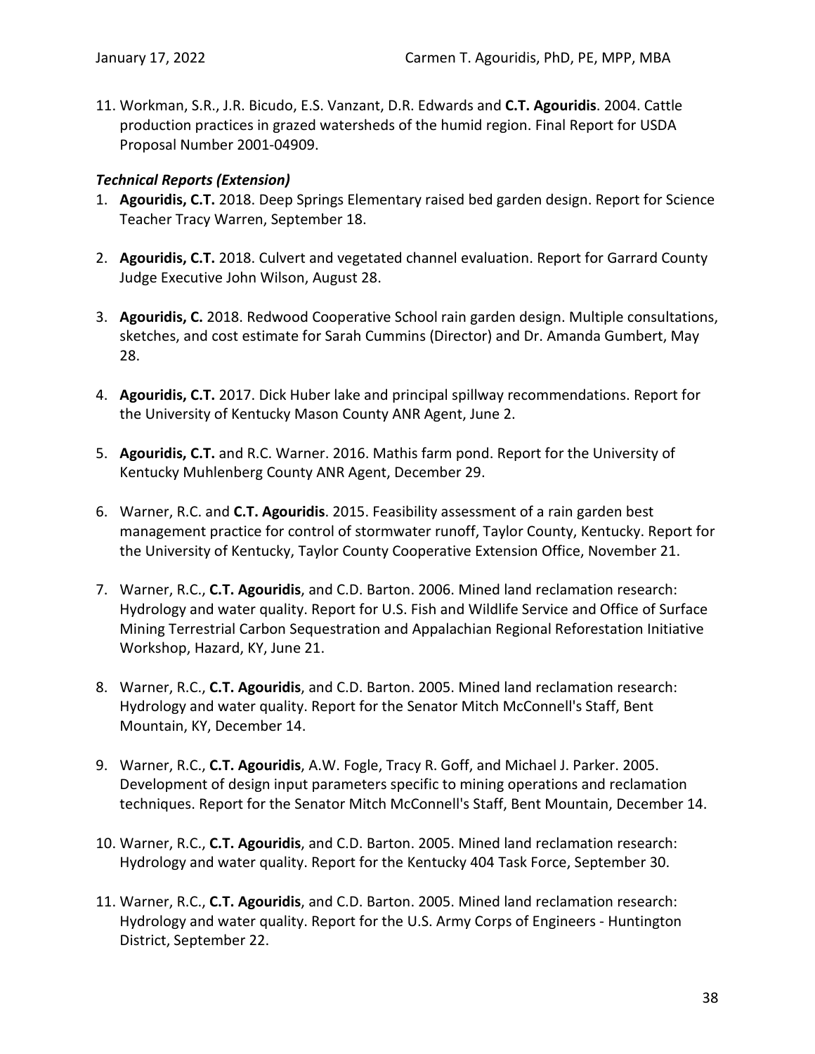11. Workman, S.R., J.R. Bicudo, E.S. Vanzant, D.R. Edwards and **C.T. Agouridis**. 2004. Cattle production practices in grazed watersheds of the humid region. Final Report for USDA Proposal Number 2001-04909.

***Technical Reports (Extension)***

1. **Agouridis, C.T.** 2018. Deep Springs Elementary raised bed garden design. Report for Science Teacher Tracy Warren, September 18.

2. **Agouridis, C.T.** 2018. Culvert and vegetated channel evaluation. Report for Garrard County Judge Executive John Wilson, August 28.

3. **Agouridis, C.** 2018. Redwood Cooperative School rain garden design. Multiple consultations, sketches, and cost estimate for Sarah Cummins (Director) and Dr. Amanda Gumbert, May 28.

4. **Agouridis, C.T.** 2017. Dick Huber lake and principal spillway recommendations. Report for the University of Kentucky Mason County ANR Agent, June 2.

5. **Agouridis, C.T.** and R.C. Warner. 2016. Mathis farm pond. Report for the University of Kentucky Muhlenberg County ANR Agent, December 29.

6. Warner, R.C. and **C.T. Agouridis**. 2015. Feasibility assessment of a rain garden best management practice for control of stormwater runoff, Taylor County, Kentucky. Report for the University of Kentucky, Taylor County Cooperative Extension Office, November 21.

7. Warner, R.C., **C.T. Agouridis**, and C.D. Barton. 2006. Mined land reclamation research: Hydrology and water quality. Report for U.S. Fish and Wildlife Service and Office of Surface Mining Terrestrial Carbon Sequestration and Appalachian Regional Reforestation Initiative Workshop, Hazard, KY, June 21.

8. Warner, R.C., **C.T. Agouridis**, and C.D. Barton. 2005. Mined land reclamation research: Hydrology and water quality. Report for the Senator Mitch McConnell's Staff, Bent Mountain, KY, December 14.

9. Warner, R.C., **C.T. Agouridis**, A.W. Fogle, Tracy R. Goff, and Michael J. Parker. 2005. Development of design input parameters specific to mining operations and reclamation techniques. Report for the Senator Mitch McConnell's Staff, Bent Mountain, December 14.

10. Warner, R.C., **C.T. Agouridis**, and C.D. Barton. 2005. Mined land reclamation research: Hydrology and water quality. Report for the Kentucky 404 Task Force, September 30.

11. Warner, R.C., **C.T. Agouridis**, and C.D. Barton. 2005. Mined land reclamation research: Hydrology and water quality. Report for the U.S. Army Corps of Engineers - Huntington District, September 22.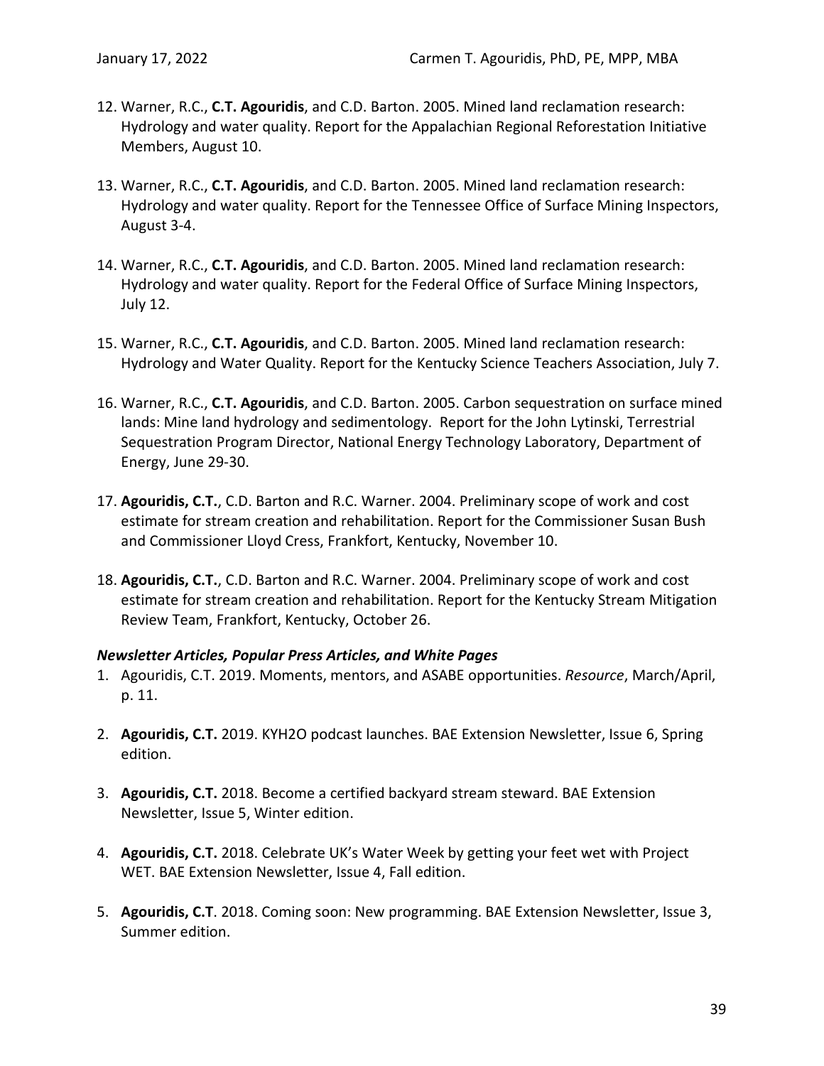12. Warner, R.C., **C.T. Agouridis**, and C.D. Barton. 2005. Mined land reclamation research: Hydrology and water quality. Report for the Appalachian Regional Reforestation Initiative Members, August 10.

13. Warner, R.C., **C.T. Agouridis**, and C.D. Barton. 2005. Mined land reclamation research: Hydrology and water quality. Report for the Tennessee Office of Surface Mining Inspectors, August 3-4.

14. Warner, R.C., **C.T. Agouridis**, and C.D. Barton. 2005. Mined land reclamation research: Hydrology and water quality. Report for the Federal Office of Surface Mining Inspectors, July 12.

15. Warner, R.C., **C.T. Agouridis**, and C.D. Barton. 2005. Mined land reclamation research: Hydrology and Water Quality. Report for the Kentucky Science Teachers Association, July 7.

16. Warner, R.C., **C.T. Agouridis**, and C.D. Barton. 2005. Carbon sequestration on surface mined lands: Mine land hydrology and sedimentology. Report for the John Lytinski, Terrestrial Sequestration Program Director, National Energy Technology Laboratory, Department of Energy, June 29-30.

17. **Agouridis, C.T.**, C.D. Barton and R.C. Warner. 2004. Preliminary scope of work and cost estimate for stream creation and rehabilitation. Report for the Commissioner Susan Bush and Commissioner Lloyd Cress, Frankfort, Kentucky, November 10.

18. **Agouridis, C.T.**, C.D. Barton and R.C. Warner. 2004. Preliminary scope of work and cost estimate for stream creation and rehabilitation. Report for the Kentucky Stream Mitigation Review Team, Frankfort, Kentucky, October 26.

***Newsletter Articles, Popular Press Articles, and White Pages***

1. Agouridis, C.T. 2019. Moments, mentors, and ASABE opportunities. *Resource*, March/April, p. 11.

2. **Agouridis, C.T.** 2019. KYH2O podcast launches. BAE Extension Newsletter, Issue 6, Spring edition.

3. **Agouridis, C.T.** 2018. Become a certified backyard stream steward. BAE Extension Newsletter, Issue 5, Winter edition.

4. **Agouridis, C.T.** 2018. Celebrate UK's Water Week by getting your feet wet with Project WET. BAE Extension Newsletter, Issue 4, Fall edition.

5. **Agouridis, C.T**. 2018. Coming soon: New programming. BAE Extension Newsletter, Issue 3, Summer edition.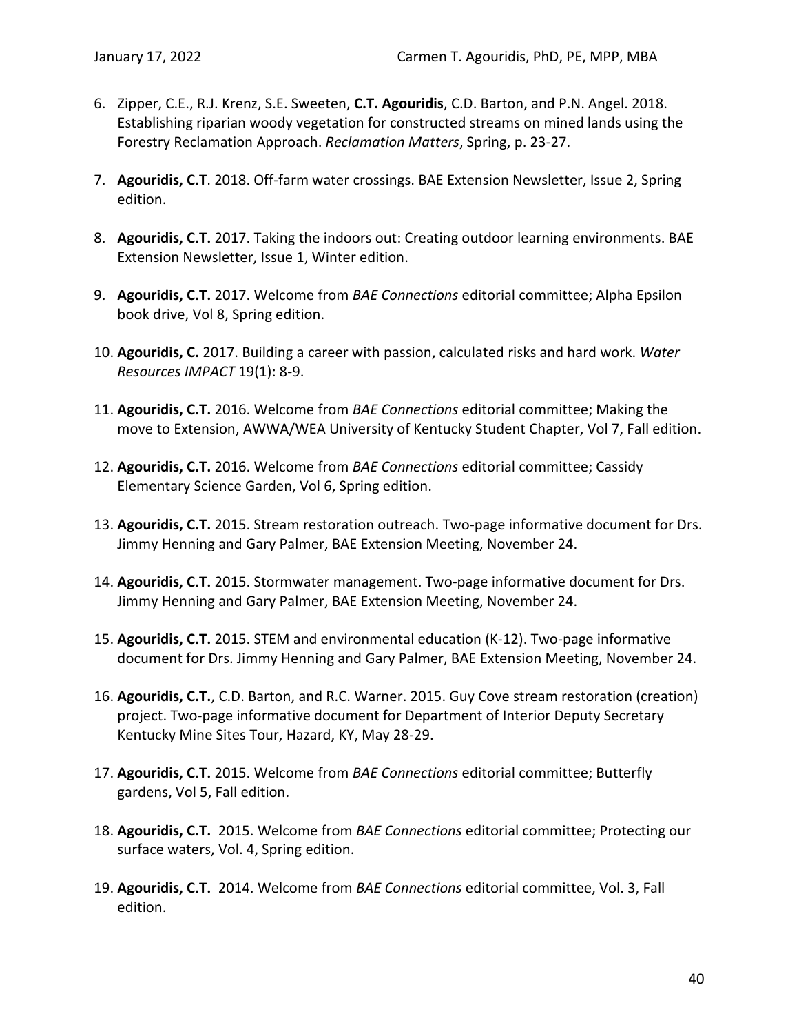6. Zipper, C.E., R.J. Krenz, S.E. Sweeten, **C.T. Agouridis**, C.D. Barton, and P.N. Angel. 2018. Establishing riparian woody vegetation for constructed streams on mined lands using the Forestry Reclamation Approach. *Reclamation Matters*, Spring, p. 23-27.

7. **Agouridis, C.T**. 2018. Off-farm water crossings. BAE Extension Newsletter, Issue 2, Spring edition.

8. **Agouridis, C.T.** 2017. Taking the indoors out: Creating outdoor learning environments. BAE Extension Newsletter, Issue 1, Winter edition.

9. **Agouridis, C.T.** 2017. Welcome from *BAE Connections* editorial committee; Alpha Epsilon book drive, Vol 8, Spring edition.

10. **Agouridis, C.** 2017. Building a career with passion, calculated risks and hard work. *Water Resources IMPACT* 19(1): 8-9.

11. **Agouridis, C.T.** 2016. Welcome from *BAE Connections* editorial committee; Making the move to Extension, AWWA/WEA University of Kentucky Student Chapter, Vol 7, Fall edition.

12. **Agouridis, C.T.** 2016. Welcome from *BAE Connections* editorial committee; Cassidy Elementary Science Garden, Vol 6, Spring edition.

13. **Agouridis, C.T.** 2015. Stream restoration outreach. Two-page informative document for Drs. Jimmy Henning and Gary Palmer, BAE Extension Meeting, November 24.

14. **Agouridis, C.T.** 2015. Stormwater management. Two-page informative document for Drs. Jimmy Henning and Gary Palmer, BAE Extension Meeting, November 24.

15. **Agouridis, C.T.** 2015. STEM and environmental education (K-12). Two-page informative document for Drs. Jimmy Henning and Gary Palmer, BAE Extension Meeting, November 24.

16. **Agouridis, C.T.**, C.D. Barton, and R.C. Warner. 2015. Guy Cove stream restoration (creation) project. Two-page informative document for Department of Interior Deputy Secretary Kentucky Mine Sites Tour, Hazard, KY, May 28-29.

17. **Agouridis, C.T.** 2015. Welcome from *BAE Connections* editorial committee; Butterfly gardens, Vol 5, Fall edition.

18. **Agouridis, C.T.** 2015. Welcome from *BAE Connections* editorial committee; Protecting our surface waters, Vol. 4, Spring edition.

19. **Agouridis, C.T.** 2014. Welcome from *BAE Connections* editorial committee, Vol. 3, Fall edition.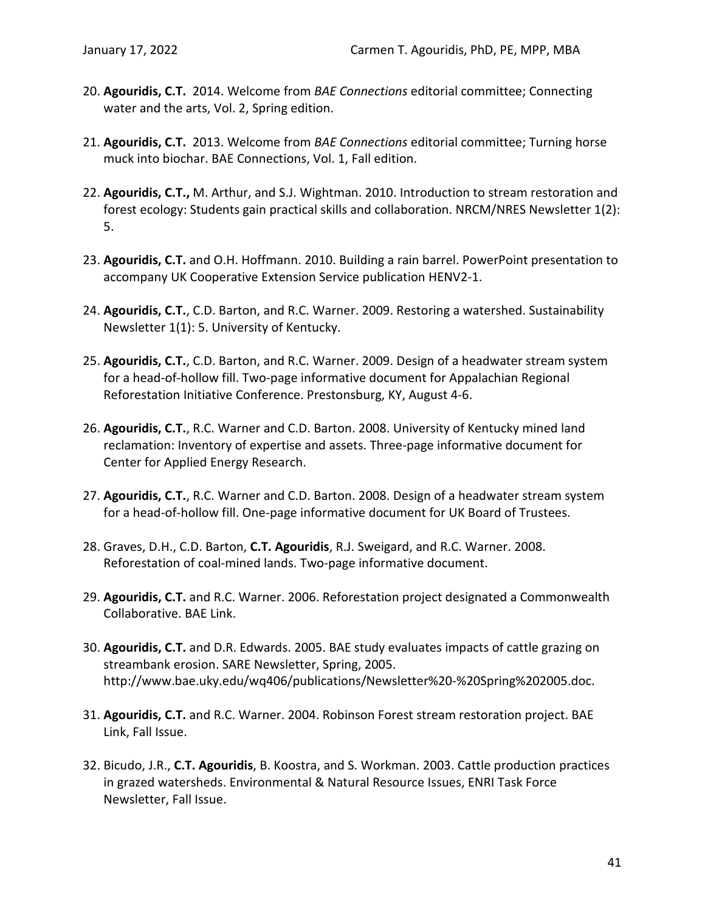20. **Agouridis, C.T.** 2014. Welcome from *BAE Connections* editorial committee; Connecting water and the arts, Vol. 2, Spring edition.

21. **Agouridis, C.T.** 2013. Welcome from *BAE Connections* editorial committee; Turning horse muck into biochar. BAE Connections, Vol. 1, Fall edition.

22. **Agouridis, C.T.,** M. Arthur, and S.J. Wightman. 2010. Introduction to stream restoration and forest ecology: Students gain practical skills and collaboration. NRCM/NRES Newsletter 1(2): 5.

23. **Agouridis, C.T.** and O.H. Hoffmann. 2010. Building a rain barrel. PowerPoint presentation to accompany UK Cooperative Extension Service publication HENV2-1.

24. **Agouridis, C.T.**, C.D. Barton, and R.C. Warner. 2009. Restoring a watershed. Sustainability Newsletter 1(1): 5. University of Kentucky.

25. **Agouridis, C.T.**, C.D. Barton, and R.C. Warner. 2009. Design of a headwater stream system for a head-of-hollow fill. Two-page informative document for Appalachian Regional Reforestation Initiative Conference. Prestonsburg, KY, August 4-6.

26. **Agouridis, C.T.**, R.C. Warner and C.D. Barton. 2008. University of Kentucky mined land reclamation: Inventory of expertise and assets. Three-page informative document for Center for Applied Energy Research.

27. **Agouridis, C.T.**, R.C. Warner and C.D. Barton. 2008. Design of a headwater stream system for a head-of-hollow fill. One-page informative document for UK Board of Trustees.

28. Graves, D.H., C.D. Barton, **C.T. Agouridis**, R.J. Sweigard, and R.C. Warner. 2008. Reforestation of coal-mined lands. Two-page informative document.

29. **Agouridis, C.T.** and R.C. Warner. 2006. Reforestation project designated a Commonwealth Collaborative. BAE Link.

30. **Agouridis, C.T.** and D.R. Edwards. 2005. BAE study evaluates impacts of cattle grazing on streambank erosion. SARE Newsletter, Spring, 2005. http://www.bae.uky.edu/wq406/publications/Newsletter%20-%20Spring%202005.doc.

31. **Agouridis, C.T.** and R.C. Warner. 2004. Robinson Forest stream restoration project. BAE Link, Fall Issue.

32. Bicudo, J.R., **C.T. Agouridis**, B. Koostra, and S. Workman. 2003. Cattle production practices in grazed watersheds. Environmental & Natural Resource Issues, ENRI Task Force Newsletter, Fall Issue.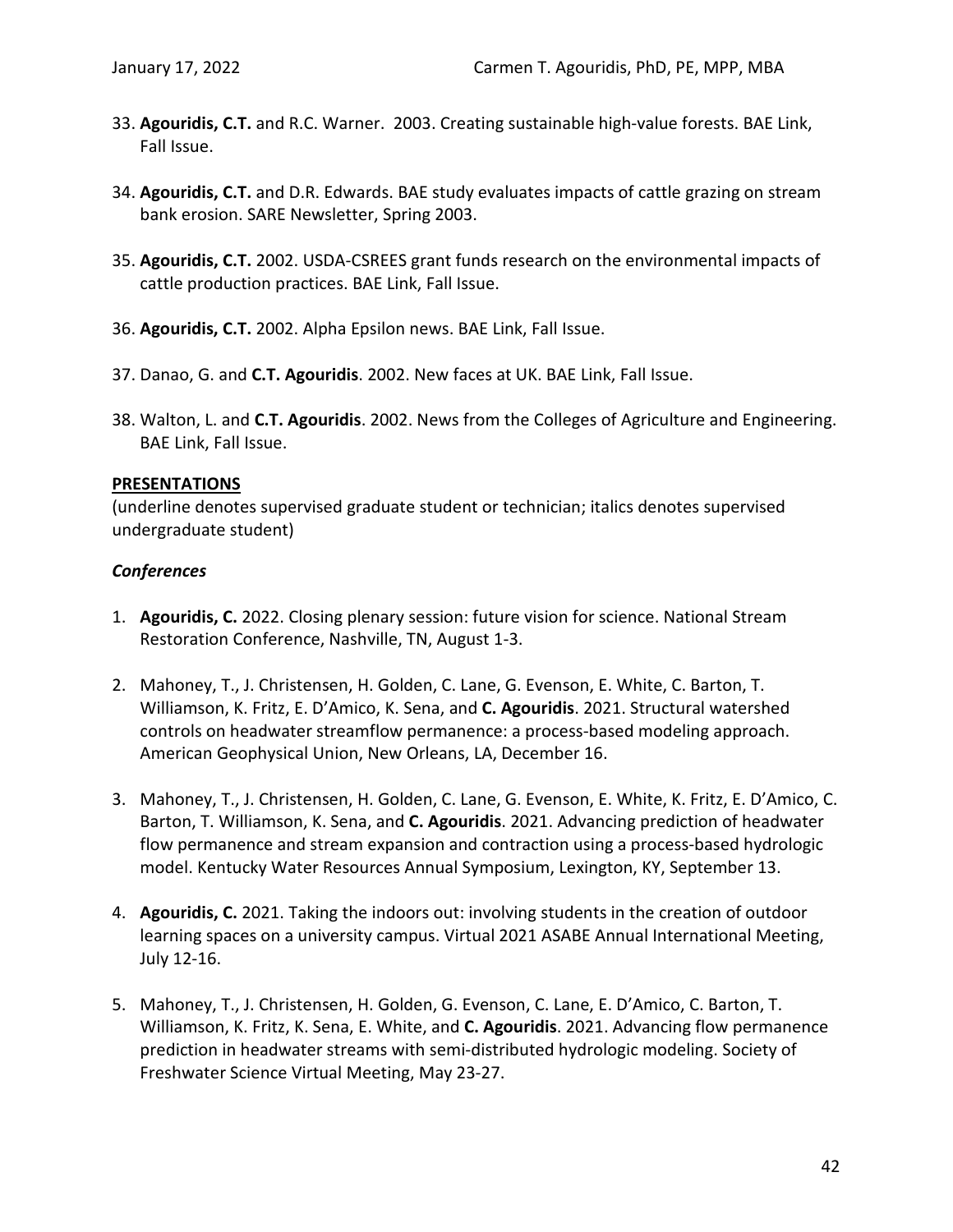33. **Agouridis, C.T.** and R.C. Warner. 2003. Creating sustainable high-value forests. BAE Link, Fall Issue.

34. **Agouridis, C.T.** and D.R. Edwards. BAE study evaluates impacts of cattle grazing on stream bank erosion. SARE Newsletter, Spring 2003.

35. **Agouridis, C.T.** 2002. USDA-CSREES grant funds research on the environmental impacts of cattle production practices. BAE Link, Fall Issue.

36. **Agouridis, C.T.** 2002. Alpha Epsilon news. BAE Link, Fall Issue.

37. Danao, G. and **C.T. Agouridis**. 2002. New faces at UK. BAE Link, Fall Issue.

38. Walton, L. and **C.T. Agouridis**. 2002. News from the Colleges of Agriculture and Engineering. BAE Link, Fall Issue.

## PRESENTATIONS

(underline denotes supervised graduate student or technician; italics denotes supervised undergraduate student)

### *Conferences*

1. **Agouridis, C.** 2022. Closing plenary session: future vision for science. National Stream Restoration Conference, Nashville, TN, August 1-3.

2. Mahoney, T., J. Christensen, H. Golden, C. Lane, G. Evenson, E. White, C. Barton, T. Williamson, K. Fritz, E. D'Amico, K. Sena, and **C. Agouridis**. 2021. Structural watershed controls on headwater streamflow permanence: a process-based modeling approach. American Geophysical Union, New Orleans, LA, December 16.

3. Mahoney, T., J. Christensen, H. Golden, C. Lane, G. Evenson, E. White, K. Fritz, E. D'Amico, C. Barton, T. Williamson, K. Sena, and **C. Agouridis**. 2021. Advancing prediction of headwater flow permanence and stream expansion and contraction using a process-based hydrologic model. Kentucky Water Resources Annual Symposium, Lexington, KY, September 13.

4. **Agouridis, C.** 2021. Taking the indoors out: involving students in the creation of outdoor learning spaces on a university campus. Virtual 2021 ASABE Annual International Meeting, July 12-16.

5. Mahoney, T., J. Christensen, H. Golden, G. Evenson, C. Lane, E. D'Amico, C. Barton, T. Williamson, K. Fritz, K. Sena, E. White, and **C. Agouridis**. 2021. Advancing flow permanence prediction in headwater streams with semi-distributed hydrologic modeling. Society of Freshwater Science Virtual Meeting, May 23-27.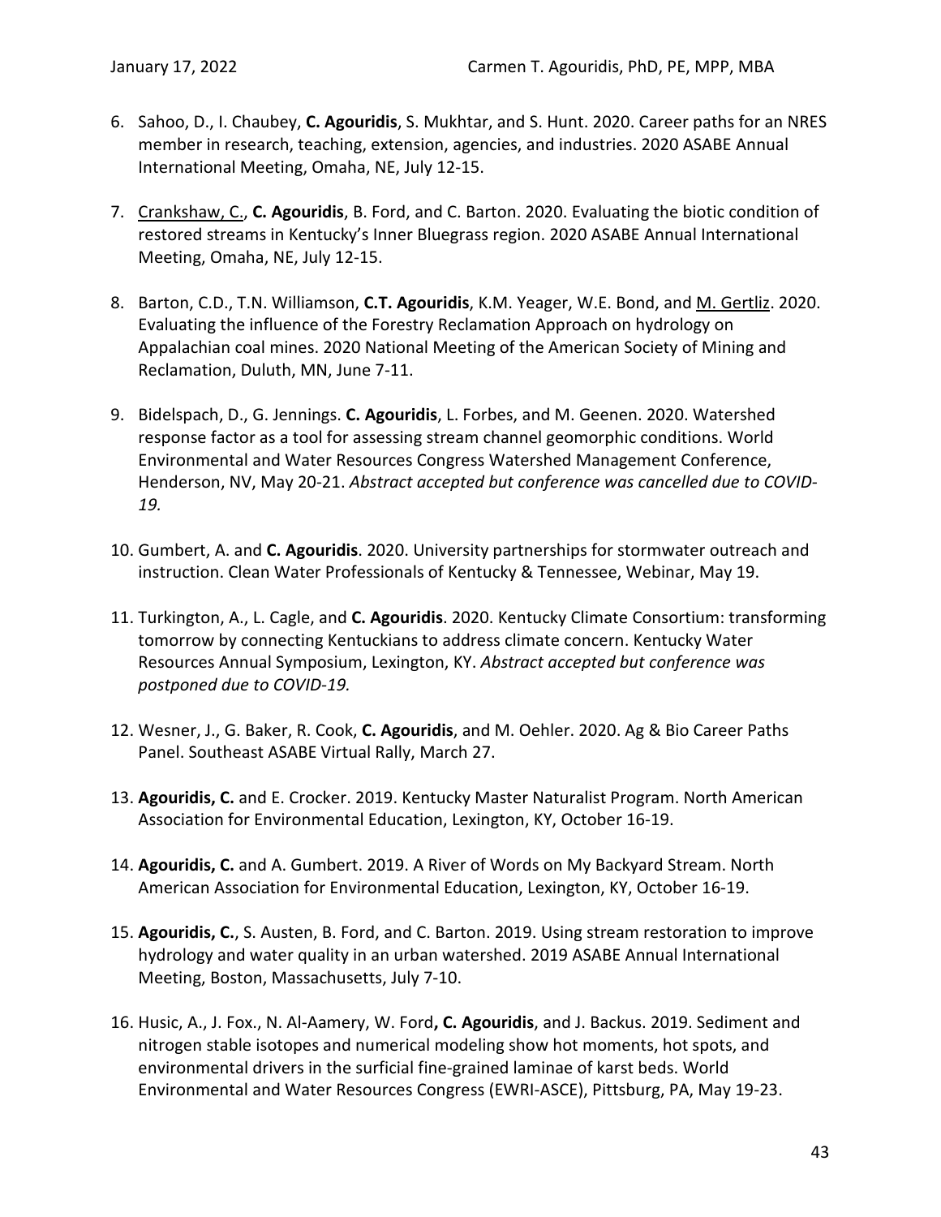6. Sahoo, D., I. Chaubey, **C. Agouridis**, S. Mukhtar, and S. Hunt. 2020. Career paths for an NRES member in research, teaching, extension, agencies, and industries. 2020 ASABE Annual International Meeting, Omaha, NE, July 12-15.

7. Crankshaw, C., **C. Agouridis**, B. Ford, and C. Barton. 2020. Evaluating the biotic condition of restored streams in Kentucky's Inner Bluegrass region. 2020 ASABE Annual International Meeting, Omaha, NE, July 12-15.

8. Barton, C.D., T.N. Williamson, **C.T. Agouridis**, K.M. Yeager, W.E. Bond, and M. Gertliz. 2020. Evaluating the influence of the Forestry Reclamation Approach on hydrology on Appalachian coal mines. 2020 National Meeting of the American Society of Mining and Reclamation, Duluth, MN, June 7-11.

9. Bidelspach, D., G. Jennings. **C. Agouridis**, L. Forbes, and M. Geenen. 2020. Watershed response factor as a tool for assessing stream channel geomorphic conditions. World Environmental and Water Resources Congress Watershed Management Conference, Henderson, NV, May 20-21. *Abstract accepted but conference was cancelled due to COVID-19.*

10. Gumbert, A. and **C. Agouridis**. 2020. University partnerships for stormwater outreach and instruction. Clean Water Professionals of Kentucky & Tennessee, Webinar, May 19.

11. Turkington, A., L. Cagle, and **C. Agouridis**. 2020. Kentucky Climate Consortium: transforming tomorrow by connecting Kentuckians to address climate concern. Kentucky Water Resources Annual Symposium, Lexington, KY. *Abstract accepted but conference was postponed due to COVID-19.*

12. Wesner, J., G. Baker, R. Cook, **C. Agouridis**, and M. Oehler. 2020. Ag & Bio Career Paths Panel. Southeast ASABE Virtual Rally, March 27.

13. **Agouridis, C.** and E. Crocker. 2019. Kentucky Master Naturalist Program. North American Association for Environmental Education, Lexington, KY, October 16-19.

14. **Agouridis, C.** and A. Gumbert. 2019. A River of Words on My Backyard Stream. North American Association for Environmental Education, Lexington, KY, October 16-19.

15. **Agouridis, C.**, S. Austen, B. Ford, and C. Barton. 2019. Using stream restoration to improve hydrology and water quality in an urban watershed. 2019 ASABE Annual International Meeting, Boston, Massachusetts, July 7-10.

16. Husic, A., J. Fox., N. Al-Aamery, W. Ford**, C. Agouridis**, and J. Backus. 2019. Sediment and nitrogen stable isotopes and numerical modeling show hot moments, hot spots, and environmental drivers in the surficial fine-grained laminae of karst beds. World Environmental and Water Resources Congress (EWRI-ASCE), Pittsburg, PA, May 19-23.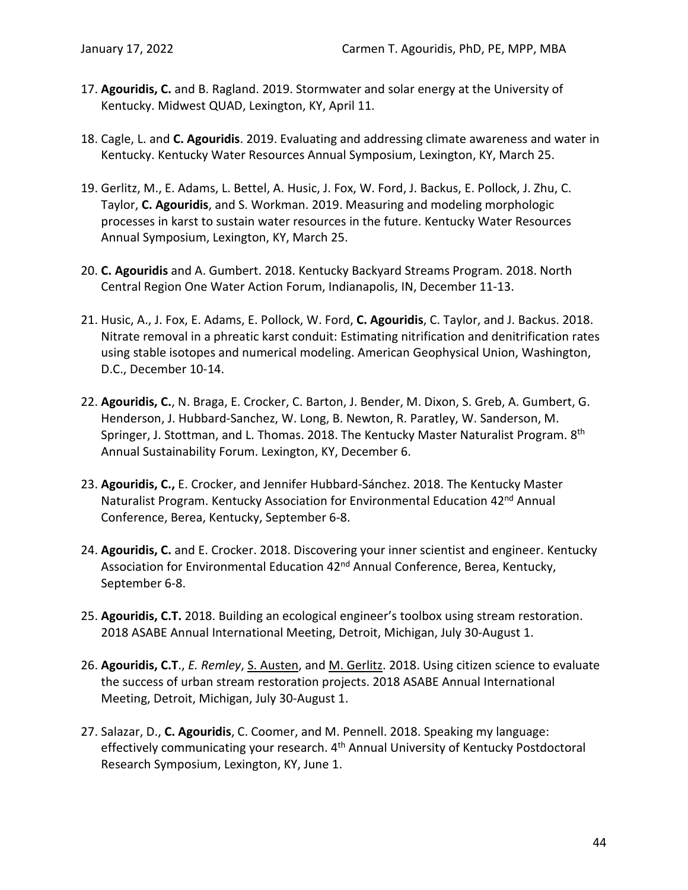17. **Agouridis, C.** and B. Ragland. 2019. Stormwater and solar energy at the University of Kentucky. Midwest QUAD, Lexington, KY, April 11.

18. Cagle, L. and **C. Agouridis**. 2019. Evaluating and addressing climate awareness and water in Kentucky. Kentucky Water Resources Annual Symposium, Lexington, KY, March 25.

19. Gerlitz, M., E. Adams, L. Bettel, A. Husic, J. Fox, W. Ford, J. Backus, E. Pollock, J. Zhu, C. Taylor, **C. Agouridis**, and S. Workman. 2019. Measuring and modeling morphologic processes in karst to sustain water resources in the future. Kentucky Water Resources Annual Symposium, Lexington, KY, March 25.

20. **C. Agouridis** and A. Gumbert. 2018. Kentucky Backyard Streams Program. 2018. North Central Region One Water Action Forum, Indianapolis, IN, December 11-13.

21. Husic, A., J. Fox, E. Adams, E. Pollock, W. Ford, **C. Agouridis**, C. Taylor, and J. Backus. 2018. Nitrate removal in a phreatic karst conduit: Estimating nitrification and denitrification rates using stable isotopes and numerical modeling. American Geophysical Union, Washington, D.C., December 10-14.

22. **Agouridis, C.**, N. Braga, E. Crocker, C. Barton, J. Bender, M. Dixon, S. Greb, A. Gumbert, G. Henderson, J. Hubbard-Sanchez, W. Long, B. Newton, R. Paratley, W. Sanderson, M. Springer, J. Stottman, and L. Thomas. 2018. The Kentucky Master Naturalist Program. 8th Annual Sustainability Forum. Lexington, KY, December 6.

23. **Agouridis, C.,** E. Crocker, and Jennifer Hubbard-Sánchez. 2018. The Kentucky Master Naturalist Program. Kentucky Association for Environmental Education 42nd Annual Conference, Berea, Kentucky, September 6-8.

24. **Agouridis, C.** and E. Crocker. 2018. Discovering your inner scientist and engineer. Kentucky Association for Environmental Education 42nd Annual Conference, Berea, Kentucky, September 6-8.

25. **Agouridis, C.T.** 2018. Building an ecological engineer's toolbox using stream restoration. 2018 ASABE Annual International Meeting, Detroit, Michigan, July 30-August 1.

26. **Agouridis, C.T**., *E. Remley*, S. Austen, and M. Gerlitz. 2018. Using citizen science to evaluate the success of urban stream restoration projects. 2018 ASABE Annual International Meeting, Detroit, Michigan, July 30-August 1.

27. Salazar, D., **C. Agouridis**, C. Coomer, and M. Pennell. 2018. Speaking my language: effectively communicating your research. 4th Annual University of Kentucky Postdoctoral Research Symposium, Lexington, KY, June 1.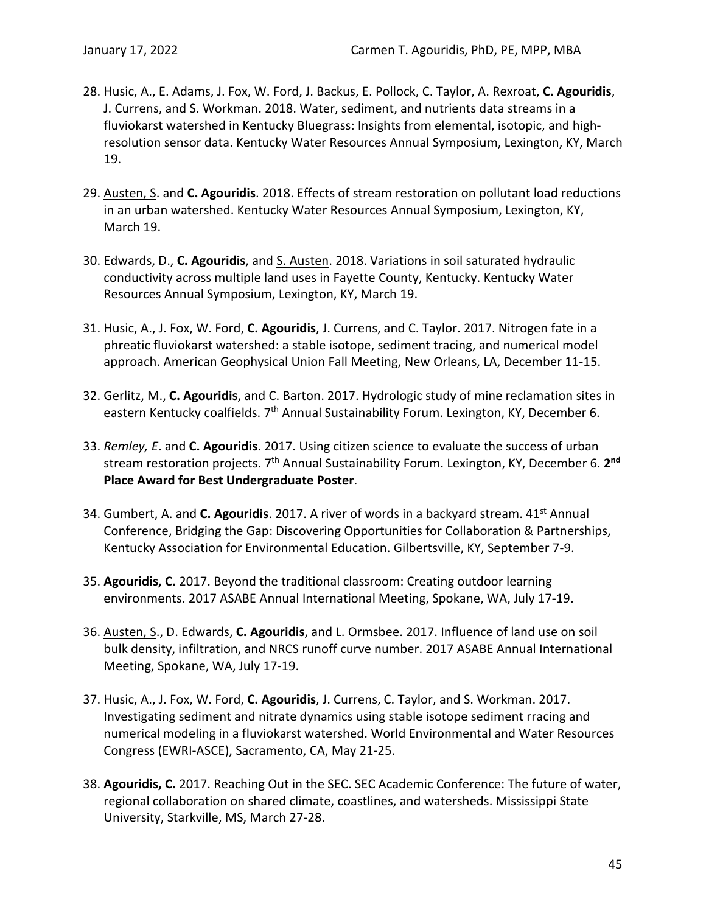28. Husic, A., E. Adams, J. Fox, W. Ford, J. Backus, E. Pollock, C. Taylor, A. Rexroat, **C. Agouridis**, J. Currens, and S. Workman. 2018. Water, sediment, and nutrients data streams in a fluviokarst watershed in Kentucky Bluegrass: Insights from elemental, isotopic, and high-resolution sensor data. Kentucky Water Resources Annual Symposium, Lexington, KY, March 19.

29. <u>Austen, S</u>. and **C. Agouridis**. 2018. Effects of stream restoration on pollutant load reductions in an urban watershed. Kentucky Water Resources Annual Symposium, Lexington, KY, March 19.

30. Edwards, D., **C. Agouridis**, and <u>S. Austen</u>. 2018. Variations in soil saturated hydraulic conductivity across multiple land uses in Fayette County, Kentucky. Kentucky Water Resources Annual Symposium, Lexington, KY, March 19.

31. Husic, A., J. Fox, W. Ford, **C. Agouridis**, J. Currens, and C. Taylor. 2017. Nitrogen fate in a phreatic fluviokarst watershed: a stable isotope, sediment tracing, and numerical model approach. American Geophysical Union Fall Meeting, New Orleans, LA, December 11-15.

32. <u>Gerlitz, M.</u>, **C. Agouridis**, and C. Barton. 2017. Hydrologic study of mine reclamation sites in eastern Kentucky coalfields. 7th Annual Sustainability Forum. Lexington, KY, December 6.

33. *Remley, E*. and **C. Agouridis**. 2017. Using citizen science to evaluate the success of urban stream restoration projects. 7th Annual Sustainability Forum. Lexington, KY, December 6. **2nd Place Award for Best Undergraduate Poster**.

34. Gumbert, A. and **C. Agouridis**. 2017. A river of words in a backyard stream. 41st Annual Conference, Bridging the Gap: Discovering Opportunities for Collaboration & Partnerships, Kentucky Association for Environmental Education. Gilbertsville, KY, September 7-9.

35. **Agouridis, C.** 2017. Beyond the traditional classroom: Creating outdoor learning environments. 2017 ASABE Annual International Meeting, Spokane, WA, July 17-19.

36. <u>Austen, S.</u>, D. Edwards, **C. Agouridis**, and L. Ormsbee. 2017. Influence of land use on soil bulk density, infiltration, and NRCS runoff curve number. 2017 ASABE Annual International Meeting, Spokane, WA, July 17-19.

37. Husic, A., J. Fox, W. Ford, **C. Agouridis**, J. Currens, C. Taylor, and S. Workman. 2017. Investigating sediment and nitrate dynamics using stable isotope sediment rracing and numerical modeling in a fluviokarst watershed. World Environmental and Water Resources Congress (EWRI-ASCE), Sacramento, CA, May 21-25.

38. **Agouridis, C.** 2017. Reaching Out in the SEC. SEC Academic Conference: The future of water, regional collaboration on shared climate, coastlines, and watersheds. Mississippi State University, Starkville, MS, March 27-28.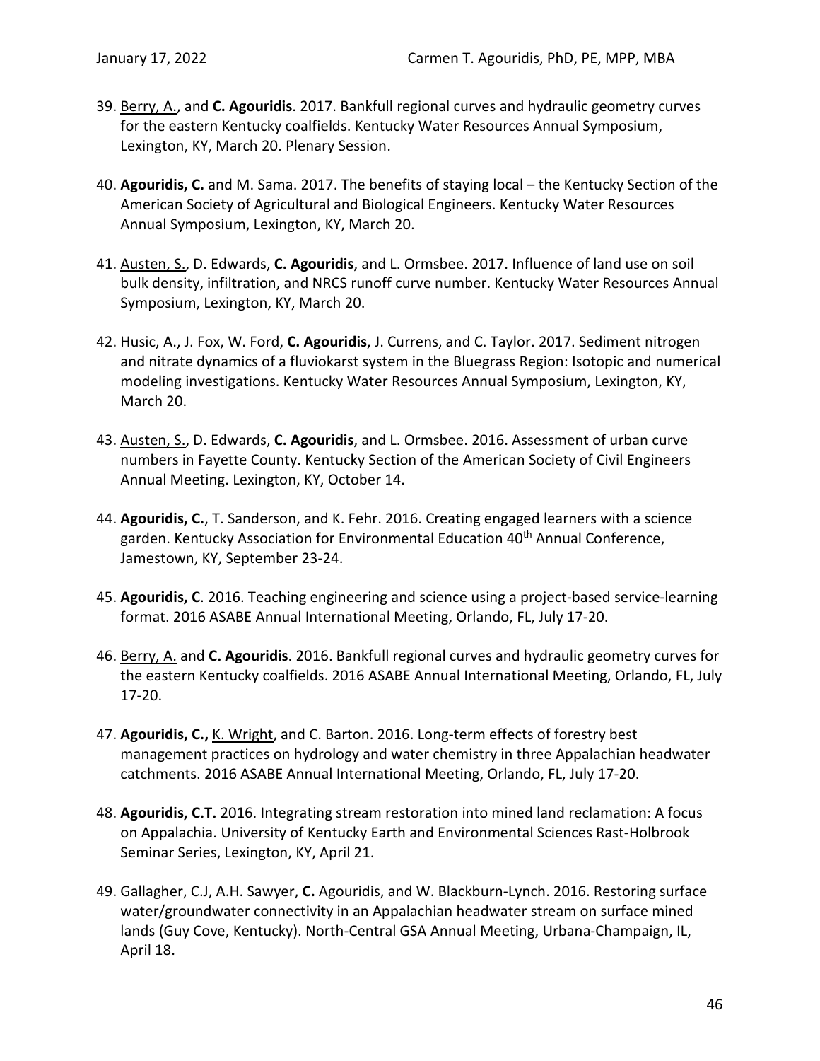39. <u>Berry, A.</u>, and **C. Agouridis**. 2017. Bankfull regional curves and hydraulic geometry curves for the eastern Kentucky coalfields. Kentucky Water Resources Annual Symposium, Lexington, KY, March 20. Plenary Session.

40. **Agouridis, C.** and M. Sama. 2017. The benefits of staying local – the Kentucky Section of the American Society of Agricultural and Biological Engineers. Kentucky Water Resources Annual Symposium, Lexington, KY, March 20.

41. <u>Austen, S.</u>, D. Edwards, **C. Agouridis**, and L. Ormsbee. 2017. Influence of land use on soil bulk density, infiltration, and NRCS runoff curve number. Kentucky Water Resources Annual Symposium, Lexington, KY, March 20.

42. Husic, A., J. Fox, W. Ford, **C. Agouridis**, J. Currens, and C. Taylor. 2017. Sediment nitrogen and nitrate dynamics of a fluviokarst system in the Bluegrass Region: Isotopic and numerical modeling investigations. Kentucky Water Resources Annual Symposium, Lexington, KY, March 20.

43. <u>Austen, S.</u>, D. Edwards, **C. Agouridis**, and L. Ormsbee. 2016. Assessment of urban curve numbers in Fayette County. Kentucky Section of the American Society of Civil Engineers Annual Meeting. Lexington, KY, October 14.

44. **Agouridis, C.**, T. Sanderson, and K. Fehr. 2016. Creating engaged learners with a science garden. Kentucky Association for Environmental Education 40th Annual Conference, Jamestown, KY, September 23-24.

45. **Agouridis, C**. 2016. Teaching engineering and science using a project-based service-learning format. 2016 ASABE Annual International Meeting, Orlando, FL, July 17-20.

46. <u>Berry, A.</u> and **C. Agouridis**. 2016. Bankfull regional curves and hydraulic geometry curves for the eastern Kentucky coalfields. 2016 ASABE Annual International Meeting, Orlando, FL, July 17-20.

47. **Agouridis, C.,** <u>K. Wright</u>, and C. Barton. 2016. Long-term effects of forestry best management practices on hydrology and water chemistry in three Appalachian headwater catchments. 2016 ASABE Annual International Meeting, Orlando, FL, July 17-20.

48. **Agouridis, C.T.** 2016. Integrating stream restoration into mined land reclamation: A focus on Appalachia. University of Kentucky Earth and Environmental Sciences Rast-Holbrook Seminar Series, Lexington, KY, April 21.

49. Gallagher, C.J, A.H. Sawyer, **C.** Agouridis, and W. Blackburn-Lynch. 2016. Restoring surface water/groundwater connectivity in an Appalachian headwater stream on surface mined lands (Guy Cove, Kentucky). North-Central GSA Annual Meeting, Urbana-Champaign, IL, April 18.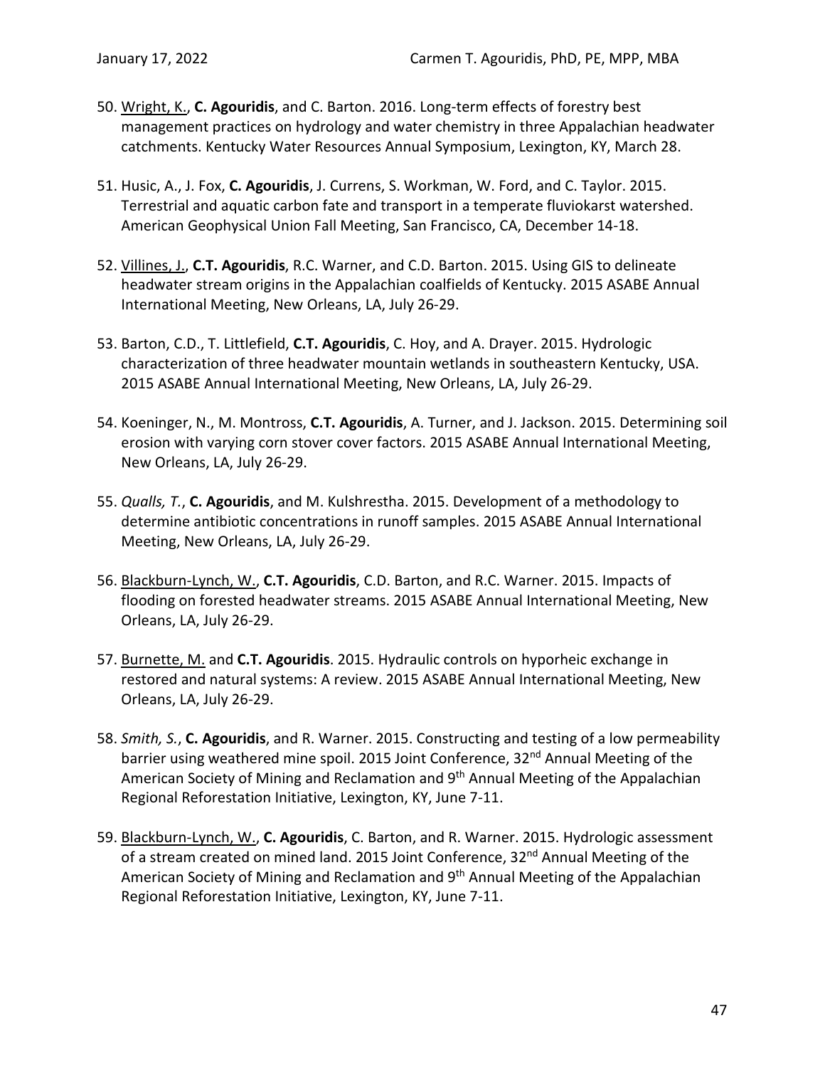50. <u>Wright, K.</u>, **C. Agouridis**, and C. Barton. 2016. Long-term effects of forestry best management practices on hydrology and water chemistry in three Appalachian headwater catchments. Kentucky Water Resources Annual Symposium, Lexington, KY, March 28.

51. Husic, A., J. Fox, **C. Agouridis**, J. Currens, S. Workman, W. Ford, and C. Taylor. 2015. Terrestrial and aquatic carbon fate and transport in a temperate fluviokarst watershed. American Geophysical Union Fall Meeting, San Francisco, CA, December 14-18.

52. <u>Villines, J.</u>, **C.T. Agouridis**, R.C. Warner, and C.D. Barton. 2015. Using GIS to delineate headwater stream origins in the Appalachian coalfields of Kentucky. 2015 ASABE Annual International Meeting, New Orleans, LA, July 26-29.

53. Barton, C.D., T. Littlefield, **C.T. Agouridis**, C. Hoy, and A. Drayer. 2015. Hydrologic characterization of three headwater mountain wetlands in southeastern Kentucky, USA. 2015 ASABE Annual International Meeting, New Orleans, LA, July 26-29.

54. Koeninger, N., M. Montross, **C.T. Agouridis**, A. Turner, and J. Jackson. 2015. Determining soil erosion with varying corn stover cover factors. 2015 ASABE Annual International Meeting, New Orleans, LA, July 26-29.

55. *Qualls, T.*, **C. Agouridis**, and M. Kulshrestha. 2015. Development of a methodology to determine antibiotic concentrations in runoff samples. 2015 ASABE Annual International Meeting, New Orleans, LA, July 26-29.

56. <u>Blackburn-Lynch, W.</u>, **C.T. Agouridis**, C.D. Barton, and R.C. Warner. 2015. Impacts of flooding on forested headwater streams. 2015 ASABE Annual International Meeting, New Orleans, LA, July 26-29.

57. <u>Burnette, M.</u> and **C.T. Agouridis**. 2015. Hydraulic controls on hyporheic exchange in restored and natural systems: A review. 2015 ASABE Annual International Meeting, New Orleans, LA, July 26-29.

58. *Smith, S.*, **C. Agouridis**, and R. Warner. 2015. Constructing and testing of a low permeability barrier using weathered mine spoil. 2015 Joint Conference, 32nd Annual Meeting of the American Society of Mining and Reclamation and 9th Annual Meeting of the Appalachian Regional Reforestation Initiative, Lexington, KY, June 7-11.

59. <u>Blackburn-Lynch, W.</u>, **C. Agouridis**, C. Barton, and R. Warner. 2015. Hydrologic assessment of a stream created on mined land. 2015 Joint Conference, 32nd Annual Meeting of the American Society of Mining and Reclamation and 9th Annual Meeting of the Appalachian Regional Reforestation Initiative, Lexington, KY, June 7-11.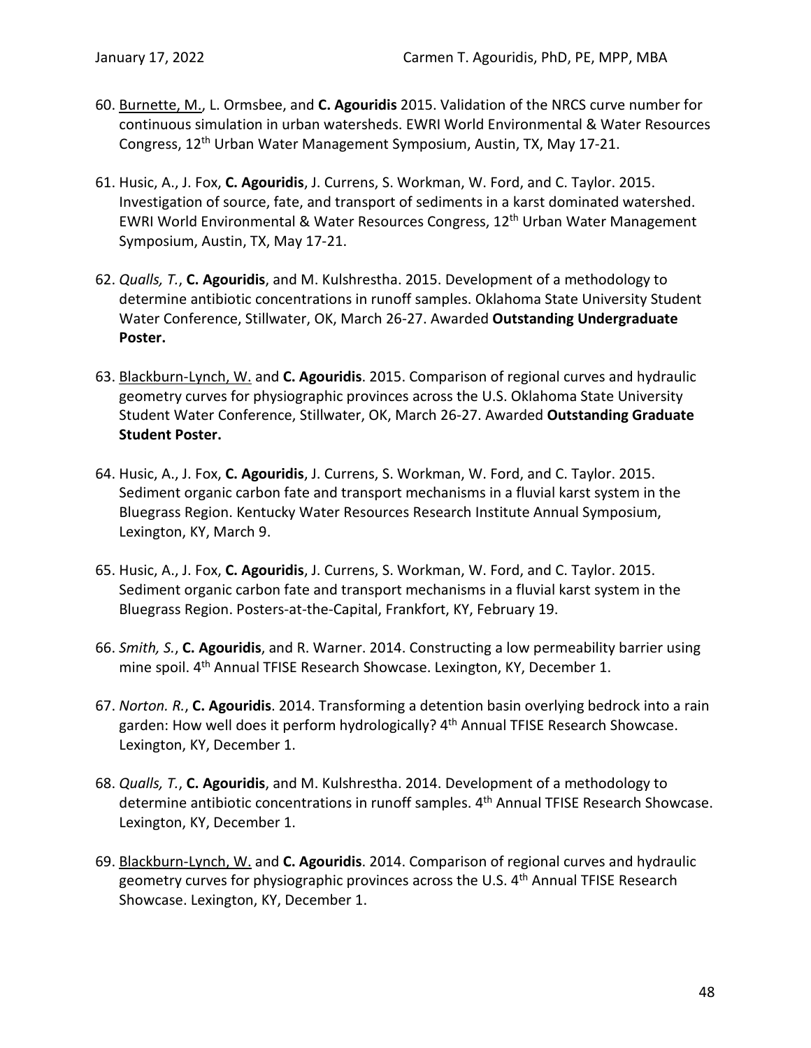60. <u>Burnette, M.</u>, L. Ormsbee, and **C. Agouridis** 2015. Validation of the NRCS curve number for continuous simulation in urban watersheds. EWRI World Environmental & Water Resources Congress, 12th Urban Water Management Symposium, Austin, TX, May 17-21.

61. Husic, A., J. Fox, **C. Agouridis**, J. Currens, S. Workman, W. Ford, and C. Taylor. 2015. Investigation of source, fate, and transport of sediments in a karst dominated watershed. EWRI World Environmental & Water Resources Congress, 12th Urban Water Management Symposium, Austin, TX, May 17-21.

62. *Qualls, T.*, **C. Agouridis**, and M. Kulshrestha. 2015. Development of a methodology to determine antibiotic concentrations in runoff samples. Oklahoma State University Student Water Conference, Stillwater, OK, March 26-27. Awarded **Outstanding Undergraduate Poster.**

63. <u>Blackburn-Lynch, W.</u> and **C. Agouridis**. 2015. Comparison of regional curves and hydraulic geometry curves for physiographic provinces across the U.S. Oklahoma State University Student Water Conference, Stillwater, OK, March 26-27. Awarded **Outstanding Graduate Student Poster.**

64. Husic, A., J. Fox, **C. Agouridis**, J. Currens, S. Workman, W. Ford, and C. Taylor. 2015. Sediment organic carbon fate and transport mechanisms in a fluvial karst system in the Bluegrass Region. Kentucky Water Resources Research Institute Annual Symposium, Lexington, KY, March 9.

65. Husic, A., J. Fox, **C. Agouridis**, J. Currens, S. Workman, W. Ford, and C. Taylor. 2015. Sediment organic carbon fate and transport mechanisms in a fluvial karst system in the Bluegrass Region. Posters-at-the-Capital, Frankfort, KY, February 19.

66. *Smith, S.*, **C. Agouridis**, and R. Warner. 2014. Constructing a low permeability barrier using mine spoil. 4th Annual TFISE Research Showcase. Lexington, KY, December 1.

67. *Norton. R.*, **C. Agouridis**. 2014. Transforming a detention basin overlying bedrock into a rain garden: How well does it perform hydrologically? 4th Annual TFISE Research Showcase. Lexington, KY, December 1.

68. *Qualls, T.*, **C. Agouridis**, and M. Kulshrestha. 2014. Development of a methodology to determine antibiotic concentrations in runoff samples. 4th Annual TFISE Research Showcase. Lexington, KY, December 1.

69. <u>Blackburn-Lynch, W.</u> and **C. Agouridis**. 2014. Comparison of regional curves and hydraulic geometry curves for physiographic provinces across the U.S. 4th Annual TFISE Research Showcase. Lexington, KY, December 1.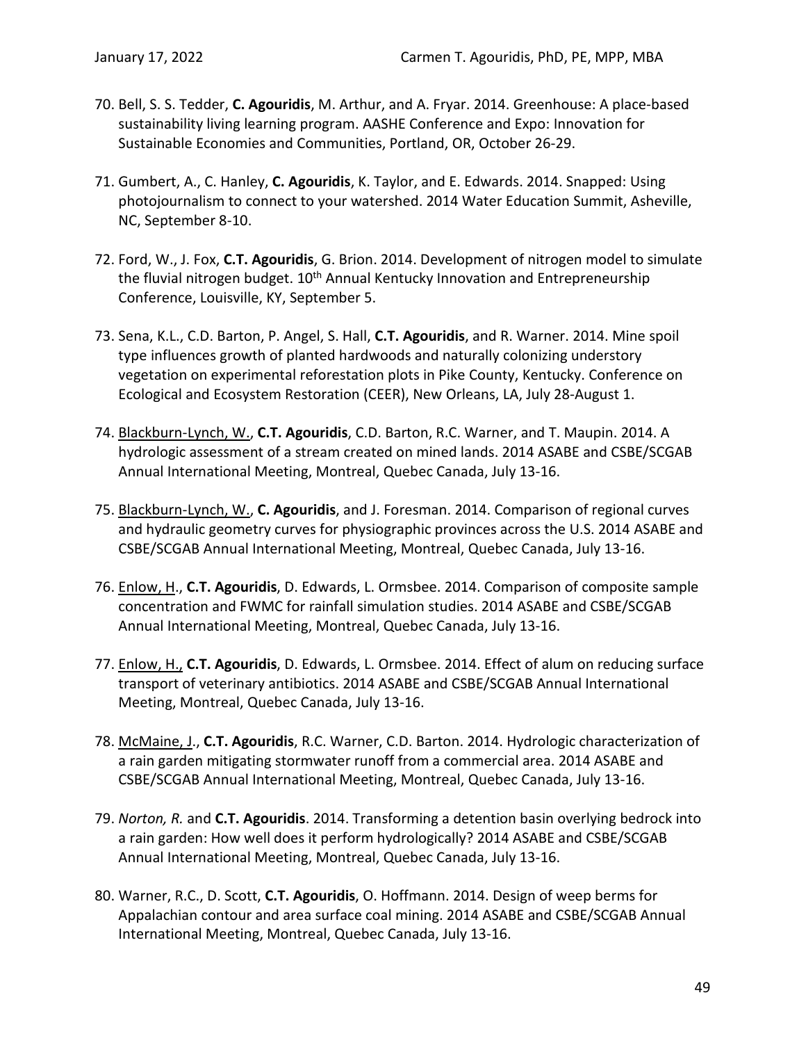70. Bell, S. S. Tedder, **C. Agouridis**, M. Arthur, and A. Fryar. 2014. Greenhouse: A place-based sustainability living learning program. AASHE Conference and Expo: Innovation for Sustainable Economies and Communities, Portland, OR, October 26-29.

71. Gumbert, A., C. Hanley, **C. Agouridis**, K. Taylor, and E. Edwards. 2014. Snapped: Using photojournalism to connect to your watershed. 2014 Water Education Summit, Asheville, NC, September 8-10.

72. Ford, W., J. Fox, **C.T. Agouridis**, G. Brion. 2014. Development of nitrogen model to simulate the fluvial nitrogen budget. 10th Annual Kentucky Innovation and Entrepreneurship Conference, Louisville, KY, September 5.

73. Sena, K.L., C.D. Barton, P. Angel, S. Hall, **C.T. Agouridis**, and R. Warner. 2014. Mine spoil type influences growth of planted hardwoods and naturally colonizing understory vegetation on experimental reforestation plots in Pike County, Kentucky. Conference on Ecological and Ecosystem Restoration (CEER), New Orleans, LA, July 28-August 1.

74. <u>Blackburn-Lynch, W.</u>, **C.T. Agouridis**, C.D. Barton, R.C. Warner, and T. Maupin. 2014. A hydrologic assessment of a stream created on mined lands. 2014 ASABE and CSBE/SCGAB Annual International Meeting, Montreal, Quebec Canada, July 13-16.

75. <u>Blackburn-Lynch, W.</u>, **C. Agouridis**, and J. Foresman. 2014. Comparison of regional curves and hydraulic geometry curves for physiographic provinces across the U.S. 2014 ASABE and CSBE/SCGAB Annual International Meeting, Montreal, Quebec Canada, July 13-16.

76. <u>Enlow, H</u>., **C.T. Agouridis**, D. Edwards, L. Ormsbee. 2014. Comparison of composite sample concentration and FWMC for rainfall simulation studies. 2014 ASABE and CSBE/SCGAB Annual International Meeting, Montreal, Quebec Canada, July 13-16.

77. <u>Enlow, H.,</u> **C.T. Agouridis**, D. Edwards, L. Ormsbee. 2014. Effect of alum on reducing surface transport of veterinary antibiotics. 2014 ASABE and CSBE/SCGAB Annual International Meeting, Montreal, Quebec Canada, July 13-16.

78. <u>McMaine, J</u>., **C.T. Agouridis**, R.C. Warner, C.D. Barton. 2014. Hydrologic characterization of a rain garden mitigating stormwater runoff from a commercial area. 2014 ASABE and CSBE/SCGAB Annual International Meeting, Montreal, Quebec Canada, July 13-16.

79. *Norton, R.* and **C.T. Agouridis**. 2014. Transforming a detention basin overlying bedrock into a rain garden: How well does it perform hydrologically? 2014 ASABE and CSBE/SCGAB Annual International Meeting, Montreal, Quebec Canada, July 13-16.

80. Warner, R.C., D. Scott, **C.T. Agouridis**, O. Hoffmann. 2014. Design of weep berms for Appalachian contour and area surface coal mining. 2014 ASABE and CSBE/SCGAB Annual International Meeting, Montreal, Quebec Canada, July 13-16.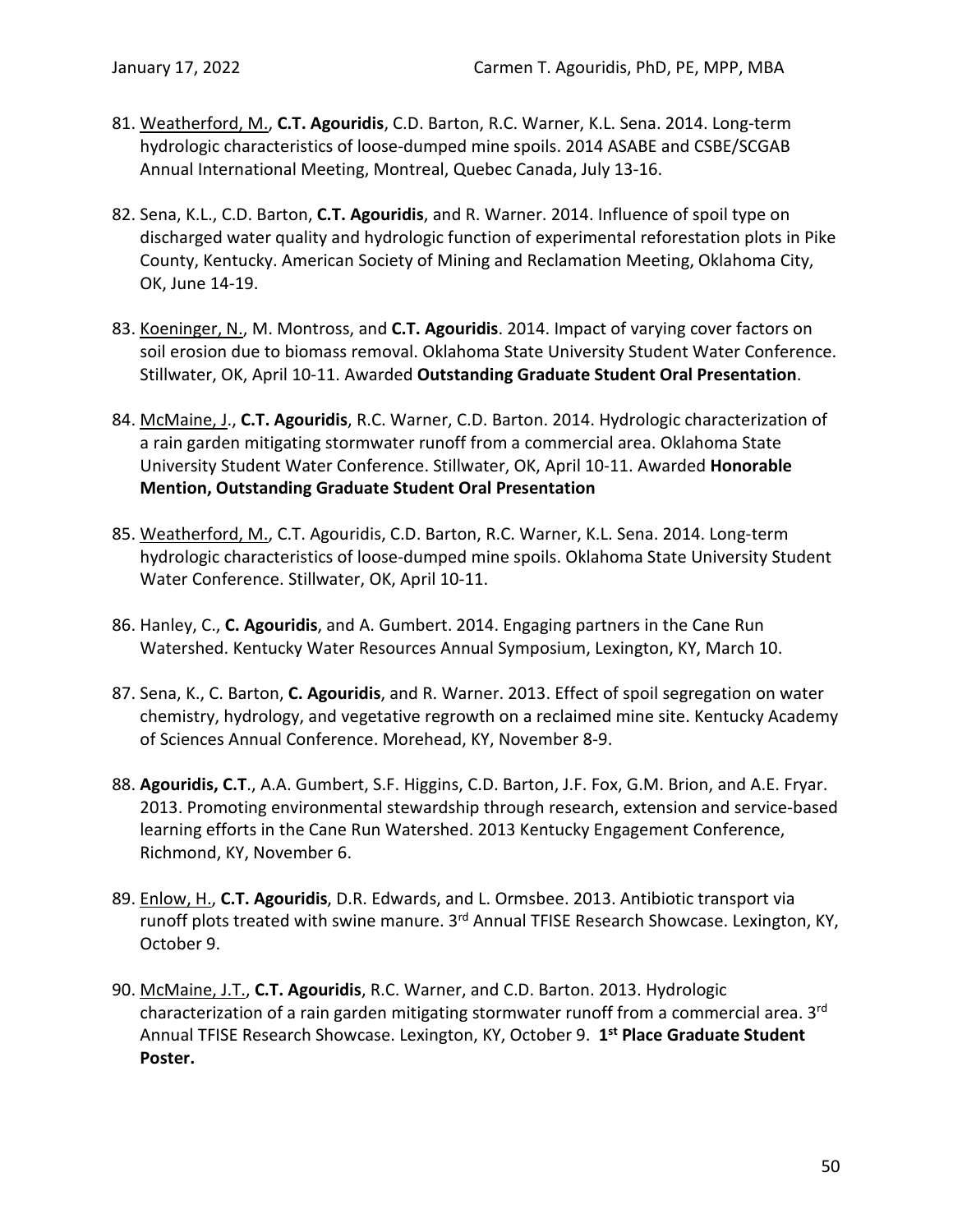81. <u>Weatherford, M.</u>, **C.T. Agouridis**, C.D. Barton, R.C. Warner, K.L. Sena. 2014. Long-term hydrologic characteristics of loose-dumped mine spoils. 2014 ASABE and CSBE/SCGAB Annual International Meeting, Montreal, Quebec Canada, July 13-16.

82. Sena, K.L., C.D. Barton, **C.T. Agouridis**, and R. Warner. 2014. Influence of spoil type on discharged water quality and hydrologic function of experimental reforestation plots in Pike County, Kentucky. American Society of Mining and Reclamation Meeting, Oklahoma City, OK, June 14-19.

83. <u>Koeninger, N.</u>, M. Montross, and **C.T. Agouridis**. 2014. Impact of varying cover factors on soil erosion due to biomass removal. Oklahoma State University Student Water Conference. Stillwater, OK, April 10-11. Awarded **Outstanding Graduate Student Oral Presentation**.

84. <u>McMaine, J.</u>, **C.T. Agouridis**, R.C. Warner, C.D. Barton. 2014. Hydrologic characterization of a rain garden mitigating stormwater runoff from a commercial area. Oklahoma State University Student Water Conference. Stillwater, OK, April 10-11. Awarded **Honorable Mention, Outstanding Graduate Student Oral Presentation**

85. <u>Weatherford, M.</u>, C.T. Agouridis, C.D. Barton, R.C. Warner, K.L. Sena. 2014. Long-term hydrologic characteristics of loose-dumped mine spoils. Oklahoma State University Student Water Conference. Stillwater, OK, April 10-11.

86. Hanley, C., **C. Agouridis**, and A. Gumbert. 2014. Engaging partners in the Cane Run Watershed. Kentucky Water Resources Annual Symposium, Lexington, KY, March 10.

87. Sena, K., C. Barton, **C. Agouridis**, and R. Warner. 2013. Effect of spoil segregation on water chemistry, hydrology, and vegetative regrowth on a reclaimed mine site. Kentucky Academy of Sciences Annual Conference. Morehead, KY, November 8-9.

88. **Agouridis, C.T**., A.A. Gumbert, S.F. Higgins, C.D. Barton, J.F. Fox, G.M. Brion, and A.E. Fryar. 2013. Promoting environmental stewardship through research, extension and service-based learning efforts in the Cane Run Watershed. 2013 Kentucky Engagement Conference, Richmond, KY, November 6.

89. <u>Enlow, H.</u>, **C.T. Agouridis**, D.R. Edwards, and L. Ormsbee. 2013. Antibiotic transport via runoff plots treated with swine manure. 3rd Annual TFISE Research Showcase. Lexington, KY, October 9.

90. <u>McMaine, J.T.</u>, **C.T. Agouridis**, R.C. Warner, and C.D. Barton. 2013. Hydrologic characterization of a rain garden mitigating stormwater runoff from a commercial area. 3rd Annual TFISE Research Showcase. Lexington, KY, October 9. **1st Place Graduate Student Poster.**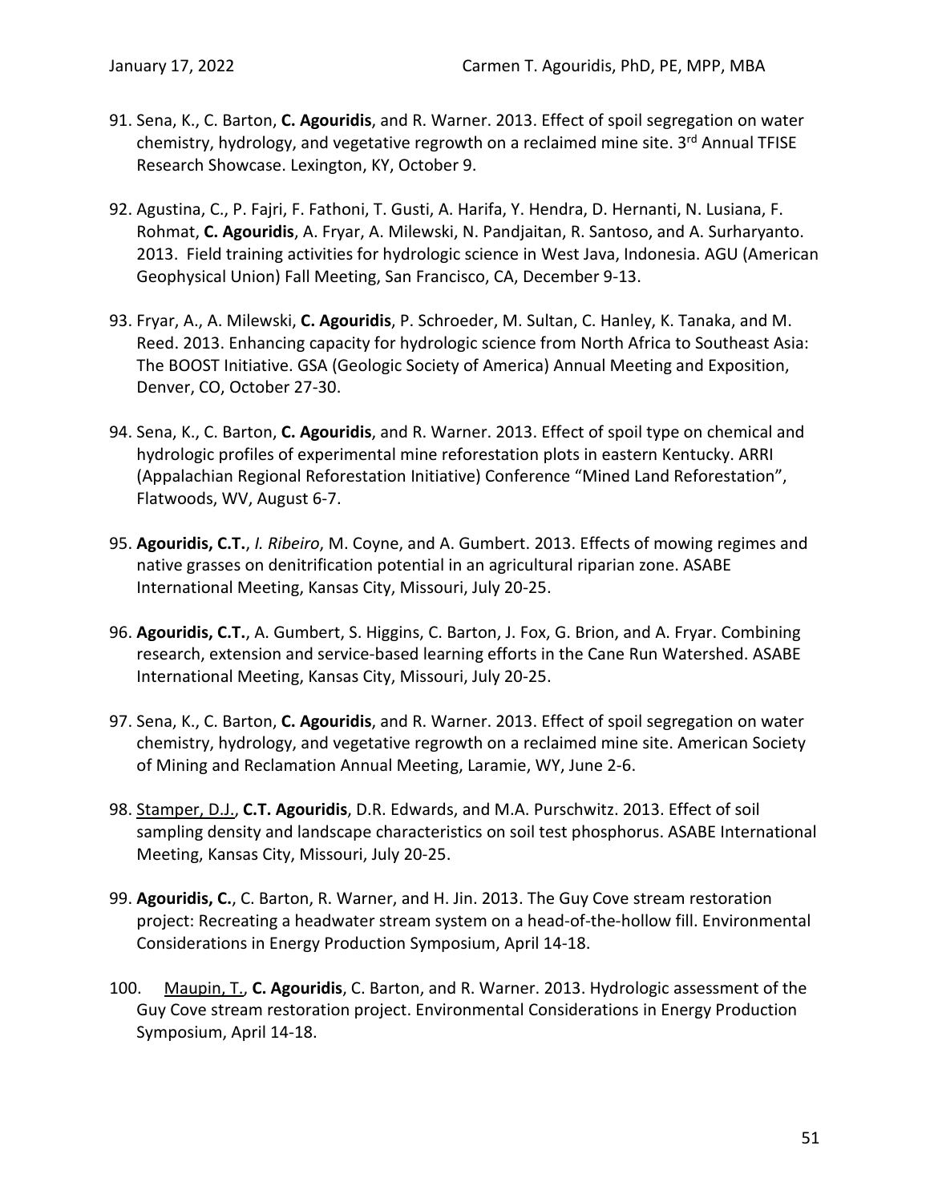91. Sena, K., C. Barton, **C. Agouridis**, and R. Warner. 2013. Effect of spoil segregation on water chemistry, hydrology, and vegetative regrowth on a reclaimed mine site. 3rd Annual TFISE Research Showcase. Lexington, KY, October 9.

92. Agustina, C., P. Fajri, F. Fathoni, T. Gusti, A. Harifa, Y. Hendra, D. Hernanti, N. Lusiana, F. Rohmat, **C. Agouridis**, A. Fryar, A. Milewski, N. Pandjaitan, R. Santoso, and A. Surharyanto. 2013. Field training activities for hydrologic science in West Java, Indonesia. AGU (American Geophysical Union) Fall Meeting, San Francisco, CA, December 9-13.

93. Fryar, A., A. Milewski, **C. Agouridis**, P. Schroeder, M. Sultan, C. Hanley, K. Tanaka, and M. Reed. 2013. Enhancing capacity for hydrologic science from North Africa to Southeast Asia: The BOOST Initiative. GSA (Geologic Society of America) Annual Meeting and Exposition, Denver, CO, October 27-30.

94. Sena, K., C. Barton, **C. Agouridis**, and R. Warner. 2013. Effect of spoil type on chemical and hydrologic profiles of experimental mine reforestation plots in eastern Kentucky. ARRI (Appalachian Regional Reforestation Initiative) Conference "Mined Land Reforestation", Flatwoods, WV, August 6-7.

95. **Agouridis, C.T.**, *I. Ribeiro*, M. Coyne, and A. Gumbert. 2013. Effects of mowing regimes and native grasses on denitrification potential in an agricultural riparian zone. ASABE International Meeting, Kansas City, Missouri, July 20-25.

96. **Agouridis, C.T.**, A. Gumbert, S. Higgins, C. Barton, J. Fox, G. Brion, and A. Fryar. Combining research, extension and service-based learning efforts in the Cane Run Watershed. ASABE International Meeting, Kansas City, Missouri, July 20-25.

97. Sena, K., C. Barton, **C. Agouridis**, and R. Warner. 2013. Effect of spoil segregation on water chemistry, hydrology, and vegetative regrowth on a reclaimed mine site. American Society of Mining and Reclamation Annual Meeting, Laramie, WY, June 2-6.

98. <u>Stamper, D.J.</u>, **C.T. Agouridis**, D.R. Edwards, and M.A. Purschwitz. 2013. Effect of soil sampling density and landscape characteristics on soil test phosphorus. ASABE International Meeting, Kansas City, Missouri, July 20-25.

99. **Agouridis, C.**, C. Barton, R. Warner, and H. Jin. 2013. The Guy Cove stream restoration project: Recreating a headwater stream system on a head-of-the-hollow fill. Environmental Considerations in Energy Production Symposium, April 14-18.

100. <u>Maupin, T.</u>, **C. Agouridis**, C. Barton, and R. Warner. 2013. Hydrologic assessment of the Guy Cove stream restoration project. Environmental Considerations in Energy Production Symposium, April 14-18.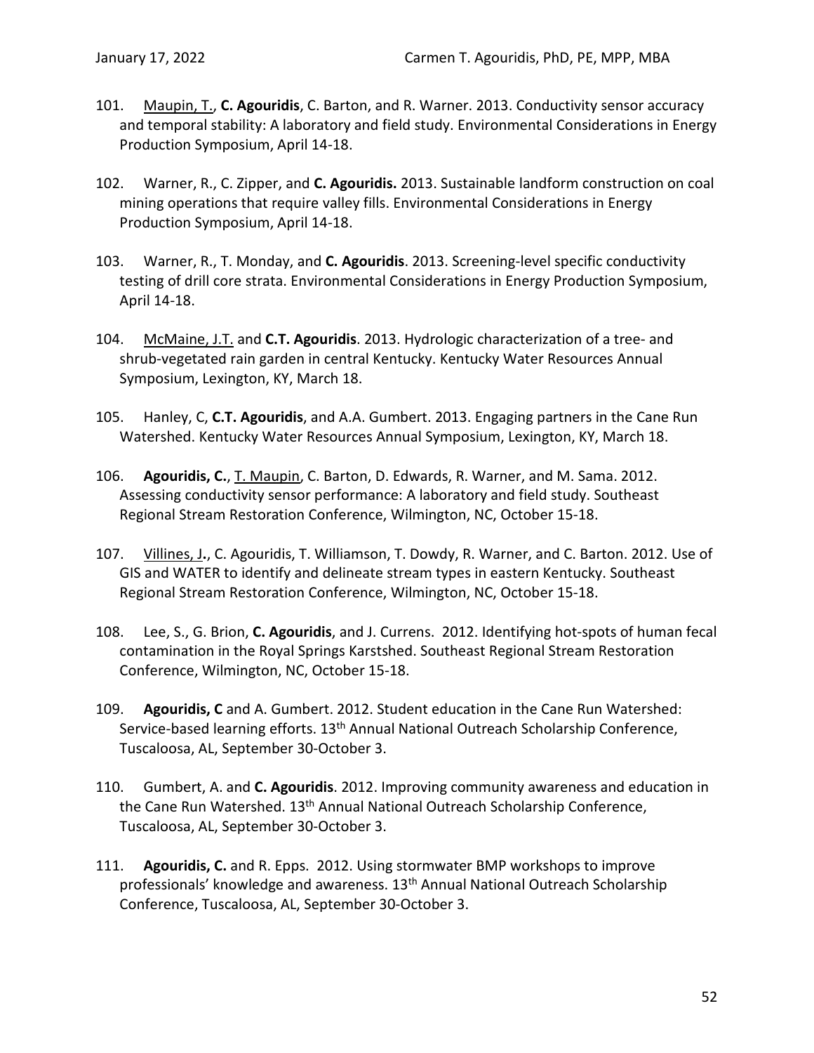101. <u>Maupin, T.</u>, **C. Agouridis**, C. Barton, and R. Warner. 2013. Conductivity sensor accuracy and temporal stability: A laboratory and field study. Environmental Considerations in Energy Production Symposium, April 14-18.

102. Warner, R., C. Zipper, and **C. Agouridis.** 2013. Sustainable landform construction on coal mining operations that require valley fills. Environmental Considerations in Energy Production Symposium, April 14-18.

103. Warner, R., T. Monday, and **C. Agouridis**. 2013. Screening-level specific conductivity testing of drill core strata. Environmental Considerations in Energy Production Symposium, April 14-18.

104. <u>McMaine, J.T.</u> and **C.T. Agouridis**. 2013. Hydrologic characterization of a tree- and shrub-vegetated rain garden in central Kentucky. Kentucky Water Resources Annual Symposium, Lexington, KY, March 18.

105. Hanley, C, **C.T. Agouridis**, and A.A. Gumbert. 2013. Engaging partners in the Cane Run Watershed. Kentucky Water Resources Annual Symposium, Lexington, KY, March 18.

106. **Agouridis, C.**, <u>T. Maupin</u>, C. Barton, D. Edwards, R. Warner, and M. Sama. 2012. Assessing conductivity sensor performance: A laboratory and field study. Southeast Regional Stream Restoration Conference, Wilmington, NC, October 15-18.

107. <u>Villines, J</u>**.**, C. Agouridis, T. Williamson, T. Dowdy, R. Warner, and C. Barton. 2012. Use of GIS and WATER to identify and delineate stream types in eastern Kentucky. Southeast Regional Stream Restoration Conference, Wilmington, NC, October 15-18.

108. Lee, S., G. Brion, **C. Agouridis**, and J. Currens. 2012. Identifying hot-spots of human fecal contamination in the Royal Springs Karstshed. Southeast Regional Stream Restoration Conference, Wilmington, NC, October 15-18.

109. **Agouridis, C** and A. Gumbert. 2012. Student education in the Cane Run Watershed: Service-based learning efforts. 13th Annual National Outreach Scholarship Conference, Tuscaloosa, AL, September 30-October 3.

110. Gumbert, A. and **C. Agouridis**. 2012. Improving community awareness and education in the Cane Run Watershed. 13th Annual National Outreach Scholarship Conference, Tuscaloosa, AL, September 30-October 3.

111. **Agouridis, C.** and R. Epps. 2012. Using stormwater BMP workshops to improve professionals' knowledge and awareness. 13th Annual National Outreach Scholarship Conference, Tuscaloosa, AL, September 30-October 3.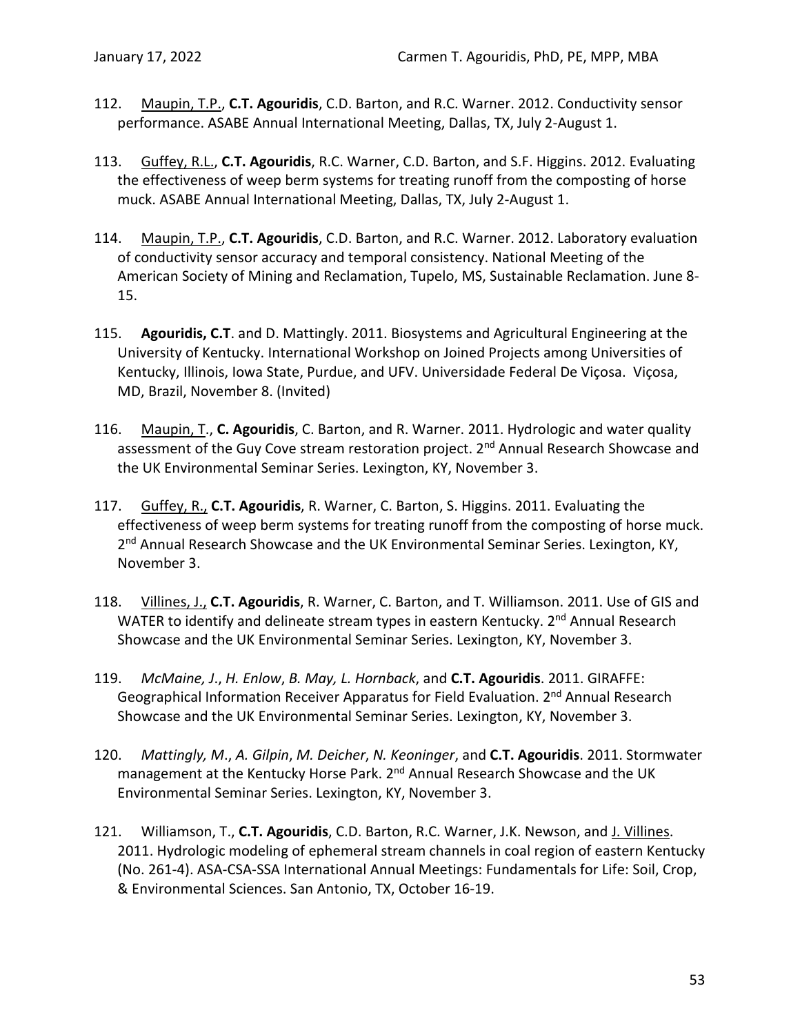112. <u>Maupin, T.P.</u>, **C.T. Agouridis**, C.D. Barton, and R.C. Warner. 2012. Conductivity sensor performance. ASABE Annual International Meeting, Dallas, TX, July 2-August 1.

113. <u>Guffey, R.L.</u>, **C.T. Agouridis**, R.C. Warner, C.D. Barton, and S.F. Higgins. 2012. Evaluating the effectiveness of weep berm systems for treating runoff from the composting of horse muck. ASABE Annual International Meeting, Dallas, TX, July 2-August 1.

114. <u>Maupin, T.P.</u>, **C.T. Agouridis**, C.D. Barton, and R.C. Warner. 2012. Laboratory evaluation of conductivity sensor accuracy and temporal consistency. National Meeting of the American Society of Mining and Reclamation, Tupelo, MS, Sustainable Reclamation. June 8-15.

115. **Agouridis, C.T**. and D. Mattingly. 2011. Biosystems and Agricultural Engineering at the University of Kentucky. International Workshop on Joined Projects among Universities of Kentucky, Illinois, Iowa State, Purdue, and UFV. Universidade Federal De Viçosa. Viçosa, MD, Brazil, November 8. (Invited)

116. <u>Maupin, T.</u>, **C. Agouridis**, C. Barton, and R. Warner. 2011. Hydrologic and water quality assessment of the Guy Cove stream restoration project. 2nd Annual Research Showcase and the UK Environmental Seminar Series. Lexington, KY, November 3.

117. <u>Guffey, R.,</u> **C.T. Agouridis**, R. Warner, C. Barton, S. Higgins. 2011. Evaluating the effectiveness of weep berm systems for treating runoff from the composting of horse muck. 2nd Annual Research Showcase and the UK Environmental Seminar Series. Lexington, KY, November 3.

118. <u>Villines, J.,</u> **C.T. Agouridis**, R. Warner, C. Barton, and T. Williamson. 2011. Use of GIS and WATER to identify and delineate stream types in eastern Kentucky. 2nd Annual Research Showcase and the UK Environmental Seminar Series. Lexington, KY, November 3.

119. *McMaine, J*., *H. Enlow*, *B. May, L. Hornback*, and **C.T. Agouridis**. 2011. GIRAFFE: Geographical Information Receiver Apparatus for Field Evaluation. 2nd Annual Research Showcase and the UK Environmental Seminar Series. Lexington, KY, November 3.

120. *Mattingly, M*., *A. Gilpin*, *M. Deicher*, *N. Keoninger*, and **C.T. Agouridis**. 2011. Stormwater management at the Kentucky Horse Park. 2nd Annual Research Showcase and the UK Environmental Seminar Series. Lexington, KY, November 3.

121. Williamson, T., **C.T. Agouridis**, C.D. Barton, R.C. Warner, J.K. Newson, and <u>J. Villines</u>. 2011. Hydrologic modeling of ephemeral stream channels in coal region of eastern Kentucky (No. 261-4). ASA-CSA-SSA International Annual Meetings: Fundamentals for Life: Soil, Crop, & Environmental Sciences. San Antonio, TX, October 16-19.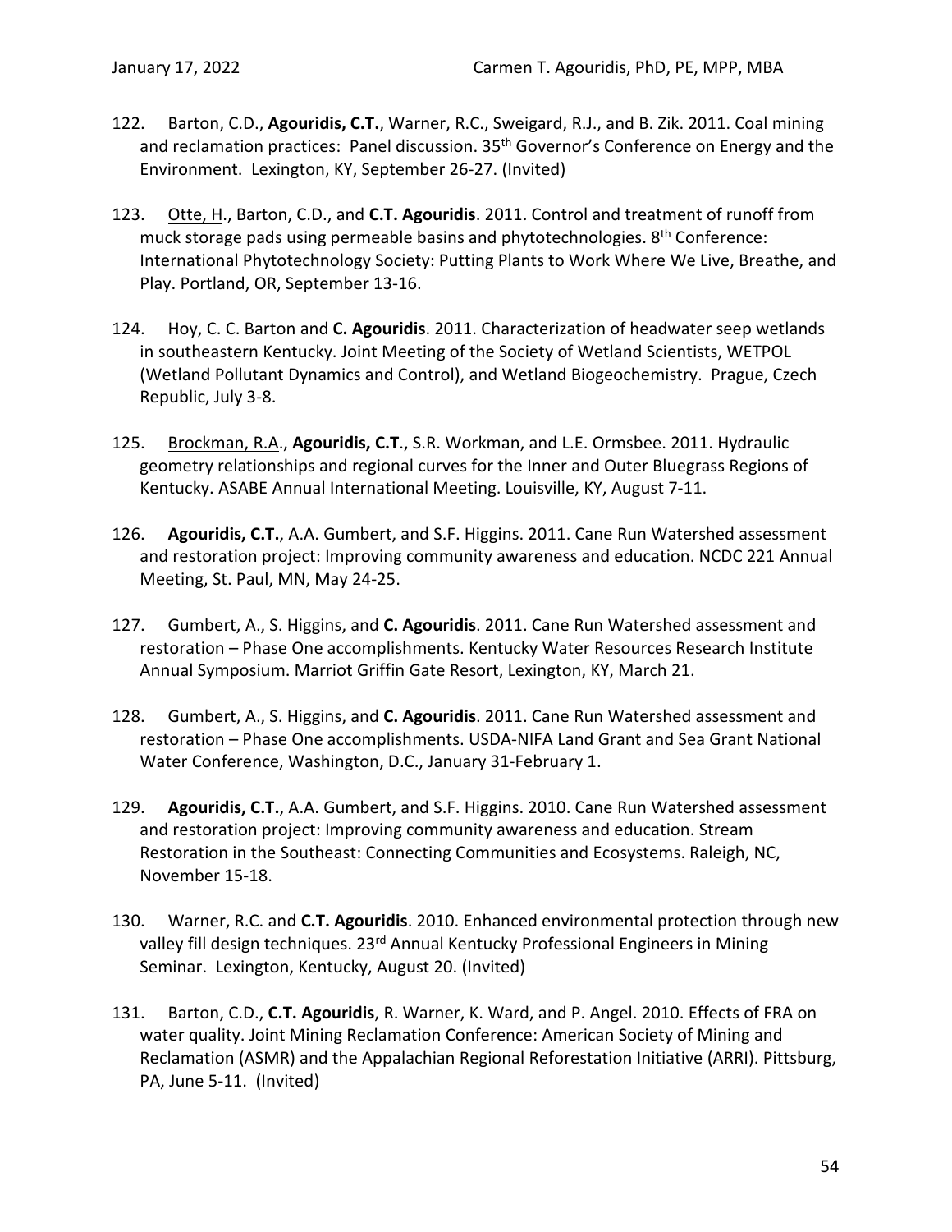122. Barton, C.D., **Agouridis, C.T.**, Warner, R.C., Sweigard, R.J., and B. Zik. 2011. Coal mining and reclamation practices: Panel discussion. 35th Governor's Conference on Energy and the Environment. Lexington, KY, September 26-27. (Invited)

123. Otte, H., Barton, C.D., and **C.T. Agouridis**. 2011. Control and treatment of runoff from muck storage pads using permeable basins and phytotechnologies. 8th Conference: International Phytotechnology Society: Putting Plants to Work Where We Live, Breathe, and Play. Portland, OR, September 13-16.

124. Hoy, C. C. Barton and **C. Agouridis**. 2011. Characterization of headwater seep wetlands in southeastern Kentucky. Joint Meeting of the Society of Wetland Scientists, WETPOL (Wetland Pollutant Dynamics and Control), and Wetland Biogeochemistry. Prague, Czech Republic, July 3-8.

125. Brockman, R.A., **Agouridis, C.T**., S.R. Workman, and L.E. Ormsbee. 2011. Hydraulic geometry relationships and regional curves for the Inner and Outer Bluegrass Regions of Kentucky. ASABE Annual International Meeting. Louisville, KY, August 7-11.

126. **Agouridis, C.T.**, A.A. Gumbert, and S.F. Higgins. 2011. Cane Run Watershed assessment and restoration project: Improving community awareness and education. NCDC 221 Annual Meeting, St. Paul, MN, May 24-25.

127. Gumbert, A., S. Higgins, and **C. Agouridis**. 2011. Cane Run Watershed assessment and restoration – Phase One accomplishments. Kentucky Water Resources Research Institute Annual Symposium. Marriot Griffin Gate Resort, Lexington, KY, March 21.

128. Gumbert, A., S. Higgins, and **C. Agouridis**. 2011. Cane Run Watershed assessment and restoration – Phase One accomplishments. USDA-NIFA Land Grant and Sea Grant National Water Conference, Washington, D.C., January 31-February 1.

129. **Agouridis, C.T.**, A.A. Gumbert, and S.F. Higgins. 2010. Cane Run Watershed assessment and restoration project: Improving community awareness and education. Stream Restoration in the Southeast: Connecting Communities and Ecosystems. Raleigh, NC, November 15-18.

130. Warner, R.C. and **C.T. Agouridis**. 2010. Enhanced environmental protection through new valley fill design techniques. 23rd Annual Kentucky Professional Engineers in Mining Seminar. Lexington, Kentucky, August 20. (Invited)

131. Barton, C.D., **C.T. Agouridis**, R. Warner, K. Ward, and P. Angel. 2010. Effects of FRA on water quality. Joint Mining Reclamation Conference: American Society of Mining and Reclamation (ASMR) and the Appalachian Regional Reforestation Initiative (ARRI). Pittsburg, PA, June 5-11. (Invited)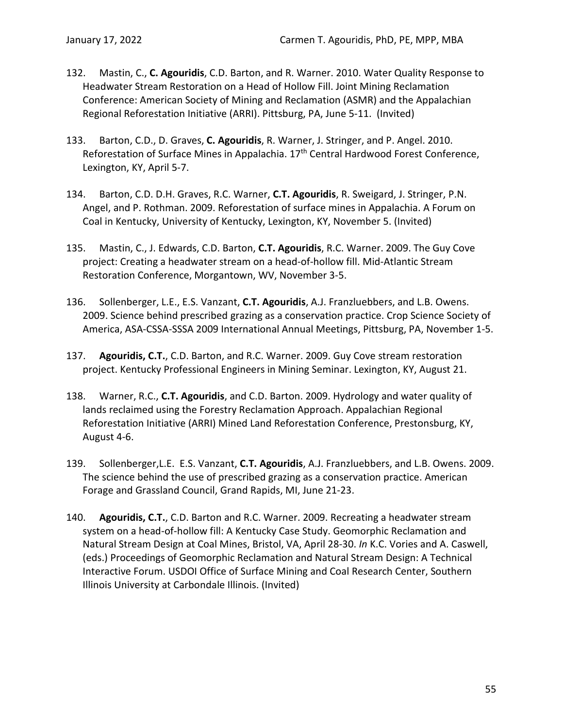132. Mastin, C., **C. Agouridis**, C.D. Barton, and R. Warner. 2010. Water Quality Response to Headwater Stream Restoration on a Head of Hollow Fill. Joint Mining Reclamation Conference: American Society of Mining and Reclamation (ASMR) and the Appalachian Regional Reforestation Initiative (ARRI). Pittsburg, PA, June 5-11. (Invited)

133. Barton, C.D., D. Graves, **C. Agouridis**, R. Warner, J. Stringer, and P. Angel. 2010. Reforestation of Surface Mines in Appalachia. 17th Central Hardwood Forest Conference, Lexington, KY, April 5-7.

134. Barton, C.D. D.H. Graves, R.C. Warner, **C.T. Agouridis**, R. Sweigard, J. Stringer, P.N. Angel, and P. Rothman. 2009. Reforestation of surface mines in Appalachia. A Forum on Coal in Kentucky, University of Kentucky, Lexington, KY, November 5. (Invited)

135. Mastin, C., J. Edwards, C.D. Barton, **C.T. Agouridis**, R.C. Warner. 2009. The Guy Cove project: Creating a headwater stream on a head-of-hollow fill. Mid-Atlantic Stream Restoration Conference, Morgantown, WV, November 3-5.

136. Sollenberger, L.E., E.S. Vanzant, **C.T. Agouridis**, A.J. Franzluebbers, and L.B. Owens. 2009. Science behind prescribed grazing as a conservation practice. Crop Science Society of America, ASA-CSSA-SSSA 2009 International Annual Meetings, Pittsburg, PA, November 1-5.

137. **Agouridis, C.T.**, C.D. Barton, and R.C. Warner. 2009. Guy Cove stream restoration project. Kentucky Professional Engineers in Mining Seminar. Lexington, KY, August 21.

138. Warner, R.C., **C.T. Agouridis**, and C.D. Barton. 2009. Hydrology and water quality of lands reclaimed using the Forestry Reclamation Approach. Appalachian Regional Reforestation Initiative (ARRI) Mined Land Reforestation Conference, Prestonsburg, KY, August 4-6.

139. Sollenberger,L.E. E.S. Vanzant, **C.T. Agouridis**, A.J. Franzluebbers, and L.B. Owens. 2009. The science behind the use of prescribed grazing as a conservation practice. American Forage and Grassland Council, Grand Rapids, MI, June 21-23.

140. **Agouridis, C.T.**, C.D. Barton and R.C. Warner. 2009. Recreating a headwater stream system on a head-of-hollow fill: A Kentucky Case Study. Geomorphic Reclamation and Natural Stream Design at Coal Mines, Bristol, VA, April 28-30. *In* K.C. Vories and A. Caswell, (eds.) Proceedings of Geomorphic Reclamation and Natural Stream Design: A Technical Interactive Forum. USDOI Office of Surface Mining and Coal Research Center, Southern Illinois University at Carbondale Illinois. (Invited)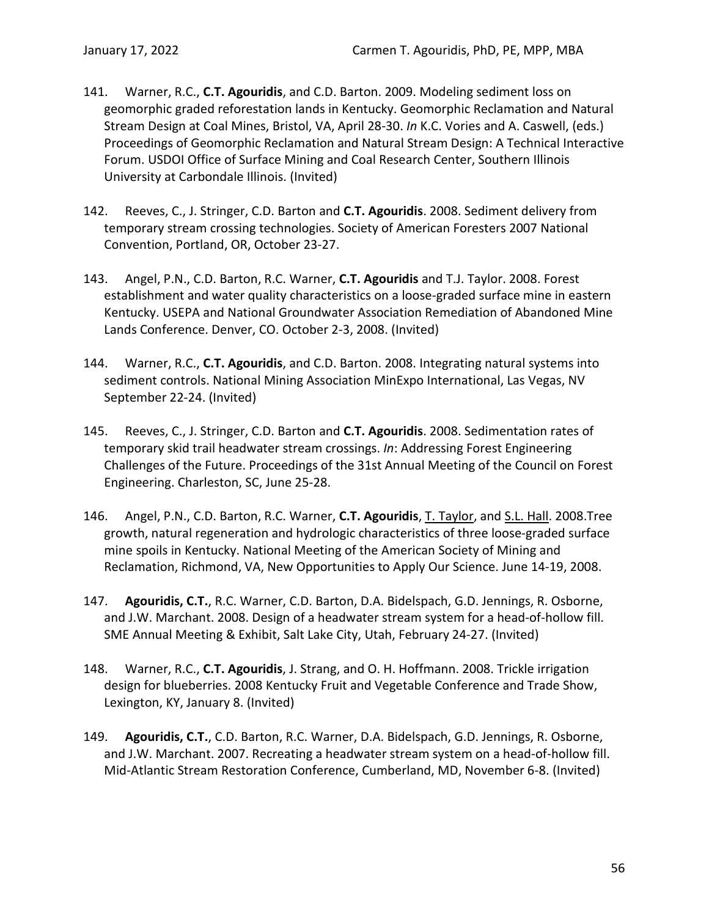141. Warner, R.C., **C.T. Agouridis**, and C.D. Barton. 2009. Modeling sediment loss on geomorphic graded reforestation lands in Kentucky. Geomorphic Reclamation and Natural Stream Design at Coal Mines, Bristol, VA, April 28-30. *In* K.C. Vories and A. Caswell, (eds.) Proceedings of Geomorphic Reclamation and Natural Stream Design: A Technical Interactive Forum. USDOI Office of Surface Mining and Coal Research Center, Southern Illinois University at Carbondale Illinois. (Invited)

142. Reeves, C., J. Stringer, C.D. Barton and **C.T. Agouridis**. 2008. Sediment delivery from temporary stream crossing technologies. Society of American Foresters 2007 National Convention, Portland, OR, October 23-27.

143. Angel, P.N., C.D. Barton, R.C. Warner, **C.T. Agouridis** and T.J. Taylor. 2008. Forest establishment and water quality characteristics on a loose-graded surface mine in eastern Kentucky. USEPA and National Groundwater Association Remediation of Abandoned Mine Lands Conference. Denver, CO. October 2-3, 2008. (Invited)

144. Warner, R.C., **C.T. Agouridis**, and C.D. Barton. 2008. Integrating natural systems into sediment controls. National Mining Association MinExpo International, Las Vegas, NV September 22-24. (Invited)

145. Reeves, C., J. Stringer, C.D. Barton and **C.T. Agouridis**. 2008. Sedimentation rates of temporary skid trail headwater stream crossings. *In*: Addressing Forest Engineering Challenges of the Future. Proceedings of the 31st Annual Meeting of the Council on Forest Engineering. Charleston, SC, June 25-28.

146. Angel, P.N., C.D. Barton, R.C. Warner, **C.T. Agouridis**, <u>T. Taylor</u>, and <u>S.L. Hall</u>. 2008.Tree growth, natural regeneration and hydrologic characteristics of three loose-graded surface mine spoils in Kentucky. National Meeting of the American Society of Mining and Reclamation, Richmond, VA, New Opportunities to Apply Our Science. June 14-19, 2008.

147. **Agouridis, C.T.**, R.C. Warner, C.D. Barton, D.A. Bidelspach, G.D. Jennings, R. Osborne, and J.W. Marchant. 2008. Design of a headwater stream system for a head-of-hollow fill. SME Annual Meeting & Exhibit, Salt Lake City, Utah, February 24-27. (Invited)

148. Warner, R.C., **C.T. Agouridis**, J. Strang, and O. H. Hoffmann. 2008. Trickle irrigation design for blueberries. 2008 Kentucky Fruit and Vegetable Conference and Trade Show, Lexington, KY, January 8. (Invited)

149. **Agouridis, C.T.**, C.D. Barton, R.C. Warner, D.A. Bidelspach, G.D. Jennings, R. Osborne, and J.W. Marchant. 2007. Recreating a headwater stream system on a head-of-hollow fill. Mid-Atlantic Stream Restoration Conference, Cumberland, MD, November 6-8. (Invited)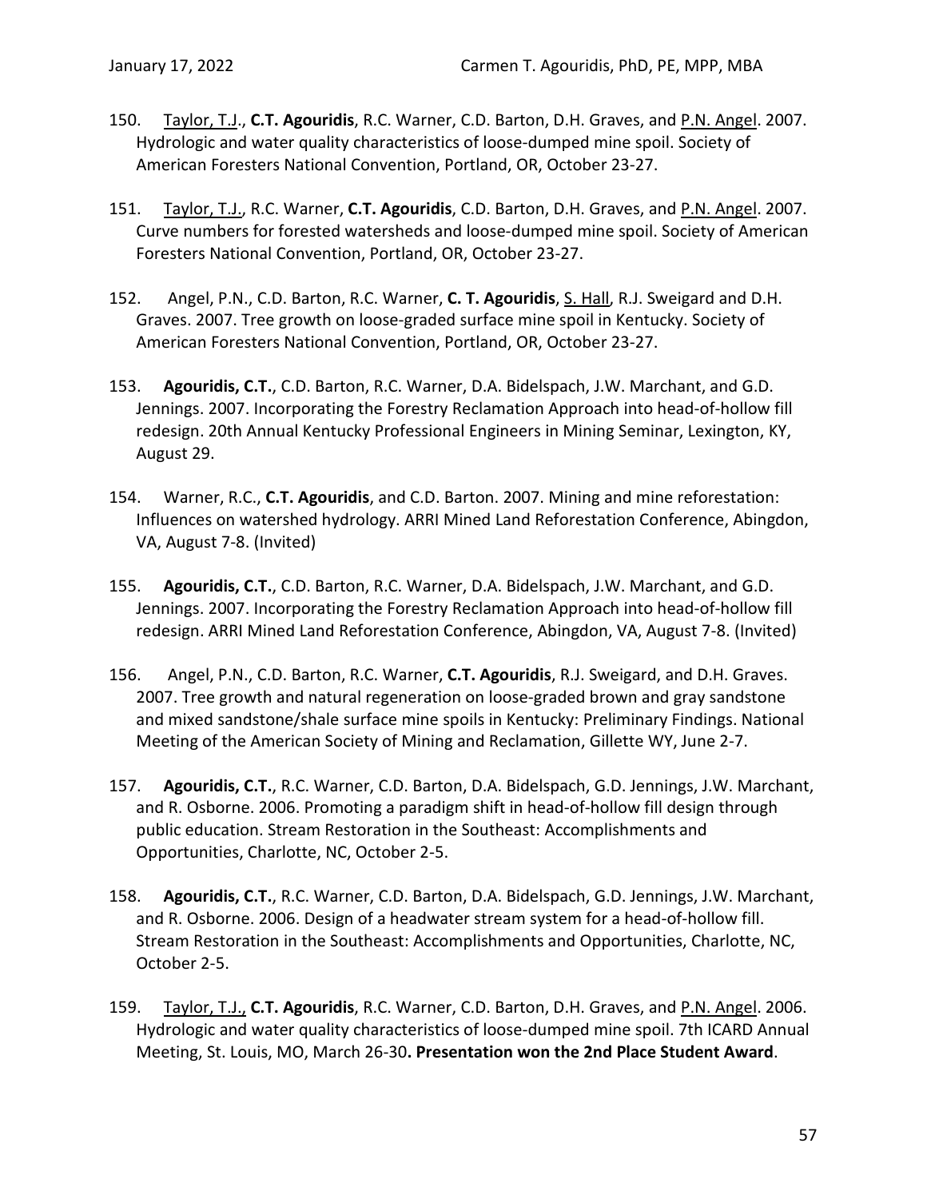150. <u>Taylor, T.J.</u>, **C.T. Agouridis**, R.C. Warner, C.D. Barton, D.H. Graves, and <u>P.N. Angel</u>. 2007. Hydrologic and water quality characteristics of loose-dumped mine spoil. Society of American Foresters National Convention, Portland, OR, October 23-27.

151. <u>Taylor, T.J.</u>, R.C. Warner, **C.T. Agouridis**, C.D. Barton, D.H. Graves, and <u>P.N. Angel</u>. 2007. Curve numbers for forested watersheds and loose-dumped mine spoil. Society of American Foresters National Convention, Portland, OR, October 23-27.

152. Angel, P.N., C.D. Barton, R.C. Warner, **C. T. Agouridis**, <u>S. Hall</u>, R.J. Sweigard and D.H. Graves. 2007. Tree growth on loose-graded surface mine spoil in Kentucky. Society of American Foresters National Convention, Portland, OR, October 23-27.

153. **Agouridis, C.T.**, C.D. Barton, R.C. Warner, D.A. Bidelspach, J.W. Marchant, and G.D. Jennings. 2007. Incorporating the Forestry Reclamation Approach into head-of-hollow fill redesign. 20th Annual Kentucky Professional Engineers in Mining Seminar, Lexington, KY, August 29.

154. Warner, R.C., **C.T. Agouridis**, and C.D. Barton. 2007. Mining and mine reforestation: Influences on watershed hydrology. ARRI Mined Land Reforestation Conference, Abingdon, VA, August 7-8. (Invited)

155. **Agouridis, C.T.**, C.D. Barton, R.C. Warner, D.A. Bidelspach, J.W. Marchant, and G.D. Jennings. 2007. Incorporating the Forestry Reclamation Approach into head-of-hollow fill redesign. ARRI Mined Land Reforestation Conference, Abingdon, VA, August 7-8. (Invited)

156. Angel, P.N., C.D. Barton, R.C. Warner, **C.T. Agouridis**, R.J. Sweigard, and D.H. Graves. 2007. Tree growth and natural regeneration on loose-graded brown and gray sandstone and mixed sandstone/shale surface mine spoils in Kentucky: Preliminary Findings. National Meeting of the American Society of Mining and Reclamation, Gillette WY, June 2-7.

157. **Agouridis, C.T.**, R.C. Warner, C.D. Barton, D.A. Bidelspach, G.D. Jennings, J.W. Marchant, and R. Osborne. 2006. Promoting a paradigm shift in head-of-hollow fill design through public education. Stream Restoration in the Southeast: Accomplishments and Opportunities, Charlotte, NC, October 2-5.

158. **Agouridis, C.T.**, R.C. Warner, C.D. Barton, D.A. Bidelspach, G.D. Jennings, J.W. Marchant, and R. Osborne. 2006. Design of a headwater stream system for a head-of-hollow fill. Stream Restoration in the Southeast: Accomplishments and Opportunities, Charlotte, NC, October 2-5.

159. <u>Taylor, T.J.</u>, **C.T. Agouridis**, R.C. Warner, C.D. Barton, D.H. Graves, and <u>P.N. Angel</u>. 2006. Hydrologic and water quality characteristics of loose-dumped mine spoil. 7th ICARD Annual Meeting, St. Louis, MO, March 26-30**. Presentation won the 2nd Place Student Award**.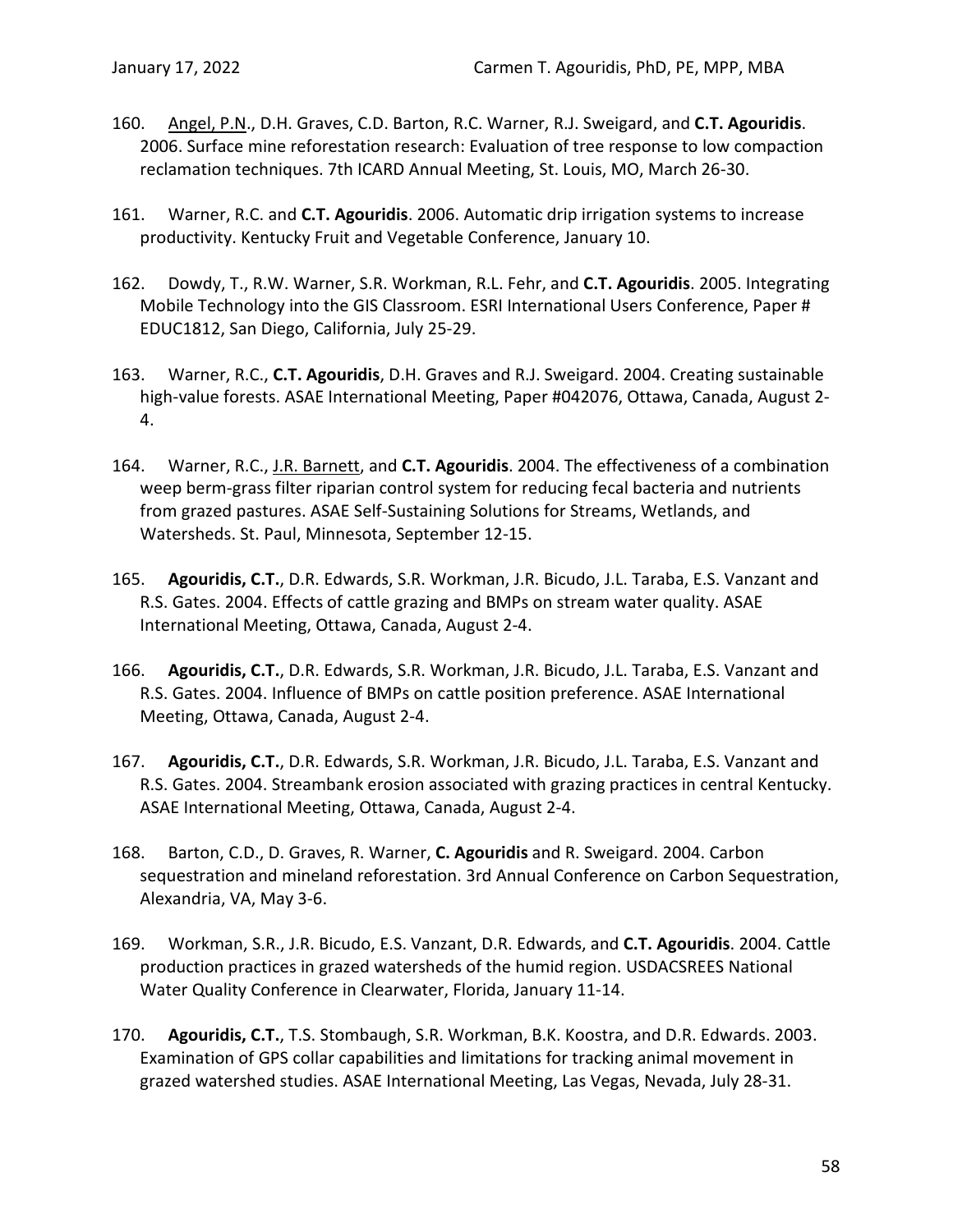160. Angel, P.N., D.H. Graves, C.D. Barton, R.C. Warner, R.J. Sweigard, and **C.T. Agouridis**. 2006. Surface mine reforestation research: Evaluation of tree response to low compaction reclamation techniques. 7th ICARD Annual Meeting, St. Louis, MO, March 26-30.

161. Warner, R.C. and **C.T. Agouridis**. 2006. Automatic drip irrigation systems to increase productivity. Kentucky Fruit and Vegetable Conference, January 10.

162. Dowdy, T., R.W. Warner, S.R. Workman, R.L. Fehr, and **C.T. Agouridis**. 2005. Integrating Mobile Technology into the GIS Classroom. ESRI International Users Conference, Paper # EDUC1812, San Diego, California, July 25-29.

163. Warner, R.C., **C.T. Agouridis**, D.H. Graves and R.J. Sweigard. 2004. Creating sustainable high-value forests. ASAE International Meeting, Paper #042076, Ottawa, Canada, August 2-4.

164. Warner, R.C., J.R. Barnett, and **C.T. Agouridis**. 2004. The effectiveness of a combination weep berm-grass filter riparian control system for reducing fecal bacteria and nutrients from grazed pastures. ASAE Self-Sustaining Solutions for Streams, Wetlands, and Watersheds. St. Paul, Minnesota, September 12-15.

165. **Agouridis, C.T.**, D.R. Edwards, S.R. Workman, J.R. Bicudo, J.L. Taraba, E.S. Vanzant and R.S. Gates. 2004. Effects of cattle grazing and BMPs on stream water quality. ASAE International Meeting, Ottawa, Canada, August 2-4.

166. **Agouridis, C.T.**, D.R. Edwards, S.R. Workman, J.R. Bicudo, J.L. Taraba, E.S. Vanzant and R.S. Gates. 2004. Influence of BMPs on cattle position preference. ASAE International Meeting, Ottawa, Canada, August 2-4.

167. **Agouridis, C.T.**, D.R. Edwards, S.R. Workman, J.R. Bicudo, J.L. Taraba, E.S. Vanzant and R.S. Gates. 2004. Streambank erosion associated with grazing practices in central Kentucky. ASAE International Meeting, Ottawa, Canada, August 2-4.

168. Barton, C.D., D. Graves, R. Warner, **C. Agouridis** and R. Sweigard. 2004. Carbon sequestration and mineland reforestation. 3rd Annual Conference on Carbon Sequestration, Alexandria, VA, May 3-6.

169. Workman, S.R., J.R. Bicudo, E.S. Vanzant, D.R. Edwards, and **C.T. Agouridis**. 2004. Cattle production practices in grazed watersheds of the humid region. USDACSREES National Water Quality Conference in Clearwater, Florida, January 11-14.

170. **Agouridis, C.T.**, T.S. Stombaugh, S.R. Workman, B.K. Koostra, and D.R. Edwards. 2003. Examination of GPS collar capabilities and limitations for tracking animal movement in grazed watershed studies. ASAE International Meeting, Las Vegas, Nevada, July 28-31.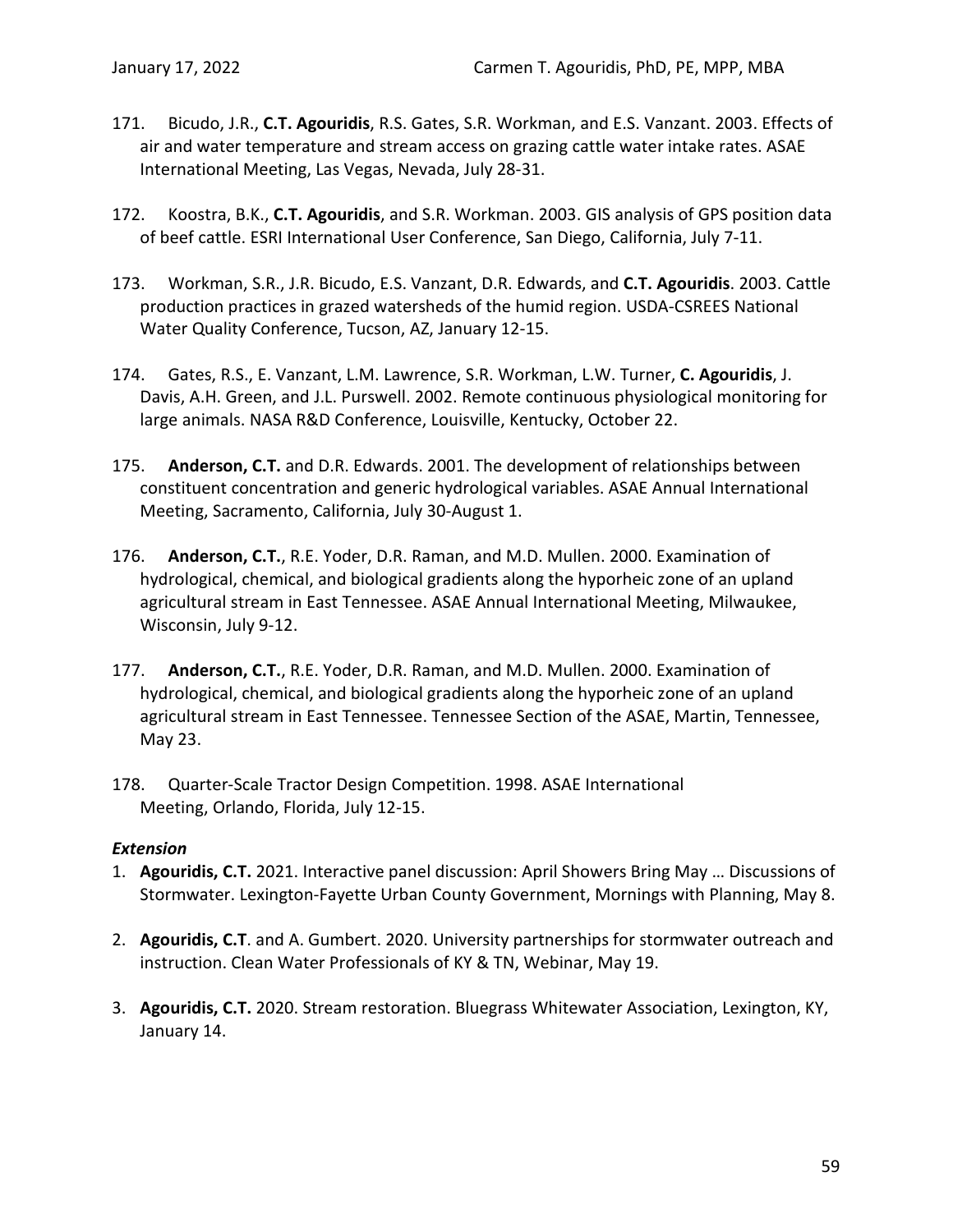171. Bicudo, J.R., **C.T. Agouridis**, R.S. Gates, S.R. Workman, and E.S. Vanzant. 2003. Effects of air and water temperature and stream access on grazing cattle water intake rates. ASAE International Meeting, Las Vegas, Nevada, July 28-31.

172. Koostra, B.K., **C.T. Agouridis**, and S.R. Workman. 2003. GIS analysis of GPS position data of beef cattle. ESRI International User Conference, San Diego, California, July 7-11.

173. Workman, S.R., J.R. Bicudo, E.S. Vanzant, D.R. Edwards, and **C.T. Agouridis**. 2003. Cattle production practices in grazed watersheds of the humid region. USDA-CSREES National Water Quality Conference, Tucson, AZ, January 12-15.

174. Gates, R.S., E. Vanzant, L.M. Lawrence, S.R. Workman, L.W. Turner, **C. Agouridis**, J. Davis, A.H. Green, and J.L. Purswell. 2002. Remote continuous physiological monitoring for large animals. NASA R&D Conference, Louisville, Kentucky, October 22.

175. **Anderson, C.T.** and D.R. Edwards. 2001. The development of relationships between constituent concentration and generic hydrological variables. ASAE Annual International Meeting, Sacramento, California, July 30-August 1.

176. **Anderson, C.T.**, R.E. Yoder, D.R. Raman, and M.D. Mullen. 2000. Examination of hydrological, chemical, and biological gradients along the hyporheic zone of an upland agricultural stream in East Tennessee. ASAE Annual International Meeting, Milwaukee, Wisconsin, July 9-12.

177. **Anderson, C.T.**, R.E. Yoder, D.R. Raman, and M.D. Mullen. 2000. Examination of hydrological, chemical, and biological gradients along the hyporheic zone of an upland agricultural stream in East Tennessee. Tennessee Section of the ASAE, Martin, Tennessee, May 23.

178. Quarter-Scale Tractor Design Competition. 1998. ASAE International Meeting, Orlando, Florida, July 12-15.

***Extension***

1. **Agouridis, C.T.** 2021. Interactive panel discussion: April Showers Bring May … Discussions of Stormwater. Lexington-Fayette Urban County Government, Mornings with Planning, May 8.

2. **Agouridis, C.T**. and A. Gumbert. 2020. University partnerships for stormwater outreach and instruction. Clean Water Professionals of KY & TN, Webinar, May 19.

3. **Agouridis, C.T.** 2020. Stream restoration. Bluegrass Whitewater Association, Lexington, KY, January 14.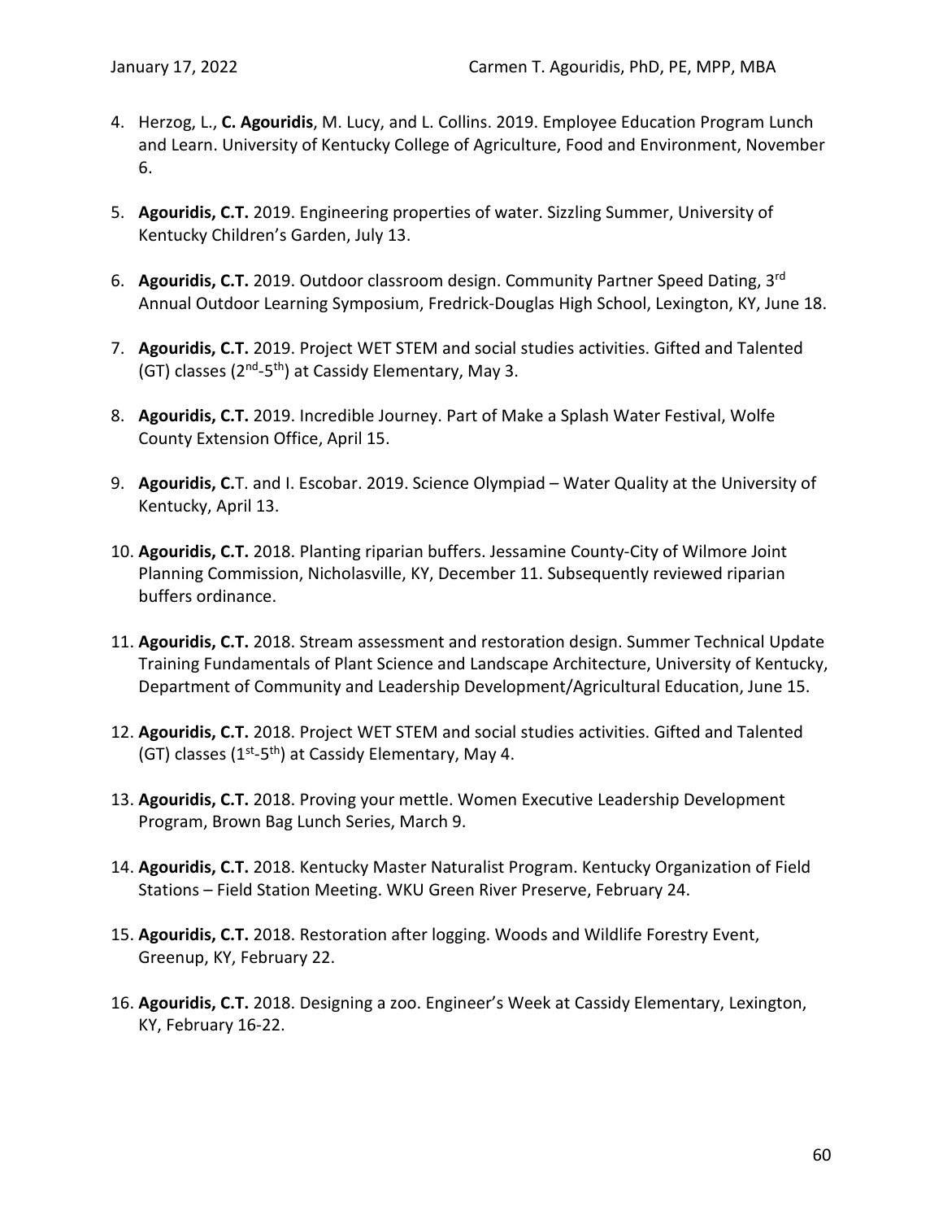4. Herzog, L., **C. Agouridis**, M. Lucy, and L. Collins. 2019. Employee Education Program Lunch and Learn. University of Kentucky College of Agriculture, Food and Environment, November 6.

5. **Agouridis, C.T.** 2019. Engineering properties of water. Sizzling Summer, University of Kentucky Children's Garden, July 13.

6. **Agouridis, C.T.** 2019. Outdoor classroom design. Community Partner Speed Dating, 3rd Annual Outdoor Learning Symposium, Fredrick-Douglas High School, Lexington, KY, June 18.

7. **Agouridis, C.T.** 2019. Project WET STEM and social studies activities. Gifted and Talented (GT) classes (2nd-5th) at Cassidy Elementary, May 3.

8. **Agouridis, C.T.** 2019. Incredible Journey. Part of Make a Splash Water Festival, Wolfe County Extension Office, April 15.

9. **Agouridis, C.**T. and I. Escobar. 2019. Science Olympiad – Water Quality at the University of Kentucky, April 13.

10. **Agouridis, C.T.** 2018. Planting riparian buffers. Jessamine County-City of Wilmore Joint Planning Commission, Nicholasville, KY, December 11. Subsequently reviewed riparian buffers ordinance.

11. **Agouridis, C.T.** 2018. Stream assessment and restoration design. Summer Technical Update Training Fundamentals of Plant Science and Landscape Architecture, University of Kentucky, Department of Community and Leadership Development/Agricultural Education, June 15.

12. **Agouridis, C.T.** 2018. Project WET STEM and social studies activities. Gifted and Talented (GT) classes (1st-5th) at Cassidy Elementary, May 4.

13. **Agouridis, C.T.** 2018. Proving your mettle. Women Executive Leadership Development Program, Brown Bag Lunch Series, March 9.

14. **Agouridis, C.T.** 2018. Kentucky Master Naturalist Program. Kentucky Organization of Field Stations – Field Station Meeting. WKU Green River Preserve, February 24.

15. **Agouridis, C.T.** 2018. Restoration after logging. Woods and Wildlife Forestry Event, Greenup, KY, February 22.

16. **Agouridis, C.T.** 2018. Designing a zoo. Engineer's Week at Cassidy Elementary, Lexington, KY, February 16-22.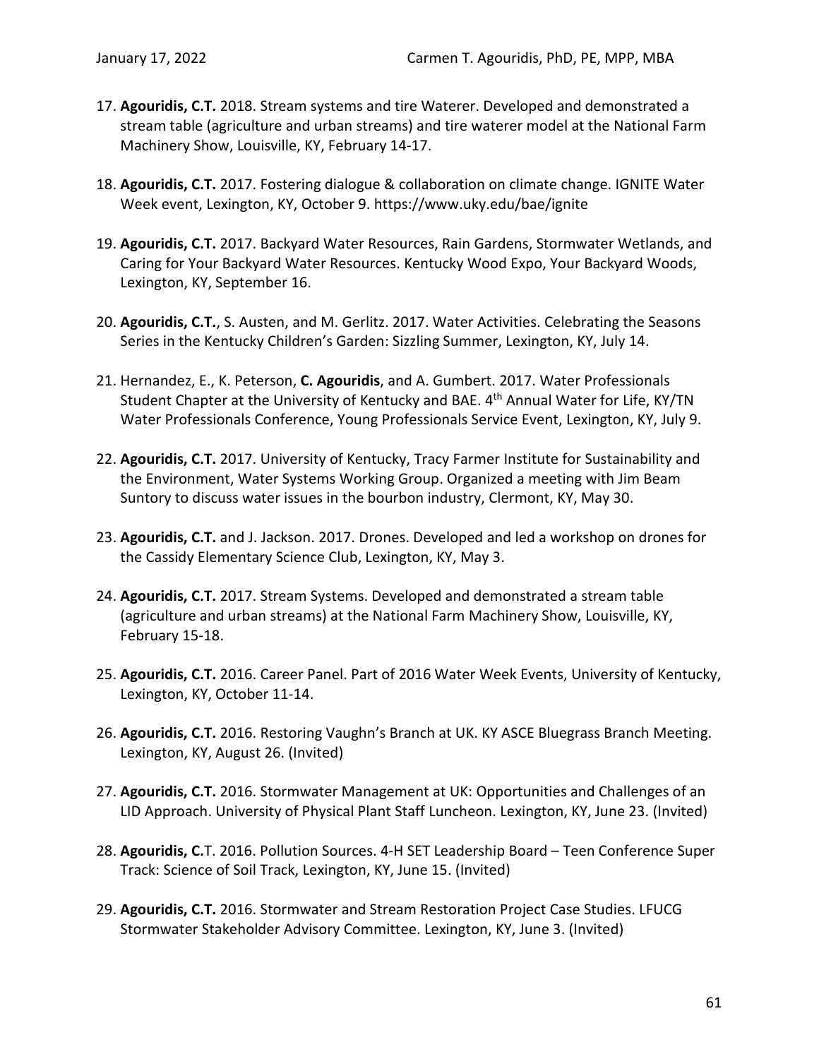17. **Agouridis, C.T.** 2018. Stream systems and tire Waterer. Developed and demonstrated a stream table (agriculture and urban streams) and tire waterer model at the National Farm Machinery Show, Louisville, KY, February 14-17.

18. **Agouridis, C.T.** 2017. Fostering dialogue & collaboration on climate change. IGNITE Water Week event, Lexington, KY, October 9. https://www.uky.edu/bae/ignite

19. **Agouridis, C.T.** 2017. Backyard Water Resources, Rain Gardens, Stormwater Wetlands, and Caring for Your Backyard Water Resources. Kentucky Wood Expo, Your Backyard Woods, Lexington, KY, September 16.

20. **Agouridis, C.T.**, S. Austen, and M. Gerlitz. 2017. Water Activities. Celebrating the Seasons Series in the Kentucky Children's Garden: Sizzling Summer, Lexington, KY, July 14.

21. Hernandez, E., K. Peterson, **C. Agouridis**, and A. Gumbert. 2017. Water Professionals Student Chapter at the University of Kentucky and BAE. 4th Annual Water for Life, KY/TN Water Professionals Conference, Young Professionals Service Event, Lexington, KY, July 9.

22. **Agouridis, C.T.** 2017. University of Kentucky, Tracy Farmer Institute for Sustainability and the Environment, Water Systems Working Group. Organized a meeting with Jim Beam Suntory to discuss water issues in the bourbon industry, Clermont, KY, May 30.

23. **Agouridis, C.T.** and J. Jackson. 2017. Drones. Developed and led a workshop on drones for the Cassidy Elementary Science Club, Lexington, KY, May 3.

24. **Agouridis, C.T.** 2017. Stream Systems. Developed and demonstrated a stream table (agriculture and urban streams) at the National Farm Machinery Show, Louisville, KY, February 15-18.

25. **Agouridis, C.T.** 2016. Career Panel. Part of 2016 Water Week Events, University of Kentucky, Lexington, KY, October 11-14.

26. **Agouridis, C.T.** 2016. Restoring Vaughn's Branch at UK. KY ASCE Bluegrass Branch Meeting. Lexington, KY, August 26. (Invited)

27. **Agouridis, C.T.** 2016. Stormwater Management at UK: Opportunities and Challenges of an LID Approach. University of Physical Plant Staff Luncheon. Lexington, KY, June 23. (Invited)

28. **Agouridis, C.**T. 2016. Pollution Sources. 4-H SET Leadership Board – Teen Conference Super Track: Science of Soil Track, Lexington, KY, June 15. (Invited)

29. **Agouridis, C.T.** 2016. Stormwater and Stream Restoration Project Case Studies. LFUCG Stormwater Stakeholder Advisory Committee. Lexington, KY, June 3. (Invited)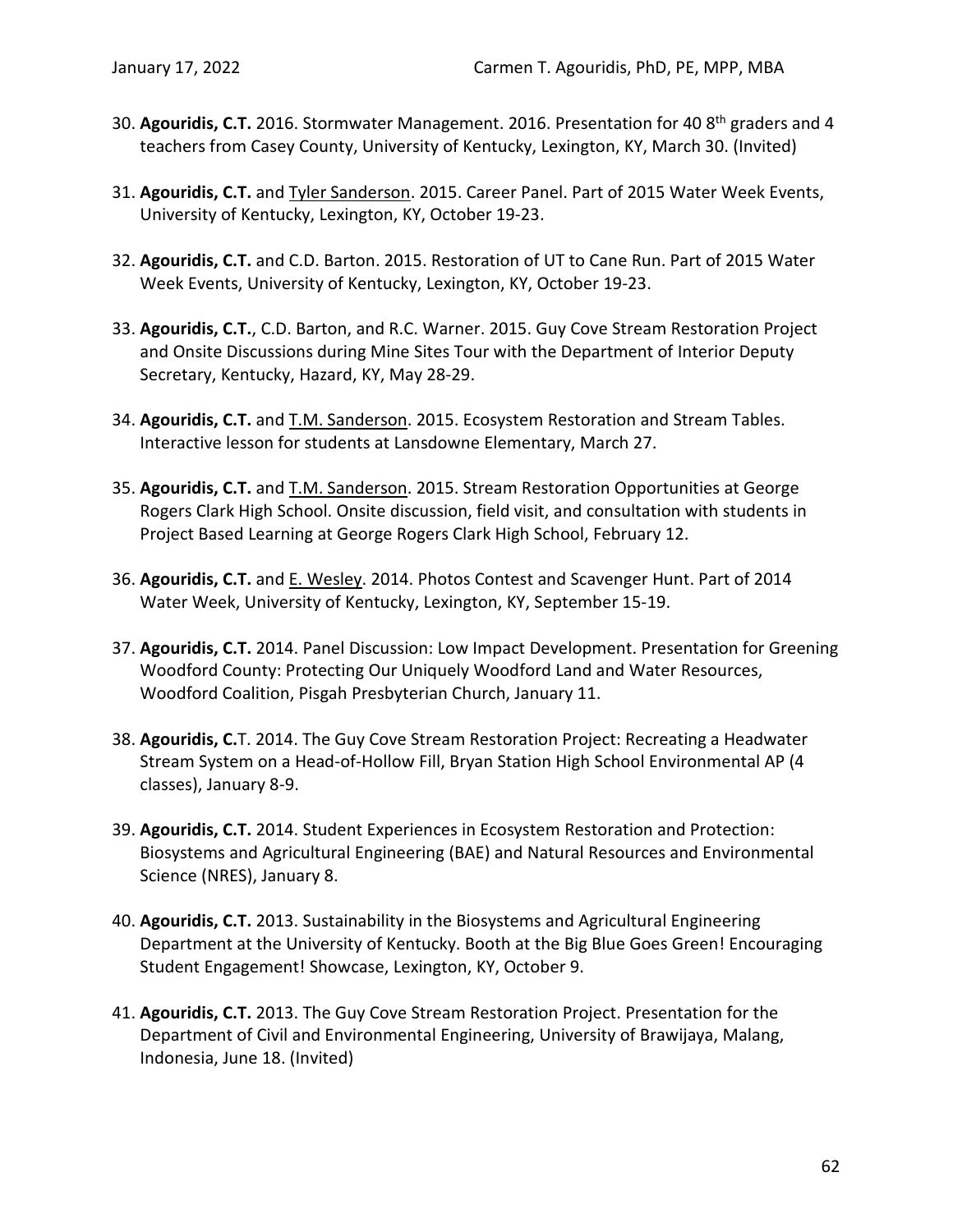30. **Agouridis, C.T.** 2016. Stormwater Management. 2016. Presentation for 40 8th graders and 4 teachers from Casey County, University of Kentucky, Lexington, KY, March 30. (Invited)

31. **Agouridis, C.T.** and <u>Tyler Sanderson</u>. 2015. Career Panel. Part of 2015 Water Week Events, University of Kentucky, Lexington, KY, October 19-23.

32. **Agouridis, C.T.** and C.D. Barton. 2015. Restoration of UT to Cane Run. Part of 2015 Water Week Events, University of Kentucky, Lexington, KY, October 19-23.

33. **Agouridis, C.T.**, C.D. Barton, and R.C. Warner. 2015. Guy Cove Stream Restoration Project and Onsite Discussions during Mine Sites Tour with the Department of Interior Deputy Secretary, Kentucky, Hazard, KY, May 28-29.

34. **Agouridis, C.T.** and <u>T.M. Sanderson</u>. 2015. Ecosystem Restoration and Stream Tables. Interactive lesson for students at Lansdowne Elementary, March 27.

35. **Agouridis, C.T.** and <u>T.M. Sanderson</u>. 2015. Stream Restoration Opportunities at George Rogers Clark High School. Onsite discussion, field visit, and consultation with students in Project Based Learning at George Rogers Clark High School, February 12.

36. **Agouridis, C.T.** and <u>E. Wesley</u>. 2014. Photos Contest and Scavenger Hunt. Part of 2014 Water Week, University of Kentucky, Lexington, KY, September 15-19.

37. **Agouridis, C.T.** 2014. Panel Discussion: Low Impact Development. Presentation for Greening Woodford County: Protecting Our Uniquely Woodford Land and Water Resources, Woodford Coalition, Pisgah Presbyterian Church, January 11.

38. **Agouridis, C.**T. 2014. The Guy Cove Stream Restoration Project: Recreating a Headwater Stream System on a Head-of-Hollow Fill, Bryan Station High School Environmental AP (4 classes), January 8-9.

39. **Agouridis, C.T.** 2014. Student Experiences in Ecosystem Restoration and Protection: Biosystems and Agricultural Engineering (BAE) and Natural Resources and Environmental Science (NRES), January 8.

40. **Agouridis, C.T.** 2013. Sustainability in the Biosystems and Agricultural Engineering Department at the University of Kentucky. Booth at the Big Blue Goes Green! Encouraging Student Engagement! Showcase, Lexington, KY, October 9.

41. **Agouridis, C.T.** 2013. The Guy Cove Stream Restoration Project. Presentation for the Department of Civil and Environmental Engineering, University of Brawijaya, Malang, Indonesia, June 18. (Invited)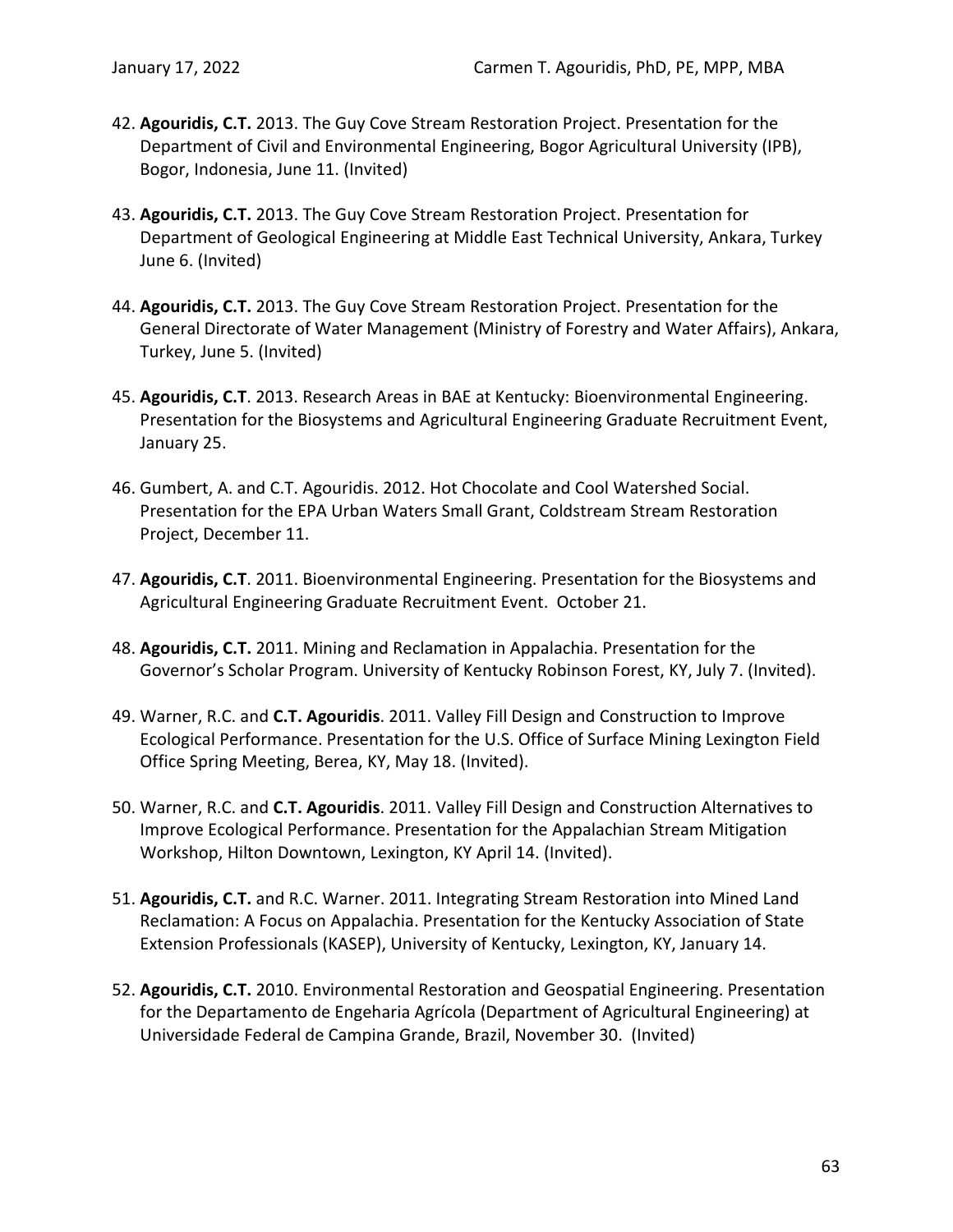42. **Agouridis, C.T.** 2013. The Guy Cove Stream Restoration Project. Presentation for the Department of Civil and Environmental Engineering, Bogor Agricultural University (IPB), Bogor, Indonesia, June 11. (Invited)

43. **Agouridis, C.T.** 2013. The Guy Cove Stream Restoration Project. Presentation for Department of Geological Engineering at Middle East Technical University, Ankara, Turkey June 6. (Invited)

44. **Agouridis, C.T.** 2013. The Guy Cove Stream Restoration Project. Presentation for the General Directorate of Water Management (Ministry of Forestry and Water Affairs), Ankara, Turkey, June 5. (Invited)

45. **Agouridis, C.T**. 2013. Research Areas in BAE at Kentucky: Bioenvironmental Engineering. Presentation for the Biosystems and Agricultural Engineering Graduate Recruitment Event, January 25.

46. Gumbert, A. and C.T. Agouridis. 2012. Hot Chocolate and Cool Watershed Social. Presentation for the EPA Urban Waters Small Grant, Coldstream Stream Restoration Project, December 11.

47. **Agouridis, C.T**. 2011. Bioenvironmental Engineering. Presentation for the Biosystems and Agricultural Engineering Graduate Recruitment Event. October 21.

48. **Agouridis, C.T.** 2011. Mining and Reclamation in Appalachia. Presentation for the Governor's Scholar Program. University of Kentucky Robinson Forest, KY, July 7. (Invited).

49. Warner, R.C. and **C.T. Agouridis**. 2011. Valley Fill Design and Construction to Improve Ecological Performance. Presentation for the U.S. Office of Surface Mining Lexington Field Office Spring Meeting, Berea, KY, May 18. (Invited).

50. Warner, R.C. and **C.T. Agouridis**. 2011. Valley Fill Design and Construction Alternatives to Improve Ecological Performance. Presentation for the Appalachian Stream Mitigation Workshop, Hilton Downtown, Lexington, KY April 14. (Invited).

51. **Agouridis, C.T.** and R.C. Warner. 2011. Integrating Stream Restoration into Mined Land Reclamation: A Focus on Appalachia. Presentation for the Kentucky Association of State Extension Professionals (KASEP), University of Kentucky, Lexington, KY, January 14.

52. **Agouridis, C.T.** 2010. Environmental Restoration and Geospatial Engineering. Presentation for the Departamento de Engeharia Agrícola (Department of Agricultural Engineering) at Universidade Federal de Campina Grande, Brazil, November 30. (Invited)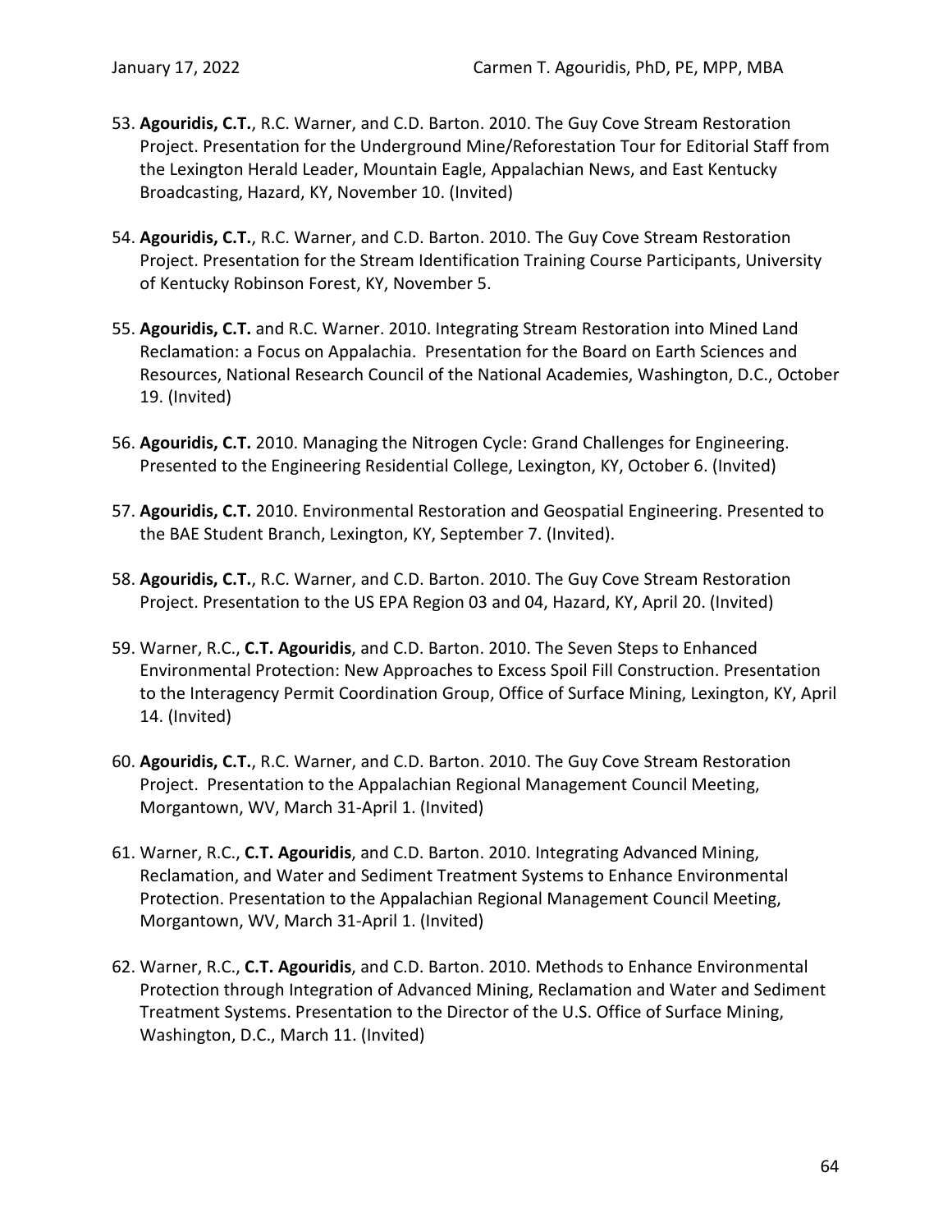53. **Agouridis, C.T.**, R.C. Warner, and C.D. Barton. 2010. The Guy Cove Stream Restoration Project. Presentation for the Underground Mine/Reforestation Tour for Editorial Staff from the Lexington Herald Leader, Mountain Eagle, Appalachian News, and East Kentucky Broadcasting, Hazard, KY, November 10. (Invited)

54. **Agouridis, C.T.**, R.C. Warner, and C.D. Barton. 2010. The Guy Cove Stream Restoration Project. Presentation for the Stream Identification Training Course Participants, University of Kentucky Robinson Forest, KY, November 5.

55. **Agouridis, C.T.** and R.C. Warner. 2010. Integrating Stream Restoration into Mined Land Reclamation: a Focus on Appalachia. Presentation for the Board on Earth Sciences and Resources, National Research Council of the National Academies, Washington, D.C., October 19. (Invited)

56. **Agouridis, C.T.** 2010. Managing the Nitrogen Cycle: Grand Challenges for Engineering. Presented to the Engineering Residential College, Lexington, KY, October 6. (Invited)

57. **Agouridis, C.T.** 2010. Environmental Restoration and Geospatial Engineering. Presented to the BAE Student Branch, Lexington, KY, September 7. (Invited).

58. **Agouridis, C.T.**, R.C. Warner, and C.D. Barton. 2010. The Guy Cove Stream Restoration Project. Presentation to the US EPA Region 03 and 04, Hazard, KY, April 20. (Invited)

59. Warner, R.C., **C.T. Agouridis**, and C.D. Barton. 2010. The Seven Steps to Enhanced Environmental Protection: New Approaches to Excess Spoil Fill Construction. Presentation to the Interagency Permit Coordination Group, Office of Surface Mining, Lexington, KY, April 14. (Invited)

60. **Agouridis, C.T.**, R.C. Warner, and C.D. Barton. 2010. The Guy Cove Stream Restoration Project. Presentation to the Appalachian Regional Management Council Meeting, Morgantown, WV, March 31-April 1. (Invited)

61. Warner, R.C., **C.T. Agouridis**, and C.D. Barton. 2010. Integrating Advanced Mining, Reclamation, and Water and Sediment Treatment Systems to Enhance Environmental Protection. Presentation to the Appalachian Regional Management Council Meeting, Morgantown, WV, March 31-April 1. (Invited)

62. Warner, R.C., **C.T. Agouridis**, and C.D. Barton. 2010. Methods to Enhance Environmental Protection through Integration of Advanced Mining, Reclamation and Water and Sediment Treatment Systems. Presentation to the Director of the U.S. Office of Surface Mining, Washington, D.C., March 11. (Invited)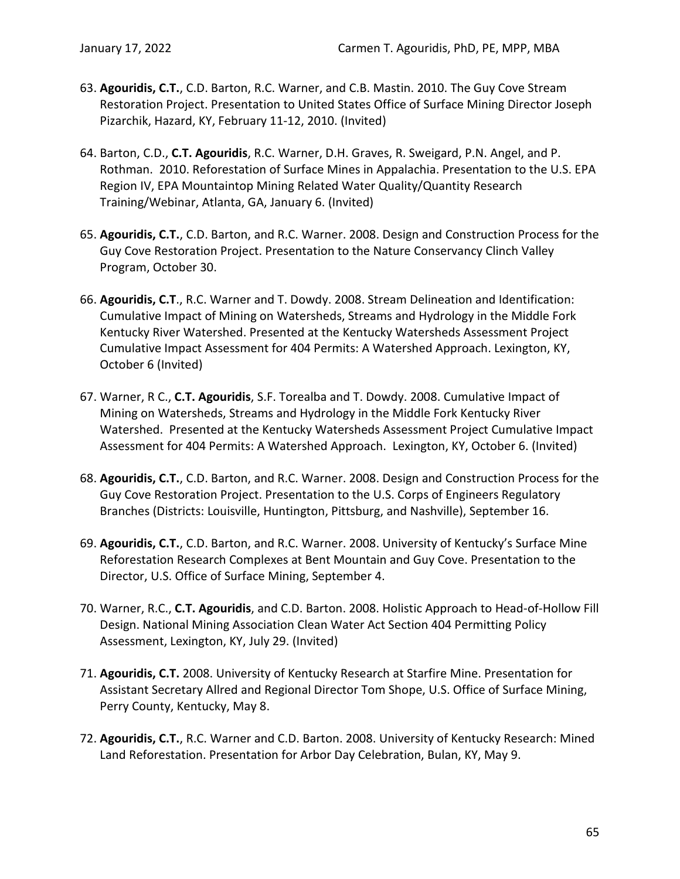63. **Agouridis, C.T.**, C.D. Barton, R.C. Warner, and C.B. Mastin. 2010. The Guy Cove Stream Restoration Project. Presentation to United States Office of Surface Mining Director Joseph Pizarchik, Hazard, KY, February 11-12, 2010. (Invited)

64. Barton, C.D., **C.T. Agouridis**, R.C. Warner, D.H. Graves, R. Sweigard, P.N. Angel, and P. Rothman. 2010. Reforestation of Surface Mines in Appalachia. Presentation to the U.S. EPA Region IV, EPA Mountaintop Mining Related Water Quality/Quantity Research Training/Webinar, Atlanta, GA, January 6. (Invited)

65. **Agouridis, C.T.**, C.D. Barton, and R.C. Warner. 2008. Design and Construction Process for the Guy Cove Restoration Project. Presentation to the Nature Conservancy Clinch Valley Program, October 30.

66. **Agouridis, C.T**., R.C. Warner and T. Dowdy. 2008. Stream Delineation and Identification: Cumulative Impact of Mining on Watersheds, Streams and Hydrology in the Middle Fork Kentucky River Watershed. Presented at the Kentucky Watersheds Assessment Project Cumulative Impact Assessment for 404 Permits: A Watershed Approach. Lexington, KY, October 6 (Invited)

67. Warner, R C., **C.T. Agouridis**, S.F. Torealba and T. Dowdy. 2008. Cumulative Impact of Mining on Watersheds, Streams and Hydrology in the Middle Fork Kentucky River Watershed. Presented at the Kentucky Watersheds Assessment Project Cumulative Impact Assessment for 404 Permits: A Watershed Approach. Lexington, KY, October 6. (Invited)

68. **Agouridis, C.T.**, C.D. Barton, and R.C. Warner. 2008. Design and Construction Process for the Guy Cove Restoration Project. Presentation to the U.S. Corps of Engineers Regulatory Branches (Districts: Louisville, Huntington, Pittsburg, and Nashville), September 16.

69. **Agouridis, C.T.**, C.D. Barton, and R.C. Warner. 2008. University of Kentucky's Surface Mine Reforestation Research Complexes at Bent Mountain and Guy Cove. Presentation to the Director, U.S. Office of Surface Mining, September 4.

70. Warner, R.C., **C.T. Agouridis**, and C.D. Barton. 2008. Holistic Approach to Head-of-Hollow Fill Design. National Mining Association Clean Water Act Section 404 Permitting Policy Assessment, Lexington, KY, July 29. (Invited)

71. **Agouridis, C.T.** 2008. University of Kentucky Research at Starfire Mine. Presentation for Assistant Secretary Allred and Regional Director Tom Shope, U.S. Office of Surface Mining, Perry County, Kentucky, May 8.

72. **Agouridis, C.T.**, R.C. Warner and C.D. Barton. 2008. University of Kentucky Research: Mined Land Reforestation. Presentation for Arbor Day Celebration, Bulan, KY, May 9.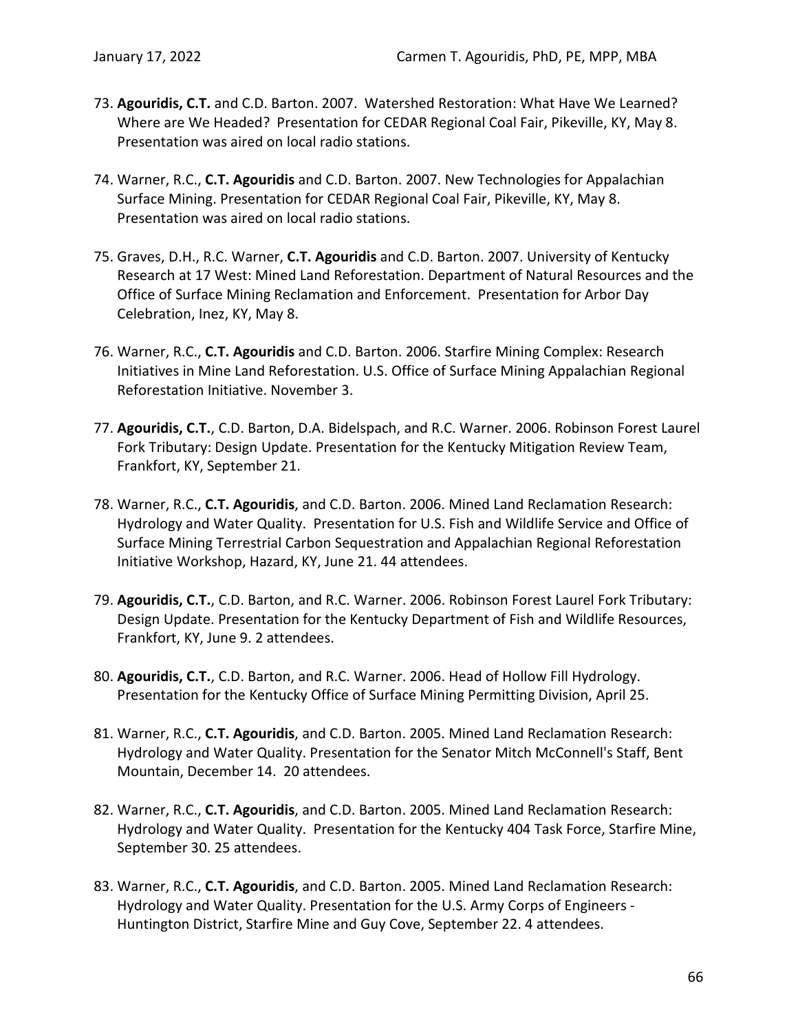73. **Agouridis, C.T.** and C.D. Barton. 2007. Watershed Restoration: What Have We Learned? Where are We Headed? Presentation for CEDAR Regional Coal Fair, Pikeville, KY, May 8. Presentation was aired on local radio stations.

74. Warner, R.C., **C.T. Agouridis** and C.D. Barton. 2007. New Technologies for Appalachian Surface Mining. Presentation for CEDAR Regional Coal Fair, Pikeville, KY, May 8. Presentation was aired on local radio stations.

75. Graves, D.H., R.C. Warner, **C.T. Agouridis** and C.D. Barton. 2007. University of Kentucky Research at 17 West: Mined Land Reforestation. Department of Natural Resources and the Office of Surface Mining Reclamation and Enforcement. Presentation for Arbor Day Celebration, Inez, KY, May 8.

76. Warner, R.C., **C.T. Agouridis** and C.D. Barton. 2006. Starfire Mining Complex: Research Initiatives in Mine Land Reforestation. U.S. Office of Surface Mining Appalachian Regional Reforestation Initiative. November 3.

77. **Agouridis, C.T.**, C.D. Barton, D.A. Bidelspach, and R.C. Warner. 2006. Robinson Forest Laurel Fork Tributary: Design Update. Presentation for the Kentucky Mitigation Review Team, Frankfort, KY, September 21.

78. Warner, R.C., **C.T. Agouridis**, and C.D. Barton. 2006. Mined Land Reclamation Research: Hydrology and Water Quality. Presentation for U.S. Fish and Wildlife Service and Office of Surface Mining Terrestrial Carbon Sequestration and Appalachian Regional Reforestation Initiative Workshop, Hazard, KY, June 21. 44 attendees.

79. **Agouridis, C.T.**, C.D. Barton, and R.C. Warner. 2006. Robinson Forest Laurel Fork Tributary: Design Update. Presentation for the Kentucky Department of Fish and Wildlife Resources, Frankfort, KY, June 9. 2 attendees.

80. **Agouridis, C.T.**, C.D. Barton, and R.C. Warner. 2006. Head of Hollow Fill Hydrology. Presentation for the Kentucky Office of Surface Mining Permitting Division, April 25.

81. Warner, R.C., **C.T. Agouridis**, and C.D. Barton. 2005. Mined Land Reclamation Research: Hydrology and Water Quality. Presentation for the Senator Mitch McConnell's Staff, Bent Mountain, December 14. 20 attendees.

82. Warner, R.C., **C.T. Agouridis**, and C.D. Barton. 2005. Mined Land Reclamation Research: Hydrology and Water Quality. Presentation for the Kentucky 404 Task Force, Starfire Mine, September 30. 25 attendees.

83. Warner, R.C., **C.T. Agouridis**, and C.D. Barton. 2005. Mined Land Reclamation Research: Hydrology and Water Quality. Presentation for the U.S. Army Corps of Engineers - Huntington District, Starfire Mine and Guy Cove, September 22. 4 attendees.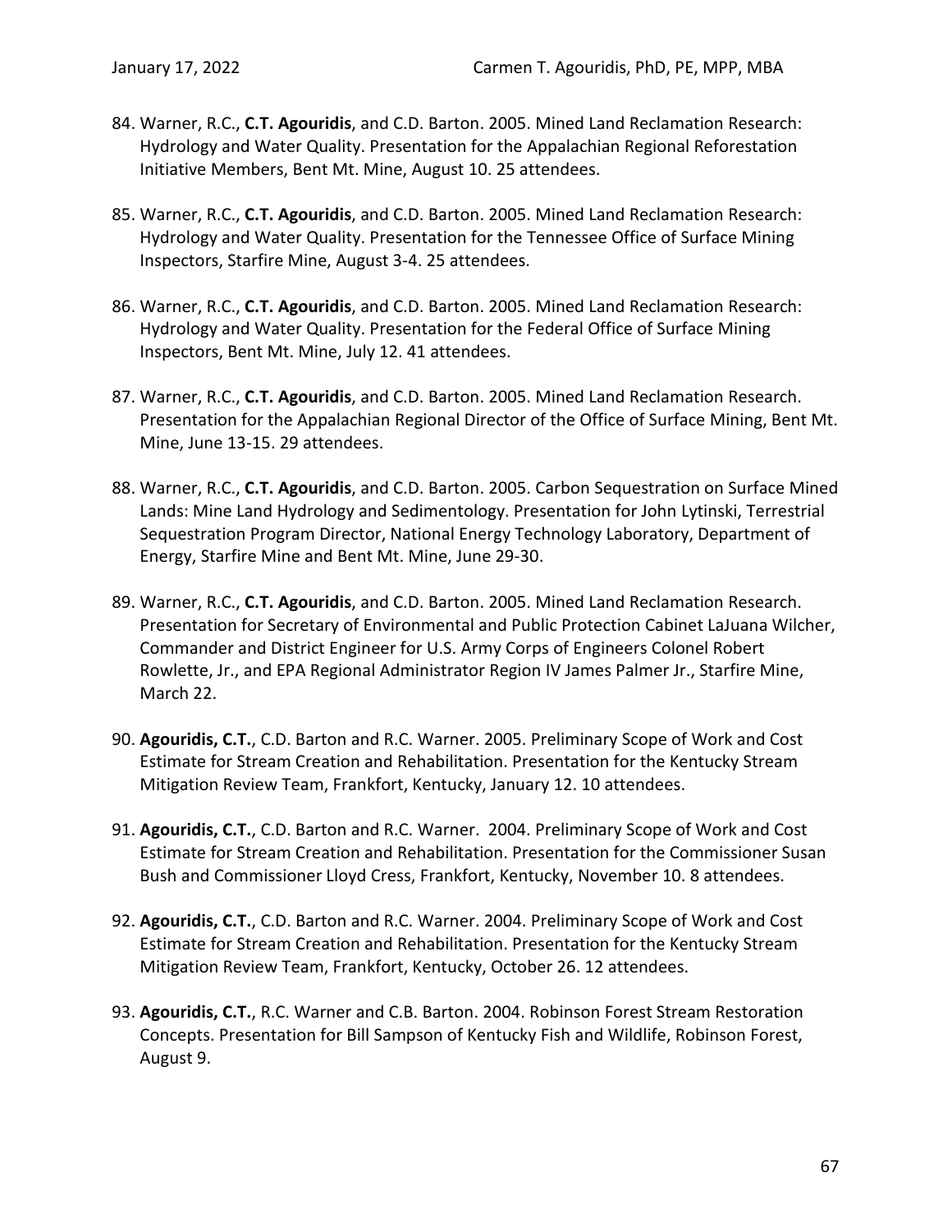84. Warner, R.C., **C.T. Agouridis**, and C.D. Barton. 2005. Mined Land Reclamation Research: Hydrology and Water Quality. Presentation for the Appalachian Regional Reforestation Initiative Members, Bent Mt. Mine, August 10. 25 attendees.

85. Warner, R.C., **C.T. Agouridis**, and C.D. Barton. 2005. Mined Land Reclamation Research: Hydrology and Water Quality. Presentation for the Tennessee Office of Surface Mining Inspectors, Starfire Mine, August 3-4. 25 attendees.

86. Warner, R.C., **C.T. Agouridis**, and C.D. Barton. 2005. Mined Land Reclamation Research: Hydrology and Water Quality. Presentation for the Federal Office of Surface Mining Inspectors, Bent Mt. Mine, July 12. 41 attendees.

87. Warner, R.C., **C.T. Agouridis**, and C.D. Barton. 2005. Mined Land Reclamation Research. Presentation for the Appalachian Regional Director of the Office of Surface Mining, Bent Mt. Mine, June 13-15. 29 attendees.

88. Warner, R.C., **C.T. Agouridis**, and C.D. Barton. 2005. Carbon Sequestration on Surface Mined Lands: Mine Land Hydrology and Sedimentology. Presentation for John Lytinski, Terrestrial Sequestration Program Director, National Energy Technology Laboratory, Department of Energy, Starfire Mine and Bent Mt. Mine, June 29-30.

89. Warner, R.C., **C.T. Agouridis**, and C.D. Barton. 2005. Mined Land Reclamation Research. Presentation for Secretary of Environmental and Public Protection Cabinet LaJuana Wilcher, Commander and District Engineer for U.S. Army Corps of Engineers Colonel Robert Rowlette, Jr., and EPA Regional Administrator Region IV James Palmer Jr., Starfire Mine, March 22.

90. **Agouridis, C.T.**, C.D. Barton and R.C. Warner. 2005. Preliminary Scope of Work and Cost Estimate for Stream Creation and Rehabilitation. Presentation for the Kentucky Stream Mitigation Review Team, Frankfort, Kentucky, January 12. 10 attendees.

91. **Agouridis, C.T.**, C.D. Barton and R.C. Warner. 2004. Preliminary Scope of Work and Cost Estimate for Stream Creation and Rehabilitation. Presentation for the Commissioner Susan Bush and Commissioner Lloyd Cress, Frankfort, Kentucky, November 10. 8 attendees.

92. **Agouridis, C.T.**, C.D. Barton and R.C. Warner. 2004. Preliminary Scope of Work and Cost Estimate for Stream Creation and Rehabilitation. Presentation for the Kentucky Stream Mitigation Review Team, Frankfort, Kentucky, October 26. 12 attendees.

93. **Agouridis, C.T.**, R.C. Warner and C.B. Barton. 2004. Robinson Forest Stream Restoration Concepts. Presentation for Bill Sampson of Kentucky Fish and Wildlife, Robinson Forest, August 9.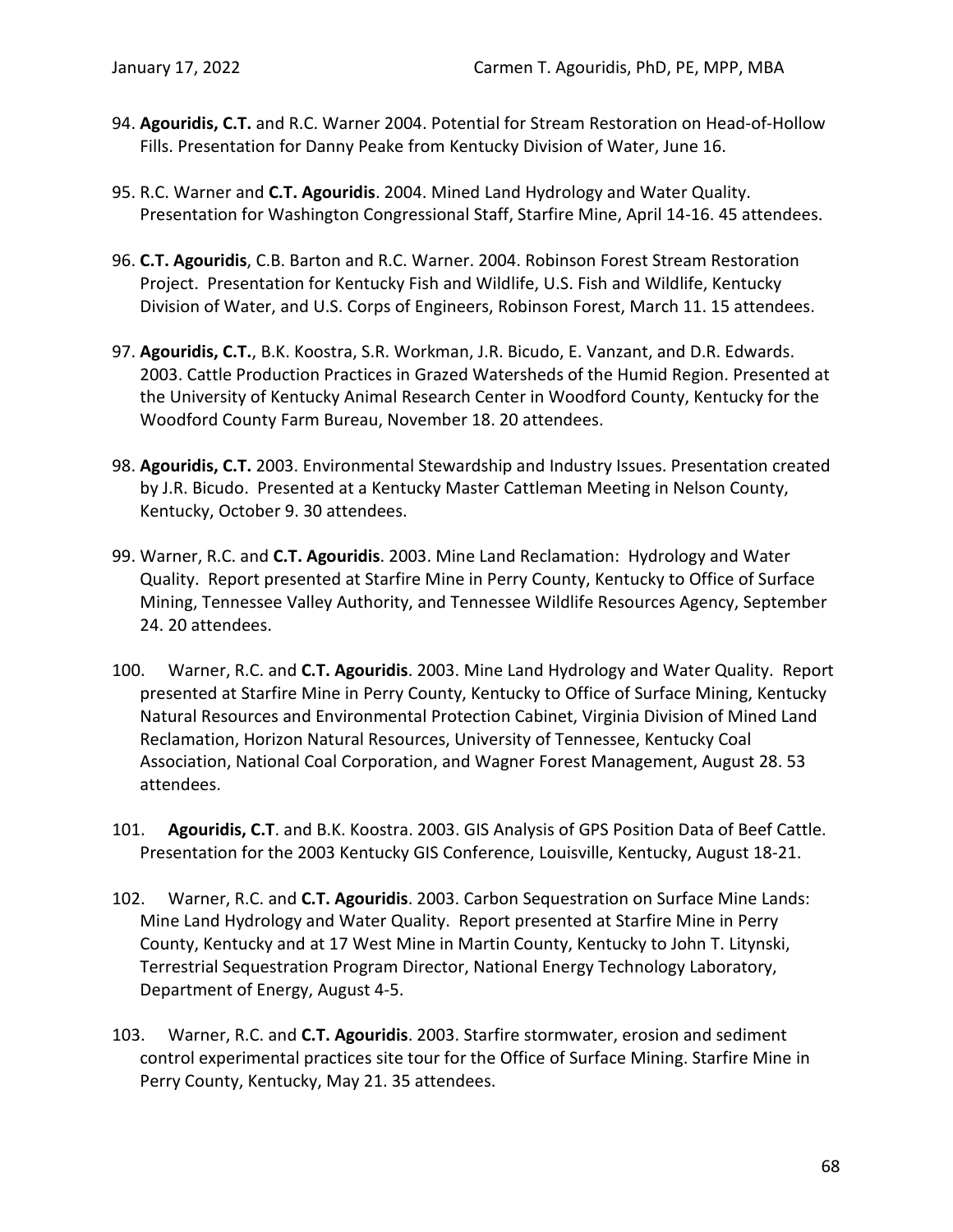94. **Agouridis, C.T.** and R.C. Warner 2004. Potential for Stream Restoration on Head-of-Hollow Fills. Presentation for Danny Peake from Kentucky Division of Water, June 16.

95. R.C. Warner and **C.T. Agouridis**. 2004. Mined Land Hydrology and Water Quality. Presentation for Washington Congressional Staff, Starfire Mine, April 14-16. 45 attendees.

96. **C.T. Agouridis**, C.B. Barton and R.C. Warner. 2004. Robinson Forest Stream Restoration Project. Presentation for Kentucky Fish and Wildlife, U.S. Fish and Wildlife, Kentucky Division of Water, and U.S. Corps of Engineers, Robinson Forest, March 11. 15 attendees.

97. **Agouridis, C.T.**, B.K. Koostra, S.R. Workman, J.R. Bicudo, E. Vanzant, and D.R. Edwards. 2003. Cattle Production Practices in Grazed Watersheds of the Humid Region. Presented at the University of Kentucky Animal Research Center in Woodford County, Kentucky for the Woodford County Farm Bureau, November 18. 20 attendees.

98. **Agouridis, C.T.** 2003. Environmental Stewardship and Industry Issues. Presentation created by J.R. Bicudo. Presented at a Kentucky Master Cattleman Meeting in Nelson County, Kentucky, October 9. 30 attendees.

99. Warner, R.C. and **C.T. Agouridis**. 2003. Mine Land Reclamation: Hydrology and Water Quality. Report presented at Starfire Mine in Perry County, Kentucky to Office of Surface Mining, Tennessee Valley Authority, and Tennessee Wildlife Resources Agency, September 24. 20 attendees.

100. Warner, R.C. and **C.T. Agouridis**. 2003. Mine Land Hydrology and Water Quality. Report presented at Starfire Mine in Perry County, Kentucky to Office of Surface Mining, Kentucky Natural Resources and Environmental Protection Cabinet, Virginia Division of Mined Land Reclamation, Horizon Natural Resources, University of Tennessee, Kentucky Coal Association, National Coal Corporation, and Wagner Forest Management, August 28. 53 attendees.

101. **Agouridis, C.T**. and B.K. Koostra. 2003. GIS Analysis of GPS Position Data of Beef Cattle. Presentation for the 2003 Kentucky GIS Conference, Louisville, Kentucky, August 18-21.

102. Warner, R.C. and **C.T. Agouridis**. 2003. Carbon Sequestration on Surface Mine Lands: Mine Land Hydrology and Water Quality. Report presented at Starfire Mine in Perry County, Kentucky and at 17 West Mine in Martin County, Kentucky to John T. Litynski, Terrestrial Sequestration Program Director, National Energy Technology Laboratory, Department of Energy, August 4-5.

103. Warner, R.C. and **C.T. Agouridis**. 2003. Starfire stormwater, erosion and sediment control experimental practices site tour for the Office of Surface Mining. Starfire Mine in Perry County, Kentucky, May 21. 35 attendees.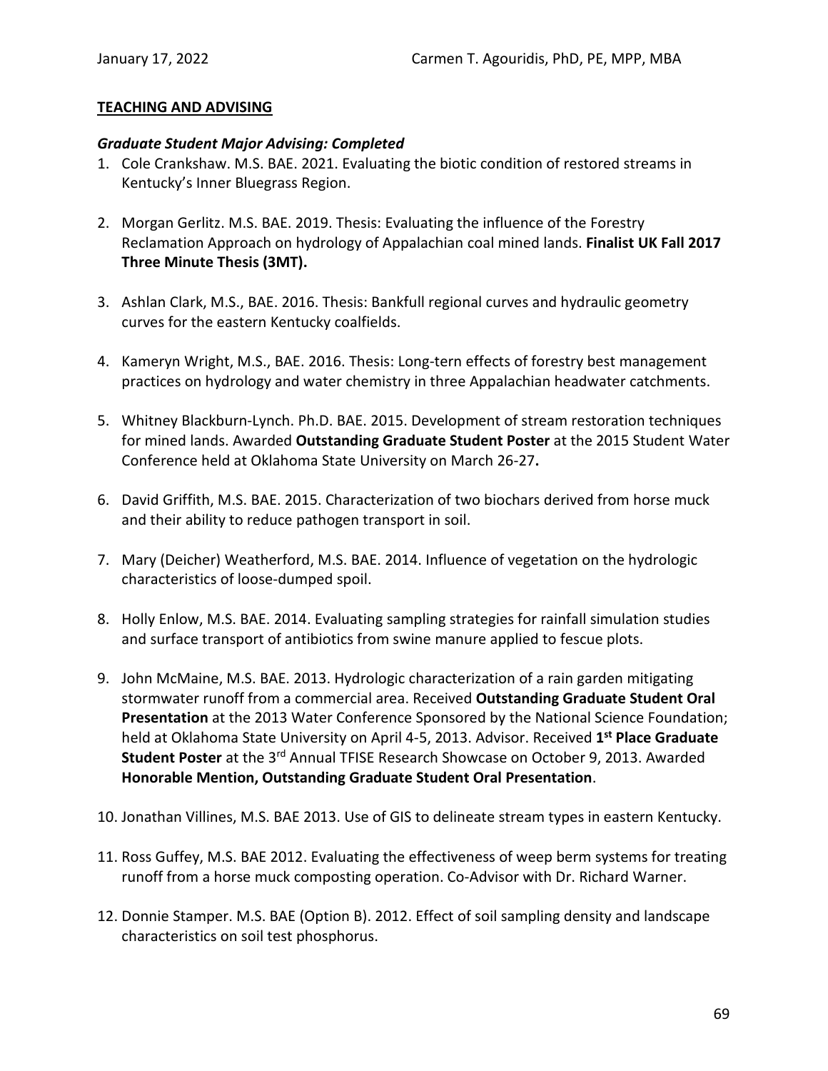**TEACHING AND ADVISING**

***Graduate Student Major Advising: Completed***

1. Cole Crankshaw. M.S. BAE. 2021. Evaluating the biotic condition of restored streams in Kentucky's Inner Bluegrass Region.

2. Morgan Gerlitz. M.S. BAE. 2019. Thesis: Evaluating the influence of the Forestry Reclamation Approach on hydrology of Appalachian coal mined lands. **Finalist UK Fall 2017 Three Minute Thesis (3MT).**

3. Ashlan Clark, M.S., BAE. 2016. Thesis: Bankfull regional curves and hydraulic geometry curves for the eastern Kentucky coalfields.

4. Kameryn Wright, M.S., BAE. 2016. Thesis: Long-tern effects of forestry best management practices on hydrology and water chemistry in three Appalachian headwater catchments.

5. Whitney Blackburn-Lynch. Ph.D. BAE. 2015. Development of stream restoration techniques for mined lands. Awarded **Outstanding Graduate Student Poster** at the 2015 Student Water Conference held at Oklahoma State University on March 26-27**.**

6. David Griffith, M.S. BAE. 2015. Characterization of two biochars derived from horse muck and their ability to reduce pathogen transport in soil.

7. Mary (Deicher) Weatherford, M.S. BAE. 2014. Influence of vegetation on the hydrologic characteristics of loose-dumped spoil.

8. Holly Enlow, M.S. BAE. 2014. Evaluating sampling strategies for rainfall simulation studies and surface transport of antibiotics from swine manure applied to fescue plots.

9. John McMaine, M.S. BAE. 2013. Hydrologic characterization of a rain garden mitigating stormwater runoff from a commercial area. Received **Outstanding Graduate Student Oral Presentation** at the 2013 Water Conference Sponsored by the National Science Foundation; held at Oklahoma State University on April 4-5, 2013. Advisor. Received **1st Place Graduate Student Poster** at the 3rd Annual TFISE Research Showcase on October 9, 2013. Awarded **Honorable Mention, Outstanding Graduate Student Oral Presentation**.

10. Jonathan Villines, M.S. BAE 2013. Use of GIS to delineate stream types in eastern Kentucky.

11. Ross Guffey, M.S. BAE 2012. Evaluating the effectiveness of weep berm systems for treating runoff from a horse muck composting operation. Co-Advisor with Dr. Richard Warner.

12. Donnie Stamper. M.S. BAE (Option B). 2012. Effect of soil sampling density and landscape characteristics on soil test phosphorus.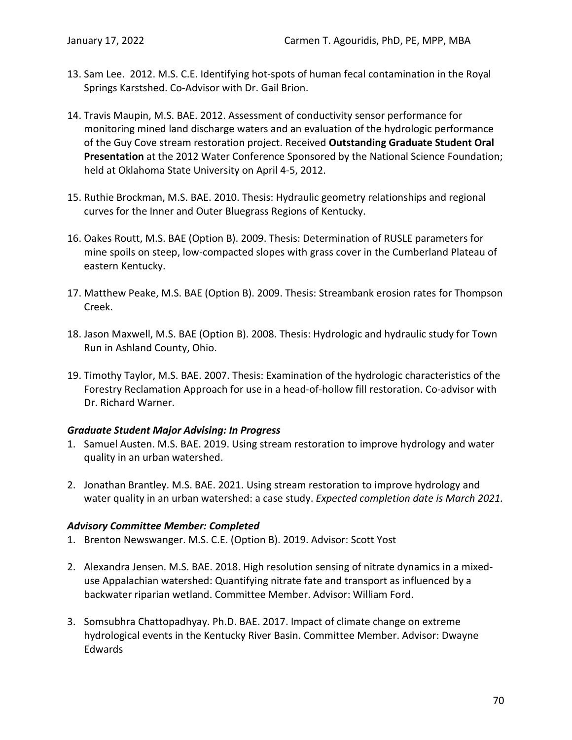13. Sam Lee. 2012. M.S. C.E. Identifying hot-spots of human fecal contamination in the Royal Springs Karstshed. Co-Advisor with Dr. Gail Brion.

14. Travis Maupin, M.S. BAE. 2012. Assessment of conductivity sensor performance for monitoring mined land discharge waters and an evaluation of the hydrologic performance of the Guy Cove stream restoration project. Received **Outstanding Graduate Student Oral Presentation** at the 2012 Water Conference Sponsored by the National Science Foundation; held at Oklahoma State University on April 4-5, 2012.

15. Ruthie Brockman, M.S. BAE. 2010. Thesis: Hydraulic geometry relationships and regional curves for the Inner and Outer Bluegrass Regions of Kentucky.

16. Oakes Routt, M.S. BAE (Option B). 2009. Thesis: Determination of RUSLE parameters for mine spoils on steep, low-compacted slopes with grass cover in the Cumberland Plateau of eastern Kentucky.

17. Matthew Peake, M.S. BAE (Option B). 2009. Thesis: Streambank erosion rates for Thompson Creek.

18. Jason Maxwell, M.S. BAE (Option B). 2008. Thesis: Hydrologic and hydraulic study for Town Run in Ashland County, Ohio.

19. Timothy Taylor, M.S. BAE. 2007. Thesis: Examination of the hydrologic characteristics of the Forestry Reclamation Approach for use in a head-of-hollow fill restoration. Co-advisor with Dr. Richard Warner.

### *Graduate Student Major Advising: In Progress*

1. Samuel Austen. M.S. BAE. 2019. Using stream restoration to improve hydrology and water quality in an urban watershed.

2. Jonathan Brantley. M.S. BAE. 2021. Using stream restoration to improve hydrology and water quality in an urban watershed: a case study. *Expected completion date is March 2021.*

### *Advisory Committee Member: Completed*

1. Brenton Newswanger. M.S. C.E. (Option B). 2019. Advisor: Scott Yost

2. Alexandra Jensen. M.S. BAE. 2018. High resolution sensing of nitrate dynamics in a mixed-use Appalachian watershed: Quantifying nitrate fate and transport as influenced by a backwater riparian wetland. Committee Member. Advisor: William Ford.

3. Somsubhra Chattopadhyay. Ph.D. BAE. 2017. Impact of climate change on extreme hydrological events in the Kentucky River Basin. Committee Member. Advisor: Dwayne Edwards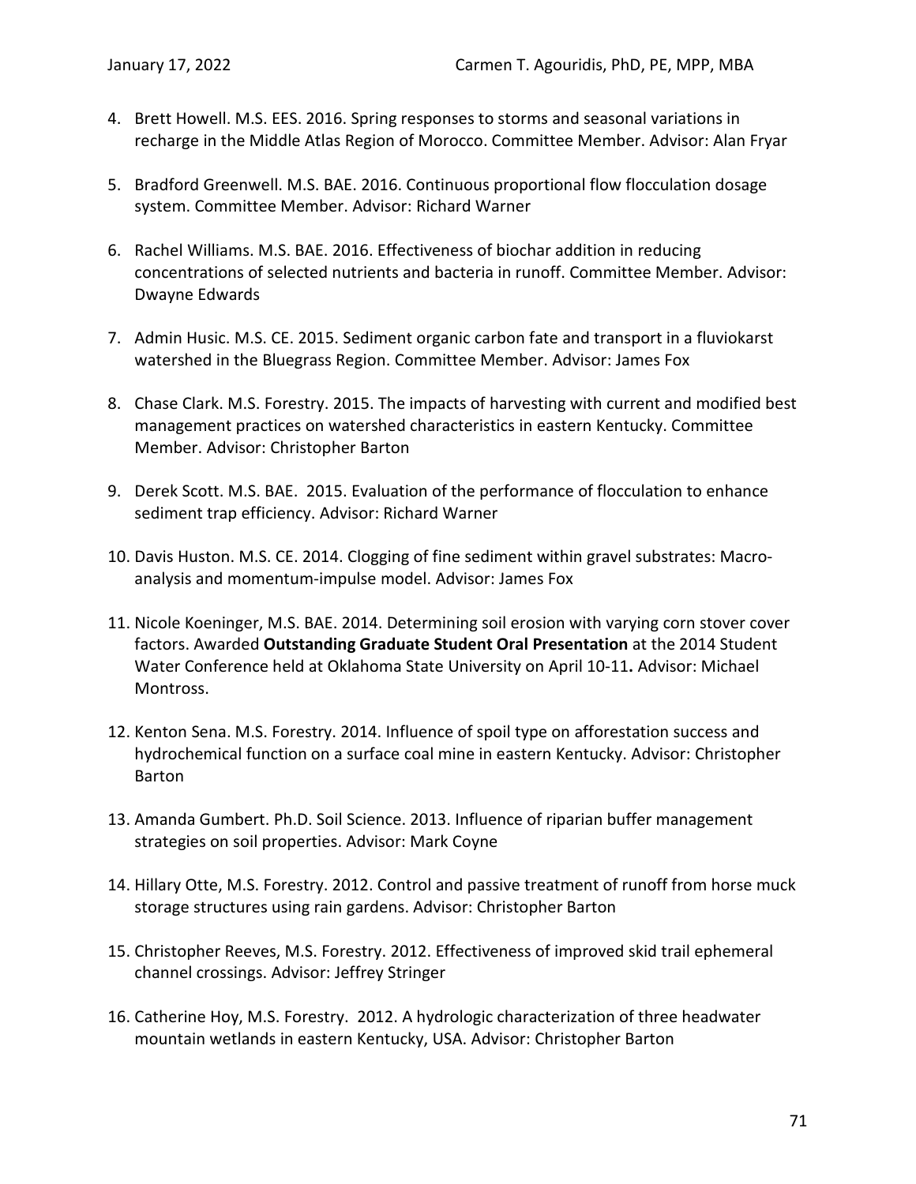4. Brett Howell. M.S. EES. 2016. Spring responses to storms and seasonal variations in recharge in the Middle Atlas Region of Morocco. Committee Member. Advisor: Alan Fryar

5. Bradford Greenwell. M.S. BAE. 2016. Continuous proportional flow flocculation dosage system. Committee Member. Advisor: Richard Warner

6. Rachel Williams. M.S. BAE. 2016. Effectiveness of biochar addition in reducing concentrations of selected nutrients and bacteria in runoff. Committee Member. Advisor: Dwayne Edwards

7. Admin Husic. M.S. CE. 2015. Sediment organic carbon fate and transport in a fluviokarst watershed in the Bluegrass Region. Committee Member. Advisor: James Fox

8. Chase Clark. M.S. Forestry. 2015. The impacts of harvesting with current and modified best management practices on watershed characteristics in eastern Kentucky. Committee Member. Advisor: Christopher Barton

9. Derek Scott. M.S. BAE. 2015. Evaluation of the performance of flocculation to enhance sediment trap efficiency. Advisor: Richard Warner

10. Davis Huston. M.S. CE. 2014. Clogging of fine sediment within gravel substrates: Macro-analysis and momentum-impulse model. Advisor: James Fox

11. Nicole Koeninger, M.S. BAE. 2014. Determining soil erosion with varying corn stover cover factors. Awarded **Outstanding Graduate Student Oral Presentation** at the 2014 Student Water Conference held at Oklahoma State University on April 10-11**.** Advisor: Michael Montross.

12. Kenton Sena. M.S. Forestry. 2014. Influence of spoil type on afforestation success and hydrochemical function on a surface coal mine in eastern Kentucky. Advisor: Christopher Barton

13. Amanda Gumbert. Ph.D. Soil Science. 2013. Influence of riparian buffer management strategies on soil properties. Advisor: Mark Coyne

14. Hillary Otte, M.S. Forestry. 2012. Control and passive treatment of runoff from horse muck storage structures using rain gardens. Advisor: Christopher Barton

15. Christopher Reeves, M.S. Forestry. 2012. Effectiveness of improved skid trail ephemeral channel crossings. Advisor: Jeffrey Stringer

16. Catherine Hoy, M.S. Forestry. 2012. A hydrologic characterization of three headwater mountain wetlands in eastern Kentucky, USA. Advisor: Christopher Barton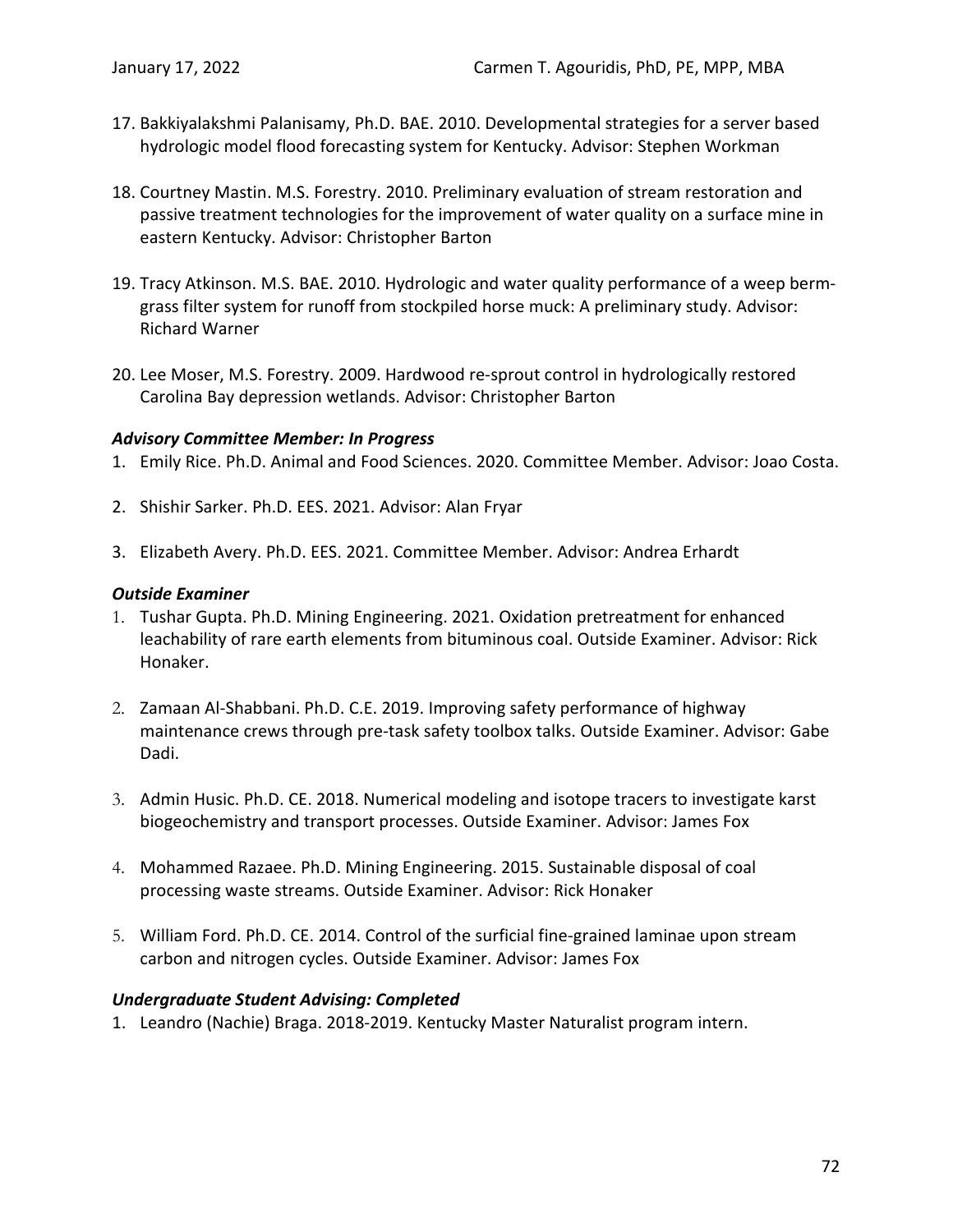17. Bakkiyalakshmi Palanisamy, Ph.D. BAE. 2010. Developmental strategies for a server based hydrologic model flood forecasting system for Kentucky. Advisor: Stephen Workman

18. Courtney Mastin. M.S. Forestry. 2010. Preliminary evaluation of stream restoration and passive treatment technologies for the improvement of water quality on a surface mine in eastern Kentucky. Advisor: Christopher Barton

19. Tracy Atkinson. M.S. BAE. 2010. Hydrologic and water quality performance of a weep berm-grass filter system for runoff from stockpiled horse muck: A preliminary study. Advisor: Richard Warner

20. Lee Moser, M.S. Forestry. 2009. Hardwood re-sprout control in hydrologically restored Carolina Bay depression wetlands. Advisor: Christopher Barton

### *Advisory Committee Member: In Progress*

1. Emily Rice. Ph.D. Animal and Food Sciences. 2020. Committee Member. Advisor: Joao Costa.

2. Shishir Sarker. Ph.D. EES. 2021. Advisor: Alan Fryar

3. Elizabeth Avery. Ph.D. EES. 2021. Committee Member. Advisor: Andrea Erhardt

### *Outside Examiner*

1. Tushar Gupta. Ph.D. Mining Engineering. 2021. Oxidation pretreatment for enhanced leachability of rare earth elements from bituminous coal. Outside Examiner. Advisor: Rick Honaker.

2. Zamaan Al-Shabbani. Ph.D. C.E. 2019. Improving safety performance of highway maintenance crews through pre-task safety toolbox talks. Outside Examiner. Advisor: Gabe Dadi.

3. Admin Husic. Ph.D. CE. 2018. Numerical modeling and isotope tracers to investigate karst biogeochemistry and transport processes. Outside Examiner. Advisor: James Fox

4. Mohammed Razaee. Ph.D. Mining Engineering. 2015. Sustainable disposal of coal processing waste streams. Outside Examiner. Advisor: Rick Honaker

5. William Ford. Ph.D. CE. 2014. Control of the surficial fine-grained laminae upon stream carbon and nitrogen cycles. Outside Examiner. Advisor: James Fox

### *Undergraduate Student Advising: Completed*

1. Leandro (Nachie) Braga. 2018-2019. Kentucky Master Naturalist program intern.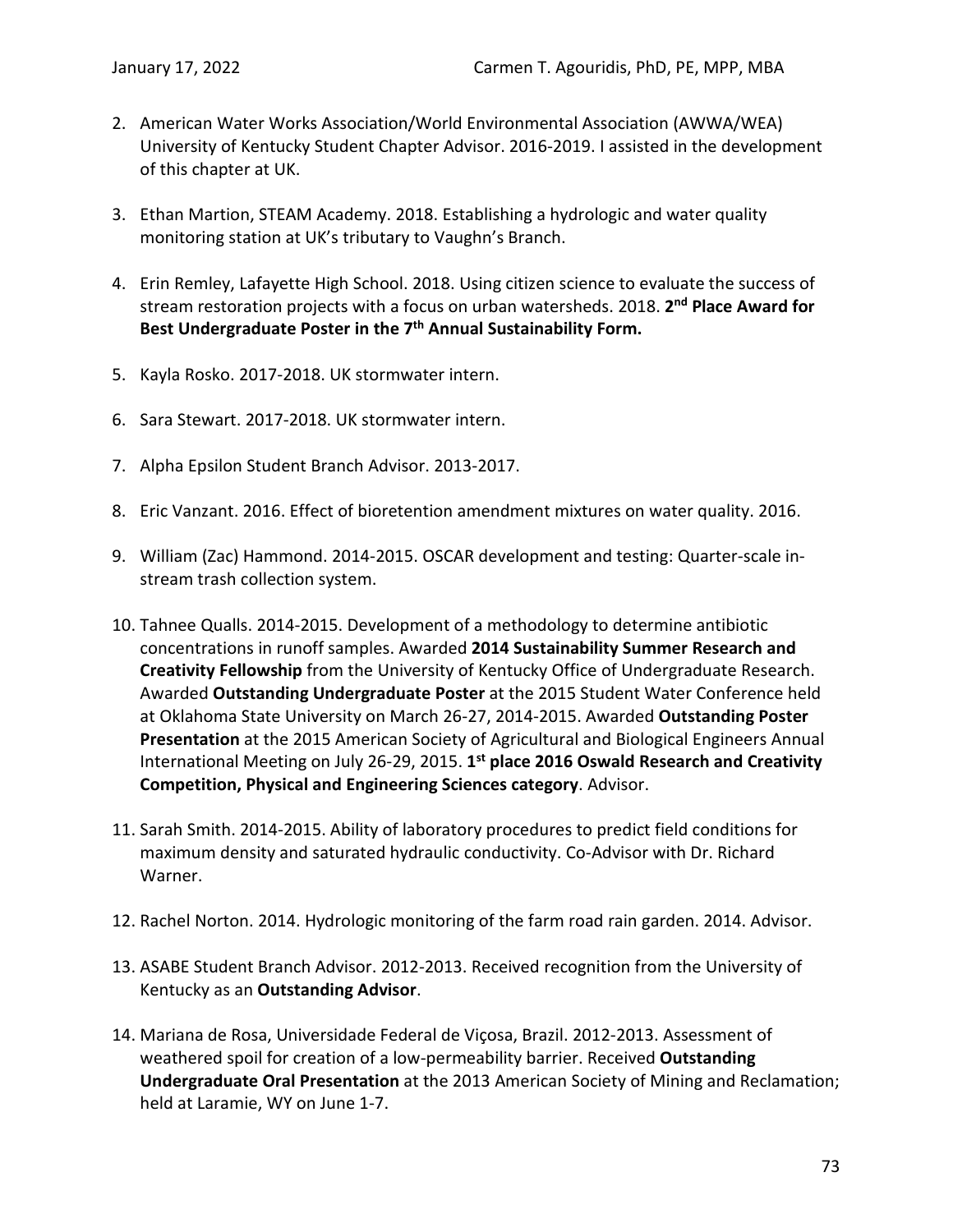2. American Water Works Association/World Environmental Association (AWWA/WEA) University of Kentucky Student Chapter Advisor. 2016-2019. I assisted in the development of this chapter at UK.

3. Ethan Martion, STEAM Academy. 2018. Establishing a hydrologic and water quality monitoring station at UK's tributary to Vaughn's Branch.

4. Erin Remley, Lafayette High School. 2018. Using citizen science to evaluate the success of stream restoration projects with a focus on urban watersheds. 2018. **2nd Place Award for Best Undergraduate Poster in the 7th Annual Sustainability Form.**

5. Kayla Rosko. 2017-2018. UK stormwater intern.

6. Sara Stewart. 2017-2018. UK stormwater intern.

7. Alpha Epsilon Student Branch Advisor. 2013-2017.

8. Eric Vanzant. 2016. Effect of bioretention amendment mixtures on water quality. 2016.

9. William (Zac) Hammond. 2014-2015. OSCAR development and testing: Quarter-scale in-stream trash collection system.

10. Tahnee Qualls. 2014-2015. Development of a methodology to determine antibiotic concentrations in runoff samples. Awarded **2014 Sustainability Summer Research and Creativity Fellowship** from the University of Kentucky Office of Undergraduate Research. Awarded **Outstanding Undergraduate Poster** at the 2015 Student Water Conference held at Oklahoma State University on March 26-27, 2014-2015. Awarded **Outstanding Poster Presentation** at the 2015 American Society of Agricultural and Biological Engineers Annual International Meeting on July 26-29, 2015. **1st place 2016 Oswald Research and Creativity Competition, Physical and Engineering Sciences category**. Advisor.

11. Sarah Smith. 2014-2015. Ability of laboratory procedures to predict field conditions for maximum density and saturated hydraulic conductivity. Co-Advisor with Dr. Richard Warner.

12. Rachel Norton. 2014. Hydrologic monitoring of the farm road rain garden. 2014. Advisor.

13. ASABE Student Branch Advisor. 2012-2013. Received recognition from the University of Kentucky as an **Outstanding Advisor**.

14. Mariana de Rosa, Universidade Federal de Viçosa, Brazil. 2012-2013. Assessment of weathered spoil for creation of a low-permeability barrier. Received **Outstanding Undergraduate Oral Presentation** at the 2013 American Society of Mining and Reclamation; held at Laramie, WY on June 1-7.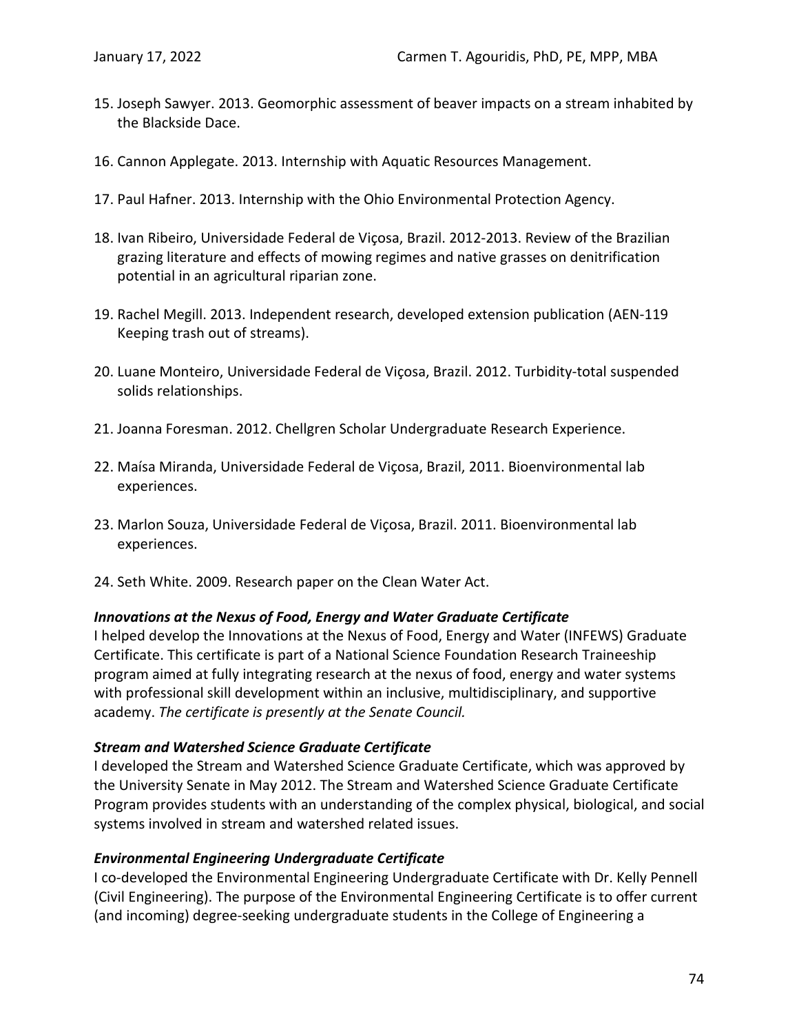15. Joseph Sawyer. 2013. Geomorphic assessment of beaver impacts on a stream inhabited by the Blackside Dace.

16. Cannon Applegate. 2013. Internship with Aquatic Resources Management.

17. Paul Hafner. 2013. Internship with the Ohio Environmental Protection Agency.

18. Ivan Ribeiro, Universidade Federal de Viçosa, Brazil. 2012-2013. Review of the Brazilian grazing literature and effects of mowing regimes and native grasses on denitrification potential in an agricultural riparian zone.

19. Rachel Megill. 2013. Independent research, developed extension publication (AEN-119 Keeping trash out of streams).

20. Luane Monteiro, Universidade Federal de Viçosa, Brazil. 2012. Turbidity-total suspended solids relationships.

21. Joanna Foresman. 2012. Chellgren Scholar Undergraduate Research Experience.

22. Maísa Miranda, Universidade Federal de Viçosa, Brazil, 2011. Bioenvironmental lab experiences.

23. Marlon Souza, Universidade Federal de Viçosa, Brazil. 2011. Bioenvironmental lab experiences.

24. Seth White. 2009. Research paper on the Clean Water Act.

***Innovations at the Nexus of Food, Energy and Water Graduate Certificate***

I helped develop the Innovations at the Nexus of Food, Energy and Water (INFEWS) Graduate Certificate. This certificate is part of a National Science Foundation Research Traineeship program aimed at fully integrating research at the nexus of food, energy and water systems with professional skill development within an inclusive, multidisciplinary, and supportive academy. *The certificate is presently at the Senate Council.*

***Stream and Watershed Science Graduate Certificate***

I developed the Stream and Watershed Science Graduate Certificate, which was approved by the University Senate in May 2012. The Stream and Watershed Science Graduate Certificate Program provides students with an understanding of the complex physical, biological, and social systems involved in stream and watershed related issues.

***Environmental Engineering Undergraduate Certificate***

I co-developed the Environmental Engineering Undergraduate Certificate with Dr. Kelly Pennell (Civil Engineering). The purpose of the Environmental Engineering Certificate is to offer current (and incoming) degree-seeking undergraduate students in the College of Engineering a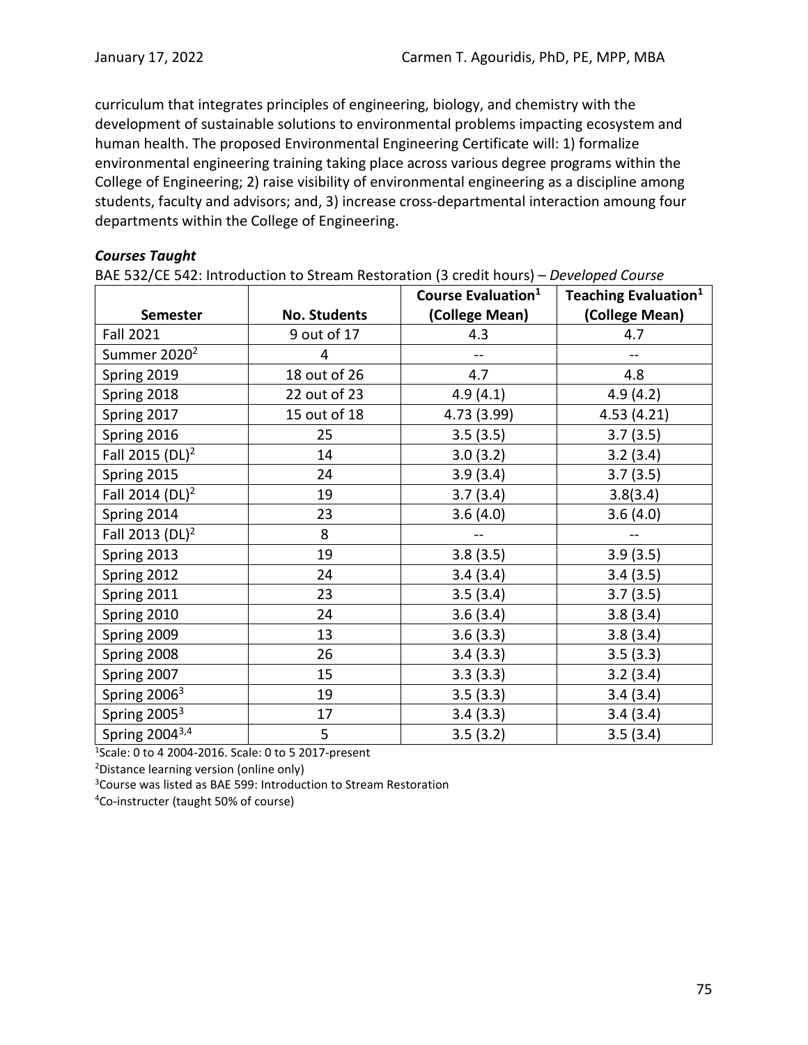curriculum that integrates principles of engineering, biology, and chemistry with the development of sustainable solutions to environmental problems impacting ecosystem and human health. The proposed Environmental Engineering Certificate will: 1) formalize environmental engineering training taking place across various degree programs within the College of Engineering; 2) raise visibility of environmental engineering as a discipline among students, faculty and advisors; and, 3) increase cross-departmental interaction amoung four departments within the College of Engineering.

***Courses Taught***

BAE 532/CE 542: Introduction to Stream Restoration (3 credit hours) – *Developed Course*

| Semester | No. Students | Course Evaluation[1] (College Mean) | Teaching Evaluation[1] (College Mean) |
|---|---|---|---|
| Fall 2021 | 9 out of 17 | 4.3 | 4.7 |
| Summer 2020[2] | 4 | -- | -- |
| Spring 2019 | 18 out of 26 | 4.7 | 4.8 |
| Spring 2018 | 22 out of 23 | 4.9 (4.1) | 4.9 (4.2) |
| Spring 2017 | 15 out of 18 | 4.73 (3.99) | 4.53 (4.21) |
| Spring 2016 | 25 | 3.5 (3.5) | 3.7 (3.5) |
| Fall 2015 (DL)[2] | 14 | 3.0 (3.2) | 3.2 (3.4) |
| Spring 2015 | 24 | 3.9 (3.4) | 3.7 (3.5) |
| Fall 2014 (DL)[2] | 19 | 3.7 (3.4) | 3.8(3.4) |
| Spring 2014 | 23 | 3.6 (4.0) | 3.6 (4.0) |
| Fall 2013 (DL)[2] | 8 | -- | -- |
| Spring 2013 | 19 | 3.8 (3.5) | 3.9 (3.5) |
| Spring 2012 | 24 | 3.4 (3.4) | 3.4 (3.5) |
| Spring 2011 | 23 | 3.5 (3.4) | 3.7 (3.5) |
| Spring 2010 | 24 | 3.6 (3.4) | 3.8 (3.4) |
| Spring 2009 | 13 | 3.6 (3.3) | 3.8 (3.4) |
| Spring 2008 | 26 | 3.4 (3.3) | 3.5 (3.3) |
| Spring 2007 | 15 | 3.3 (3.3) | 3.2 (3.4) |
| Spring 2006[3] | 19 | 3.5 (3.3) | 3.4 (3.4) |
| Spring 2005[3] | 17 | 3.4 (3.3) | 3.4 (3.4) |
| Spring 2004[3,4] | 5 | 3.5 (3.2) | 3.5 (3.4) |

[1]Scale: 0 to 4 2004-2016. Scale: 0 to 5 2017-present

[2]Distance learning version (online only)

[3]Course was listed as BAE 599: Introduction to Stream Restoration

[4]Co-instructer (taught 50% of course)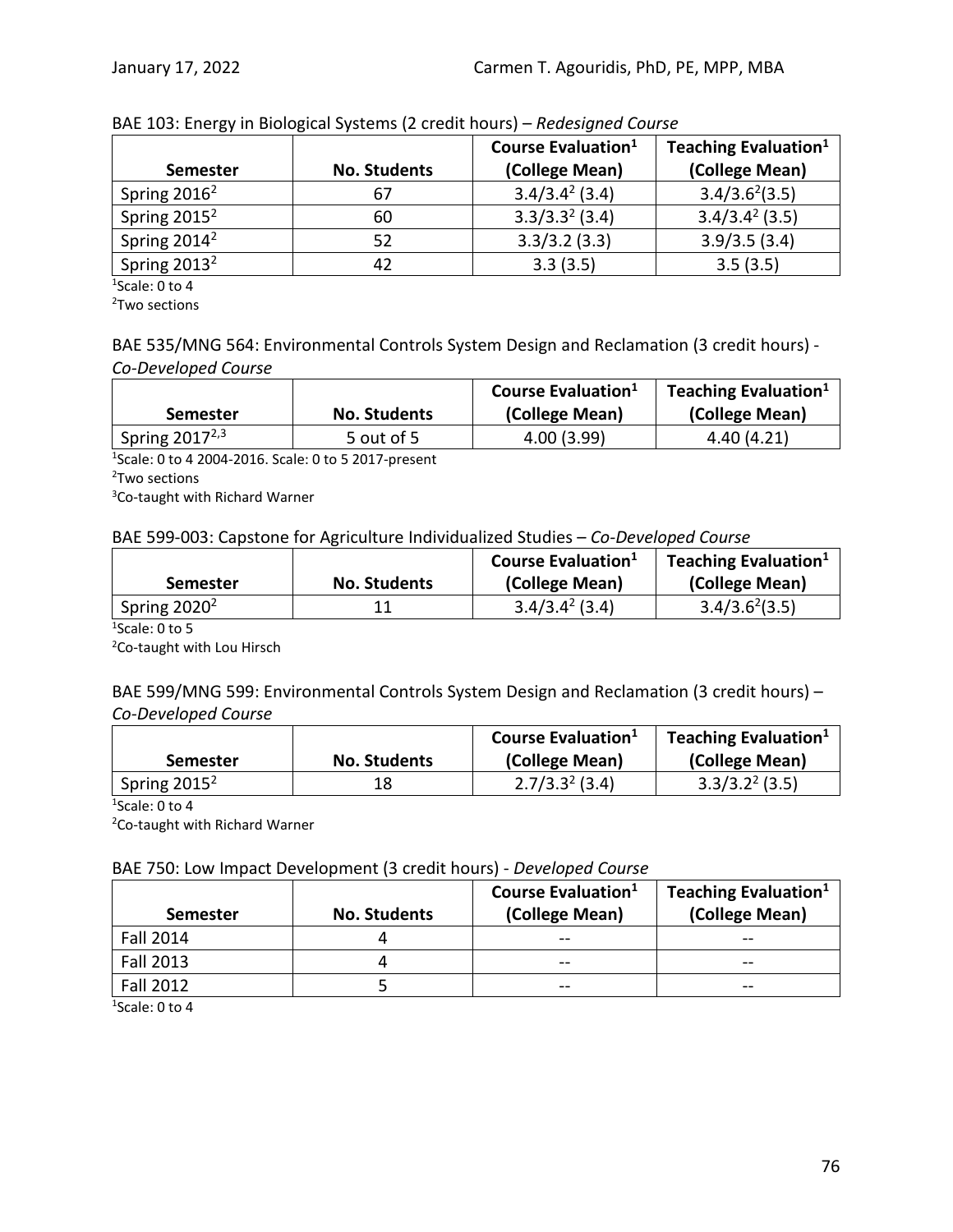BAE 103: Energy in Biological Systems (2 credit hours) – *Redesigned Course*

| Semester | No. Students | Course Evaluation[1] (College Mean) | Teaching Evaluation[1] (College Mean) |
|---|---|---|---|
| Spring 2016[2] | 67 | 3.4/3.4[2] (3.4) | 3.4/3.6[2](3.5) |
| Spring 2015[2] | 60 | 3.3/3.3[2] (3.4) | 3.4/3.4[2] (3.5) |
| Spring 2014[2] | 52 | 3.3/3.2 (3.3) | 3.9/3.5 (3.4) |
| Spring 2013[2] | 42 | 3.3 (3.5) | 3.5 (3.5) |

[1]Scale: 0 to 4
[2]Two sections

BAE 535/MNG 564: Environmental Controls System Design and Reclamation (3 credit hours) - *Co-Developed Course*

| Semester | No. Students | Course Evaluation[1] (College Mean) | Teaching Evaluation[1] (College Mean) |
|---|---|---|---|
| Spring 2017[2,3] | 5 out of 5 | 4.00 (3.99) | 4.40 (4.21) |

[1]Scale: 0 to 4 2004-2016. Scale: 0 to 5 2017-present
[2]Two sections
[3]Co-taught with Richard Warner

BAE 599-003: Capstone for Agriculture Individualized Studies – *Co-Developed Course*

| Semester | No. Students | Course Evaluation[1] (College Mean) | Teaching Evaluation[1] (College Mean) |
|---|---|---|---|
| Spring 2020[2] | 11 | 3.4/3.4[2] (3.4) | 3.4/3.6[2](3.5) |

[1]Scale: 0 to 5
[2]Co-taught with Lou Hirsch

BAE 599/MNG 599: Environmental Controls System Design and Reclamation (3 credit hours) – *Co-Developed Course*

| Semester | No. Students | Course Evaluation[1] (College Mean) | Teaching Evaluation[1] (College Mean) |
|---|---|---|---|
| Spring 2015[2] | 18 | 2.7/3.3[2] (3.4) | 3.3/3.2[2] (3.5) |

[1]Scale: 0 to 4
[2]Co-taught with Richard Warner

BAE 750: Low Impact Development (3 credit hours) - *Developed Course*

| Semester | No. Students | Course Evaluation[1] (College Mean) | Teaching Evaluation[1] (College Mean) |
|---|---|---|---|
| Fall 2014 | 4 | -- | -- |
| Fall 2013 | 4 | -- | -- |
| Fall 2012 | 5 | -- | -- |

[1]Scale: 0 to 4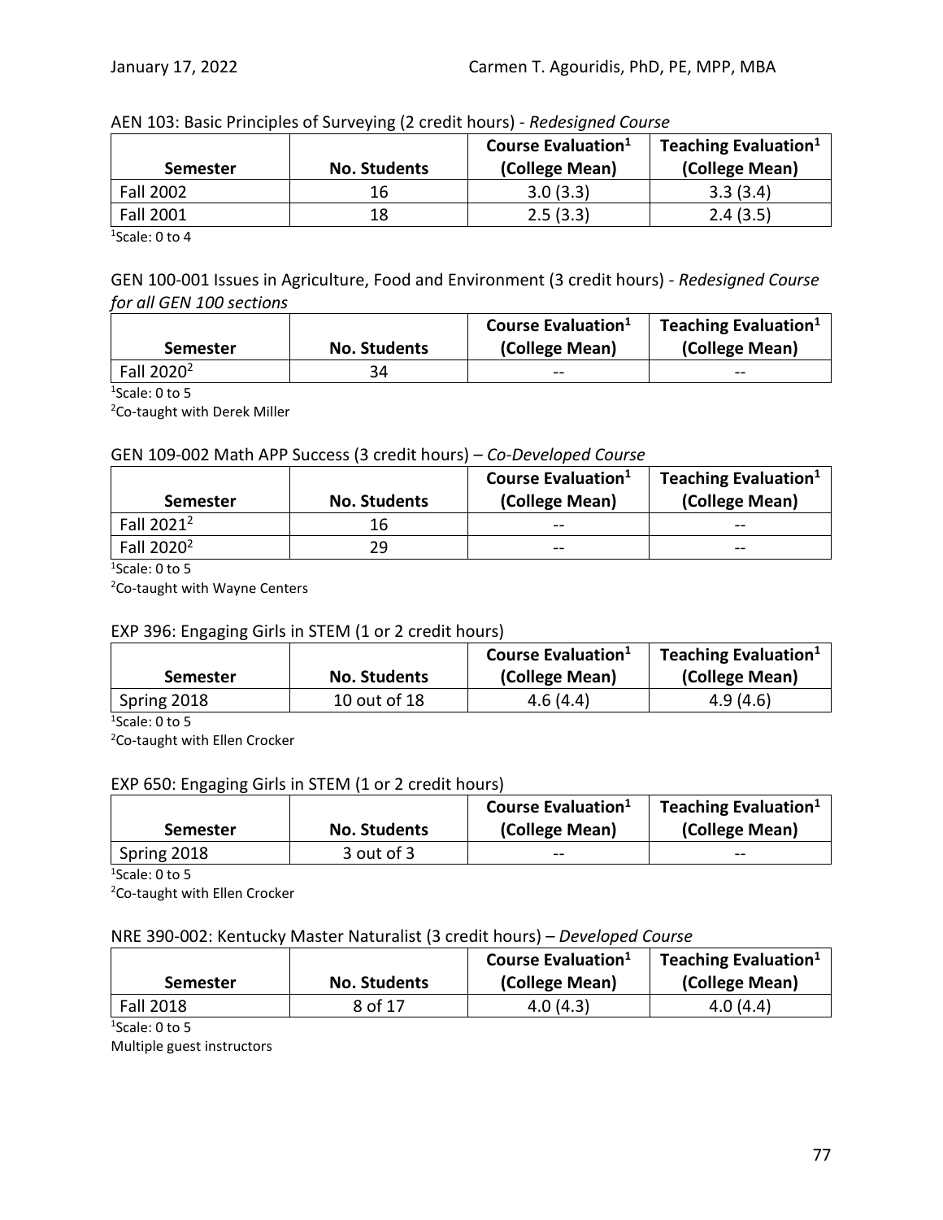AEN 103: Basic Principles of Surveying (2 credit hours) - *Redesigned Course*

| Semester | No. Students | Course Evaluation[1] (College Mean) | Teaching Evaluation[1] (College Mean) |
|---|---|---|---|
| Fall 2002 | 16 | 3.0 (3.3) | 3.3 (3.4) |
| Fall 2001 | 18 | 2.5 (3.3) | 2.4 (3.5) |

[1]Scale: 0 to 4

GEN 100-001 Issues in Agriculture, Food and Environment (3 credit hours) - *Redesigned Course for all GEN 100 sections*

| Semester | No. Students | Course Evaluation[1] (College Mean) | Teaching Evaluation[1] (College Mean) |
|---|---|---|---|
| Fall 2020[2] | 34 | -- | -- |

[1]Scale: 0 to 5
[2]Co-taught with Derek Miller

GEN 109-002 Math APP Success (3 credit hours) – *Co-Developed Course*

| Semester | No. Students | Course Evaluation[1] (College Mean) | Teaching Evaluation[1] (College Mean) |
|---|---|---|---|
| Fall 2021[2] | 16 | -- | -- |
| Fall 2020[2] | 29 | -- | -- |

[1]Scale: 0 to 5
[2]Co-taught with Wayne Centers

EXP 396: Engaging Girls in STEM (1 or 2 credit hours)

| Semester | No. Students | Course Evaluation[1] (College Mean) | Teaching Evaluation[1] (College Mean) |
|---|---|---|---|
| Spring 2018 | 10 out of 18 | 4.6 (4.4) | 4.9 (4.6) |

[1]Scale: 0 to 5
[2]Co-taught with Ellen Crocker

EXP 650: Engaging Girls in STEM (1 or 2 credit hours)

| Semester | No. Students | Course Evaluation[1] (College Mean) | Teaching Evaluation[1] (College Mean) |
|---|---|---|---|
| Spring 2018 | 3 out of 3 | -- | -- |

[1]Scale: 0 to 5
[2]Co-taught with Ellen Crocker

NRE 390-002: Kentucky Master Naturalist (3 credit hours) – *Developed Course*

| Semester | No. Students | Course Evaluation[1] (College Mean) | Teaching Evaluation[1] (College Mean) |
|---|---|---|---|
| Fall 2018 | 8 of 17 | 4.0 (4.3) | 4.0 (4.4) |

[1]Scale: 0 to 5
Multiple guest instructors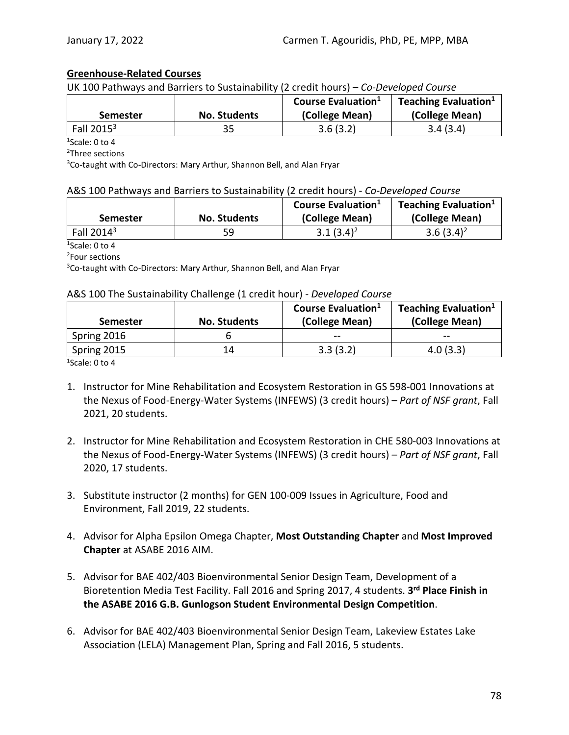**Greenhouse-Related Courses**

UK 100 Pathways and Barriers to Sustainability (2 credit hours) – *Co-Developed Course*

| Semester | No. Students | Course Evaluation[1] (College Mean) | Teaching Evaluation[1] (College Mean) |
|---|---|---|---|
| Fall 2015[3] | 35 | 3.6 (3.2) | 3.4 (3.4) |

[1]Scale: 0 to 4
[2]Three sections
[3]Co-taught with Co-Directors: Mary Arthur, Shannon Bell, and Alan Fryar

A&S 100 Pathways and Barriers to Sustainability (2 credit hours) - *Co-Developed Course*

| Semester | No. Students | Course Evaluation[1] (College Mean) | Teaching Evaluation[1] (College Mean) |
|---|---|---|---|
| Fall 2014[3] | 59 | 3.1 (3.4)[2] | 3.6 (3.4)[2] |

[1]Scale: 0 to 4
[2]Four sections
[3]Co-taught with Co-Directors: Mary Arthur, Shannon Bell, and Alan Fryar

A&S 100 The Sustainability Challenge (1 credit hour) - *Developed Course*

| Semester | No. Students | Course Evaluation[1] (College Mean) | Teaching Evaluation[1] (College Mean) |
|---|---|---|---|
| Spring 2016 | 6 | -- | -- |
| Spring 2015 | 14 | 3.3 (3.2) | 4.0 (3.3) |

[1]Scale: 0 to 4

1. Instructor for Mine Rehabilitation and Ecosystem Restoration in GS 598-001 Innovations at the Nexus of Food-Energy-Water Systems (INFEWS) (3 credit hours) – *Part of NSF grant*, Fall 2021, 20 students.

2. Instructor for Mine Rehabilitation and Ecosystem Restoration in CHE 580-003 Innovations at the Nexus of Food-Energy-Water Systems (INFEWS) (3 credit hours) – *Part of NSF grant*, Fall 2020, 17 students.

3. Substitute instructor (2 months) for GEN 100-009 Issues in Agriculture, Food and Environment, Fall 2019, 22 students.

4. Advisor for Alpha Epsilon Omega Chapter, **Most Outstanding Chapter** and **Most Improved Chapter** at ASABE 2016 AIM.

5. Advisor for BAE 402/403 Bioenvironmental Senior Design Team, Development of a Bioretention Media Test Facility. Fall 2016 and Spring 2017, 4 students. **3rd Place Finish in the ASABE 2016 G.B. Gunlogson Student Environmental Design Competition**.

6. Advisor for BAE 402/403 Bioenvironmental Senior Design Team, Lakeview Estates Lake Association (LELA) Management Plan, Spring and Fall 2016, 5 students.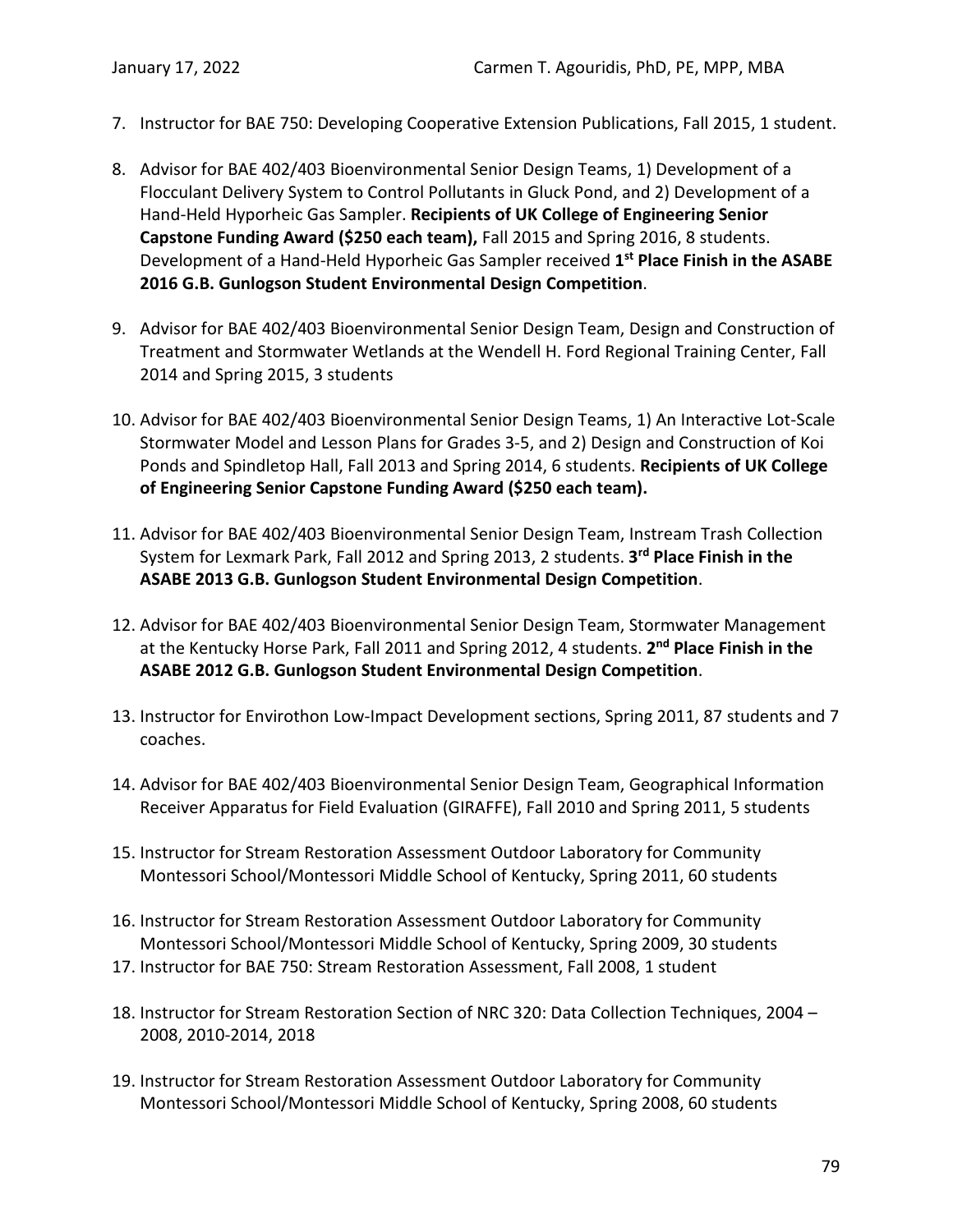7. Instructor for BAE 750: Developing Cooperative Extension Publications, Fall 2015, 1 student.

8. Advisor for BAE 402/403 Bioenvironmental Senior Design Teams, 1) Development of a Flocculant Delivery System to Control Pollutants in Gluck Pond, and 2) Development of a Hand-Held Hyporheic Gas Sampler. **Recipients of UK College of Engineering Senior Capstone Funding Award ($250 each team),** Fall 2015 and Spring 2016, 8 students. Development of a Hand-Held Hyporheic Gas Sampler received **1st Place Finish in the ASABE 2016 G.B. Gunlogson Student Environmental Design Competition**.

9. Advisor for BAE 402/403 Bioenvironmental Senior Design Team, Design and Construction of Treatment and Stormwater Wetlands at the Wendell H. Ford Regional Training Center, Fall 2014 and Spring 2015, 3 students

10. Advisor for BAE 402/403 Bioenvironmental Senior Design Teams, 1) An Interactive Lot-Scale Stormwater Model and Lesson Plans for Grades 3-5, and 2) Design and Construction of Koi Ponds and Spindletop Hall, Fall 2013 and Spring 2014, 6 students. **Recipients of UK College of Engineering Senior Capstone Funding Award ($250 each team).**

11. Advisor for BAE 402/403 Bioenvironmental Senior Design Team, Instream Trash Collection System for Lexmark Park, Fall 2012 and Spring 2013, 2 students. **3rd Place Finish in the ASABE 2013 G.B. Gunlogson Student Environmental Design Competition**.

12. Advisor for BAE 402/403 Bioenvironmental Senior Design Team, Stormwater Management at the Kentucky Horse Park, Fall 2011 and Spring 2012, 4 students. **2nd Place Finish in the ASABE 2012 G.B. Gunlogson Student Environmental Design Competition**.

13. Instructor for Envirothon Low-Impact Development sections, Spring 2011, 87 students and 7 coaches.

14. Advisor for BAE 402/403 Bioenvironmental Senior Design Team, Geographical Information Receiver Apparatus for Field Evaluation (GIRAFFE), Fall 2010 and Spring 2011, 5 students

15. Instructor for Stream Restoration Assessment Outdoor Laboratory for Community Montessori School/Montessori Middle School of Kentucky, Spring 2011, 60 students

16. Instructor for Stream Restoration Assessment Outdoor Laboratory for Community Montessori School/Montessori Middle School of Kentucky, Spring 2009, 30 students

17. Instructor for BAE 750: Stream Restoration Assessment, Fall 2008, 1 student

18. Instructor for Stream Restoration Section of NRC 320: Data Collection Techniques, 2004 – 2008, 2010-2014, 2018

19. Instructor for Stream Restoration Assessment Outdoor Laboratory for Community Montessori School/Montessori Middle School of Kentucky, Spring 2008, 60 students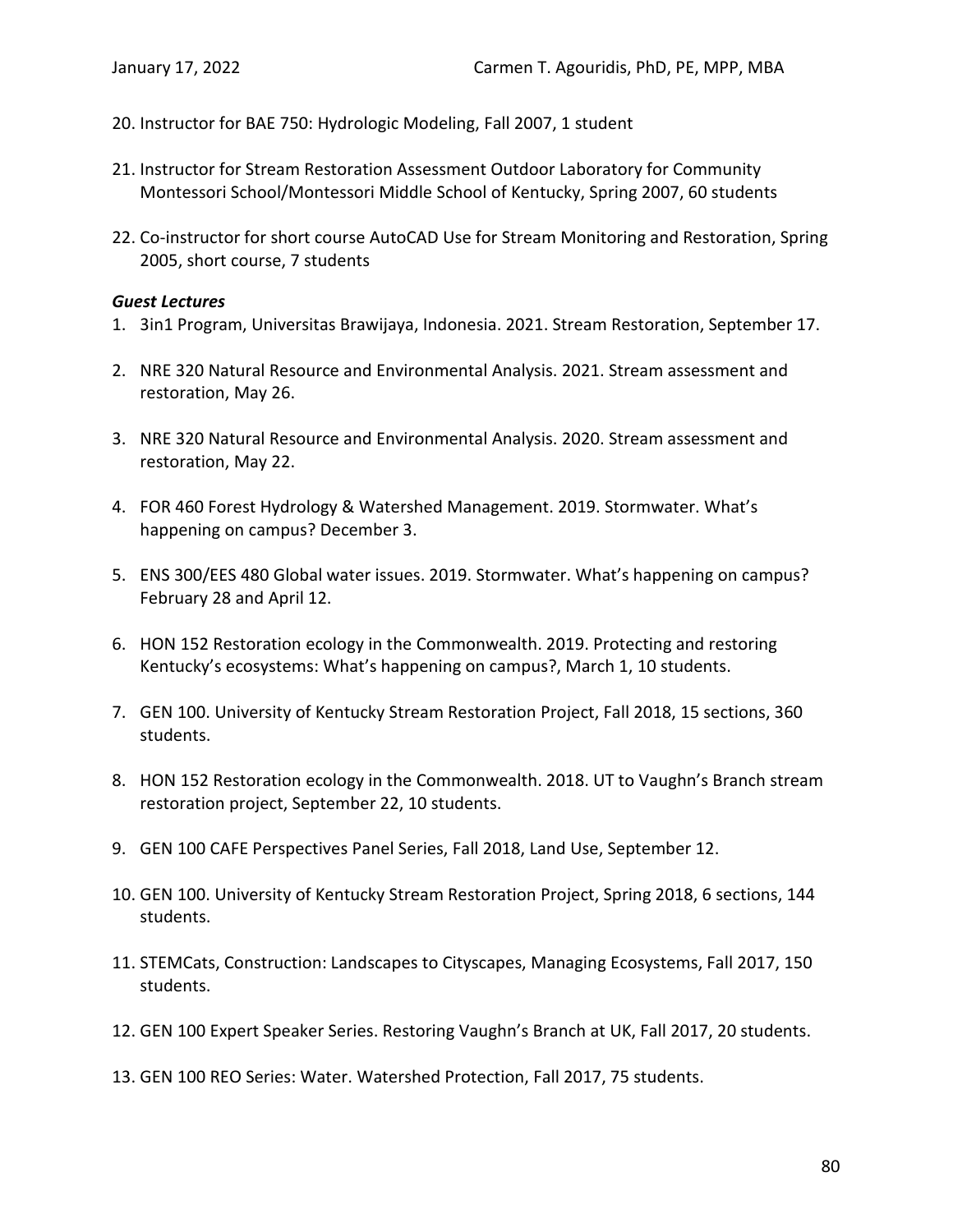20. Instructor for BAE 750: Hydrologic Modeling, Fall 2007, 1 student

21. Instructor for Stream Restoration Assessment Outdoor Laboratory for Community Montessori School/Montessori Middle School of Kentucky, Spring 2007, 60 students

22. Co-instructor for short course AutoCAD Use for Stream Monitoring and Restoration, Spring 2005, short course, 7 students

***Guest Lectures***

1. 3in1 Program, Universitas Brawijaya, Indonesia. 2021. Stream Restoration, September 17.

2. NRE 320 Natural Resource and Environmental Analysis. 2021. Stream assessment and restoration, May 26.

3. NRE 320 Natural Resource and Environmental Analysis. 2020. Stream assessment and restoration, May 22.

4. FOR 460 Forest Hydrology & Watershed Management. 2019. Stormwater. What's happening on campus? December 3.

5. ENS 300/EES 480 Global water issues. 2019. Stormwater. What's happening on campus? February 28 and April 12.

6. HON 152 Restoration ecology in the Commonwealth. 2019. Protecting and restoring Kentucky's ecosystems: What's happening on campus?, March 1, 10 students.

7. GEN 100. University of Kentucky Stream Restoration Project, Fall 2018, 15 sections, 360 students.

8. HON 152 Restoration ecology in the Commonwealth. 2018. UT to Vaughn's Branch stream restoration project, September 22, 10 students.

9. GEN 100 CAFE Perspectives Panel Series, Fall 2018, Land Use, September 12.

10. GEN 100. University of Kentucky Stream Restoration Project, Spring 2018, 6 sections, 144 students.

11. STEMCats, Construction: Landscapes to Cityscapes, Managing Ecosystems, Fall 2017, 150 students.

12. GEN 100 Expert Speaker Series. Restoring Vaughn's Branch at UK, Fall 2017, 20 students.

13. GEN 100 REO Series: Water. Watershed Protection, Fall 2017, 75 students.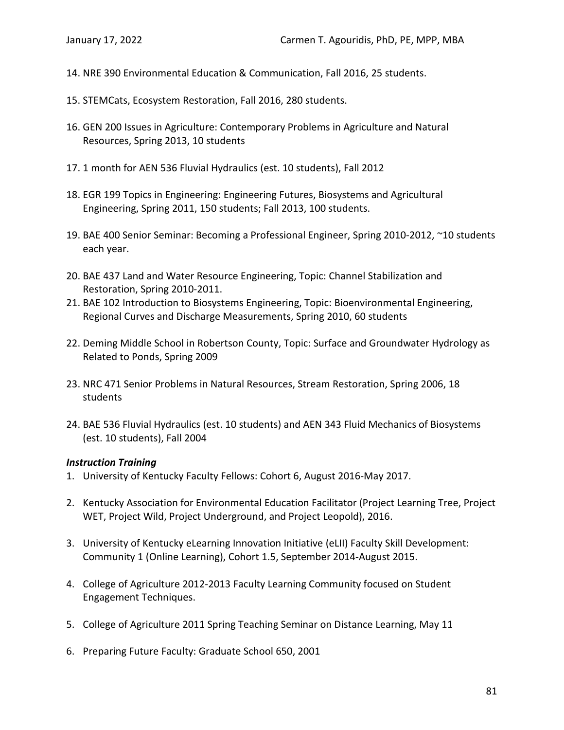14. NRE 390 Environmental Education & Communication, Fall 2016, 25 students.

15. STEMCats, Ecosystem Restoration, Fall 2016, 280 students.

16. GEN 200 Issues in Agriculture: Contemporary Problems in Agriculture and Natural Resources, Spring 2013, 10 students

17. 1 month for AEN 536 Fluvial Hydraulics (est. 10 students), Fall 2012

18. EGR 199 Topics in Engineering: Engineering Futures, Biosystems and Agricultural Engineering, Spring 2011, 150 students; Fall 2013, 100 students.

19. BAE 400 Senior Seminar: Becoming a Professional Engineer, Spring 2010-2012, ~10 students each year.

20. BAE 437 Land and Water Resource Engineering, Topic: Channel Stabilization and Restoration, Spring 2010-2011.

21. BAE 102 Introduction to Biosystems Engineering, Topic: Bioenvironmental Engineering, Regional Curves and Discharge Measurements, Spring 2010, 60 students

22. Deming Middle School in Robertson County, Topic: Surface and Groundwater Hydrology as Related to Ponds, Spring 2009

23. NRC 471 Senior Problems in Natural Resources, Stream Restoration, Spring 2006, 18 students

24. BAE 536 Fluvial Hydraulics (est. 10 students) and AEN 343 Fluid Mechanics of Biosystems (est. 10 students), Fall 2004

***Instruction Training***

1. University of Kentucky Faculty Fellows: Cohort 6, August 2016-May 2017.

2. Kentucky Association for Environmental Education Facilitator (Project Learning Tree, Project WET, Project Wild, Project Underground, and Project Leopold), 2016.

3. University of Kentucky eLearning Innovation Initiative (eLII) Faculty Skill Development: Community 1 (Online Learning), Cohort 1.5, September 2014-August 2015.

4. College of Agriculture 2012-2013 Faculty Learning Community focused on Student Engagement Techniques.

5. College of Agriculture 2011 Spring Teaching Seminar on Distance Learning, May 11

6. Preparing Future Faculty: Graduate School 650, 2001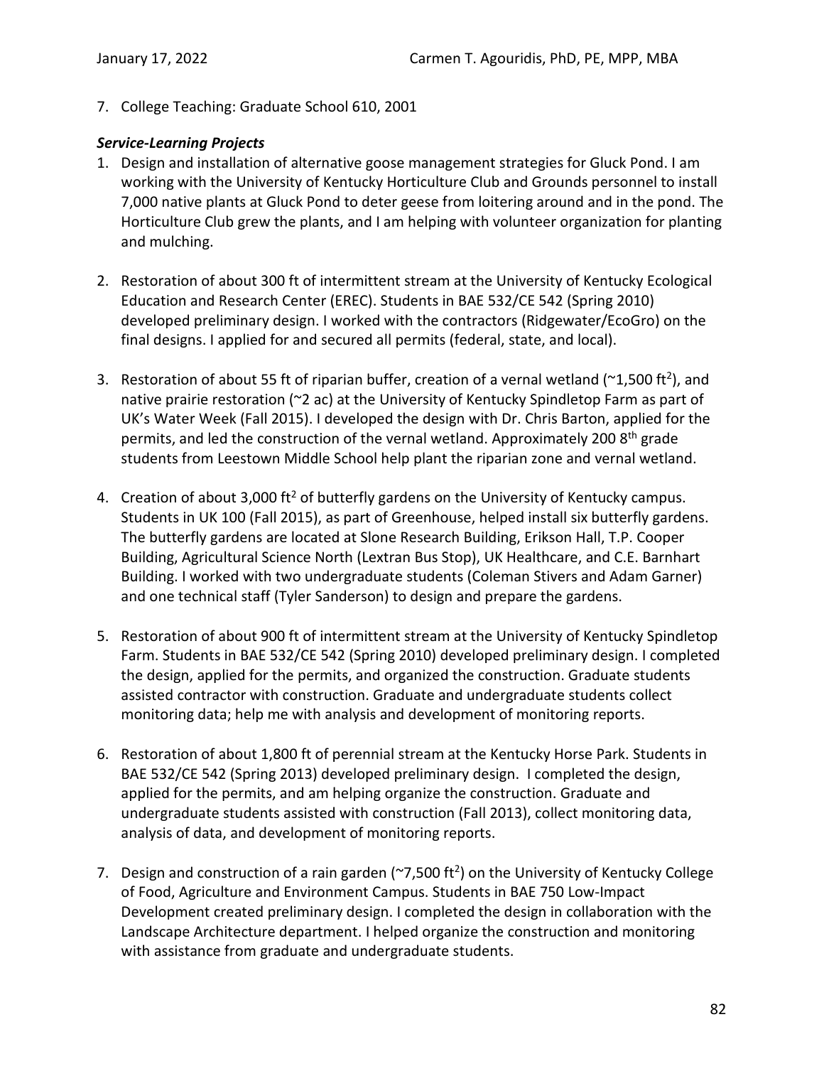7. College Teaching: Graduate School 610, 2001

***Service-Learning Projects***

1. Design and installation of alternative goose management strategies for Gluck Pond. I am working with the University of Kentucky Horticulture Club and Grounds personnel to install 7,000 native plants at Gluck Pond to deter geese from loitering around and in the pond. The Horticulture Club grew the plants, and I am helping with volunteer organization for planting and mulching.

2. Restoration of about 300 ft of intermittent stream at the University of Kentucky Ecological Education and Research Center (EREC). Students in BAE 532/CE 542 (Spring 2010) developed preliminary design. I worked with the contractors (Ridgewater/EcoGro) on the final designs. I applied for and secured all permits (federal, state, and local).

3. Restoration of about 55 ft of riparian buffer, creation of a vernal wetland (~1,500 ft$^2$), and native prairie restoration (~2 ac) at the University of Kentucky Spindletop Farm as part of UK's Water Week (Fall 2015). I developed the design with Dr. Chris Barton, applied for the permits, and led the construction of the vernal wetland. Approximately 200 8$^{th}$ grade students from Leestown Middle School help plant the riparian zone and vernal wetland.

4. Creation of about 3,000 ft$^2$ of butterfly gardens on the University of Kentucky campus. Students in UK 100 (Fall 2015), as part of Greenhouse, helped install six butterfly gardens. The butterfly gardens are located at Slone Research Building, Erikson Hall, T.P. Cooper Building, Agricultural Science North (Lextran Bus Stop), UK Healthcare, and C.E. Barnhart Building. I worked with two undergraduate students (Coleman Stivers and Adam Garner) and one technical staff (Tyler Sanderson) to design and prepare the gardens.

5. Restoration of about 900 ft of intermittent stream at the University of Kentucky Spindletop Farm. Students in BAE 532/CE 542 (Spring 2010) developed preliminary design. I completed the design, applied for the permits, and organized the construction. Graduate students assisted contractor with construction. Graduate and undergraduate students collect monitoring data; help me with analysis and development of monitoring reports.

6. Restoration of about 1,800 ft of perennial stream at the Kentucky Horse Park. Students in BAE 532/CE 542 (Spring 2013) developed preliminary design. I completed the design, applied for the permits, and am helping organize the construction. Graduate and undergraduate students assisted with construction (Fall 2013), collect monitoring data, analysis of data, and development of monitoring reports.

7. Design and construction of a rain garden (~7,500 ft$^2$) on the University of Kentucky College of Food, Agriculture and Environment Campus. Students in BAE 750 Low-Impact Development created preliminary design. I completed the design in collaboration with the Landscape Architecture department. I helped organize the construction and monitoring with assistance from graduate and undergraduate students.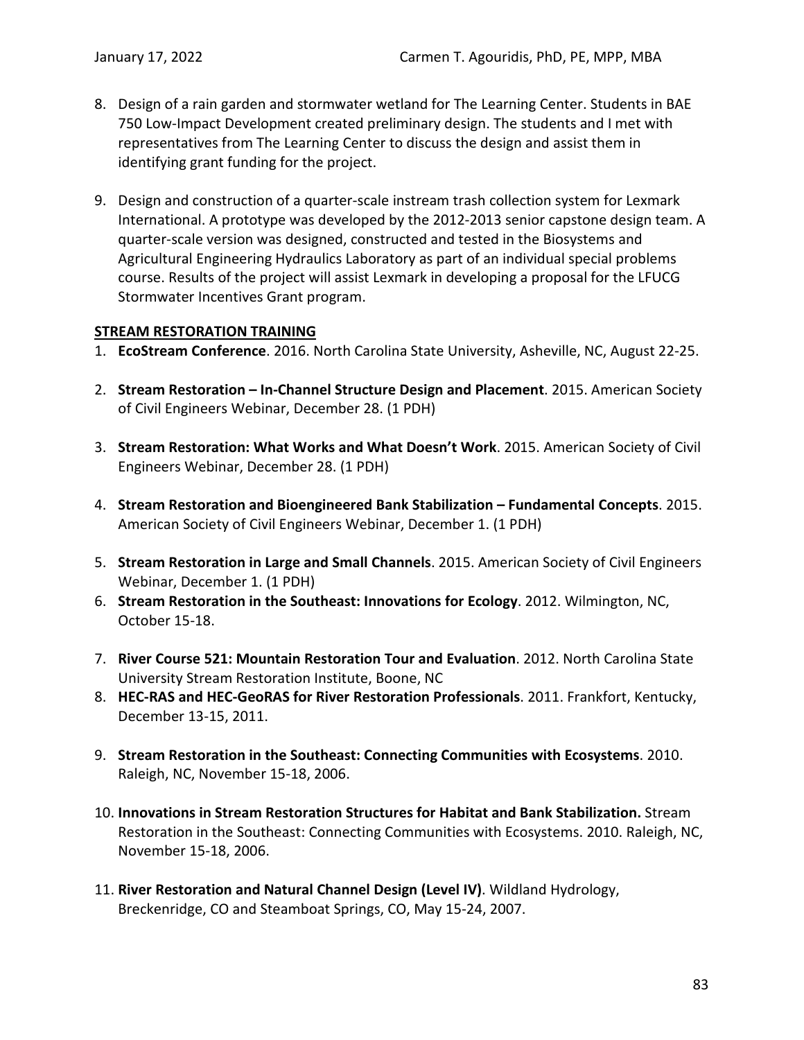8. Design of a rain garden and stormwater wetland for The Learning Center. Students in BAE 750 Low-Impact Development created preliminary design. The students and I met with representatives from The Learning Center to discuss the design and assist them in identifying grant funding for the project.

9. Design and construction of a quarter-scale instream trash collection system for Lexmark International. A prototype was developed by the 2012-2013 senior capstone design team. A quarter-scale version was designed, constructed and tested in the Biosystems and Agricultural Engineering Hydraulics Laboratory as part of an individual special problems course. Results of the project will assist Lexmark in developing a proposal for the LFUCG Stormwater Incentives Grant program.

**STREAM RESTORATION TRAINING**

1. **EcoStream Conference**. 2016. North Carolina State University, Asheville, NC, August 22-25.

2. **Stream Restoration – In-Channel Structure Design and Placement**. 2015. American Society of Civil Engineers Webinar, December 28. (1 PDH)

3. **Stream Restoration: What Works and What Doesn't Work**. 2015. American Society of Civil Engineers Webinar, December 28. (1 PDH)

4. **Stream Restoration and Bioengineered Bank Stabilization – Fundamental Concepts**. 2015. American Society of Civil Engineers Webinar, December 1. (1 PDH)

5. **Stream Restoration in Large and Small Channels**. 2015. American Society of Civil Engineers Webinar, December 1. (1 PDH)
6. **Stream Restoration in the Southeast: Innovations for Ecology**. 2012. Wilmington, NC, October 15-18.

7. **River Course 521: Mountain Restoration Tour and Evaluation**. 2012. North Carolina State University Stream Restoration Institute, Boone, NC
8. **HEC-RAS and HEC-GeoRAS for River Restoration Professionals**. 2011. Frankfort, Kentucky, December 13-15, 2011.

9. **Stream Restoration in the Southeast: Connecting Communities with Ecosystems**. 2010. Raleigh, NC, November 15-18, 2006.

10. **Innovations in Stream Restoration Structures for Habitat and Bank Stabilization.** Stream Restoration in the Southeast: Connecting Communities with Ecosystems. 2010. Raleigh, NC, November 15-18, 2006.

11. **River Restoration and Natural Channel Design (Level IV)**. Wildland Hydrology, Breckenridge, CO and Steamboat Springs, CO, May 15-24, 2007.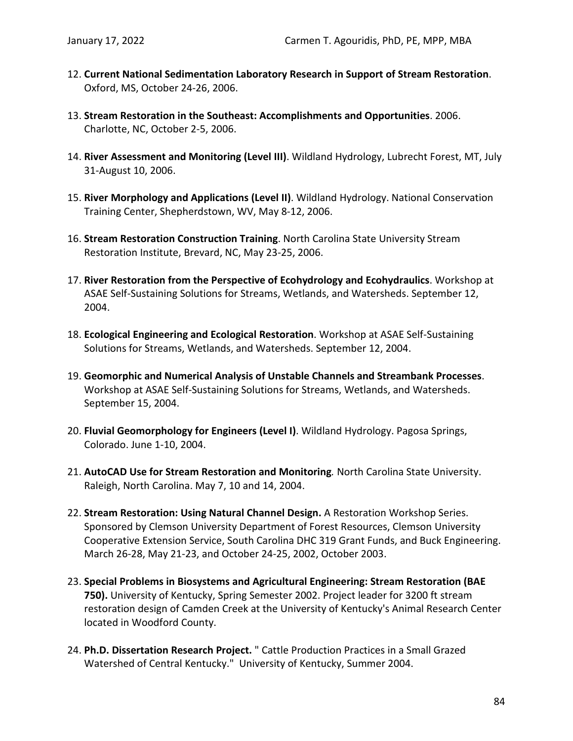12. **Current National Sedimentation Laboratory Research in Support of Stream Restoration**. Oxford, MS, October 24-26, 2006.

13. **Stream Restoration in the Southeast: Accomplishments and Opportunities**. 2006. Charlotte, NC, October 2-5, 2006.

14. **River Assessment and Monitoring (Level III)**. Wildland Hydrology, Lubrecht Forest, MT, July 31-August 10, 2006.

15. **River Morphology and Applications (Level II)**. Wildland Hydrology. National Conservation Training Center, Shepherdstown, WV, May 8-12, 2006.

16. **Stream Restoration Construction Training**. North Carolina State University Stream Restoration Institute, Brevard, NC, May 23-25, 2006.

17. **River Restoration from the Perspective of Ecohydrology and Ecohydraulics**. Workshop at ASAE Self-Sustaining Solutions for Streams, Wetlands, and Watersheds. September 12, 2004.

18. **Ecological Engineering and Ecological Restoration**. Workshop at ASAE Self-Sustaining Solutions for Streams, Wetlands, and Watersheds. September 12, 2004.

19. **Geomorphic and Numerical Analysis of Unstable Channels and Streambank Processes**. Workshop at ASAE Self-Sustaining Solutions for Streams, Wetlands, and Watersheds. September 15, 2004.

20. **Fluvial Geomorphology for Engineers (Level I)**. Wildland Hydrology. Pagosa Springs, Colorado. June 1-10, 2004.

21. **AutoCAD Use for Stream Restoration and Monitoring***.* North Carolina State University. Raleigh, North Carolina. May 7, 10 and 14, 2004.

22. **Stream Restoration: Using Natural Channel Design.** A Restoration Workshop Series. Sponsored by Clemson University Department of Forest Resources, Clemson University Cooperative Extension Service, South Carolina DHC 319 Grant Funds, and Buck Engineering. March 26-28, May 21-23, and October 24-25, 2002, October 2003.

23. **Special Problems in Biosystems and Agricultural Engineering: Stream Restoration (BAE 750).** University of Kentucky, Spring Semester 2002. Project leader for 3200 ft stream restoration design of Camden Creek at the University of Kentucky's Animal Research Center located in Woodford County.

24. **Ph.D. Dissertation Research Project.** " Cattle Production Practices in a Small Grazed Watershed of Central Kentucky." University of Kentucky, Summer 2004.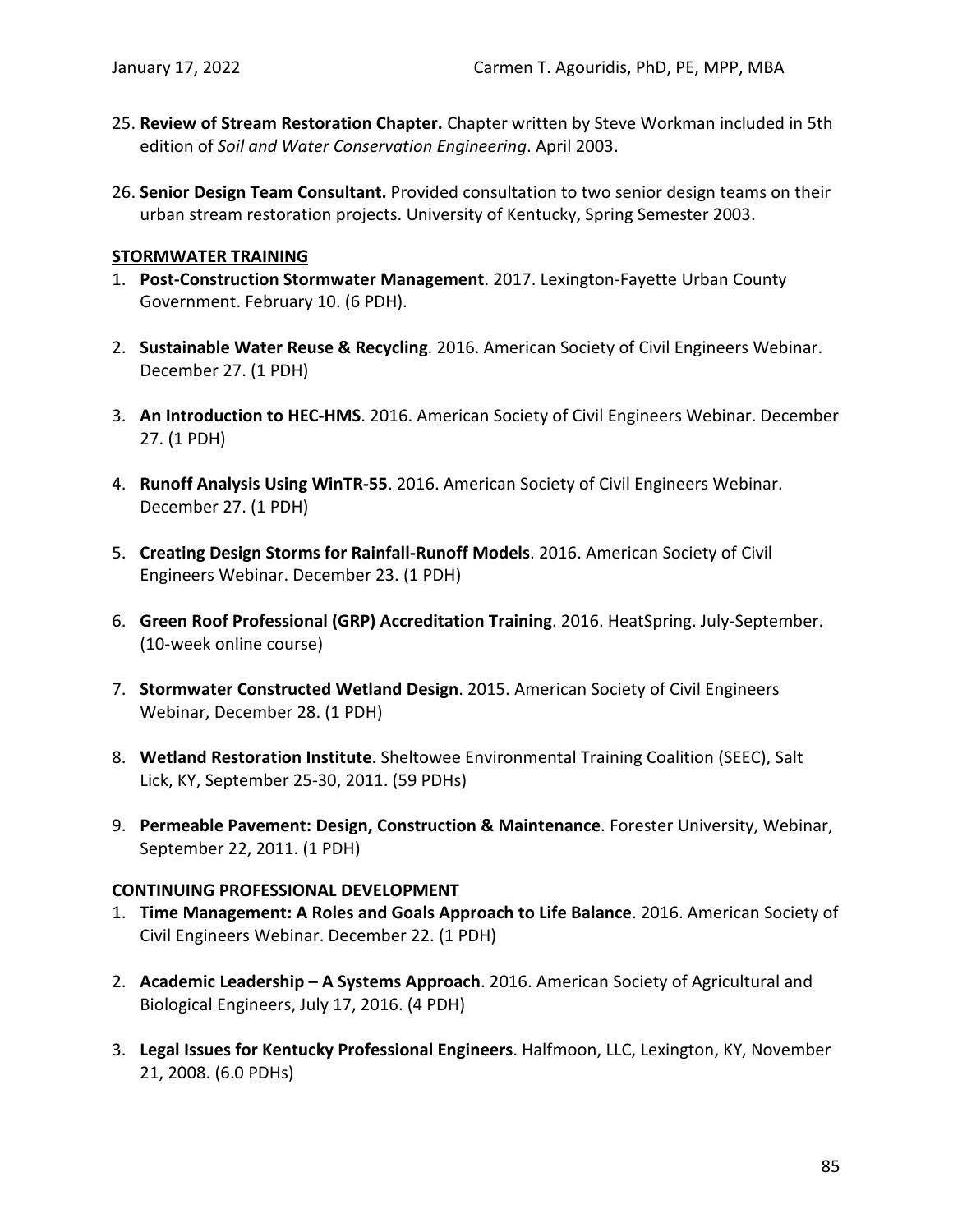25. **Review of Stream Restoration Chapter.** Chapter written by Steve Workman included in 5th edition of *Soil and Water Conservation Engineering*. April 2003.

26. **Senior Design Team Consultant.** Provided consultation to two senior design teams on their urban stream restoration projects. University of Kentucky, Spring Semester 2003.

**STORMWATER TRAINING**

1. **Post-Construction Stormwater Management**. 2017. Lexington-Fayette Urban County Government. February 10. (6 PDH).

2. **Sustainable Water Reuse & Recycling**. 2016. American Society of Civil Engineers Webinar. December 27. (1 PDH)

3. **An Introduction to HEC-HMS**. 2016. American Society of Civil Engineers Webinar. December 27. (1 PDH)

4. **Runoff Analysis Using WinTR-55**. 2016. American Society of Civil Engineers Webinar. December 27. (1 PDH)

5. **Creating Design Storms for Rainfall-Runoff Models**. 2016. American Society of Civil Engineers Webinar. December 23. (1 PDH)

6. **Green Roof Professional (GRP) Accreditation Training**. 2016. HeatSpring. July-September. (10-week online course)

7. **Stormwater Constructed Wetland Design**. 2015. American Society of Civil Engineers Webinar, December 28. (1 PDH)

8. **Wetland Restoration Institute**. Sheltowee Environmental Training Coalition (SEEC), Salt Lick, KY, September 25-30, 2011. (59 PDHs)

9. **Permeable Pavement: Design, Construction & Maintenance**. Forester University, Webinar, September 22, 2011. (1 PDH)

**CONTINUING PROFESSIONAL DEVELOPMENT**

1. **Time Management: A Roles and Goals Approach to Life Balance**. 2016. American Society of Civil Engineers Webinar. December 22. (1 PDH)

2. **Academic Leadership – A Systems Approach**. 2016. American Society of Agricultural and Biological Engineers, July 17, 2016. (4 PDH)

3. **Legal Issues for Kentucky Professional Engineers**. Halfmoon, LLC, Lexington, KY, November 21, 2008. (6.0 PDHs)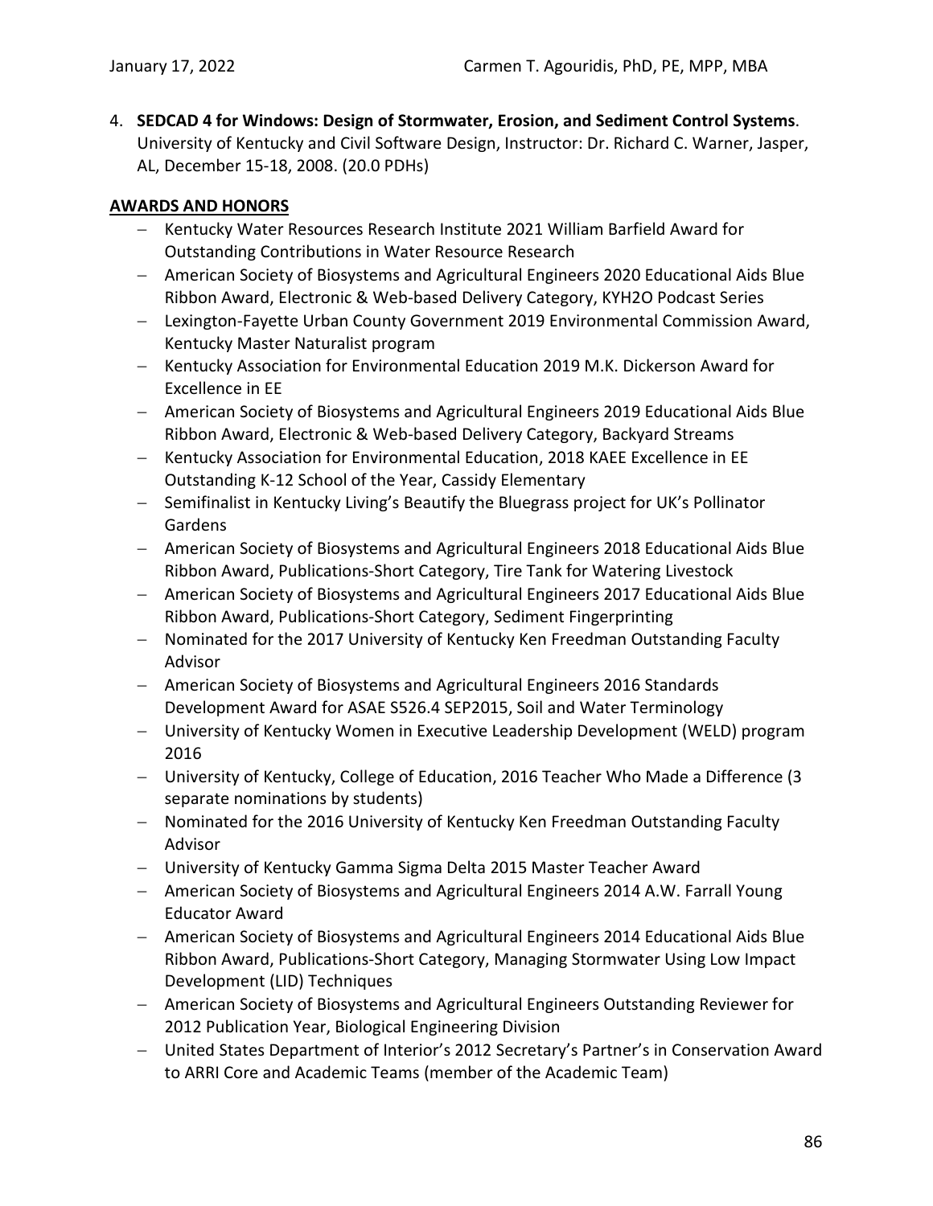4. **SEDCAD 4 for Windows: Design of Stormwater, Erosion, and Sediment Control Systems**. University of Kentucky and Civil Software Design, Instructor: Dr. Richard C. Warner, Jasper, AL, December 15-18, 2008. (20.0 PDHs)

## AWARDS AND HONORS

- Kentucky Water Resources Research Institute 2021 William Barfield Award for Outstanding Contributions in Water Resource Research
- American Society of Biosystems and Agricultural Engineers 2020 Educational Aids Blue Ribbon Award, Electronic & Web-based Delivery Category, KYH2O Podcast Series
- Lexington-Fayette Urban County Government 2019 Environmental Commission Award, Kentucky Master Naturalist program
- Kentucky Association for Environmental Education 2019 M.K. Dickerson Award for Excellence in EE
- American Society of Biosystems and Agricultural Engineers 2019 Educational Aids Blue Ribbon Award, Electronic & Web-based Delivery Category, Backyard Streams
- Kentucky Association for Environmental Education, 2018 KAEE Excellence in EE Outstanding K-12 School of the Year, Cassidy Elementary
- Semifinalist in Kentucky Living's Beautify the Bluegrass project for UK's Pollinator Gardens
- American Society of Biosystems and Agricultural Engineers 2018 Educational Aids Blue Ribbon Award, Publications-Short Category, Tire Tank for Watering Livestock
- American Society of Biosystems and Agricultural Engineers 2017 Educational Aids Blue Ribbon Award, Publications-Short Category, Sediment Fingerprinting
- Nominated for the 2017 University of Kentucky Ken Freedman Outstanding Faculty Advisor
- American Society of Biosystems and Agricultural Engineers 2016 Standards Development Award for ASAE S526.4 SEP2015, Soil and Water Terminology
- University of Kentucky Women in Executive Leadership Development (WELD) program 2016
- University of Kentucky, College of Education, 2016 Teacher Who Made a Difference (3 separate nominations by students)
- Nominated for the 2016 University of Kentucky Ken Freedman Outstanding Faculty Advisor
- University of Kentucky Gamma Sigma Delta 2015 Master Teacher Award
- American Society of Biosystems and Agricultural Engineers 2014 A.W. Farrall Young Educator Award
- American Society of Biosystems and Agricultural Engineers 2014 Educational Aids Blue Ribbon Award, Publications-Short Category, Managing Stormwater Using Low Impact Development (LID) Techniques
- American Society of Biosystems and Agricultural Engineers Outstanding Reviewer for 2012 Publication Year, Biological Engineering Division
- United States Department of Interior's 2012 Secretary's Partner's in Conservation Award to ARRI Core and Academic Teams (member of the Academic Team)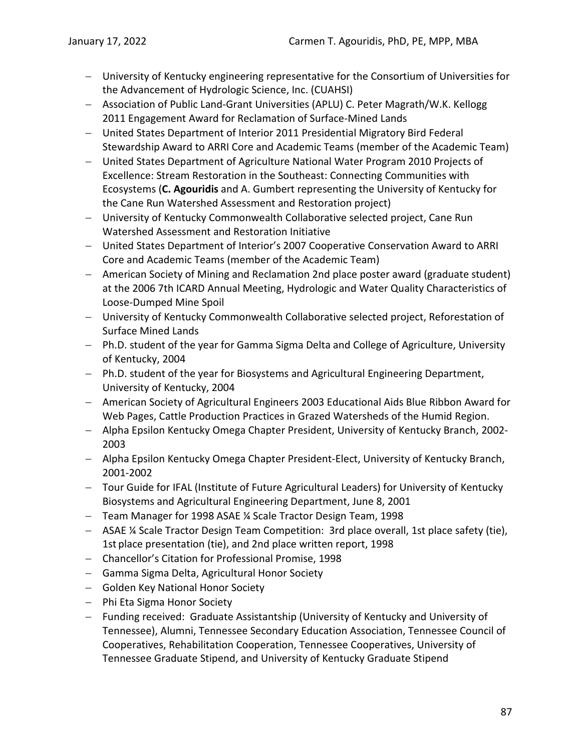- University of Kentucky engineering representative for the Consortium of Universities for the Advancement of Hydrologic Science, Inc. (CUAHSI)
- Association of Public Land-Grant Universities (APLU) C. Peter Magrath/W.K. Kellogg 2011 Engagement Award for Reclamation of Surface-Mined Lands
- United States Department of Interior 2011 Presidential Migratory Bird Federal Stewardship Award to ARRI Core and Academic Teams (member of the Academic Team)
- United States Department of Agriculture National Water Program 2010 Projects of Excellence: Stream Restoration in the Southeast: Connecting Communities with Ecosystems (**C. Agouridis** and A. Gumbert representing the University of Kentucky for the Cane Run Watershed Assessment and Restoration project)
- University of Kentucky Commonwealth Collaborative selected project, Cane Run Watershed Assessment and Restoration Initiative
- United States Department of Interior's 2007 Cooperative Conservation Award to ARRI Core and Academic Teams (member of the Academic Team)
- American Society of Mining and Reclamation 2nd place poster award (graduate student) at the 2006 7th ICARD Annual Meeting, Hydrologic and Water Quality Characteristics of Loose-Dumped Mine Spoil
- University of Kentucky Commonwealth Collaborative selected project, Reforestation of Surface Mined Lands
- Ph.D. student of the year for Gamma Sigma Delta and College of Agriculture, University of Kentucky, 2004
- Ph.D. student of the year for Biosystems and Agricultural Engineering Department, University of Kentucky, 2004
- American Society of Agricultural Engineers 2003 Educational Aids Blue Ribbon Award for Web Pages, Cattle Production Practices in Grazed Watersheds of the Humid Region.
- Alpha Epsilon Kentucky Omega Chapter President, University of Kentucky Branch, 2002-2003
- Alpha Epsilon Kentucky Omega Chapter President-Elect, University of Kentucky Branch, 2001-2002
- Tour Guide for IFAL (Institute of Future Agricultural Leaders) for University of Kentucky Biosystems and Agricultural Engineering Department, June 8, 2001
- Team Manager for 1998 ASAE ¼ Scale Tractor Design Team, 1998
- ASAE ¼ Scale Tractor Design Team Competition: 3rd place overall, 1st place safety (tie), 1st place presentation (tie), and 2nd place written report, 1998
- Chancellor's Citation for Professional Promise, 1998
- Gamma Sigma Delta, Agricultural Honor Society
- Golden Key National Honor Society
- Phi Eta Sigma Honor Society
- Funding received: Graduate Assistantship (University of Kentucky and University of Tennessee), Alumni, Tennessee Secondary Education Association, Tennessee Council of Cooperatives, Rehabilitation Cooperation, Tennessee Cooperatives, University of Tennessee Graduate Stipend, and University of Kentucky Graduate Stipend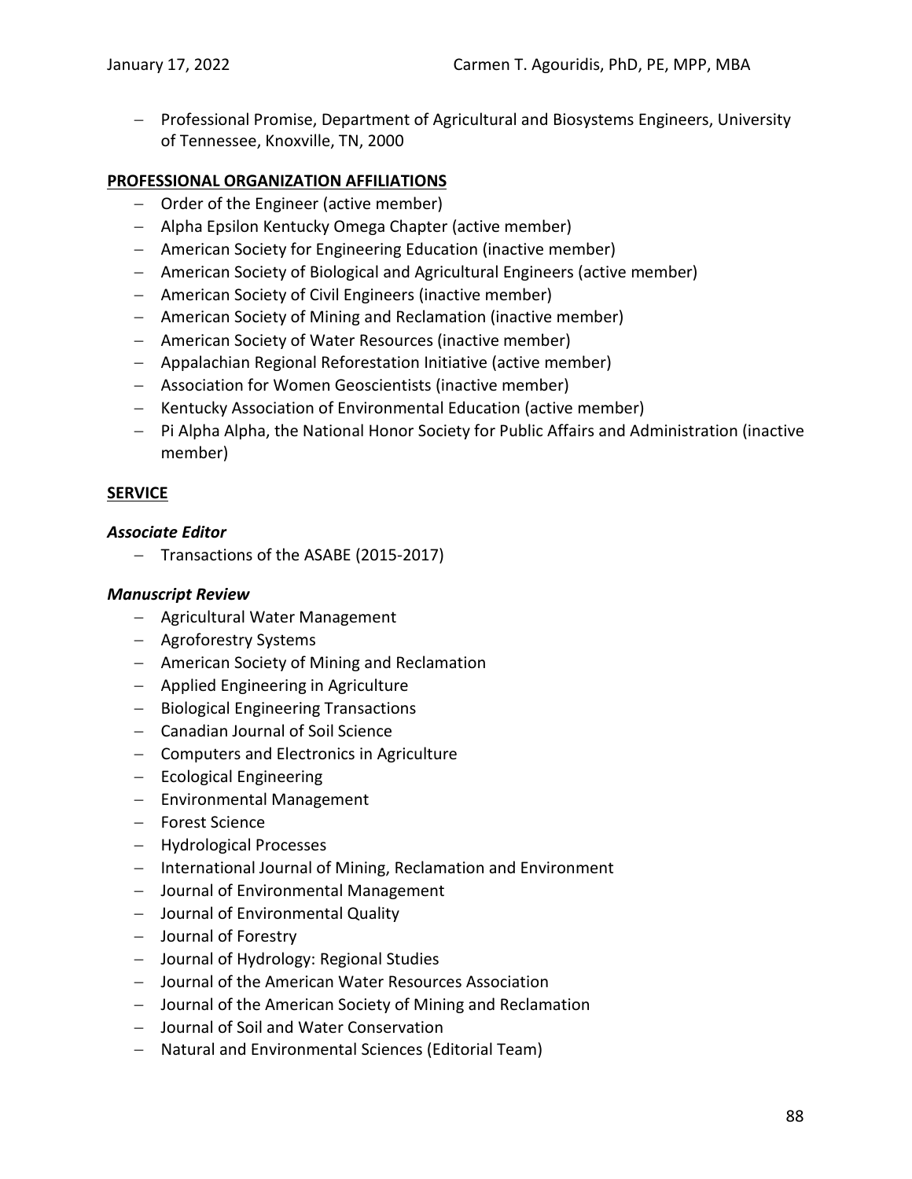- Professional Promise, Department of Agricultural and Biosystems Engineers, University of Tennessee, Knoxville, TN, 2000

## PROFESSIONAL ORGANIZATION AFFILIATIONS

- Order of the Engineer (active member)
- Alpha Epsilon Kentucky Omega Chapter (active member)
- American Society for Engineering Education (inactive member)
- American Society of Biological and Agricultural Engineers (active member)
- American Society of Civil Engineers (inactive member)
- American Society of Mining and Reclamation (inactive member)
- American Society of Water Resources (inactive member)
- Appalachian Regional Reforestation Initiative (active member)
- Association for Women Geoscientists (inactive member)
- Kentucky Association of Environmental Education (active member)
- Pi Alpha Alpha, the National Honor Society for Public Affairs and Administration (inactive member)

## SERVICE

### *Associate Editor*

- Transactions of the ASABE (2015-2017)

### *Manuscript Review*

- Agricultural Water Management
- Agroforestry Systems
- American Society of Mining and Reclamation
- Applied Engineering in Agriculture
- Biological Engineering Transactions
- Canadian Journal of Soil Science
- Computers and Electronics in Agriculture
- Ecological Engineering
- Environmental Management
- Forest Science
- Hydrological Processes
- International Journal of Mining, Reclamation and Environment
- Journal of Environmental Management
- Journal of Environmental Quality
- Journal of Forestry
- Journal of Hydrology: Regional Studies
- Journal of the American Water Resources Association
- Journal of the American Society of Mining and Reclamation
- Journal of Soil and Water Conservation
- Natural and Environmental Sciences (Editorial Team)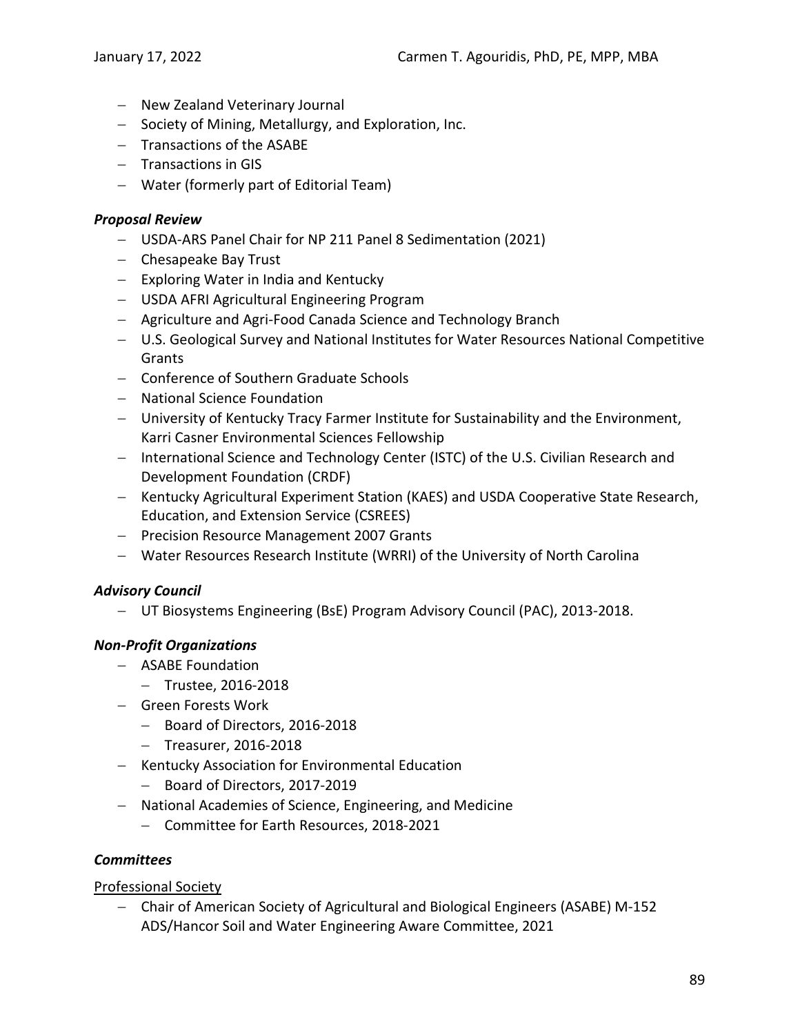- New Zealand Veterinary Journal
- Society of Mining, Metallurgy, and Exploration, Inc.
- Transactions of the ASABE
- Transactions in GIS
- Water (formerly part of Editorial Team)

***Proposal Review***

- USDA-ARS Panel Chair for NP 211 Panel 8 Sedimentation (2021)
- Chesapeake Bay Trust
- Exploring Water in India and Kentucky
- USDA AFRI Agricultural Engineering Program
- Agriculture and Agri-Food Canada Science and Technology Branch
- U.S. Geological Survey and National Institutes for Water Resources National Competitive Grants
- Conference of Southern Graduate Schools
- National Science Foundation
- University of Kentucky Tracy Farmer Institute for Sustainability and the Environment, Karri Casner Environmental Sciences Fellowship
- International Science and Technology Center (ISTC) of the U.S. Civilian Research and Development Foundation (CRDF)
- Kentucky Agricultural Experiment Station (KAES) and USDA Cooperative State Research, Education, and Extension Service (CSREES)
- Precision Resource Management 2007 Grants
- Water Resources Research Institute (WRRI) of the University of North Carolina

***Advisory Council***

- UT Biosystems Engineering (BsE) Program Advisory Council (PAC), 2013-2018.

***Non-Profit Organizations***

- ASABE Foundation
  - Trustee, 2016-2018
- Green Forests Work
  - Board of Directors, 2016-2018
  - Treasurer, 2016-2018
- Kentucky Association for Environmental Education
  - Board of Directors, 2017-2019
- National Academies of Science, Engineering, and Medicine
  - Committee for Earth Resources, 2018-2021

***Committees***

Professional Society

- Chair of American Society of Agricultural and Biological Engineers (ASABE) M-152 ADS/Hancor Soil and Water Engineering Aware Committee, 2021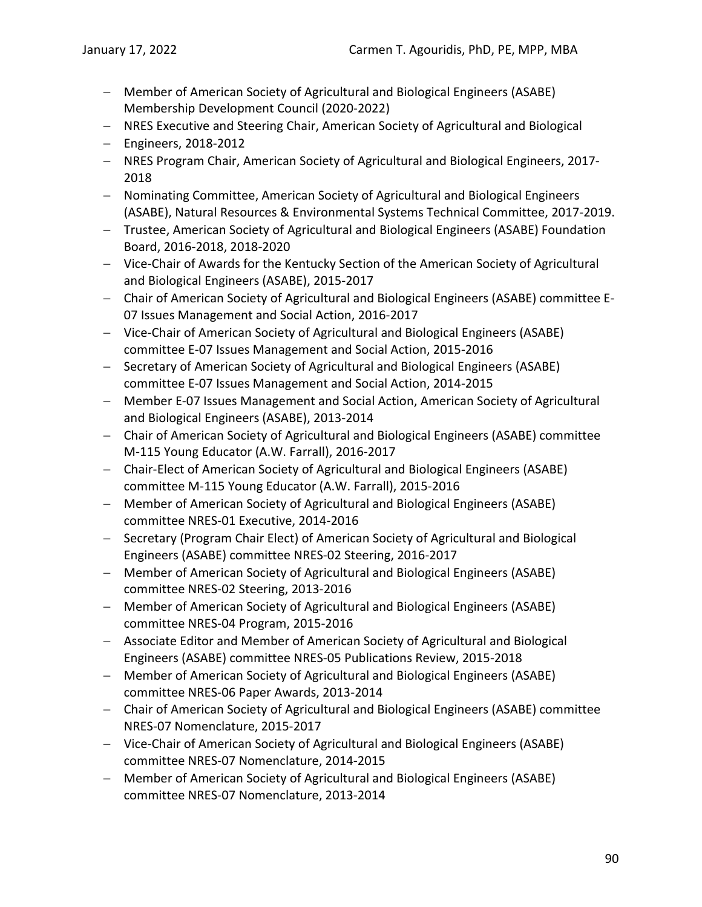- Member of American Society of Agricultural and Biological Engineers (ASABE) Membership Development Council (2020-2022)
- NRES Executive and Steering Chair, American Society of Agricultural and Biological
- Engineers, 2018-2012
- NRES Program Chair, American Society of Agricultural and Biological Engineers, 2017-2018
- Nominating Committee, American Society of Agricultural and Biological Engineers (ASABE), Natural Resources & Environmental Systems Technical Committee, 2017-2019.
- Trustee, American Society of Agricultural and Biological Engineers (ASABE) Foundation Board, 2016-2018, 2018-2020
- Vice-Chair of Awards for the Kentucky Section of the American Society of Agricultural and Biological Engineers (ASABE), 2015-2017
- Chair of American Society of Agricultural and Biological Engineers (ASABE) committee E-07 Issues Management and Social Action, 2016-2017
- Vice-Chair of American Society of Agricultural and Biological Engineers (ASABE) committee E-07 Issues Management and Social Action, 2015-2016
- Secretary of American Society of Agricultural and Biological Engineers (ASABE) committee E-07 Issues Management and Social Action, 2014-2015
- Member E-07 Issues Management and Social Action, American Society of Agricultural and Biological Engineers (ASABE), 2013-2014
- Chair of American Society of Agricultural and Biological Engineers (ASABE) committee M-115 Young Educator (A.W. Farrall), 2016-2017
- Chair-Elect of American Society of Agricultural and Biological Engineers (ASABE) committee M-115 Young Educator (A.W. Farrall), 2015-2016
- Member of American Society of Agricultural and Biological Engineers (ASABE) committee NRES-01 Executive, 2014-2016
- Secretary (Program Chair Elect) of American Society of Agricultural and Biological Engineers (ASABE) committee NRES-02 Steering, 2016-2017
- Member of American Society of Agricultural and Biological Engineers (ASABE) committee NRES-02 Steering, 2013-2016
- Member of American Society of Agricultural and Biological Engineers (ASABE) committee NRES-04 Program, 2015-2016
- Associate Editor and Member of American Society of Agricultural and Biological Engineers (ASABE) committee NRES-05 Publications Review, 2015-2018
- Member of American Society of Agricultural and Biological Engineers (ASABE) committee NRES-06 Paper Awards, 2013-2014
- Chair of American Society of Agricultural and Biological Engineers (ASABE) committee NRES-07 Nomenclature, 2015-2017
- Vice-Chair of American Society of Agricultural and Biological Engineers (ASABE) committee NRES-07 Nomenclature, 2014-2015
- Member of American Society of Agricultural and Biological Engineers (ASABE) committee NRES-07 Nomenclature, 2013-2014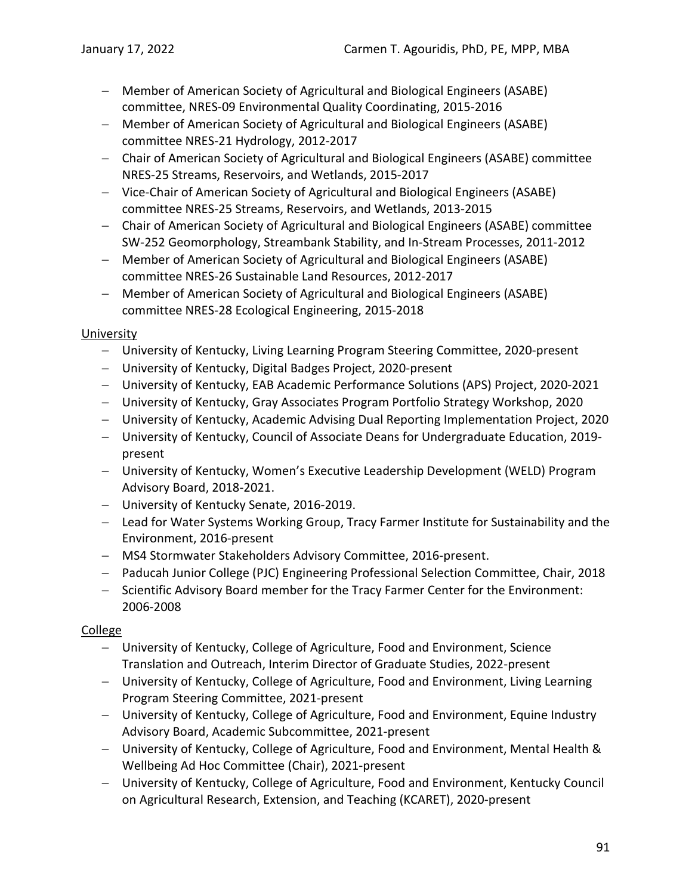- Member of American Society of Agricultural and Biological Engineers (ASABE) committee, NRES-09 Environmental Quality Coordinating, 2015-2016
- Member of American Society of Agricultural and Biological Engineers (ASABE) committee NRES-21 Hydrology, 2012-2017
- Chair of American Society of Agricultural and Biological Engineers (ASABE) committee NRES-25 Streams, Reservoirs, and Wetlands, 2015-2017
- Vice-Chair of American Society of Agricultural and Biological Engineers (ASABE) committee NRES-25 Streams, Reservoirs, and Wetlands, 2013-2015
- Chair of American Society of Agricultural and Biological Engineers (ASABE) committee SW-252 Geomorphology, Streambank Stability, and In-Stream Processes, 2011-2012
- Member of American Society of Agricultural and Biological Engineers (ASABE) committee NRES-26 Sustainable Land Resources, 2012-2017
- Member of American Society of Agricultural and Biological Engineers (ASABE) committee NRES-28 Ecological Engineering, 2015-2018

<u>University</u>

- University of Kentucky, Living Learning Program Steering Committee, 2020-present
- University of Kentucky, Digital Badges Project, 2020-present
- University of Kentucky, EAB Academic Performance Solutions (APS) Project, 2020-2021
- University of Kentucky, Gray Associates Program Portfolio Strategy Workshop, 2020
- University of Kentucky, Academic Advising Dual Reporting Implementation Project, 2020
- University of Kentucky, Council of Associate Deans for Undergraduate Education, 2019-present
- University of Kentucky, Women's Executive Leadership Development (WELD) Program Advisory Board, 2018-2021.
- University of Kentucky Senate, 2016-2019.
- Lead for Water Systems Working Group, Tracy Farmer Institute for Sustainability and the Environment, 2016-present
- MS4 Stormwater Stakeholders Advisory Committee, 2016-present.
- Paducah Junior College (PJC) Engineering Professional Selection Committee, Chair, 2018
- Scientific Advisory Board member for the Tracy Farmer Center for the Environment: 2006-2008

<u>College</u>

- University of Kentucky, College of Agriculture, Food and Environment, Science Translation and Outreach, Interim Director of Graduate Studies, 2022-present
- University of Kentucky, College of Agriculture, Food and Environment, Living Learning Program Steering Committee, 2021-present
- University of Kentucky, College of Agriculture, Food and Environment, Equine Industry Advisory Board, Academic Subcommittee, 2021-present
- University of Kentucky, College of Agriculture, Food and Environment, Mental Health & Wellbeing Ad Hoc Committee (Chair), 2021-present
- University of Kentucky, College of Agriculture, Food and Environment, Kentucky Council on Agricultural Research, Extension, and Teaching (KCARET), 2020-present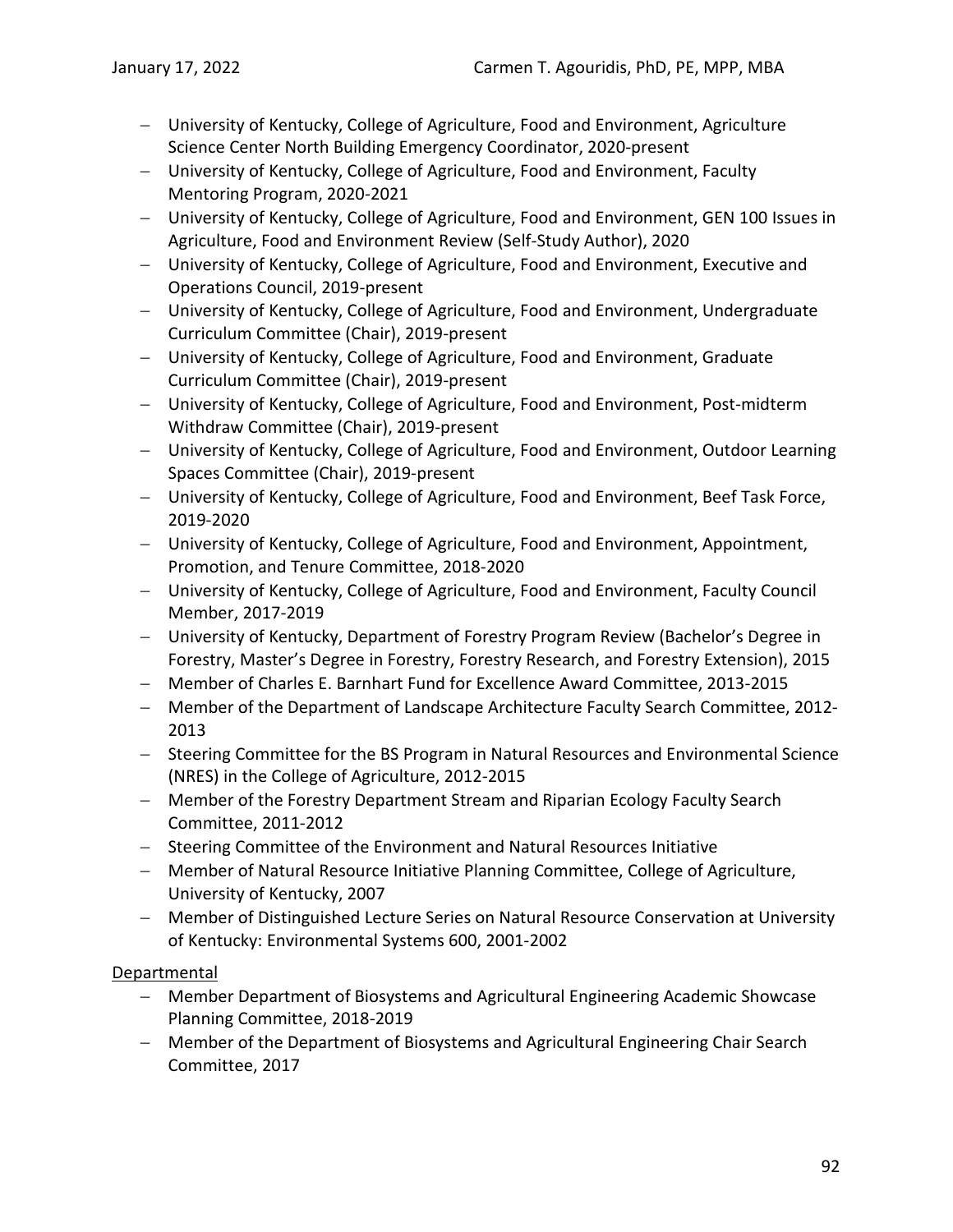- University of Kentucky, College of Agriculture, Food and Environment, Agriculture Science Center North Building Emergency Coordinator, 2020-present
- University of Kentucky, College of Agriculture, Food and Environment, Faculty Mentoring Program, 2020-2021
- University of Kentucky, College of Agriculture, Food and Environment, GEN 100 Issues in Agriculture, Food and Environment Review (Self-Study Author), 2020
- University of Kentucky, College of Agriculture, Food and Environment, Executive and Operations Council, 2019-present
- University of Kentucky, College of Agriculture, Food and Environment, Undergraduate Curriculum Committee (Chair), 2019-present
- University of Kentucky, College of Agriculture, Food and Environment, Graduate Curriculum Committee (Chair), 2019-present
- University of Kentucky, College of Agriculture, Food and Environment, Post-midterm Withdraw Committee (Chair), 2019-present
- University of Kentucky, College of Agriculture, Food and Environment, Outdoor Learning Spaces Committee (Chair), 2019-present
- University of Kentucky, College of Agriculture, Food and Environment, Beef Task Force, 2019-2020
- University of Kentucky, College of Agriculture, Food and Environment, Appointment, Promotion, and Tenure Committee, 2018-2020
- University of Kentucky, College of Agriculture, Food and Environment, Faculty Council Member, 2017-2019
- University of Kentucky, Department of Forestry Program Review (Bachelor's Degree in Forestry, Master's Degree in Forestry, Forestry Research, and Forestry Extension), 2015
- Member of Charles E. Barnhart Fund for Excellence Award Committee, 2013-2015
- Member of the Department of Landscape Architecture Faculty Search Committee, 2012-2013
- Steering Committee for the BS Program in Natural Resources and Environmental Science (NRES) in the College of Agriculture, 2012-2015
- Member of the Forestry Department Stream and Riparian Ecology Faculty Search Committee, 2011-2012
- Steering Committee of the Environment and Natural Resources Initiative
- Member of Natural Resource Initiative Planning Committee, College of Agriculture, University of Kentucky, 2007
- Member of Distinguished Lecture Series on Natural Resource Conservation at University of Kentucky: Environmental Systems 600, 2001-2002

Departmental

- Member Department of Biosystems and Agricultural Engineering Academic Showcase Planning Committee, 2018-2019
- Member of the Department of Biosystems and Agricultural Engineering Chair Search Committee, 2017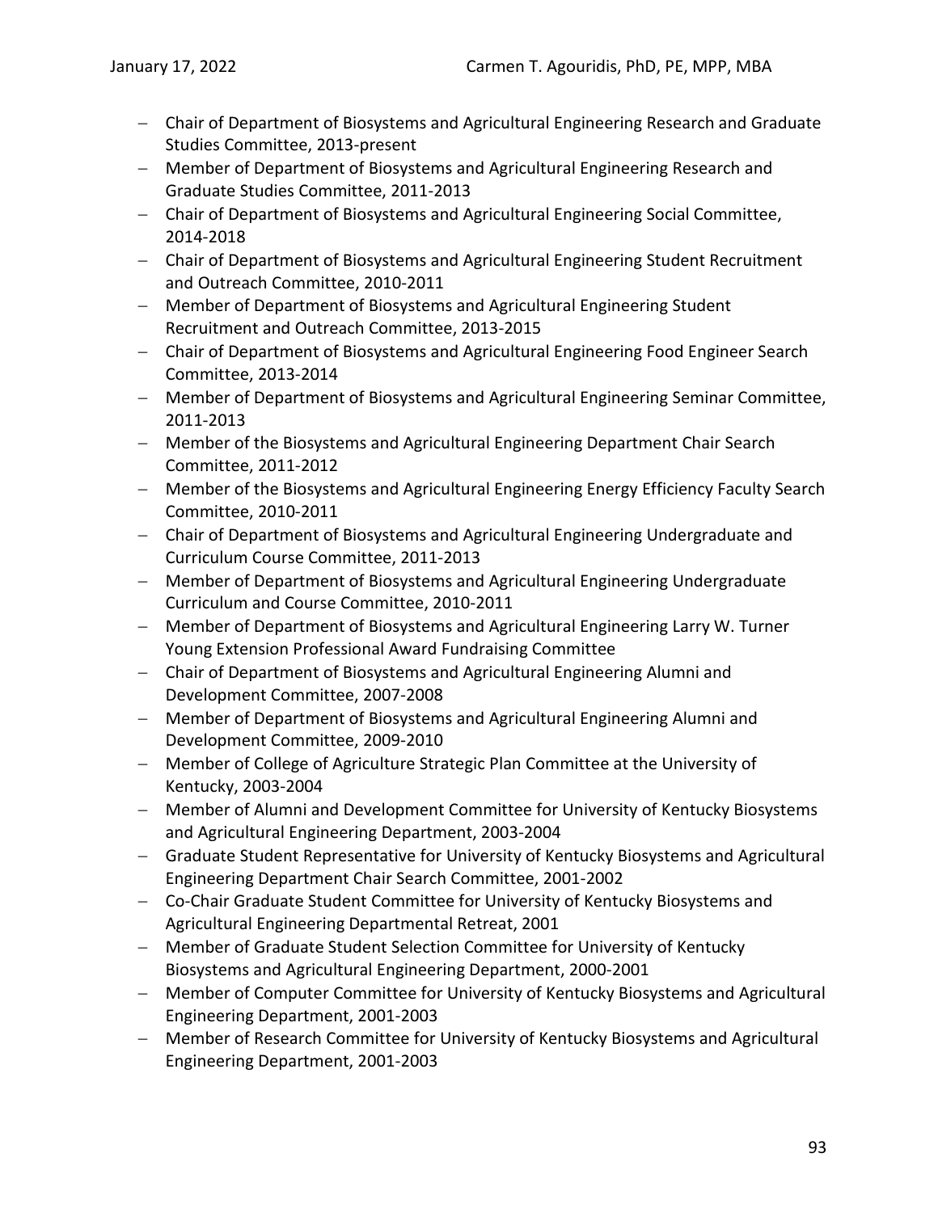- Chair of Department of Biosystems and Agricultural Engineering Research and Graduate Studies Committee, 2013-present
- Member of Department of Biosystems and Agricultural Engineering Research and Graduate Studies Committee, 2011-2013
- Chair of Department of Biosystems and Agricultural Engineering Social Committee, 2014-2018
- Chair of Department of Biosystems and Agricultural Engineering Student Recruitment and Outreach Committee, 2010-2011
- Member of Department of Biosystems and Agricultural Engineering Student Recruitment and Outreach Committee, 2013-2015
- Chair of Department of Biosystems and Agricultural Engineering Food Engineer Search Committee, 2013-2014
- Member of Department of Biosystems and Agricultural Engineering Seminar Committee, 2011-2013
- Member of the Biosystems and Agricultural Engineering Department Chair Search Committee, 2011-2012
- Member of the Biosystems and Agricultural Engineering Energy Efficiency Faculty Search Committee, 2010-2011
- Chair of Department of Biosystems and Agricultural Engineering Undergraduate and Curriculum Course Committee, 2011-2013
- Member of Department of Biosystems and Agricultural Engineering Undergraduate Curriculum and Course Committee, 2010-2011
- Member of Department of Biosystems and Agricultural Engineering Larry W. Turner Young Extension Professional Award Fundraising Committee
- Chair of Department of Biosystems and Agricultural Engineering Alumni and Development Committee, 2007-2008
- Member of Department of Biosystems and Agricultural Engineering Alumni and Development Committee, 2009-2010
- Member of College of Agriculture Strategic Plan Committee at the University of Kentucky, 2003-2004
- Member of Alumni and Development Committee for University of Kentucky Biosystems and Agricultural Engineering Department, 2003-2004
- Graduate Student Representative for University of Kentucky Biosystems and Agricultural Engineering Department Chair Search Committee, 2001-2002
- Co-Chair Graduate Student Committee for University of Kentucky Biosystems and Agricultural Engineering Departmental Retreat, 2001
- Member of Graduate Student Selection Committee for University of Kentucky Biosystems and Agricultural Engineering Department, 2000-2001
- Member of Computer Committee for University of Kentucky Biosystems and Agricultural Engineering Department, 2001-2003
- Member of Research Committee for University of Kentucky Biosystems and Agricultural Engineering Department, 2001-2003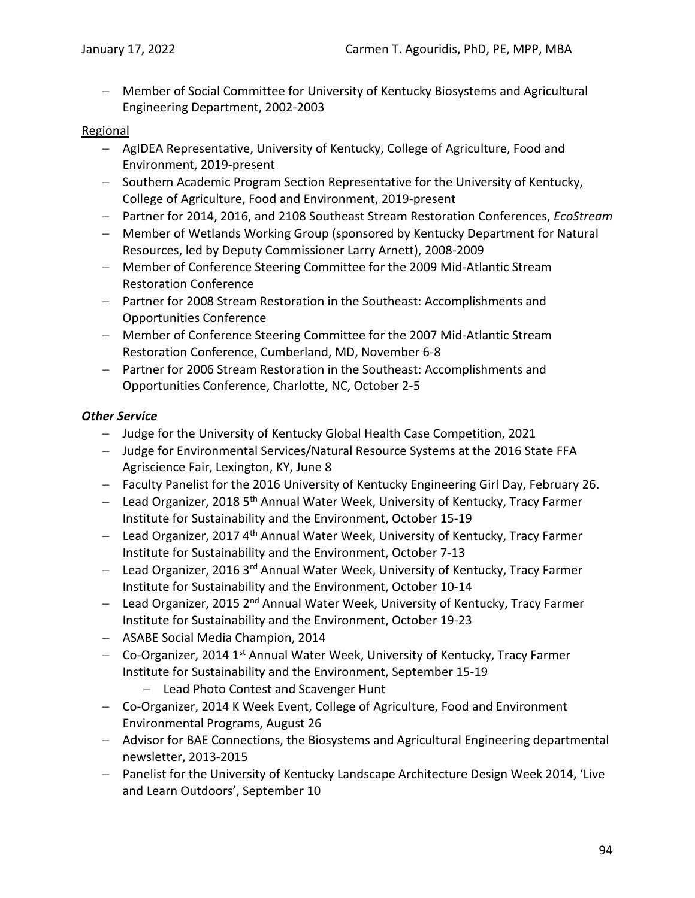- Member of Social Committee for University of Kentucky Biosystems and Agricultural Engineering Department, 2002-2003

Regional

- AgIDEA Representative, University of Kentucky, College of Agriculture, Food and Environment, 2019-present
- Southern Academic Program Section Representative for the University of Kentucky, College of Agriculture, Food and Environment, 2019-present
- Partner for 2014, 2016, and 2108 Southeast Stream Restoration Conferences, *EcoStream*
- Member of Wetlands Working Group (sponsored by Kentucky Department for Natural Resources, led by Deputy Commissioner Larry Arnett), 2008-2009
- Member of Conference Steering Committee for the 2009 Mid-Atlantic Stream Restoration Conference
- Partner for 2008 Stream Restoration in the Southeast: Accomplishments and Opportunities Conference
- Member of Conference Steering Committee for the 2007 Mid-Atlantic Stream Restoration Conference, Cumberland, MD, November 6-8
- Partner for 2006 Stream Restoration in the Southeast: Accomplishments and Opportunities Conference, Charlotte, NC, October 2-5

***Other Service***

- Judge for the University of Kentucky Global Health Case Competition, 2021
- Judge for Environmental Services/Natural Resource Systems at the 2016 State FFA Agriscience Fair, Lexington, KY, June 8
- Faculty Panelist for the 2016 University of Kentucky Engineering Girl Day, February 26.
- Lead Organizer, 2018 5th Annual Water Week, University of Kentucky, Tracy Farmer Institute for Sustainability and the Environment, October 15-19
- Lead Organizer, 2017 4th Annual Water Week, University of Kentucky, Tracy Farmer Institute for Sustainability and the Environment, October 7-13
- Lead Organizer, 2016 3rd Annual Water Week, University of Kentucky, Tracy Farmer Institute for Sustainability and the Environment, October 10-14
- Lead Organizer, 2015 2nd Annual Water Week, University of Kentucky, Tracy Farmer Institute for Sustainability and the Environment, October 19-23
- ASABE Social Media Champion, 2014
- Co-Organizer, 2014 1st Annual Water Week, University of Kentucky, Tracy Farmer Institute for Sustainability and the Environment, September 15-19
  - Lead Photo Contest and Scavenger Hunt
- Co-Organizer, 2014 K Week Event, College of Agriculture, Food and Environment Environmental Programs, August 26
- Advisor for BAE Connections, the Biosystems and Agricultural Engineering departmental newsletter, 2013-2015
- Panelist for the University of Kentucky Landscape Architecture Design Week 2014, 'Live and Learn Outdoors', September 10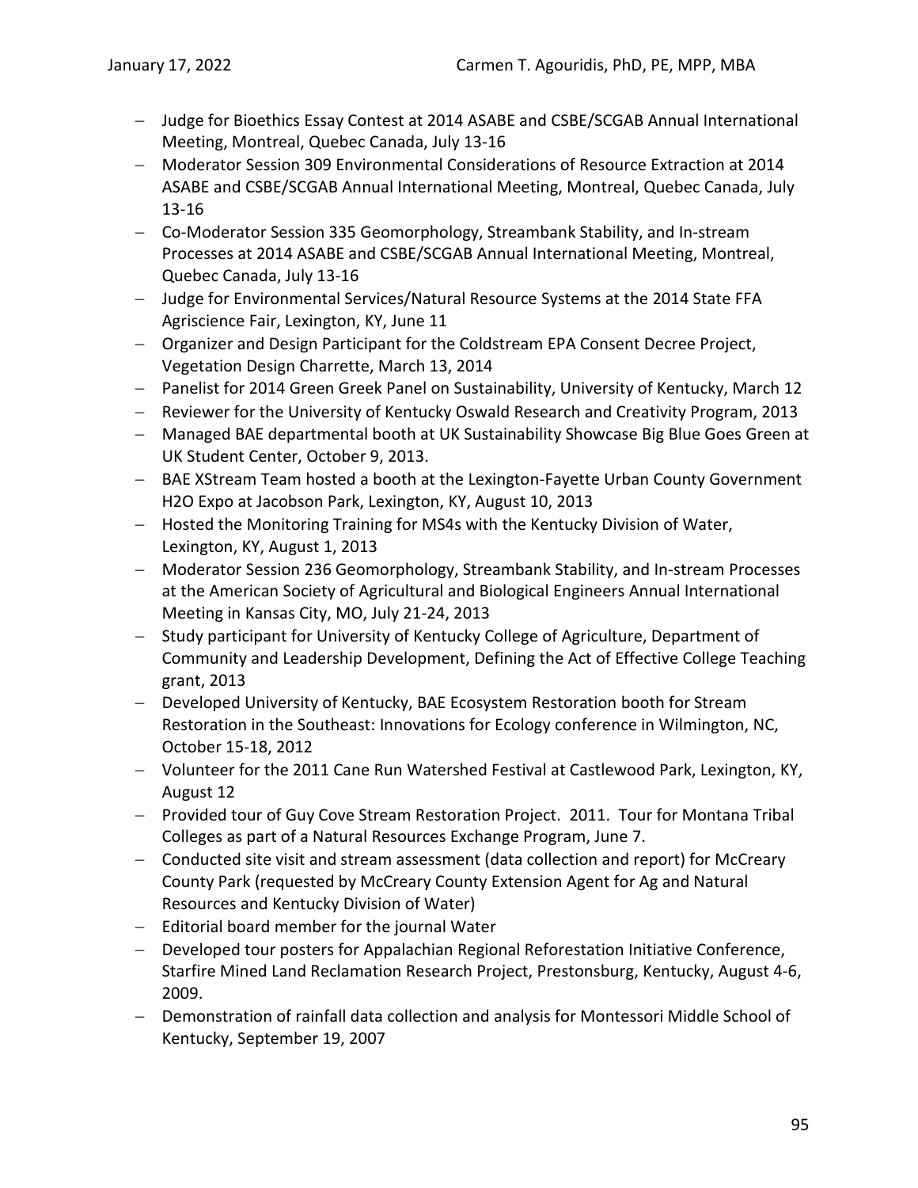- Judge for Bioethics Essay Contest at 2014 ASABE and CSBE/SCGAB Annual International Meeting, Montreal, Quebec Canada, July 13-16
- Moderator Session 309 Environmental Considerations of Resource Extraction at 2014 ASABE and CSBE/SCGAB Annual International Meeting, Montreal, Quebec Canada, July 13-16
- Co-Moderator Session 335 Geomorphology, Streambank Stability, and In-stream Processes at 2014 ASABE and CSBE/SCGAB Annual International Meeting, Montreal, Quebec Canada, July 13-16
- Judge for Environmental Services/Natural Resource Systems at the 2014 State FFA Agriscience Fair, Lexington, KY, June 11
- Organizer and Design Participant for the Coldstream EPA Consent Decree Project, Vegetation Design Charrette, March 13, 2014
- Panelist for 2014 Green Greek Panel on Sustainability, University of Kentucky, March 12
- Reviewer for the University of Kentucky Oswald Research and Creativity Program, 2013
- Managed BAE departmental booth at UK Sustainability Showcase Big Blue Goes Green at UK Student Center, October 9, 2013.
- BAE XStream Team hosted a booth at the Lexington-Fayette Urban County Government H2O Expo at Jacobson Park, Lexington, KY, August 10, 2013
- Hosted the Monitoring Training for MS4s with the Kentucky Division of Water, Lexington, KY, August 1, 2013
- Moderator Session 236 Geomorphology, Streambank Stability, and In-stream Processes at the American Society of Agricultural and Biological Engineers Annual International Meeting in Kansas City, MO, July 21-24, 2013
- Study participant for University of Kentucky College of Agriculture, Department of Community and Leadership Development, Defining the Act of Effective College Teaching grant, 2013
- Developed University of Kentucky, BAE Ecosystem Restoration booth for Stream Restoration in the Southeast: Innovations for Ecology conference in Wilmington, NC, October 15-18, 2012
- Volunteer for the 2011 Cane Run Watershed Festival at Castlewood Park, Lexington, KY, August 12
- Provided tour of Guy Cove Stream Restoration Project. 2011. Tour for Montana Tribal Colleges as part of a Natural Resources Exchange Program, June 7.
- Conducted site visit and stream assessment (data collection and report) for McCreary County Park (requested by McCreary County Extension Agent for Ag and Natural Resources and Kentucky Division of Water)
- Editorial board member for the journal Water
- Developed tour posters for Appalachian Regional Reforestation Initiative Conference, Starfire Mined Land Reclamation Research Project, Prestonsburg, Kentucky, August 4-6, 2009.
- Demonstration of rainfall data collection and analysis for Montessori Middle School of Kentucky, September 19, 2007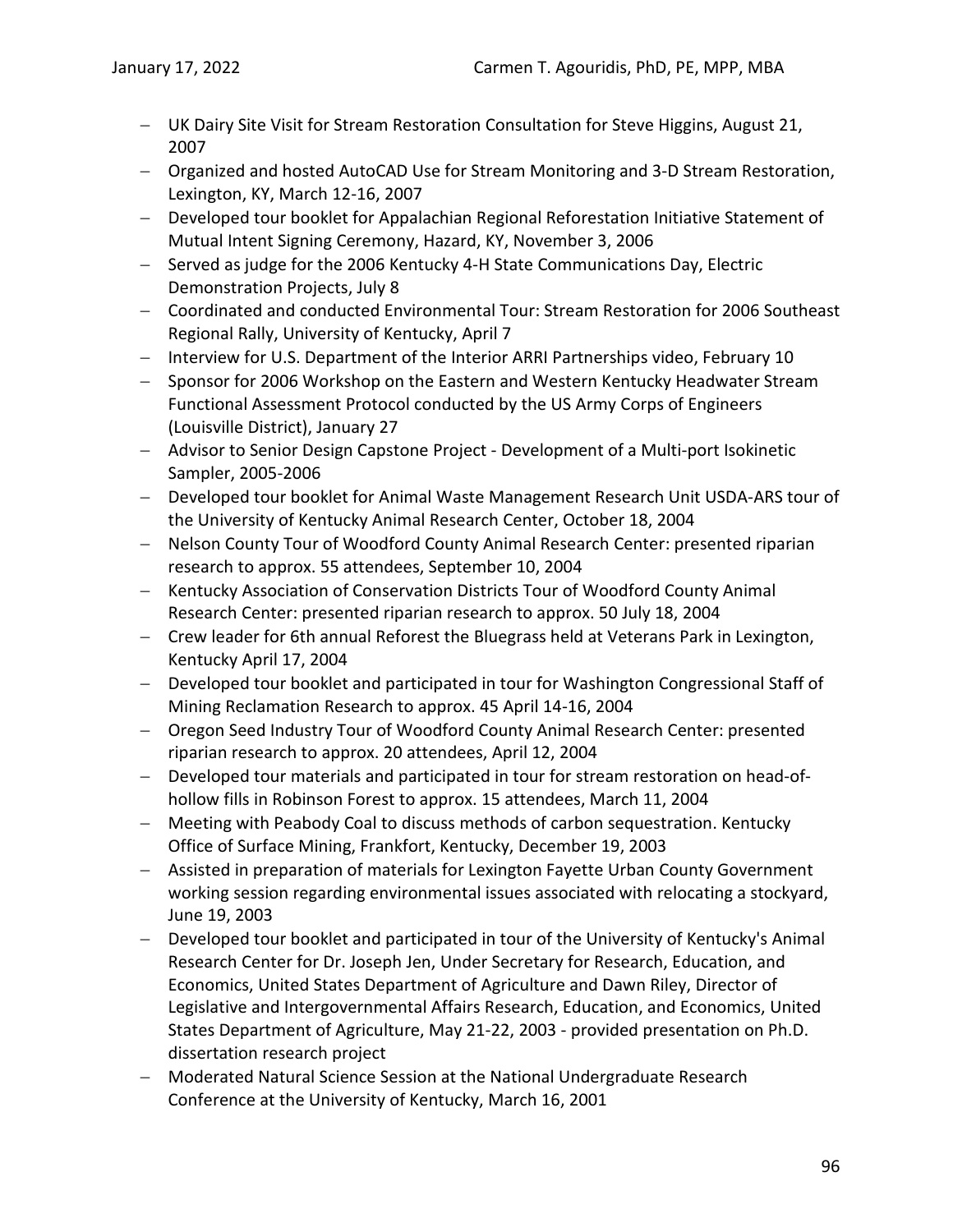- UK Dairy Site Visit for Stream Restoration Consultation for Steve Higgins, August 21, 2007
- Organized and hosted AutoCAD Use for Stream Monitoring and 3-D Stream Restoration, Lexington, KY, March 12-16, 2007
- Developed tour booklet for Appalachian Regional Reforestation Initiative Statement of Mutual Intent Signing Ceremony, Hazard, KY, November 3, 2006
- Served as judge for the 2006 Kentucky 4-H State Communications Day, Electric Demonstration Projects, July 8
- Coordinated and conducted Environmental Tour: Stream Restoration for 2006 Southeast Regional Rally, University of Kentucky, April 7
- Interview for U.S. Department of the Interior ARRI Partnerships video, February 10
- Sponsor for 2006 Workshop on the Eastern and Western Kentucky Headwater Stream Functional Assessment Protocol conducted by the US Army Corps of Engineers (Louisville District), January 27
- Advisor to Senior Design Capstone Project - Development of a Multi-port Isokinetic Sampler, 2005-2006
- Developed tour booklet for Animal Waste Management Research Unit USDA-ARS tour of the University of Kentucky Animal Research Center, October 18, 2004
- Nelson County Tour of Woodford County Animal Research Center: presented riparian research to approx. 55 attendees, September 10, 2004
- Kentucky Association of Conservation Districts Tour of Woodford County Animal Research Center: presented riparian research to approx. 50 July 18, 2004
- Crew leader for 6th annual Reforest the Bluegrass held at Veterans Park in Lexington, Kentucky April 17, 2004
- Developed tour booklet and participated in tour for Washington Congressional Staff of Mining Reclamation Research to approx. 45 April 14-16, 2004
- Oregon Seed Industry Tour of Woodford County Animal Research Center: presented riparian research to approx. 20 attendees, April 12, 2004
- Developed tour materials and participated in tour for stream restoration on head-of-hollow fills in Robinson Forest to approx. 15 attendees, March 11, 2004
- Meeting with Peabody Coal to discuss methods of carbon sequestration. Kentucky Office of Surface Mining, Frankfort, Kentucky, December 19, 2003
- Assisted in preparation of materials for Lexington Fayette Urban County Government working session regarding environmental issues associated with relocating a stockyard, June 19, 2003
- Developed tour booklet and participated in tour of the University of Kentucky's Animal Research Center for Dr. Joseph Jen, Under Secretary for Research, Education, and Economics, United States Department of Agriculture and Dawn Riley, Director of Legislative and Intergovernmental Affairs Research, Education, and Economics, United States Department of Agriculture, May 21-22, 2003 - provided presentation on Ph.D. dissertation research project
- Moderated Natural Science Session at the National Undergraduate Research Conference at the University of Kentucky, March 16, 2001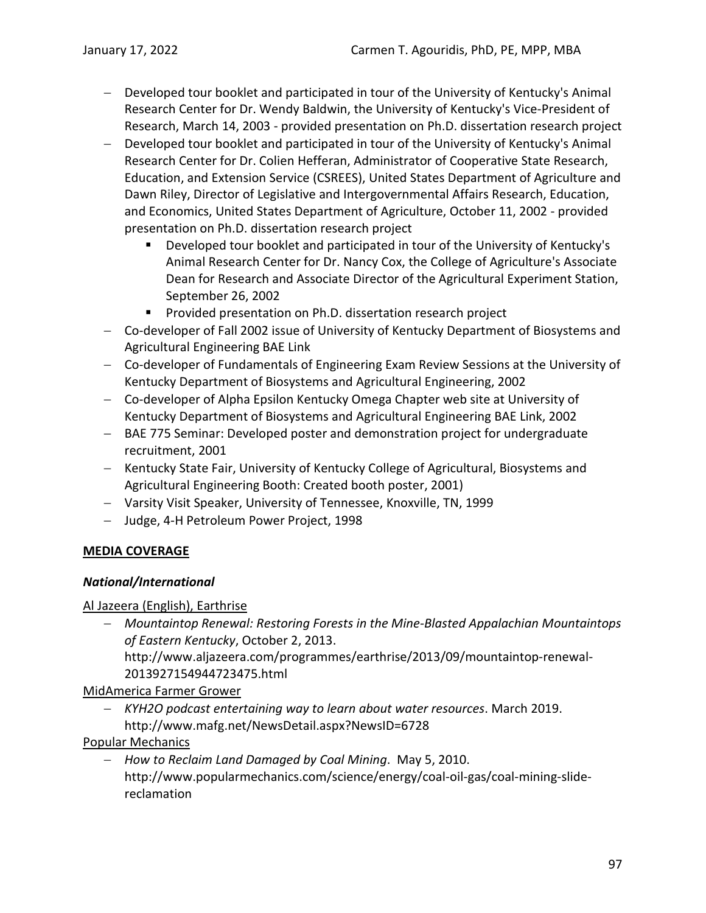- Developed tour booklet and participated in tour of the University of Kentucky's Animal Research Center for Dr. Wendy Baldwin, the University of Kentucky's Vice-President of Research, March 14, 2003 - provided presentation on Ph.D. dissertation research project
- Developed tour booklet and participated in tour of the University of Kentucky's Animal Research Center for Dr. Colien Hefferan, Administrator of Cooperative State Research, Education, and Extension Service (CSREES), United States Department of Agriculture and Dawn Riley, Director of Legislative and Intergovernmental Affairs Research, Education, and Economics, United States Department of Agriculture, October 11, 2002 - provided presentation on Ph.D. dissertation research project
    - Developed tour booklet and participated in tour of the University of Kentucky's Animal Research Center for Dr. Nancy Cox, the College of Agriculture's Associate Dean for Research and Associate Director of the Agricultural Experiment Station, September 26, 2002
    - Provided presentation on Ph.D. dissertation research project
- Co-developer of Fall 2002 issue of University of Kentucky Department of Biosystems and Agricultural Engineering BAE Link
- Co-developer of Fundamentals of Engineering Exam Review Sessions at the University of Kentucky Department of Biosystems and Agricultural Engineering, 2002
- Co-developer of Alpha Epsilon Kentucky Omega Chapter web site at University of Kentucky Department of Biosystems and Agricultural Engineering BAE Link, 2002
- BAE 775 Seminar: Developed poster and demonstration project for undergraduate recruitment, 2001
- Kentucky State Fair, University of Kentucky College of Agricultural, Biosystems and Agricultural Engineering Booth: Created booth poster, 2001)
- Varsity Visit Speaker, University of Tennessee, Knoxville, TN, 1999
- Judge, 4-H Petroleum Power Project, 1998

## MEDIA COVERAGE

### *National/International*

Al Jazeera (English), Earthrise

- *Mountaintop Renewal: Restoring Forests in the Mine-Blasted Appalachian Mountaintops of Eastern Kentucky*, October 2, 2013. http://www.aljazeera.com/programmes/earthrise/2013/09/mountaintop-renewal-2013927154944723475.html

MidAmerica Farmer Grower

- *KYH2O podcast entertaining way to learn about water resources*. March 2019. http://www.mafg.net/NewsDetail.aspx?NewsID=6728

Popular Mechanics

- *How to Reclaim Land Damaged by Coal Mining*. May 5, 2010. http://www.popularmechanics.com/science/energy/coal-oil-gas/coal-mining-slide-reclamation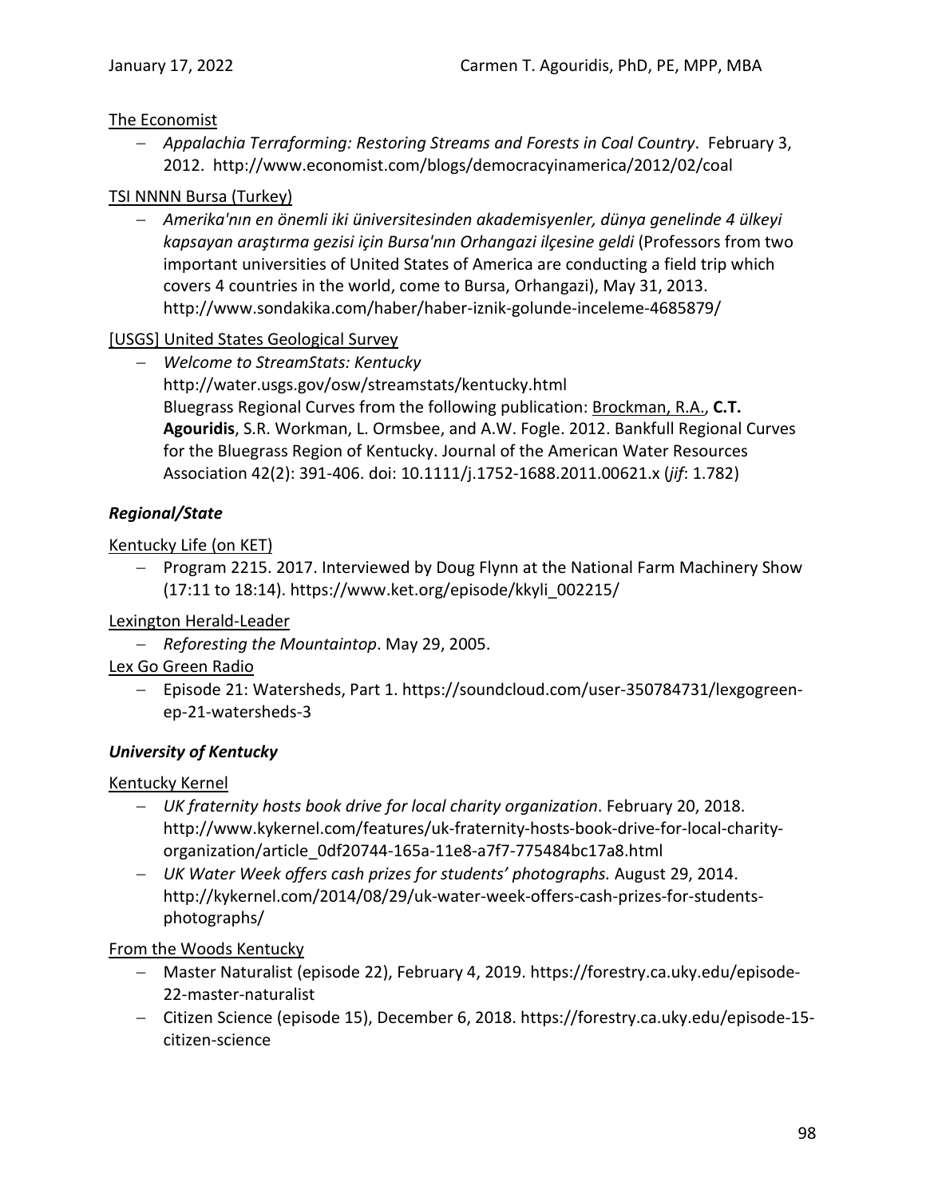The Economist

- *Appalachia Terraforming: Restoring Streams and Forests in Coal Country*. February 3, 2012. http://www.economist.com/blogs/democracyinamerica/2012/02/coal

TSI NNNN Bursa (Turkey)

- *Amerika'nın en önemli iki üniversitesinden akademisyenler, dünya genelinde 4 ülkeyi kapsayan araştırma gezisi için Bursa'nın Orhangazi ilçesine geldi* (Professors from two important universities of United States of America are conducting a field trip which covers 4 countries in the world, come to Bursa, Orhangazi), May 31, 2013. http://www.sondakika.com/haber/haber-iznik-golunde-inceleme-4685879/

[USGS] United States Geological Survey

- *Welcome to StreamStats: Kentucky*
  http://water.usgs.gov/osw/streamstats/kentucky.html
  Bluegrass Regional Curves from the following publication: Brockman, R.A., **C.T. Agouridis**, S.R. Workman, L. Ormsbee, and A.W. Fogle. 2012. Bankfull Regional Curves for the Bluegrass Region of Kentucky. Journal of the American Water Resources Association 42(2): 391-406. doi: 10.1111/j.1752-1688.2011.00621.x (*jif*: 1.782)

### *Regional/State*

Kentucky Life (on KET)

- Program 2215. 2017. Interviewed by Doug Flynn at the National Farm Machinery Show (17:11 to 18:14). https://www.ket.org/episode/kkyli_002215/

Lexington Herald-Leader

- *Reforesting the Mountaintop*. May 29, 2005.

Lex Go Green Radio

- Episode 21: Watersheds, Part 1. https://soundcloud.com/user-350784731/lexgogreen-ep-21-watersheds-3

### *University of Kentucky*

Kentucky Kernel

- *UK fraternity hosts book drive for local charity organization*. February 20, 2018. http://www.kykernel.com/features/uk-fraternity-hosts-book-drive-for-local-charity-organization/article_0df20744-165a-11e8-a7f7-775484bc17a8.html
- *UK Water Week offers cash prizes for students' photographs.* August 29, 2014. http://kykernel.com/2014/08/29/uk-water-week-offers-cash-prizes-for-students-photographs/

From the Woods Kentucky

- Master Naturalist (episode 22), February 4, 2019. https://forestry.ca.uky.edu/episode-22-master-naturalist
- Citizen Science (episode 15), December 6, 2018. https://forestry.ca.uky.edu/episode-15-citizen-science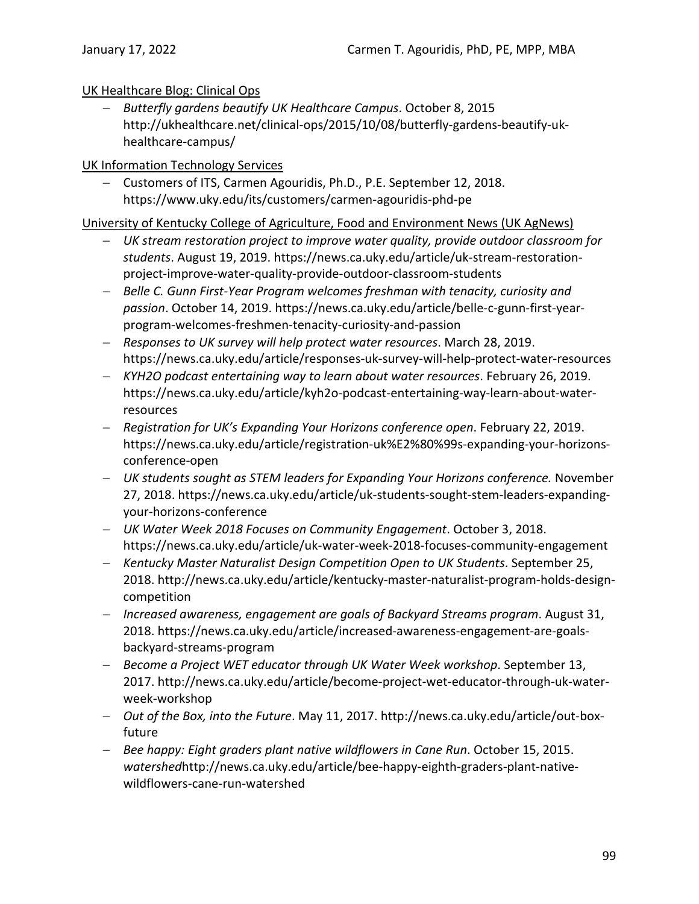UK Healthcare Blog: Clinical Ops

- *Butterfly gardens beautify UK Healthcare Campus*. October 8, 2015 http://ukhealthcare.net/clinical-ops/2015/10/08/butterfly-gardens-beautify-uk-healthcare-campus/

UK Information Technology Services

- Customers of ITS, Carmen Agouridis, Ph.D., P.E. September 12, 2018. https://www.uky.edu/its/customers/carmen-agouridis-phd-pe

University of Kentucky College of Agriculture, Food and Environment News (UK AgNews)

- *UK stream restoration project to improve water quality, provide outdoor classroom for students*. August 19, 2019. https://news.ca.uky.edu/article/uk-stream-restoration-project-improve-water-quality-provide-outdoor-classroom-students
- *Belle C. Gunn First-Year Program welcomes freshman with tenacity, curiosity and passion*. October 14, 2019. https://news.ca.uky.edu/article/belle-c-gunn-first-year-program-welcomes-freshmen-tenacity-curiosity-and-passion
- *Responses to UK survey will help protect water resources*. March 28, 2019. https://news.ca.uky.edu/article/responses-uk-survey-will-help-protect-water-resources
- *KYH2O podcast entertaining way to learn about water resources*. February 26, 2019. https://news.ca.uky.edu/article/kyh2o-podcast-entertaining-way-learn-about-water-resources
- *Registration for UK's Expanding Your Horizons conference open*. February 22, 2019. https://news.ca.uky.edu/article/registration-uk%E2%80%99s-expanding-your-horizons-conference-open
- *UK students sought as STEM leaders for Expanding Your Horizons conference.* November 27, 2018. https://news.ca.uky.edu/article/uk-students-sought-stem-leaders-expanding-your-horizons-conference
- *UK Water Week 2018 Focuses on Community Engagement*. October 3, 2018. https://news.ca.uky.edu/article/uk-water-week-2018-focuses-community-engagement
- *Kentucky Master Naturalist Design Competition Open to UK Students*. September 25, 2018. http://news.ca.uky.edu/article/kentucky-master-naturalist-program-holds-design-competition
- *Increased awareness, engagement are goals of Backyard Streams program*. August 31, 2018. https://news.ca.uky.edu/article/increased-awareness-engagement-are-goals-backyard-streams-program
- *Become a Project WET educator through UK Water Week workshop*. September 13, 2017. http://news.ca.uky.edu/article/become-project-wet-educator-through-uk-water-week-workshop
- *Out of the Box, into the Future*. May 11, 2017. http://news.ca.uky.edu/article/out-box-future
- *Bee happy: Eight graders plant native wildflowers in Cane Run*. October 15, 2015. *watershed*http://news.ca.uky.edu/article/bee-happy-eighth-graders-plant-native-wildflowers-cane-run-watershed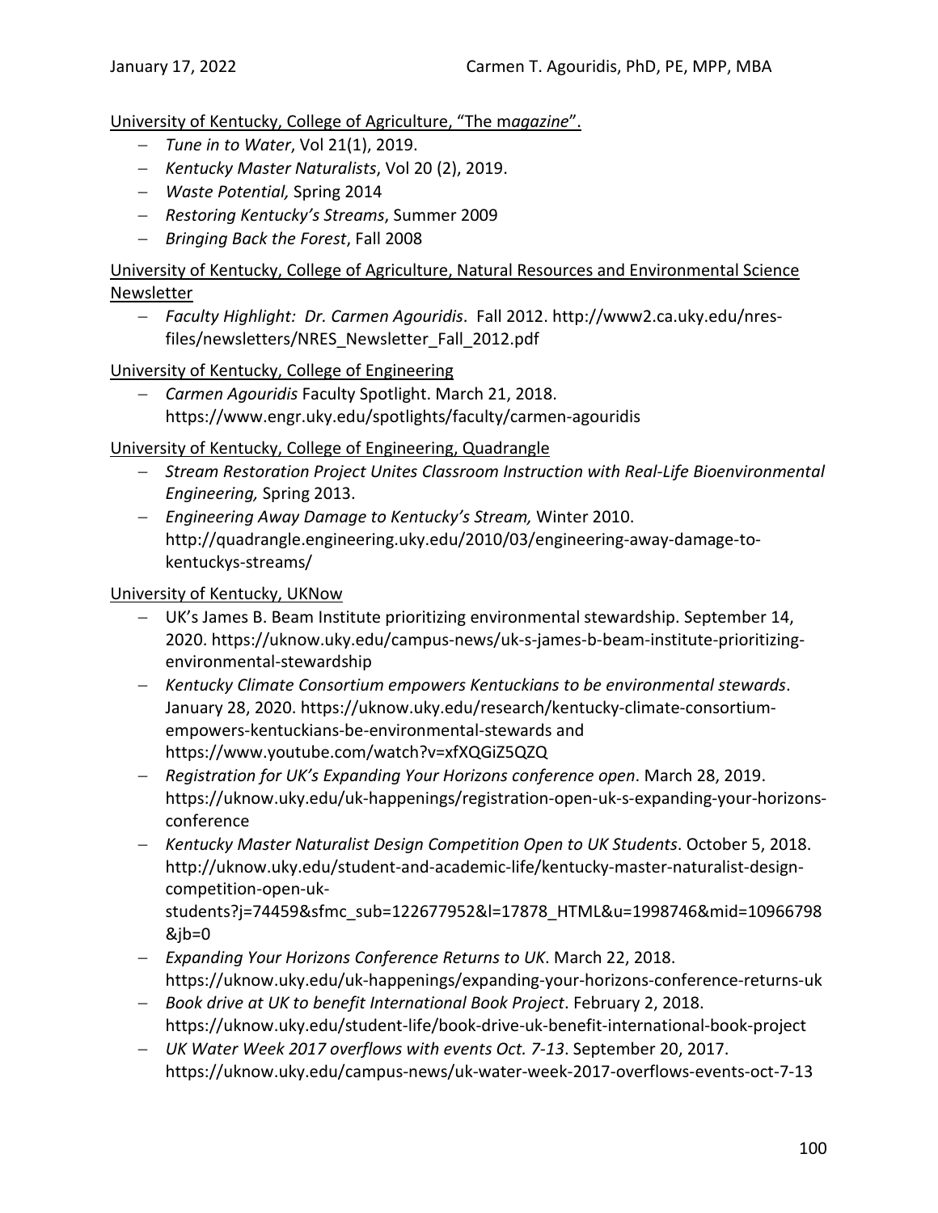<u>University of Kentucky, College of Agriculture, "The m*agazine*".</u>

- *Tune in to Water*, Vol 21(1), 2019.
- *Kentucky Master Naturalists*, Vol 20 (2), 2019.
- *Waste Potential,* Spring 2014
- *Restoring Kentucky's Streams*, Summer 2009
- *Bringing Back the Forest*, Fall 2008

<u>University of Kentucky, College of Agriculture, Natural Resources and Environmental Science Newsletter</u>

- *Faculty Highlight: Dr. Carmen Agouridis*. Fall 2012. http://www2.ca.uky.edu/nres-files/newsletters/NRES_Newsletter_Fall_2012.pdf

<u>University of Kentucky, College of Engineering</u>

- *Carmen Agouridis* Faculty Spotlight. March 21, 2018. https://www.engr.uky.edu/spotlights/faculty/carmen-agouridis

<u>University of Kentucky, College of Engineering, Quadrangle</u>

- *Stream Restoration Project Unites Classroom Instruction with Real-Life Bioenvironmental Engineering,* Spring 2013.
- *Engineering Away Damage to Kentucky's Stream,* Winter 2010. http://quadrangle.engineering.uky.edu/2010/03/engineering-away-damage-to-kentuckys-streams/

<u>University of Kentucky, UKNow</u>

- UK's James B. Beam Institute prioritizing environmental stewardship. September 14, 2020. https://uknow.uky.edu/campus-news/uk-s-james-b-beam-institute-prioritizing-environmental-stewardship
- *Kentucky Climate Consortium empowers Kentuckians to be environmental stewards*. January 28, 2020. https://uknow.uky.edu/research/kentucky-climate-consortium-empowers-kentuckians-be-environmental-stewards and https://www.youtube.com/watch?v=xfXQGiZ5QZQ
- *Registration for UK's Expanding Your Horizons conference open*. March 28, 2019. https://uknow.uky.edu/uk-happenings/registration-open-uk-s-expanding-your-horizons-conference
- *Kentucky Master Naturalist Design Competition Open to UK Students*. October 5, 2018. http://uknow.uky.edu/student-and-academic-life/kentucky-master-naturalist-design-competition-open-uk-students?j=74459&sfmc_sub=122677952&l=17878_HTML&u=1998746&mid=10966798&jb=0
- *Expanding Your Horizons Conference Returns to UK*. March 22, 2018. https://uknow.uky.edu/uk-happenings/expanding-your-horizons-conference-returns-uk
- *Book drive at UK to benefit International Book Project*. February 2, 2018. https://uknow.uky.edu/student-life/book-drive-uk-benefit-international-book-project
- *UK Water Week 2017 overflows with events Oct. 7-13*. September 20, 2017. https://uknow.uky.edu/campus-news/uk-water-week-2017-overflows-events-oct-7-13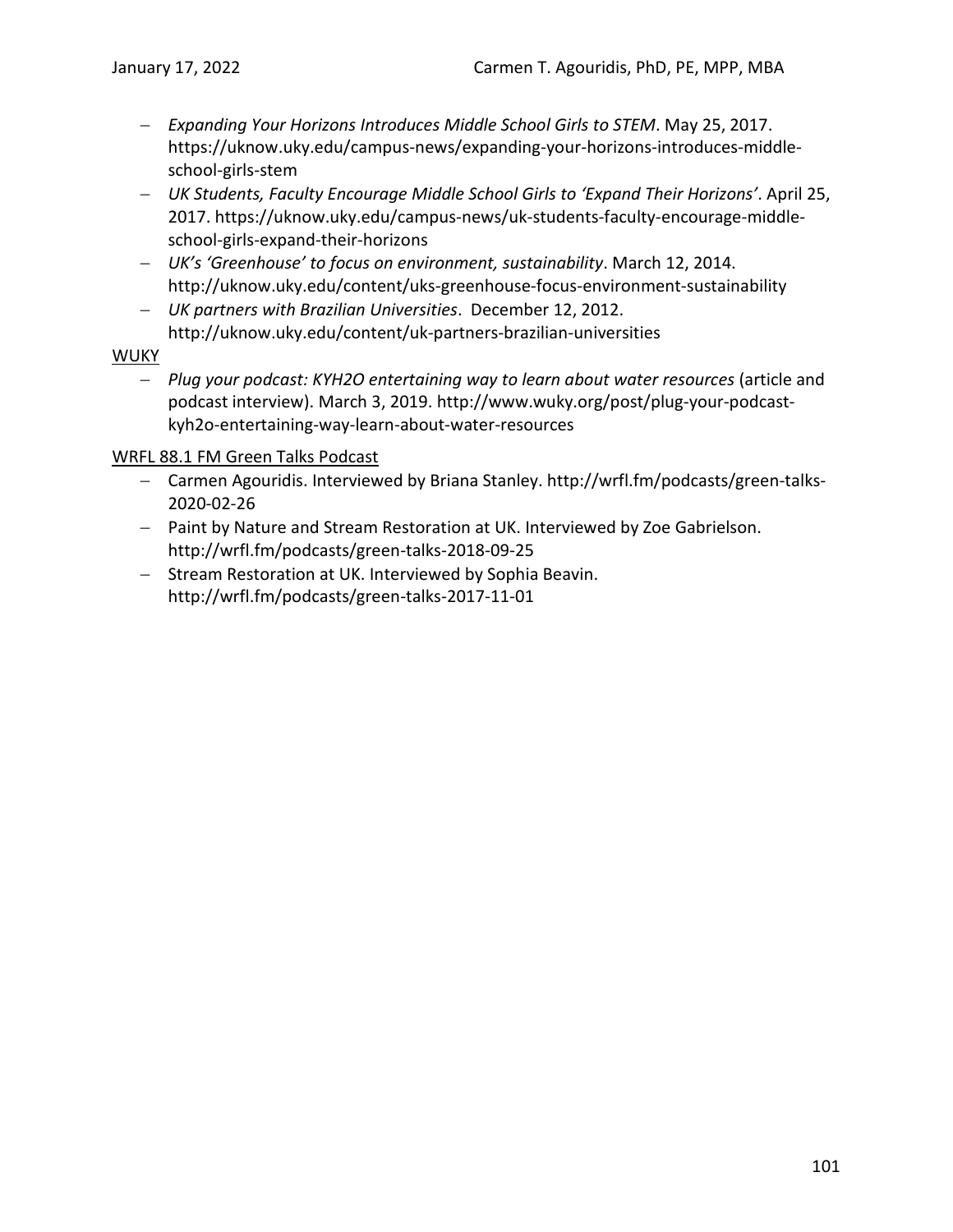- *Expanding Your Horizons Introduces Middle School Girls to STEM*. May 25, 2017. https://uknow.uky.edu/campus-news/expanding-your-horizons-introduces-middle-school-girls-stem
- *UK Students, Faculty Encourage Middle School Girls to 'Expand Their Horizons'*. April 25, 2017. https://uknow.uky.edu/campus-news/uk-students-faculty-encourage-middle-school-girls-expand-their-horizons
- *UK's 'Greenhouse' to focus on environment, sustainability*. March 12, 2014. http://uknow.uky.edu/content/uks-greenhouse-focus-environment-sustainability
- *UK partners with Brazilian Universities*. December 12, 2012. http://uknow.uky.edu/content/uk-partners-brazilian-universities

<u>WUKY</u>

- *Plug your podcast: KYH2O entertaining way to learn about water resources* (article and podcast interview). March 3, 2019. http://www.wuky.org/post/plug-your-podcast-kyh2o-entertaining-way-learn-about-water-resources

<u>WRFL 88.1 FM Green Talks Podcast</u>

- Carmen Agouridis. Interviewed by Briana Stanley. http://wrfl.fm/podcasts/green-talks-2020-02-26
- Paint by Nature and Stream Restoration at UK. Interviewed by Zoe Gabrielson. http://wrfl.fm/podcasts/green-talks-2018-09-25
- Stream Restoration at UK. Interviewed by Sophia Beavin. http://wrfl.fm/podcasts/green-talks-2017-11-01